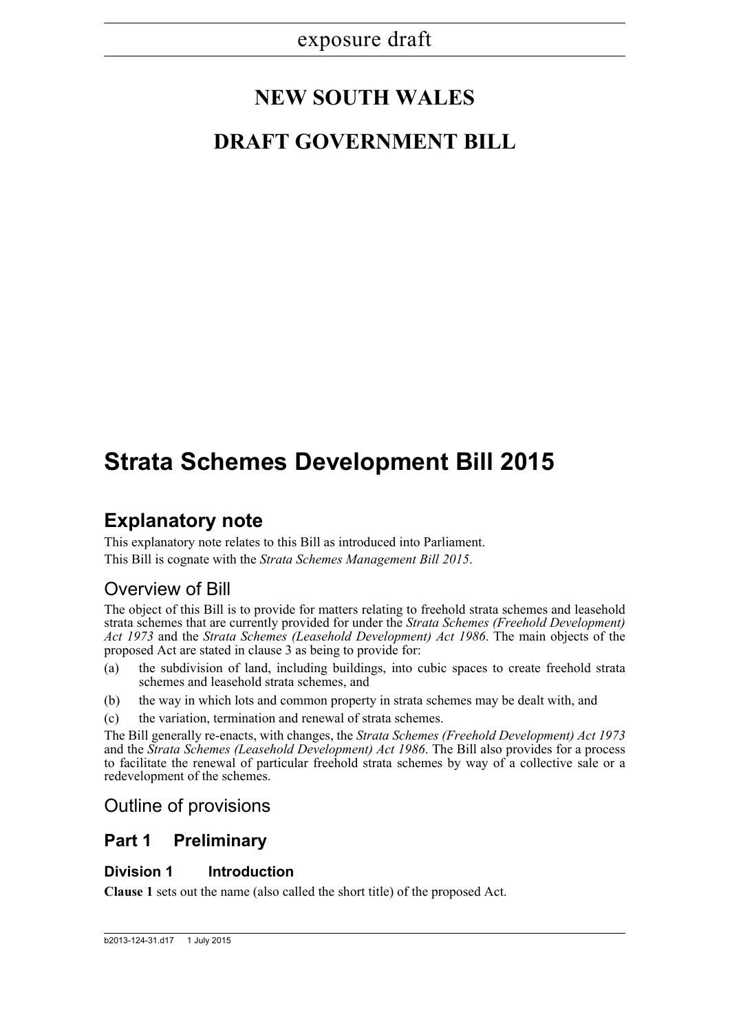exposure draft

# NEW SOUTH WALES

# DRAFT GOVERNMENT BILL

# Strata Schemes Development Bill 2015

## Explanatory note

This explanatory note relates to this Bill as introduced into Parliament.

This Bill is cognate with the *Strata Schemes Management Bill 2015*.

### Overview of Bill

The object of this Bill is to provide for matters relating to freehold strata schemes and leasehold strata schemes that are currently provided for under the *Strata Schemes (Freehold Development) Act 1973* and the *Strata Schemes (Leasehold Development) Act 1986*. The main objects of the proposed Act are stated in clause 3 as being to provide for:

(a) the subdivision of land, including buildings, into cubic spaces to create freehold strata schemes and leasehold strata schemes, and

(b) the way in which lots and common property in strata schemes may be dealt with, and

(c) the variation, termination and renewal of strata schemes.

The Bill generally re-enacts, with changes, the *Strata Schemes (Freehold Development) Act 1973* and the *Strata Schemes (Leasehold Development) Act 1986*. The Bill also provides for a process to facilitate the renewal of particular freehold strata schemes by way of a collective sale or a redevelopment of the schemes.

### Outline of provisions

## Part 1 Preliminary

### Division 1 Introduction

**Clause 1** sets out the name (also called the short title) of the proposed Act.

b2013-124-31.d17 1 July 2015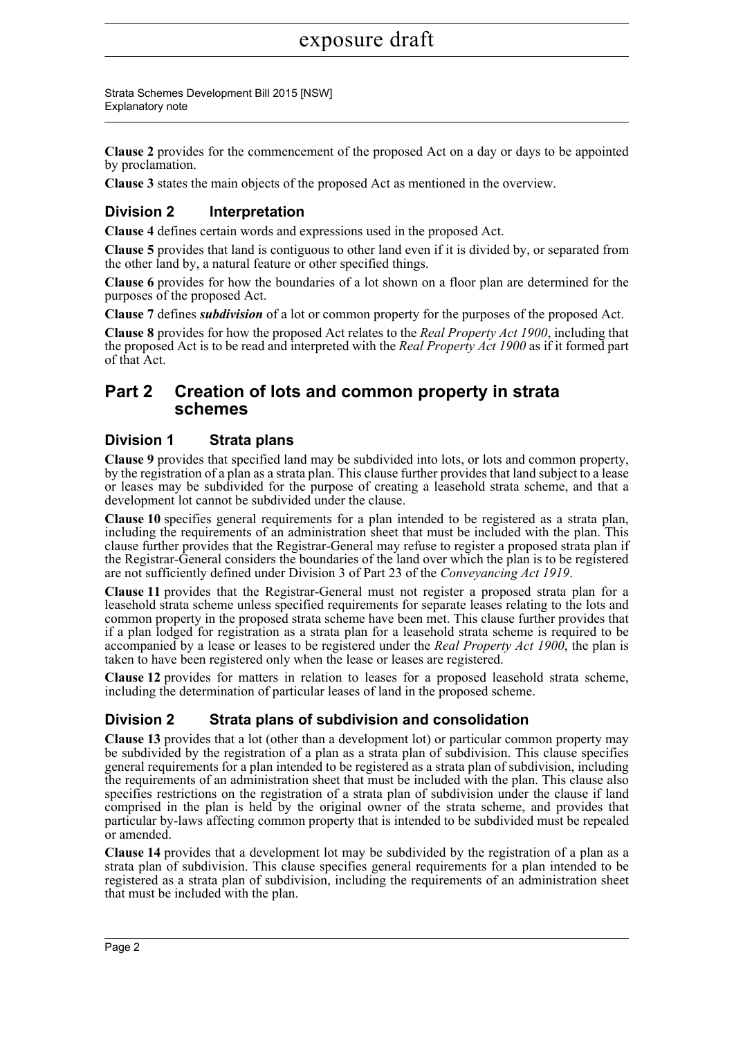**Clause 2** provides for the commencement of the proposed Act on a day or days to be appointed by proclamation.

**Clause 3** states the main objects of the proposed Act as mentioned in the overview.

### Division 2 Interpretation

**Clause 4** defines certain words and expressions used in the proposed Act.

**Clause 5** provides that land is contiguous to other land even if it is divided by, or separated from the other land by, a natural feature or other specified things.

**Clause 6** provides for how the boundaries of a lot shown on a floor plan are determined for the purposes of the proposed Act.

**Clause 7** defines ***subdivision*** of a lot or common property for the purposes of the proposed Act.

**Clause 8** provides for how the proposed Act relates to the *Real Property Act 1900*, including that the proposed Act is to be read and interpreted with the *Real Property Act 1900* as if it formed part of that Act.

## Part 2 Creation of lots and common property in strata schemes

### Division 1 Strata plans

**Clause 9** provides that specified land may be subdivided into lots, or lots and common property, by the registration of a plan as a strata plan. This clause further provides that land subject to a lease or leases may be subdivided for the purpose of creating a leasehold strata scheme, and that a development lot cannot be subdivided under the clause.

**Clause 10** specifies general requirements for a plan intended to be registered as a strata plan, including the requirements of an administration sheet that must be included with the plan. This clause further provides that the Registrar-General may refuse to register a proposed strata plan if the Registrar-General considers the boundaries of the land over which the plan is to be registered are not sufficiently defined under Division 3 of Part 23 of the *Conveyancing Act 1919*.

**Clause 11** provides that the Registrar-General must not register a proposed strata plan for a leasehold strata scheme unless specified requirements for separate leases relating to the lots and common property in the proposed strata scheme have been met. This clause further provides that if a plan lodged for registration as a strata plan for a leasehold strata scheme is required to be accompanied by a lease or leases to be registered under the *Real Property Act 1900*, the plan is taken to have been registered only when the lease or leases are registered.

**Clause 12** provides for matters in relation to leases for a proposed leasehold strata scheme, including the determination of particular leases of land in the proposed scheme.

### Division 2 Strata plans of subdivision and consolidation

**Clause 13** provides that a lot (other than a development lot) or particular common property may be subdivided by the registration of a plan as a strata plan of subdivision. This clause specifies general requirements for a plan intended to be registered as a strata plan of subdivision, including the requirements of an administration sheet that must be included with the plan. This clause also specifies restrictions on the registration of a strata plan of subdivision under the clause if land comprised in the plan is held by the original owner of the strata scheme, and provides that particular by-laws affecting common property that is intended to be subdivided must be repealed or amended.

**Clause 14** provides that a development lot may be subdivided by the registration of a plan as a strata plan of subdivision. This clause specifies general requirements for a plan intended to be registered as a strata plan of subdivision, including the requirements of an administration sheet that must be included with the plan.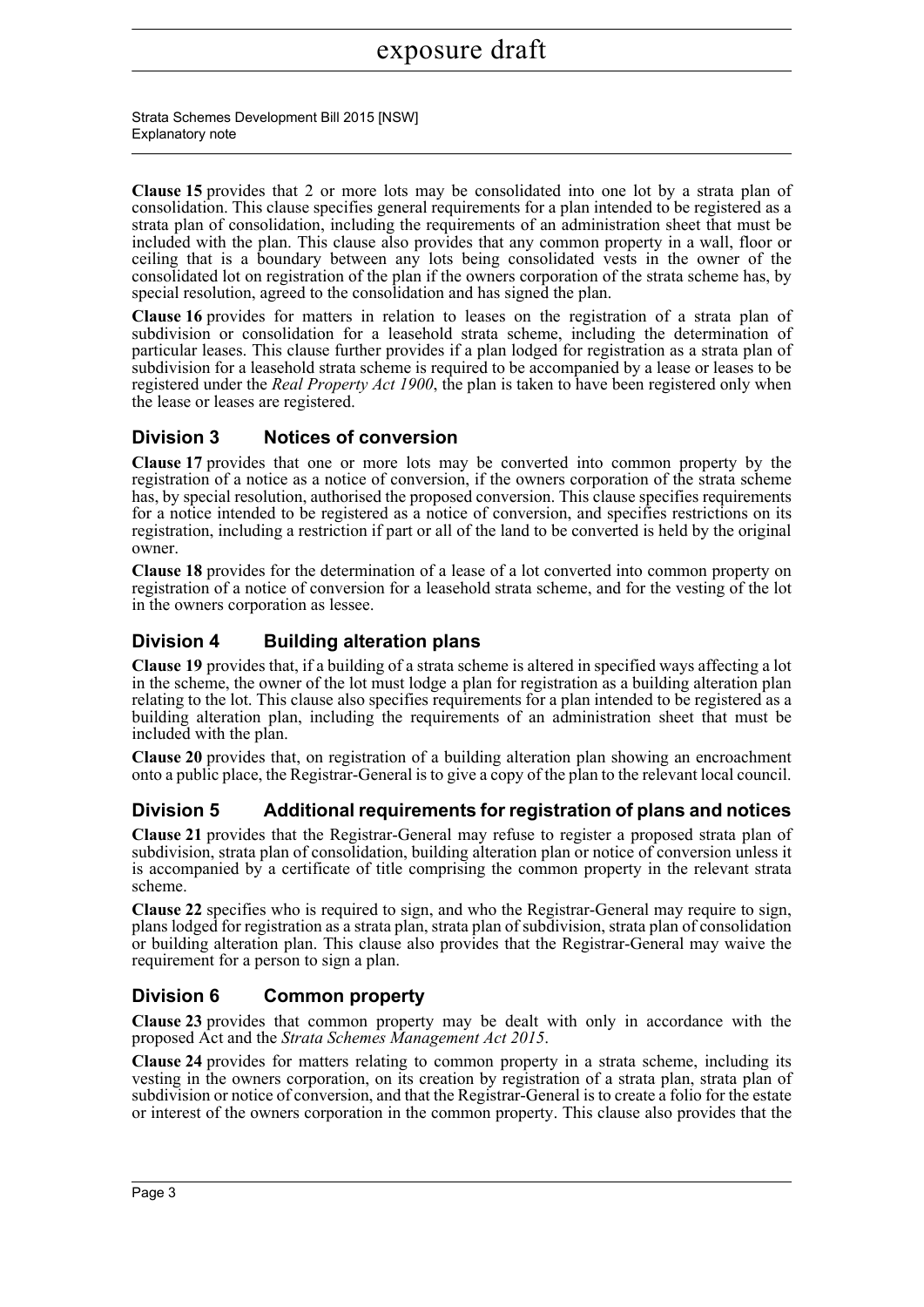**Clause 15** provides that 2 or more lots may be consolidated into one lot by a strata plan of consolidation. This clause specifies general requirements for a plan intended to be registered as a strata plan of consolidation, including the requirements of an administration sheet that must be included with the plan. This clause also provides that any common property in a wall, floor or ceiling that is a boundary between any lots being consolidated vests in the owner of the consolidated lot on registration of the plan if the owners corporation of the strata scheme has, by special resolution, agreed to the consolidation and has signed the plan.

**Clause 16** provides for matters in relation to leases on the registration of a strata plan of subdivision or consolidation for a leasehold strata scheme, including the determination of particular leases. This clause further provides if a plan lodged for registration as a strata plan of subdivision for a leasehold strata scheme is required to be accompanied by a lease or leases to be registered under the *Real Property Act 1900*, the plan is taken to have been registered only when the lease or leases are registered.

## Division 3 Notices of conversion

**Clause 17** provides that one or more lots may be converted into common property by the registration of a notice as a notice of conversion, if the owners corporation of the strata scheme has, by special resolution, authorised the proposed conversion. This clause specifies requirements for a notice intended to be registered as a notice of conversion, and specifies restrictions on its registration, including a restriction if part or all of the land to be converted is held by the original owner.

**Clause 18** provides for the determination of a lease of a lot converted into common property on registration of a notice of conversion for a leasehold strata scheme, and for the vesting of the lot in the owners corporation as lessee.

## Division 4 Building alteration plans

**Clause 19** provides that, if a building of a strata scheme is altered in specified ways affecting a lot in the scheme, the owner of the lot must lodge a plan for registration as a building alteration plan relating to the lot. This clause also specifies requirements for a plan intended to be registered as a building alteration plan, including the requirements of an administration sheet that must be included with the plan.

**Clause 20** provides that, on registration of a building alteration plan showing an encroachment onto a public place, the Registrar-General is to give a copy of the plan to the relevant local council.

## Division 5 Additional requirements for registration of plans and notices

**Clause 21** provides that the Registrar-General may refuse to register a proposed strata plan of subdivision, strata plan of consolidation, building alteration plan or notice of conversion unless it is accompanied by a certificate of title comprising the common property in the relevant strata scheme.

**Clause 22** specifies who is required to sign, and who the Registrar-General may require to sign, plans lodged for registration as a strata plan, strata plan of subdivision, strata plan of consolidation or building alteration plan. This clause also provides that the Registrar-General may waive the requirement for a person to sign a plan.

## Division 6 Common property

**Clause 23** provides that common property may be dealt with only in accordance with the proposed Act and the *Strata Schemes Management Act 2015*.

**Clause 24** provides for matters relating to common property in a strata scheme, including its vesting in the owners corporation, on its creation by registration of a strata plan, strata plan of subdivision or notice of conversion, and that the Registrar-General is to create a folio for the estate or interest of the owners corporation in the common property. This clause also provides that the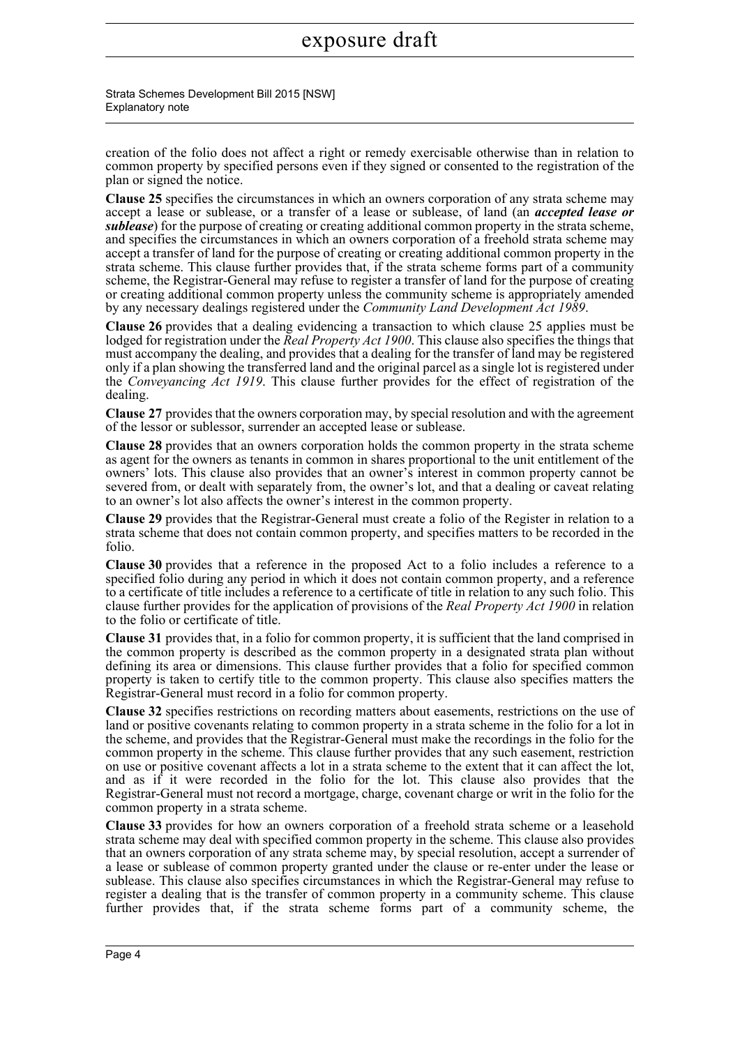creation of the folio does not affect a right or remedy exercisable otherwise than in relation to common property by specified persons even if they signed or consented to the registration of the plan or signed the notice.

**Clause 25** specifies the circumstances in which an owners corporation of any strata scheme may accept a lease or sublease, or a transfer of a lease or sublease, of land (an ***accepted lease or sublease***) for the purpose of creating or creating additional common property in the strata scheme, and specifies the circumstances in which an owners corporation of a freehold strata scheme may accept a transfer of land for the purpose of creating or creating additional common property in the strata scheme. This clause further provides that, if the strata scheme forms part of a community scheme, the Registrar-General may refuse to register a transfer of land for the purpose of creating or creating additional common property unless the community scheme is appropriately amended by any necessary dealings registered under the *Community Land Development Act 1989*.

**Clause 26** provides that a dealing evidencing a transaction to which clause 25 applies must be lodged for registration under the *Real Property Act 1900*. This clause also specifies the things that must accompany the dealing, and provides that a dealing for the transfer of land may be registered only if a plan showing the transferred land and the original parcel as a single lot is registered under the *Conveyancing Act 1919*. This clause further provides for the effect of registration of the dealing.

**Clause 27** provides that the owners corporation may, by special resolution and with the agreement of the lessor or sublessor, surrender an accepted lease or sublease.

**Clause 28** provides that an owners corporation holds the common property in the strata scheme as agent for the owners as tenants in common in shares proportional to the unit entitlement of the owners' lots. This clause also provides that an owner's interest in common property cannot be severed from, or dealt with separately from, the owner's lot, and that a dealing or caveat relating to an owner's lot also affects the owner's interest in the common property.

**Clause 29** provides that the Registrar-General must create a folio of the Register in relation to a strata scheme that does not contain common property, and specifies matters to be recorded in the folio.

**Clause 30** provides that a reference in the proposed Act to a folio includes a reference to a specified folio during any period in which it does not contain common property, and a reference to a certificate of title includes a reference to a certificate of title in relation to any such folio. This clause further provides for the application of provisions of the *Real Property Act 1900* in relation to the folio or certificate of title.

**Clause 31** provides that, in a folio for common property, it is sufficient that the land comprised in the common property is described as the common property in a designated strata plan without defining its area or dimensions. This clause further provides that a folio for specified common property is taken to certify title to the common property. This clause also specifies matters the Registrar-General must record in a folio for common property.

**Clause 32** specifies restrictions on recording matters about easements, restrictions on the use of land or positive covenants relating to common property in a strata scheme in the folio for a lot in the scheme, and provides that the Registrar-General must make the recordings in the folio for the common property in the scheme. This clause further provides that any such easement, restriction on use or positive covenant affects a lot in a strata scheme to the extent that it can affect the lot, and as if it were recorded in the folio for the lot. This clause also provides that the Registrar-General must not record a mortgage, charge, covenant charge or writ in the folio for the common property in a strata scheme.

**Clause 33** provides for how an owners corporation of a freehold strata scheme or a leasehold strata scheme may deal with specified common property in the scheme. This clause also provides that an owners corporation of any strata scheme may, by special resolution, accept a surrender of a lease or sublease of common property granted under the clause or re-enter under the lease or sublease. This clause also specifies circumstances in which the Registrar-General may refuse to register a dealing that is the transfer of common property in a community scheme. This clause further provides that, if the strata scheme forms part of a community scheme, the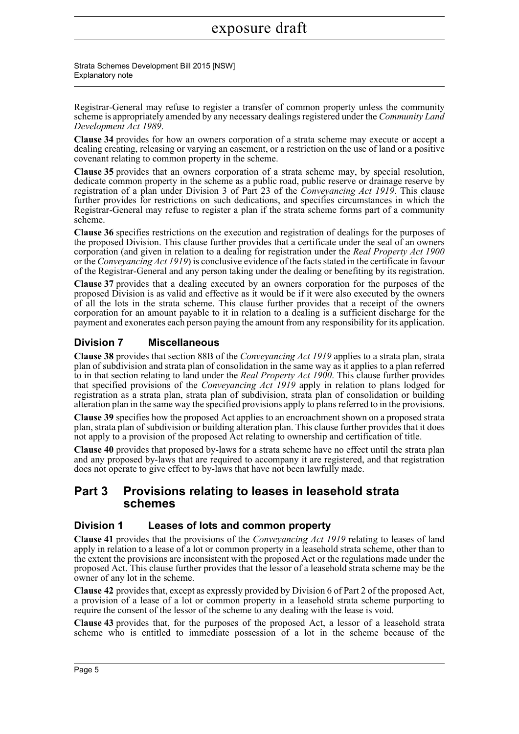Registrar-General may refuse to register a transfer of common property unless the community scheme is appropriately amended by any necessary dealings registered under the *Community Land Development Act 1989*.

**Clause 34** provides for how an owners corporation of a strata scheme may execute or accept a dealing creating, releasing or varying an easement, or a restriction on the use of land or a positive covenant relating to common property in the scheme.

**Clause 35** provides that an owners corporation of a strata scheme may, by special resolution, dedicate common property in the scheme as a public road, public reserve or drainage reserve by registration of a plan under Division 3 of Part 23 of the *Conveyancing Act 1919*. This clause further provides for restrictions on such dedications, and specifies circumstances in which the Registrar-General may refuse to register a plan if the strata scheme forms part of a community scheme.

**Clause 36** specifies restrictions on the execution and registration of dealings for the purposes of the proposed Division. This clause further provides that a certificate under the seal of an owners corporation (and given in relation to a dealing for registration under the *Real Property Act 1900* or the *Conveyancing Act 1919*) is conclusive evidence of the facts stated in the certificate in favour of the Registrar-General and any person taking under the dealing or benefiting by its registration.

**Clause 37** provides that a dealing executed by an owners corporation for the purposes of the proposed Division is as valid and effective as it would be if it were also executed by the owners of all the lots in the strata scheme. This clause further provides that a receipt of the owners corporation for an amount payable to it in relation to a dealing is a sufficient discharge for the payment and exonerates each person paying the amount from any responsibility for its application.

### Division 7 Miscellaneous

**Clause 38** provides that section 88B of the *Conveyancing Act 1919* applies to a strata plan, strata plan of subdivision and strata plan of consolidation in the same way as it applies to a plan referred to in that section relating to land under the *Real Property Act 1900*. This clause further provides that specified provisions of the *Conveyancing Act 1919* apply in relation to plans lodged for registration as a strata plan, strata plan of subdivision, strata plan of consolidation or building alteration plan in the same way the specified provisions apply to plans referred to in the provisions.

**Clause 39** specifies how the proposed Act applies to an encroachment shown on a proposed strata plan, strata plan of subdivision or building alteration plan. This clause further provides that it does not apply to a provision of the proposed Act relating to ownership and certification of title.

**Clause 40** provides that proposed by-laws for a strata scheme have no effect until the strata plan and any proposed by-laws that are required to accompany it are registered, and that registration does not operate to give effect to by-laws that have not been lawfully made.

## Part 3 Provisions relating to leases in leasehold strata schemes

### Division 1 Leases of lots and common property

**Clause 41** provides that the provisions of the *Conveyancing Act 1919* relating to leases of land apply in relation to a lease of a lot or common property in a leasehold strata scheme, other than to the extent the provisions are inconsistent with the proposed Act or the regulations made under the proposed Act. This clause further provides that the lessor of a leasehold strata scheme may be the owner of any lot in the scheme.

**Clause 42** provides that, except as expressly provided by Division 6 of Part 2 of the proposed Act, a provision of a lease of a lot or common property in a leasehold strata scheme purporting to require the consent of the lessor of the scheme to any dealing with the lease is void.

**Clause 43** provides that, for the purposes of the proposed Act, a lessor of a leasehold strata scheme who is entitled to immediate possession of a lot in the scheme because of the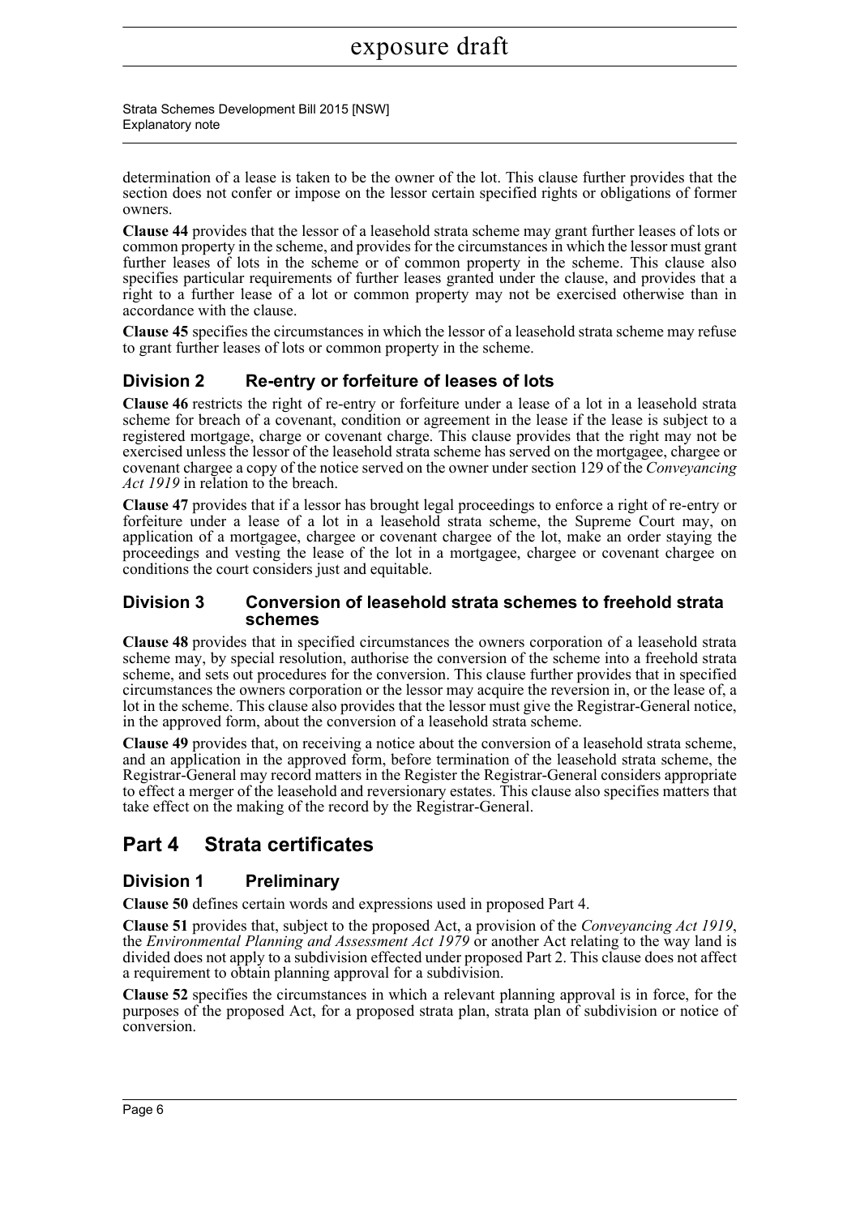determination of a lease is taken to be the owner of the lot. This clause further provides that the section does not confer or impose on the lessor certain specified rights or obligations of former owners.

**Clause 44** provides that the lessor of a leasehold strata scheme may grant further leases of lots or common property in the scheme, and provides for the circumstances in which the lessor must grant further leases of lots in the scheme or of common property in the scheme. This clause also specifies particular requirements of further leases granted under the clause, and provides that a right to a further lease of a lot or common property may not be exercised otherwise than in accordance with the clause.

**Clause 45** specifies the circumstances in which the lessor of a leasehold strata scheme may refuse to grant further leases of lots or common property in the scheme.

### Division 2 Re-entry or forfeiture of leases of lots

**Clause 46** restricts the right of re-entry or forfeiture under a lease of a lot in a leasehold strata scheme for breach of a covenant, condition or agreement in the lease if the lease is subject to a registered mortgage, charge or covenant charge. This clause provides that the right may not be exercised unless the lessor of the leasehold strata scheme has served on the mortgagee, chargee or covenant chargee a copy of the notice served on the owner under section 129 of the *Conveyancing Act 1919* in relation to the breach.

**Clause 47** provides that if a lessor has brought legal proceedings to enforce a right of re-entry or forfeiture under a lease of a lot in a leasehold strata scheme, the Supreme Court may, on application of a mortgagee, chargee or covenant chargee of the lot, make an order staying the proceedings and vesting the lease of the lot in a mortgagee, chargee or covenant chargee on conditions the court considers just and equitable.

### Division 3 Conversion of leasehold strata schemes to freehold strata schemes

**Clause 48** provides that in specified circumstances the owners corporation of a leasehold strata scheme may, by special resolution, authorise the conversion of the scheme into a freehold strata scheme, and sets out procedures for the conversion. This clause further provides that in specified circumstances the owners corporation or the lessor may acquire the reversion in, or the lease of, a lot in the scheme. This clause also provides that the lessor must give the Registrar-General notice, in the approved form, about the conversion of a leasehold strata scheme.

**Clause 49** provides that, on receiving a notice about the conversion of a leasehold strata scheme, and an application in the approved form, before termination of the leasehold strata scheme, the Registrar-General may record matters in the Register the Registrar-General considers appropriate to effect a merger of the leasehold and reversionary estates. This clause also specifies matters that take effect on the making of the record by the Registrar-General.

## Part 4 Strata certificates

### Division 1 Preliminary

**Clause 50** defines certain words and expressions used in proposed Part 4.

**Clause 51** provides that, subject to the proposed Act, a provision of the *Conveyancing Act 1919*, the *Environmental Planning and Assessment Act 1979* or another Act relating to the way land is divided does not apply to a subdivision effected under proposed Part 2. This clause does not affect a requirement to obtain planning approval for a subdivision.

**Clause 52** specifies the circumstances in which a relevant planning approval is in force, for the purposes of the proposed Act, for a proposed strata plan, strata plan of subdivision or notice of conversion.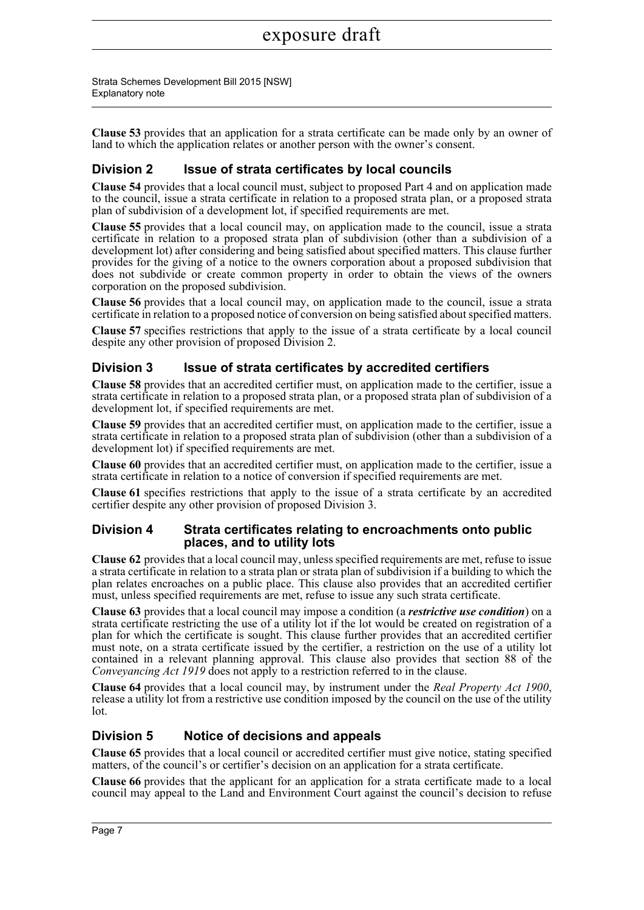**Clause 53** provides that an application for a strata certificate can be made only by an owner of land to which the application relates or another person with the owner's consent.

## Division 2 Issue of strata certificates by local councils

**Clause 54** provides that a local council must, subject to proposed Part 4 and on application made to the council, issue a strata certificate in relation to a proposed strata plan, or a proposed strata plan of subdivision of a development lot, if specified requirements are met.

**Clause 55** provides that a local council may, on application made to the council, issue a strata certificate in relation to a proposed strata plan of subdivision (other than a subdivision of a development lot) after considering and being satisfied about specified matters. This clause further provides for the giving of a notice to the owners corporation about a proposed subdivision that does not subdivide or create common property in order to obtain the views of the owners corporation on the proposed subdivision.

**Clause 56** provides that a local council may, on application made to the council, issue a strata certificate in relation to a proposed notice of conversion on being satisfied about specified matters.

**Clause 57** specifies restrictions that apply to the issue of a strata certificate by a local council despite any other provision of proposed Division 2.

## Division 3 Issue of strata certificates by accredited certifiers

**Clause 58** provides that an accredited certifier must, on application made to the certifier, issue a strata certificate in relation to a proposed strata plan, or a proposed strata plan of subdivision of a development lot, if specified requirements are met.

**Clause 59** provides that an accredited certifier must, on application made to the certifier, issue a strata certificate in relation to a proposed strata plan of subdivision (other than a subdivision of a development lot) if specified requirements are met.

**Clause 60** provides that an accredited certifier must, on application made to the certifier, issue a strata certificate in relation to a notice of conversion if specified requirements are met.

**Clause 61** specifies restrictions that apply to the issue of a strata certificate by an accredited certifier despite any other provision of proposed Division 3.

## Division 4 Strata certificates relating to encroachments onto public places, and to utility lots

**Clause 62** provides that a local council may, unless specified requirements are met, refuse to issue a strata certificate in relation to a strata plan or strata plan of subdivision if a building to which the plan relates encroaches on a public place. This clause also provides that an accredited certifier must, unless specified requirements are met, refuse to issue any such strata certificate.

**Clause 63** provides that a local council may impose a condition (a ***restrictive use condition***) on a strata certificate restricting the use of a utility lot if the lot would be created on registration of a plan for which the certificate is sought. This clause further provides that an accredited certifier must note, on a strata certificate issued by the certifier, a restriction on the use of a utility lot contained in a relevant planning approval. This clause also provides that section 88 of the *Conveyancing Act 1919* does not apply to a restriction referred to in the clause.

**Clause 64** provides that a local council may, by instrument under the *Real Property Act 1900*, release a utility lot from a restrictive use condition imposed by the council on the use of the utility lot.

## Division 5 Notice of decisions and appeals

**Clause 65** provides that a local council or accredited certifier must give notice, stating specified matters, of the council's or certifier's decision on an application for a strata certificate.

**Clause 66** provides that the applicant for an application for a strata certificate made to a local council may appeal to the Land and Environment Court against the council's decision to refuse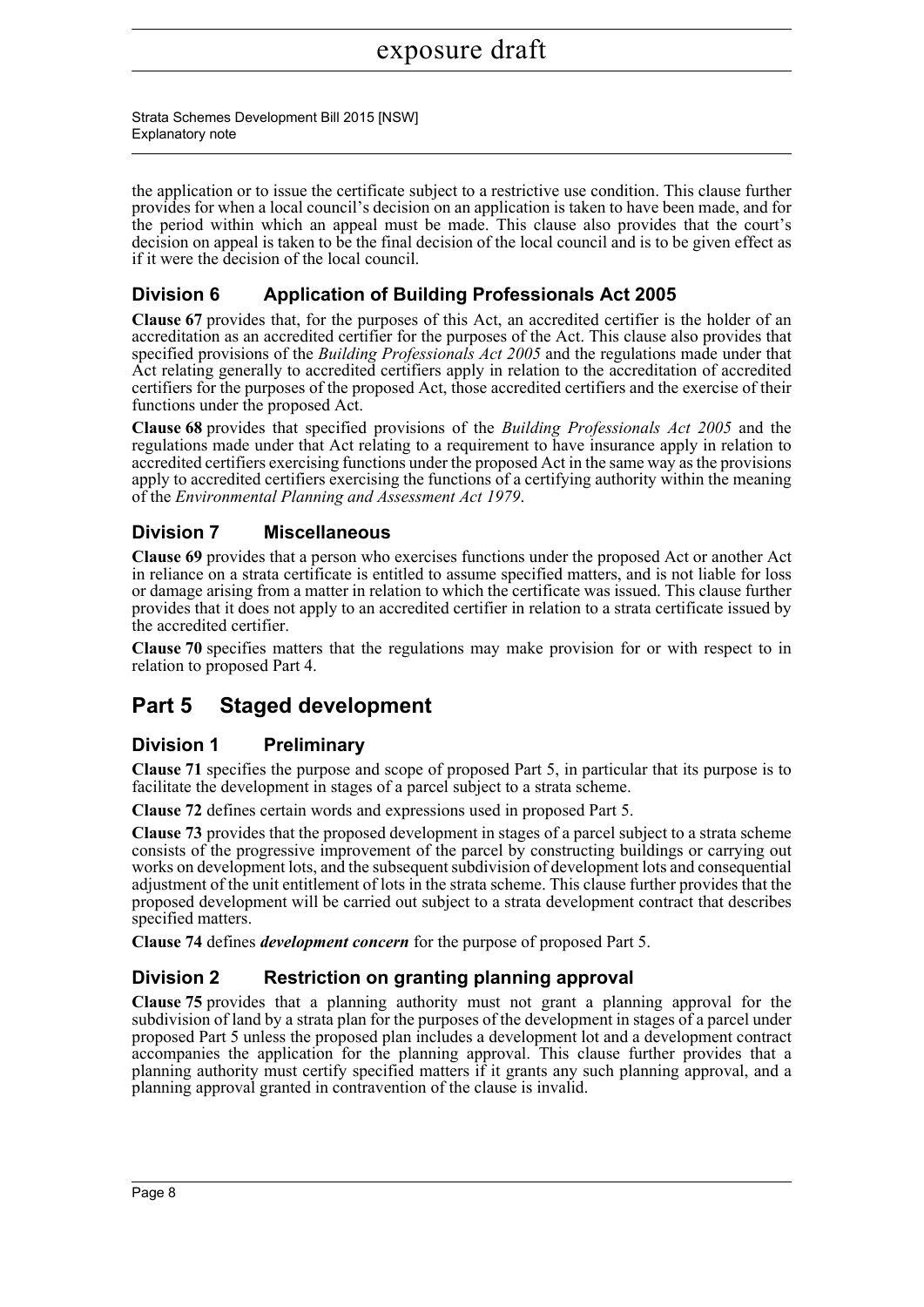the application or to issue the certificate subject to a restrictive use condition. This clause further provides for when a local council's decision on an application is taken to have been made, and for the period within which an appeal must be made. This clause also provides that the court's decision on appeal is taken to be the final decision of the local council and is to be given effect as if it were the decision of the local council.

### Division 6 Application of Building Professionals Act 2005

**Clause 67** provides that, for the purposes of this Act, an accredited certifier is the holder of an accreditation as an accredited certifier for the purposes of the Act. This clause also provides that specified provisions of the *Building Professionals Act 2005* and the regulations made under that Act relating generally to accredited certifiers apply in relation to the accreditation of accredited certifiers for the purposes of the proposed Act, those accredited certifiers and the exercise of their functions under the proposed Act.

**Clause 68** provides that specified provisions of the *Building Professionals Act 2005* and the regulations made under that Act relating to a requirement to have insurance apply in relation to accredited certifiers exercising functions under the proposed Act in the same way as the provisions apply to accredited certifiers exercising the functions of a certifying authority within the meaning of the *Environmental Planning and Assessment Act 1979*.

### Division 7 Miscellaneous

**Clause 69** provides that a person who exercises functions under the proposed Act or another Act in reliance on a strata certificate is entitled to assume specified matters, and is not liable for loss or damage arising from a matter in relation to which the certificate was issued. This clause further provides that it does not apply to an accredited certifier in relation to a strata certificate issued by the accredited certifier.

**Clause 70** specifies matters that the regulations may make provision for or with respect to in relation to proposed Part 4.

## Part 5 Staged development

### Division 1 Preliminary

**Clause 71** specifies the purpose and scope of proposed Part 5, in particular that its purpose is to facilitate the development in stages of a parcel subject to a strata scheme.

**Clause 72** defines certain words and expressions used in proposed Part 5.

**Clause 73** provides that the proposed development in stages of a parcel subject to a strata scheme consists of the progressive improvement of the parcel by constructing buildings or carrying out works on development lots, and the subsequent subdivision of development lots and consequential adjustment of the unit entitlement of lots in the strata scheme. This clause further provides that the proposed development will be carried out subject to a strata development contract that describes specified matters.

**Clause 74** defines ***development concern*** for the purpose of proposed Part 5.

### Division 2 Restriction on granting planning approval

**Clause 75** provides that a planning authority must not grant a planning approval for the subdivision of land by a strata plan for the purposes of the development in stages of a parcel under proposed Part 5 unless the proposed plan includes a development lot and a development contract accompanies the application for the planning approval. This clause further provides that a planning authority must certify specified matters if it grants any such planning approval, and a planning approval granted in contravention of the clause is invalid.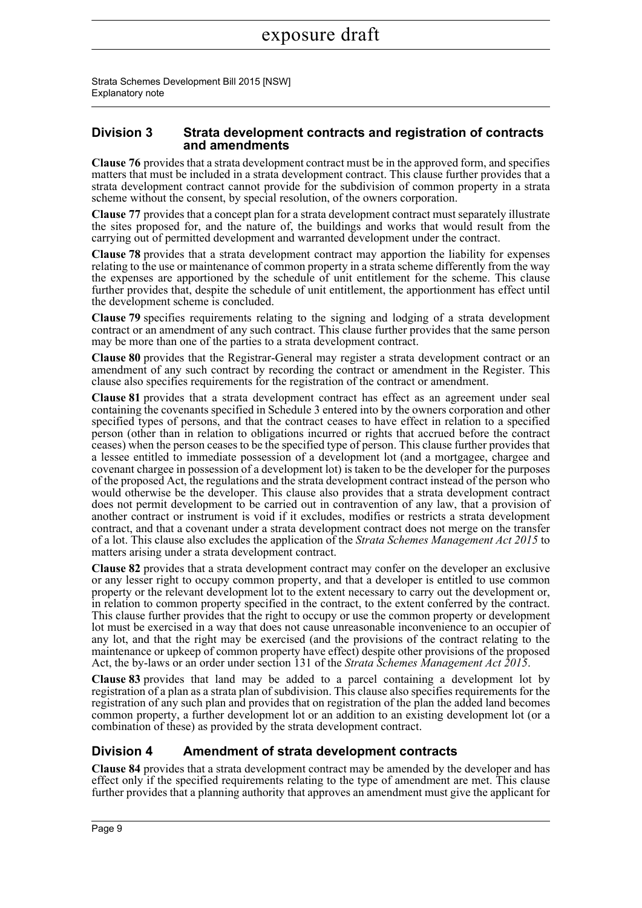## Division 3 Strata development contracts and registration of contracts and amendments

**Clause 76** provides that a strata development contract must be in the approved form, and specifies matters that must be included in a strata development contract. This clause further provides that a strata development contract cannot provide for the subdivision of common property in a strata scheme without the consent, by special resolution, of the owners corporation.

**Clause 77** provides that a concept plan for a strata development contract must separately illustrate the sites proposed for, and the nature of, the buildings and works that would result from the carrying out of permitted development and warranted development under the contract.

**Clause 78** provides that a strata development contract may apportion the liability for expenses relating to the use or maintenance of common property in a strata scheme differently from the way the expenses are apportioned by the schedule of unit entitlement for the scheme. This clause further provides that, despite the schedule of unit entitlement, the apportionment has effect until the development scheme is concluded.

**Clause 79** specifies requirements relating to the signing and lodging of a strata development contract or an amendment of any such contract. This clause further provides that the same person may be more than one of the parties to a strata development contract.

**Clause 80** provides that the Registrar-General may register a strata development contract or an amendment of any such contract by recording the contract or amendment in the Register. This clause also specifies requirements for the registration of the contract or amendment.

**Clause 81** provides that a strata development contract has effect as an agreement under seal containing the covenants specified in Schedule 3 entered into by the owners corporation and other specified types of persons, and that the contract ceases to have effect in relation to a specified person (other than in relation to obligations incurred or rights that accrued before the contract ceases) when the person ceases to be the specified type of person. This clause further provides that a lessee entitled to immediate possession of a development lot (and a mortgagee, chargee and covenant chargee in possession of a development lot) is taken to be the developer for the purposes of the proposed Act, the regulations and the strata development contract instead of the person who would otherwise be the developer. This clause also provides that a strata development contract does not permit development to be carried out in contravention of any law, that a provision of another contract or instrument is void if it excludes, modifies or restricts a strata development contract, and that a covenant under a strata development contract does not merge on the transfer of a lot. This clause also excludes the application of the *Strata Schemes Management Act 2015* to matters arising under a strata development contract.

**Clause 82** provides that a strata development contract may confer on the developer an exclusive or any lesser right to occupy common property, and that a developer is entitled to use common property or the relevant development lot to the extent necessary to carry out the development or, in relation to common property specified in the contract, to the extent conferred by the contract. This clause further provides that the right to occupy or use the common property or development lot must be exercised in a way that does not cause unreasonable inconvenience to an occupier of any lot, and that the right may be exercised (and the provisions of the contract relating to the maintenance or upkeep of common property have effect) despite other provisions of the proposed Act, the by-laws or an order under section 131 of the *Strata Schemes Management Act 2015*.

**Clause 83** provides that land may be added to a parcel containing a development lot by registration of a plan as a strata plan of subdivision. This clause also specifies requirements for the registration of any such plan and provides that on registration of the plan the added land becomes common property, a further development lot or an addition to an existing development lot (or a combination of these) as provided by the strata development contract.

## Division 4 Amendment of strata development contracts

**Clause 84** provides that a strata development contract may be amended by the developer and has effect only if the specified requirements relating to the type of amendment are met. This clause further provides that a planning authority that approves an amendment must give the applicant for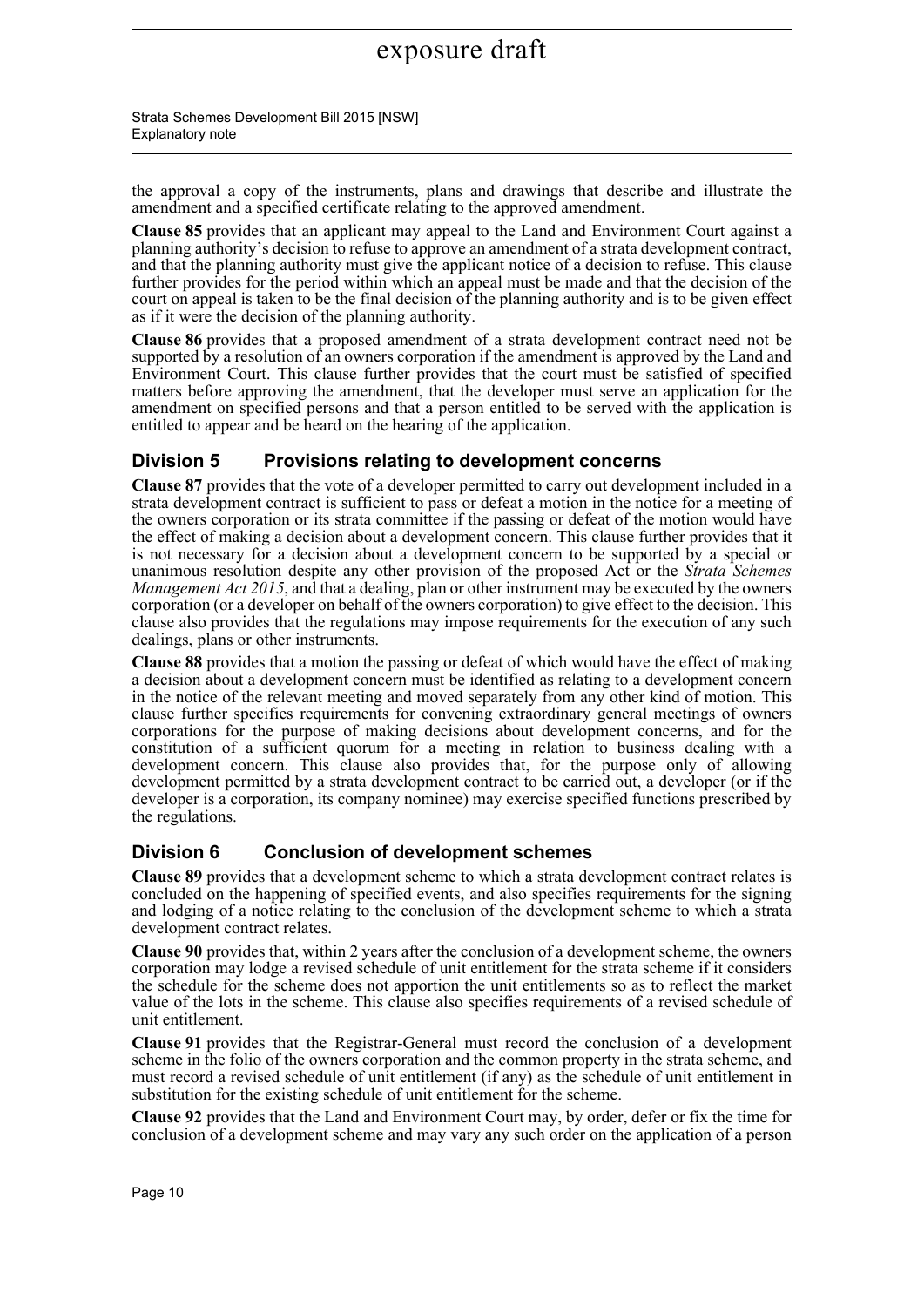the approval a copy of the instruments, plans and drawings that describe and illustrate the amendment and a specified certificate relating to the approved amendment.

**Clause 85** provides that an applicant may appeal to the Land and Environment Court against a planning authority's decision to refuse to approve an amendment of a strata development contract, and that the planning authority must give the applicant notice of a decision to refuse. This clause further provides for the period within which an appeal must be made and that the decision of the court on appeal is taken to be the final decision of the planning authority and is to be given effect as if it were the decision of the planning authority.

**Clause 86** provides that a proposed amendment of a strata development contract need not be supported by a resolution of an owners corporation if the amendment is approved by the Land and Environment Court. This clause further provides that the court must be satisfied of specified matters before approving the amendment, that the developer must serve an application for the amendment on specified persons and that a person entitled to be served with the application is entitled to appear and be heard on the hearing of the application.

## Division 5 Provisions relating to development concerns

**Clause 87** provides that the vote of a developer permitted to carry out development included in a strata development contract is sufficient to pass or defeat a motion in the notice for a meeting of the owners corporation or its strata committee if the passing or defeat of the motion would have the effect of making a decision about a development concern. This clause further provides that it is not necessary for a decision about a development concern to be supported by a special or unanimous resolution despite any other provision of the proposed Act or the *Strata Schemes Management Act 2015*, and that a dealing, plan or other instrument may be executed by the owners corporation (or a developer on behalf of the owners corporation) to give effect to the decision. This clause also provides that the regulations may impose requirements for the execution of any such dealings, plans or other instruments.

**Clause 88** provides that a motion the passing or defeat of which would have the effect of making a decision about a development concern must be identified as relating to a development concern in the notice of the relevant meeting and moved separately from any other kind of motion. This clause further specifies requirements for convening extraordinary general meetings of owners corporations for the purpose of making decisions about development concerns, and for the constitution of a sufficient quorum for a meeting in relation to business dealing with a development concern. This clause also provides that, for the purpose only of allowing development permitted by a strata development contract to be carried out, a developer (or if the developer is a corporation, its company nominee) may exercise specified functions prescribed by the regulations.

## Division 6 Conclusion of development schemes

**Clause 89** provides that a development scheme to which a strata development contract relates is concluded on the happening of specified events, and also specifies requirements for the signing and lodging of a notice relating to the conclusion of the development scheme to which a strata development contract relates.

**Clause 90** provides that, within 2 years after the conclusion of a development scheme, the owners corporation may lodge a revised schedule of unit entitlement for the strata scheme if it considers the schedule for the scheme does not apportion the unit entitlements so as to reflect the market value of the lots in the scheme. This clause also specifies requirements of a revised schedule of unit entitlement.

**Clause 91** provides that the Registrar-General must record the conclusion of a development scheme in the folio of the owners corporation and the common property in the strata scheme, and must record a revised schedule of unit entitlement (if any) as the schedule of unit entitlement in substitution for the existing schedule of unit entitlement for the scheme.

**Clause 92** provides that the Land and Environment Court may, by order, defer or fix the time for conclusion of a development scheme and may vary any such order on the application of a person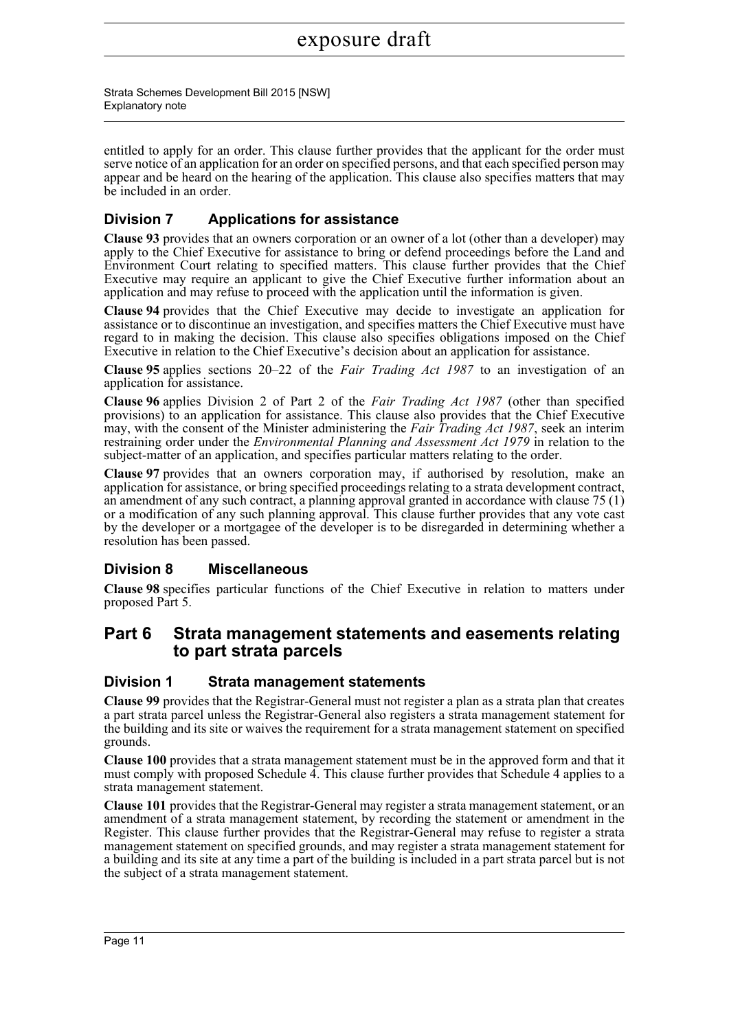entitled to apply for an order. This clause further provides that the applicant for the order must serve notice of an application for an order on specified persons, and that each specified person may appear and be heard on the hearing of the application. This clause also specifies matters that may be included in an order.

### Division 7 Applications for assistance

**Clause 93** provides that an owners corporation or an owner of a lot (other than a developer) may apply to the Chief Executive for assistance to bring or defend proceedings before the Land and Environment Court relating to specified matters. This clause further provides that the Chief Executive may require an applicant to give the Chief Executive further information about an application and may refuse to proceed with the application until the information is given.

**Clause 94** provides that the Chief Executive may decide to investigate an application for assistance or to discontinue an investigation, and specifies matters the Chief Executive must have regard to in making the decision. This clause also specifies obligations imposed on the Chief Executive in relation to the Chief Executive's decision about an application for assistance.

**Clause 95** applies sections 20–22 of the *Fair Trading Act 1987* to an investigation of an application for assistance.

**Clause 96** applies Division 2 of Part 2 of the *Fair Trading Act 1987* (other than specified provisions) to an application for assistance. This clause also provides that the Chief Executive may, with the consent of the Minister administering the *Fair Trading Act 1987*, seek an interim restraining order under the *Environmental Planning and Assessment Act 1979* in relation to the subject-matter of an application, and specifies particular matters relating to the order.

**Clause 97** provides that an owners corporation may, if authorised by resolution, make an application for assistance, or bring specified proceedings relating to a strata development contract, an amendment of any such contract, a planning approval granted in accordance with clause 75 (1) or a modification of any such planning approval. This clause further provides that any vote cast by the developer or a mortgagee of the developer is to be disregarded in determining whether a resolution has been passed.

### Division 8 Miscellaneous

**Clause 98** specifies particular functions of the Chief Executive in relation to matters under proposed Part 5.

## Part 6 Strata management statements and easements relating to part strata parcels

### Division 1 Strata management statements

**Clause 99** provides that the Registrar-General must not register a plan as a strata plan that creates a part strata parcel unless the Registrar-General also registers a strata management statement for the building and its site or waives the requirement for a strata management statement on specified grounds.

**Clause 100** provides that a strata management statement must be in the approved form and that it must comply with proposed Schedule 4. This clause further provides that Schedule 4 applies to a strata management statement.

**Clause 101** provides that the Registrar-General may register a strata management statement, or an amendment of a strata management statement, by recording the statement or amendment in the Register. This clause further provides that the Registrar-General may refuse to register a strata management statement on specified grounds, and may register a strata management statement for a building and its site at any time a part of the building is included in a part strata parcel but is not the subject of a strata management statement.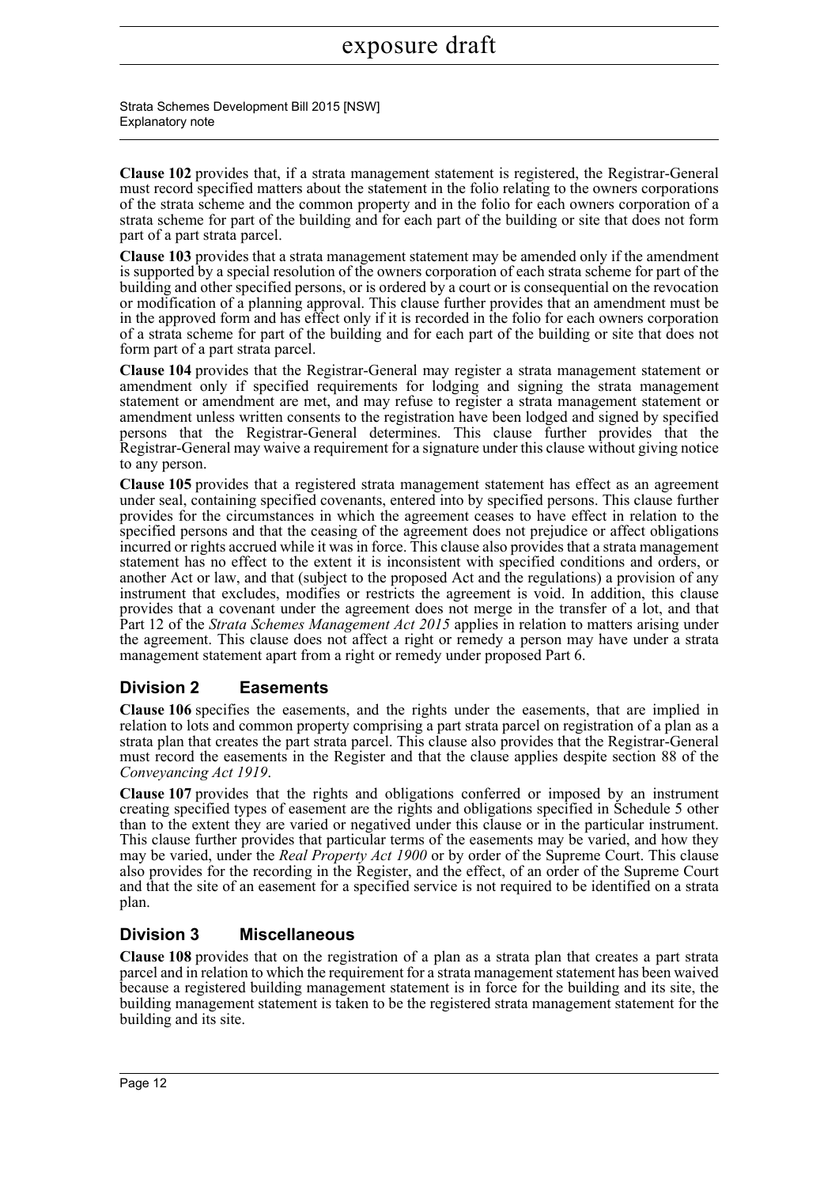**Clause 102** provides that, if a strata management statement is registered, the Registrar-General must record specified matters about the statement in the folio relating to the owners corporations of the strata scheme and the common property and in the folio for each owners corporation of a strata scheme for part of the building and for each part of the building or site that does not form part of a part strata parcel.

**Clause 103** provides that a strata management statement may be amended only if the amendment is supported by a special resolution of the owners corporation of each strata scheme for part of the building and other specified persons, or is ordered by a court or is consequential on the revocation or modification of a planning approval. This clause further provides that an amendment must be in the approved form and has effect only if it is recorded in the folio for each owners corporation of a strata scheme for part of the building and for each part of the building or site that does not form part of a part strata parcel.

**Clause 104** provides that the Registrar-General may register a strata management statement or amendment only if specified requirements for lodging and signing the strata management statement or amendment are met, and may refuse to register a strata management statement or amendment unless written consents to the registration have been lodged and signed by specified persons that the Registrar-General determines. This clause further provides that the Registrar-General may waive a requirement for a signature under this clause without giving notice to any person.

**Clause 105** provides that a registered strata management statement has effect as an agreement under seal, containing specified covenants, entered into by specified persons. This clause further provides for the circumstances in which the agreement ceases to have effect in relation to the specified persons and that the ceasing of the agreement does not prejudice or affect obligations incurred or rights accrued while it was in force. This clause also provides that a strata management statement has no effect to the extent it is inconsistent with specified conditions and orders, or another Act or law, and that (subject to the proposed Act and the regulations) a provision of any instrument that excludes, modifies or restricts the agreement is void. In addition, this clause provides that a covenant under the agreement does not merge in the transfer of a lot, and that Part 12 of the *Strata Schemes Management Act 2015* applies in relation to matters arising under the agreement. This clause does not affect a right or remedy a person may have under a strata management statement apart from a right or remedy under proposed Part 6.

## Division 2 Easements

**Clause 106** specifies the easements, and the rights under the easements, that are implied in relation to lots and common property comprising a part strata parcel on registration of a plan as a strata plan that creates the part strata parcel. This clause also provides that the Registrar-General must record the easements in the Register and that the clause applies despite section 88 of the *Conveyancing Act 1919*.

**Clause 107** provides that the rights and obligations conferred or imposed by an instrument creating specified types of easement are the rights and obligations specified in Schedule 5 other than to the extent they are varied or negatived under this clause or in the particular instrument. This clause further provides that particular terms of the easements may be varied, and how they may be varied, under the *Real Property Act 1900* or by order of the Supreme Court. This clause also provides for the recording in the Register, and the effect, of an order of the Supreme Court and that the site of an easement for a specified service is not required to be identified on a strata plan.

## Division 3 Miscellaneous

**Clause 108** provides that on the registration of a plan as a strata plan that creates a part strata parcel and in relation to which the requirement for a strata management statement has been waived because a registered building management statement is in force for the building and its site, the building management statement is taken to be the registered strata management statement for the building and its site.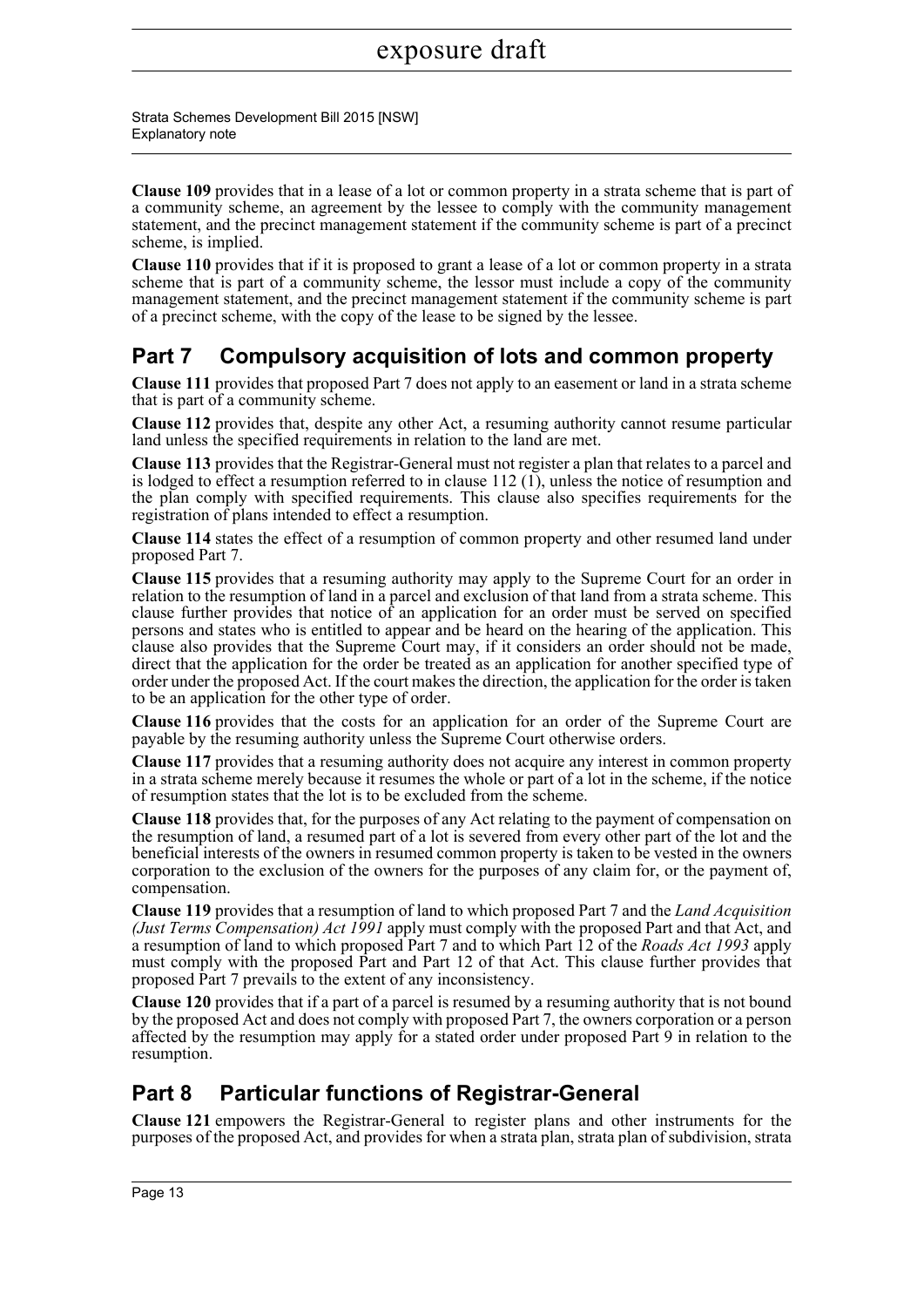**Clause 109** provides that in a lease of a lot or common property in a strata scheme that is part of a community scheme, an agreement by the lessee to comply with the community management statement, and the precinct management statement if the community scheme is part of a precinct scheme, is implied.

**Clause 110** provides that if it is proposed to grant a lease of a lot or common property in a strata scheme that is part of a community scheme, the lessor must include a copy of the community management statement, and the precinct management statement if the community scheme is part of a precinct scheme, with the copy of the lease to be signed by the lessee.

## Part 7 Compulsory acquisition of lots and common property

**Clause 111** provides that proposed Part 7 does not apply to an easement or land in a strata scheme that is part of a community scheme.

**Clause 112** provides that, despite any other Act, a resuming authority cannot resume particular land unless the specified requirements in relation to the land are met.

**Clause 113** provides that the Registrar-General must not register a plan that relates to a parcel and is lodged to effect a resumption referred to in clause 112 (1), unless the notice of resumption and the plan comply with specified requirements. This clause also specifies requirements for the registration of plans intended to effect a resumption.

**Clause 114** states the effect of a resumption of common property and other resumed land under proposed Part 7.

**Clause 115** provides that a resuming authority may apply to the Supreme Court for an order in relation to the resumption of land in a parcel and exclusion of that land from a strata scheme. This clause further provides that notice of an application for an order must be served on specified persons and states who is entitled to appear and be heard on the hearing of the application. This clause also provides that the Supreme Court may, if it considers an order should not be made, direct that the application for the order be treated as an application for another specified type of order under the proposed Act. If the court makes the direction, the application for the order is taken to be an application for the other type of order.

**Clause 116** provides that the costs for an application for an order of the Supreme Court are payable by the resuming authority unless the Supreme Court otherwise orders.

**Clause 117** provides that a resuming authority does not acquire any interest in common property in a strata scheme merely because it resumes the whole or part of a lot in the scheme, if the notice of resumption states that the lot is to be excluded from the scheme.

**Clause 118** provides that, for the purposes of any Act relating to the payment of compensation on the resumption of land, a resumed part of a lot is severed from every other part of the lot and the beneficial interests of the owners in resumed common property is taken to be vested in the owners corporation to the exclusion of the owners for the purposes of any claim for, or the payment of, compensation.

**Clause 119** provides that a resumption of land to which proposed Part 7 and the *Land Acquisition (Just Terms Compensation) Act 1991* apply must comply with the proposed Part and that Act, and a resumption of land to which proposed Part 7 and to which Part 12 of the *Roads Act 1993* apply must comply with the proposed Part and Part 12 of that Act. This clause further provides that proposed Part 7 prevails to the extent of any inconsistency.

**Clause 120** provides that if a part of a parcel is resumed by a resuming authority that is not bound by the proposed Act and does not comply with proposed Part 7, the owners corporation or a person affected by the resumption may apply for a stated order under proposed Part 9 in relation to the resumption.

## Part 8 Particular functions of Registrar-General

**Clause 121** empowers the Registrar-General to register plans and other instruments for the purposes of the proposed Act, and provides for when a strata plan, strata plan of subdivision, strata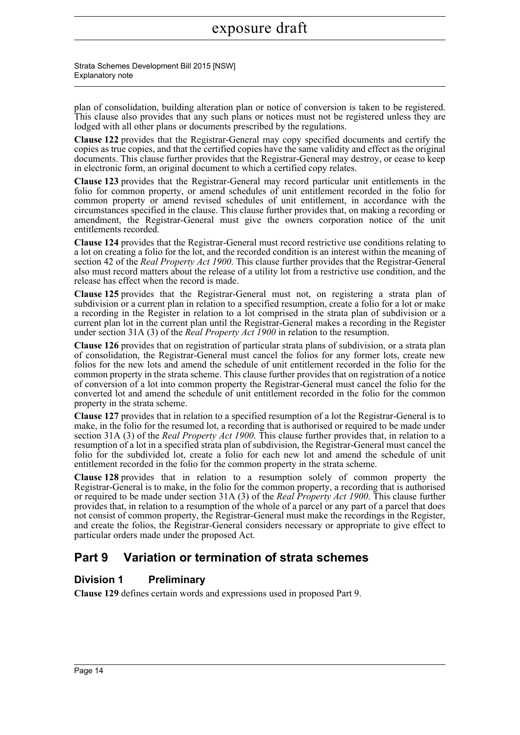plan of consolidation, building alteration plan or notice of conversion is taken to be registered. This clause also provides that any such plans or notices must not be registered unless they are lodged with all other plans or documents prescribed by the regulations.

**Clause 122** provides that the Registrar-General may copy specified documents and certify the copies as true copies, and that the certified copies have the same validity and effect as the original documents. This clause further provides that the Registrar-General may destroy, or cease to keep in electronic form, an original document to which a certified copy relates.

**Clause 123** provides that the Registrar-General may record particular unit entitlements in the folio for common property, or amend schedules of unit entitlement recorded in the folio for common property or amend revised schedules of unit entitlement, in accordance with the circumstances specified in the clause. This clause further provides that, on making a recording or amendment, the Registrar-General must give the owners corporation notice of the unit entitlements recorded.

**Clause 124** provides that the Registrar-General must record restrictive use conditions relating to a lot on creating a folio for the lot, and the recorded condition is an interest within the meaning of section 42 of the *Real Property Act 1900*. This clause further provides that the Registrar-General also must record matters about the release of a utility lot from a restrictive use condition, and the release has effect when the record is made.

**Clause 125** provides that the Registrar-General must not, on registering a strata plan of subdivision or a current plan in relation to a specified resumption, create a folio for a lot or make a recording in the Register in relation to a lot comprised in the strata plan of subdivision or a current plan lot in the current plan until the Registrar-General makes a recording in the Register under section 31A (3) of the *Real Property Act 1900* in relation to the resumption.

**Clause 126** provides that on registration of particular strata plans of subdivision, or a strata plan of consolidation, the Registrar-General must cancel the folios for any former lots, create new folios for the new lots and amend the schedule of unit entitlement recorded in the folio for the common property in the strata scheme. This clause further provides that on registration of a notice of conversion of a lot into common property the Registrar-General must cancel the folio for the converted lot and amend the schedule of unit entitlement recorded in the folio for the common property in the strata scheme.

**Clause 127** provides that in relation to a specified resumption of a lot the Registrar-General is to make, in the folio for the resumed lot, a recording that is authorised or required to be made under section 31A (3) of the *Real Property Act 1900*. This clause further provides that, in relation to a resumption of a lot in a specified strata plan of subdivision, the Registrar-General must cancel the folio for the subdivided lot, create a folio for each new lot and amend the schedule of unit entitlement recorded in the folio for the common property in the strata scheme.

**Clause 128** provides that in relation to a resumption solely of common property the Registrar-General is to make, in the folio for the common property, a recording that is authorised or required to be made under section 31A (3) of the *Real Property Act 1900*. This clause further provides that, in relation to a resumption of the whole of a parcel or any part of a parcel that does not consist of common property, the Registrar-General must make the recordings in the Register, and create the folios, the Registrar-General considers necessary or appropriate to give effect to particular orders made under the proposed Act.

## Part 9 Variation or termination of strata schemes

### Division 1 Preliminary

**Clause 129** defines certain words and expressions used in proposed Part 9.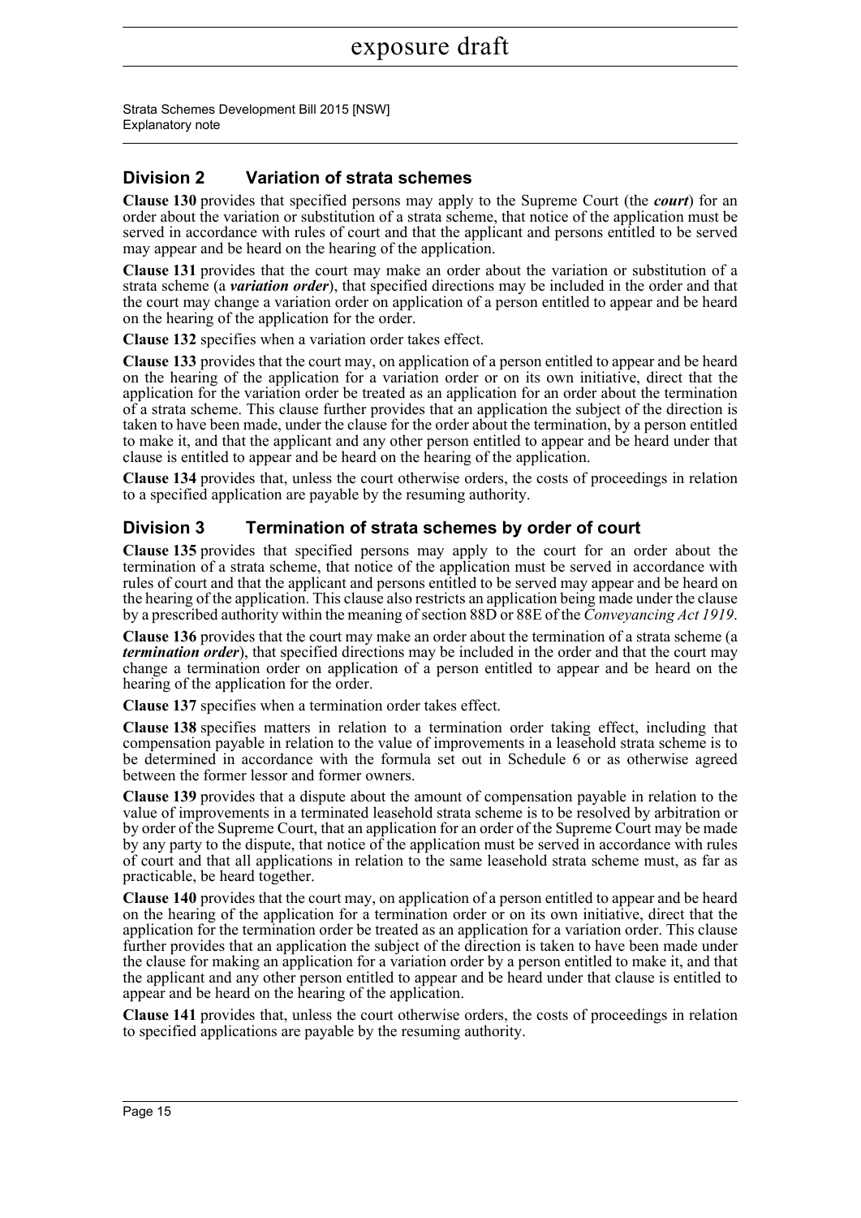## Division 2 Variation of strata schemes

**Clause 130** provides that specified persons may apply to the Supreme Court (the ***court***) for an order about the variation or substitution of a strata scheme, that notice of the application must be served in accordance with rules of court and that the applicant and persons entitled to be served may appear and be heard on the hearing of the application.

**Clause 131** provides that the court may make an order about the variation or substitution of a strata scheme (a ***variation order***), that specified directions may be included in the order and that the court may change a variation order on application of a person entitled to appear and be heard on the hearing of the application for the order.

**Clause 132** specifies when a variation order takes effect.

**Clause 133** provides that the court may, on application of a person entitled to appear and be heard on the hearing of the application for a variation order or on its own initiative, direct that the application for the variation order be treated as an application for an order about the termination of a strata scheme. This clause further provides that an application the subject of the direction is taken to have been made, under the clause for the order about the termination, by a person entitled to make it, and that the applicant and any other person entitled to appear and be heard under that clause is entitled to appear and be heard on the hearing of the application.

**Clause 134** provides that, unless the court otherwise orders, the costs of proceedings in relation to a specified application are payable by the resuming authority.

## Division 3 Termination of strata schemes by order of court

**Clause 135** provides that specified persons may apply to the court for an order about the termination of a strata scheme, that notice of the application must be served in accordance with rules of court and that the applicant and persons entitled to be served may appear and be heard on the hearing of the application. This clause also restricts an application being made under the clause by a prescribed authority within the meaning of section 88D or 88E of the *Conveyancing Act 1919*.

**Clause 136** provides that the court may make an order about the termination of a strata scheme (a ***termination order***), that specified directions may be included in the order and that the court may change a termination order on application of a person entitled to appear and be heard on the hearing of the application for the order.

**Clause 137** specifies when a termination order takes effect.

**Clause 138** specifies matters in relation to a termination order taking effect, including that compensation payable in relation to the value of improvements in a leasehold strata scheme is to be determined in accordance with the formula set out in Schedule 6 or as otherwise agreed between the former lessor and former owners.

**Clause 139** provides that a dispute about the amount of compensation payable in relation to the value of improvements in a terminated leasehold strata scheme is to be resolved by arbitration or by order of the Supreme Court, that an application for an order of the Supreme Court may be made by any party to the dispute, that notice of the application must be served in accordance with rules of court and that all applications in relation to the same leasehold strata scheme must, as far as practicable, be heard together.

**Clause 140** provides that the court may, on application of a person entitled to appear and be heard on the hearing of the application for a termination order or on its own initiative, direct that the application for the termination order be treated as an application for a variation order. This clause further provides that an application the subject of the direction is taken to have been made under the clause for making an application for a variation order by a person entitled to make it, and that the applicant and any other person entitled to appear and be heard under that clause is entitled to appear and be heard on the hearing of the application.

**Clause 141** provides that, unless the court otherwise orders, the costs of proceedings in relation to specified applications are payable by the resuming authority.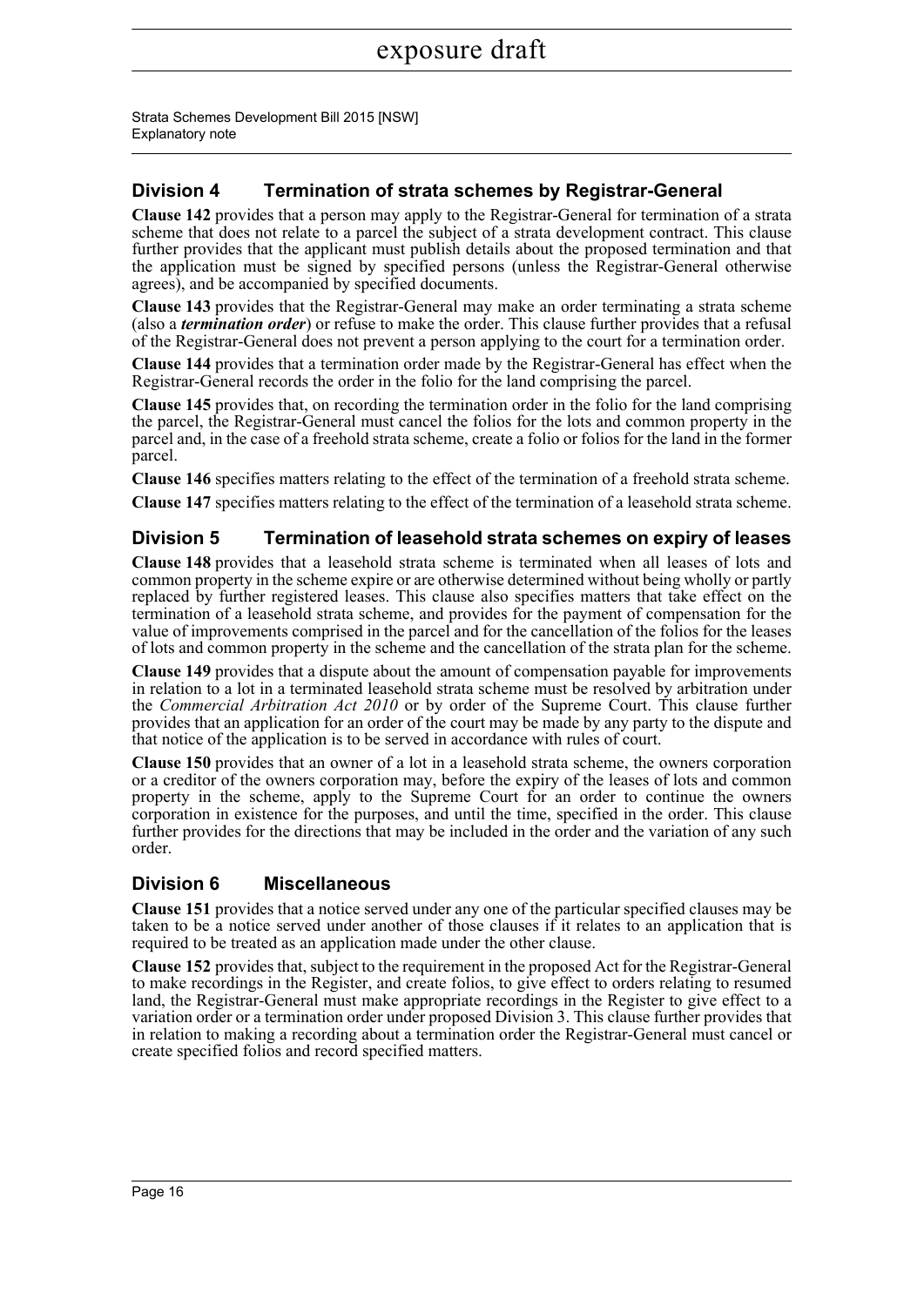## Division 4 Termination of strata schemes by Registrar-General

**Clause 142** provides that a person may apply to the Registrar-General for termination of a strata scheme that does not relate to a parcel the subject of a strata development contract. This clause further provides that the applicant must publish details about the proposed termination and that the application must be signed by specified persons (unless the Registrar-General otherwise agrees), and be accompanied by specified documents.

**Clause 143** provides that the Registrar-General may make an order terminating a strata scheme (also a ***termination order***) or refuse to make the order. This clause further provides that a refusal of the Registrar-General does not prevent a person applying to the court for a termination order.

**Clause 144** provides that a termination order made by the Registrar-General has effect when the Registrar-General records the order in the folio for the land comprising the parcel.

**Clause 145** provides that, on recording the termination order in the folio for the land comprising the parcel, the Registrar-General must cancel the folios for the lots and common property in the parcel and, in the case of a freehold strata scheme, create a folio or folios for the land in the former parcel.

**Clause 146** specifies matters relating to the effect of the termination of a freehold strata scheme.

**Clause 147** specifies matters relating to the effect of the termination of a leasehold strata scheme.

## Division 5 Termination of leasehold strata schemes on expiry of leases

**Clause 148** provides that a leasehold strata scheme is terminated when all leases of lots and common property in the scheme expire or are otherwise determined without being wholly or partly replaced by further registered leases. This clause also specifies matters that take effect on the termination of a leasehold strata scheme, and provides for the payment of compensation for the value of improvements comprised in the parcel and for the cancellation of the folios for the leases of lots and common property in the scheme and the cancellation of the strata plan for the scheme.

**Clause 149** provides that a dispute about the amount of compensation payable for improvements in relation to a lot in a terminated leasehold strata scheme must be resolved by arbitration under the *Commercial Arbitration Act 2010* or by order of the Supreme Court. This clause further provides that an application for an order of the court may be made by any party to the dispute and that notice of the application is to be served in accordance with rules of court.

**Clause 150** provides that an owner of a lot in a leasehold strata scheme, the owners corporation or a creditor of the owners corporation may, before the expiry of the leases of lots and common property in the scheme, apply to the Supreme Court for an order to continue the owners corporation in existence for the purposes, and until the time, specified in the order. This clause further provides for the directions that may be included in the order and the variation of any such order.

## Division 6 Miscellaneous

**Clause 151** provides that a notice served under any one of the particular specified clauses may be taken to be a notice served under another of those clauses if it relates to an application that is required to be treated as an application made under the other clause.

**Clause 152** provides that, subject to the requirement in the proposed Act for the Registrar-General to make recordings in the Register, and create folios, to give effect to orders relating to resumed land, the Registrar-General must make appropriate recordings in the Register to give effect to a variation order or a termination order under proposed Division 3. This clause further provides that in relation to making a recording about a termination order the Registrar-General must cancel or create specified folios and record specified matters.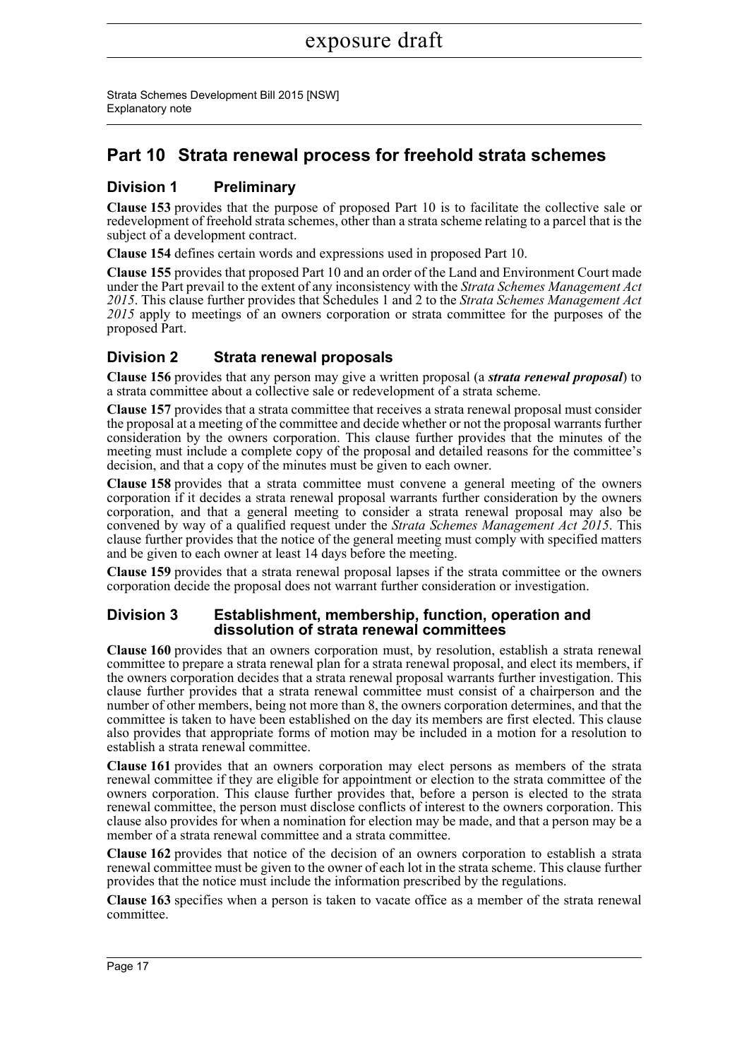## Part 10 Strata renewal process for freehold strata schemes

### Division 1 Preliminary

**Clause 153** provides that the purpose of proposed Part 10 is to facilitate the collective sale or redevelopment of freehold strata schemes, other than a strata scheme relating to a parcel that is the subject of a development contract.

**Clause 154** defines certain words and expressions used in proposed Part 10.

**Clause 155** provides that proposed Part 10 and an order of the Land and Environment Court made under the Part prevail to the extent of any inconsistency with the *Strata Schemes Management Act 2015*. This clause further provides that Schedules 1 and 2 to the *Strata Schemes Management Act 2015* apply to meetings of an owners corporation or strata committee for the purposes of the proposed Part.

### Division 2 Strata renewal proposals

**Clause 156** provides that any person may give a written proposal (a ***strata renewal proposal***) to a strata committee about a collective sale or redevelopment of a strata scheme.

**Clause 157** provides that a strata committee that receives a strata renewal proposal must consider the proposal at a meeting of the committee and decide whether or not the proposal warrants further consideration by the owners corporation. This clause further provides that the minutes of the meeting must include a complete copy of the proposal and detailed reasons for the committee's decision, and that a copy of the minutes must be given to each owner.

**Clause 158** provides that a strata committee must convene a general meeting of the owners corporation if it decides a strata renewal proposal warrants further consideration by the owners corporation, and that a general meeting to consider a strata renewal proposal may also be convened by way of a qualified request under the *Strata Schemes Management Act 2015*. This clause further provides that the notice of the general meeting must comply with specified matters and be given to each owner at least 14 days before the meeting.

**Clause 159** provides that a strata renewal proposal lapses if the strata committee or the owners corporation decide the proposal does not warrant further consideration or investigation.

### Division 3 Establishment, membership, function, operation and dissolution of strata renewal committees

**Clause 160** provides that an owners corporation must, by resolution, establish a strata renewal committee to prepare a strata renewal plan for a strata renewal proposal, and elect its members, if the owners corporation decides that a strata renewal proposal warrants further investigation. This clause further provides that a strata renewal committee must consist of a chairperson and the number of other members, being not more than 8, the owners corporation determines, and that the committee is taken to have been established on the day its members are first elected. This clause also provides that appropriate forms of motion may be included in a motion for a resolution to establish a strata renewal committee.

**Clause 161** provides that an owners corporation may elect persons as members of the strata renewal committee if they are eligible for appointment or election to the strata committee of the owners corporation. This clause further provides that, before a person is elected to the strata renewal committee, the person must disclose conflicts of interest to the owners corporation. This clause also provides for when a nomination for election may be made, and that a person may be a member of a strata renewal committee and a strata committee.

**Clause 162** provides that notice of the decision of an owners corporation to establish a strata renewal committee must be given to the owner of each lot in the strata scheme. This clause further provides that the notice must include the information prescribed by the regulations.

**Clause 163** specifies when a person is taken to vacate office as a member of the strata renewal committee.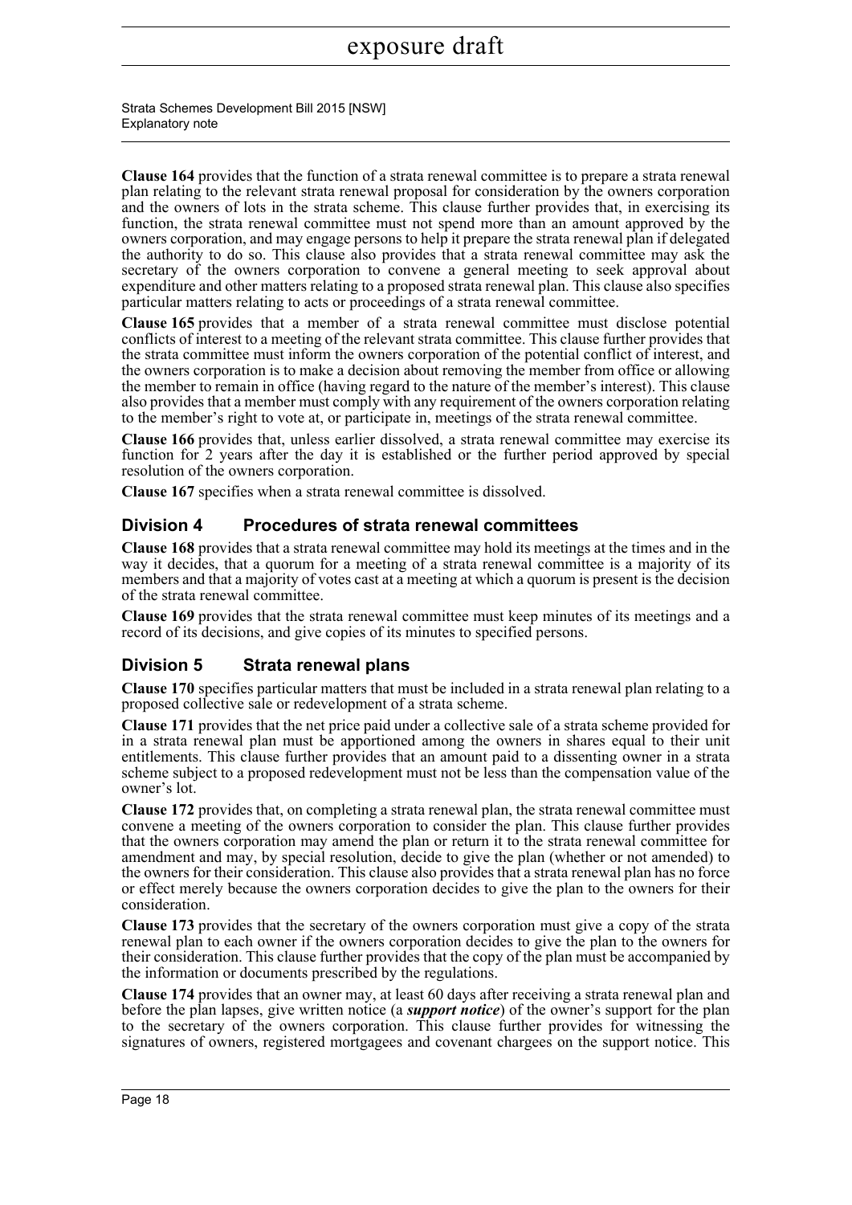**Clause 164** provides that the function of a strata renewal committee is to prepare a strata renewal plan relating to the relevant strata renewal proposal for consideration by the owners corporation and the owners of lots in the strata scheme. This clause further provides that, in exercising its function, the strata renewal committee must not spend more than an amount approved by the owners corporation, and may engage persons to help it prepare the strata renewal plan if delegated the authority to do so. This clause also provides that a strata renewal committee may ask the secretary of the owners corporation to convene a general meeting to seek approval about expenditure and other matters relating to a proposed strata renewal plan. This clause also specifies particular matters relating to acts or proceedings of a strata renewal committee.

**Clause 165** provides that a member of a strata renewal committee must disclose potential conflicts of interest to a meeting of the relevant strata committee. This clause further provides that the strata committee must inform the owners corporation of the potential conflict of interest, and the owners corporation is to make a decision about removing the member from office or allowing the member to remain in office (having regard to the nature of the member's interest). This clause also provides that a member must comply with any requirement of the owners corporation relating to the member's right to vote at, or participate in, meetings of the strata renewal committee.

**Clause 166** provides that, unless earlier dissolved, a strata renewal committee may exercise its function for 2 years after the day it is established or the further period approved by special resolution of the owners corporation.

**Clause 167** specifies when a strata renewal committee is dissolved.

## Division 4 Procedures of strata renewal committees

**Clause 168** provides that a strata renewal committee may hold its meetings at the times and in the way it decides, that a quorum for a meeting of a strata renewal committee is a majority of its members and that a majority of votes cast at a meeting at which a quorum is present is the decision of the strata renewal committee.

**Clause 169** provides that the strata renewal committee must keep minutes of its meetings and a record of its decisions, and give copies of its minutes to specified persons.

## Division 5 Strata renewal plans

**Clause 170** specifies particular matters that must be included in a strata renewal plan relating to a proposed collective sale or redevelopment of a strata scheme.

**Clause 171** provides that the net price paid under a collective sale of a strata scheme provided for in a strata renewal plan must be apportioned among the owners in shares equal to their unit entitlements. This clause further provides that an amount paid to a dissenting owner in a strata scheme subject to a proposed redevelopment must not be less than the compensation value of the owner's lot.

**Clause 172** provides that, on completing a strata renewal plan, the strata renewal committee must convene a meeting of the owners corporation to consider the plan. This clause further provides that the owners corporation may amend the plan or return it to the strata renewal committee for amendment and may, by special resolution, decide to give the plan (whether or not amended) to the owners for their consideration. This clause also provides that a strata renewal plan has no force or effect merely because the owners corporation decides to give the plan to the owners for their consideration.

**Clause 173** provides that the secretary of the owners corporation must give a copy of the strata renewal plan to each owner if the owners corporation decides to give the plan to the owners for their consideration. This clause further provides that the copy of the plan must be accompanied by the information or documents prescribed by the regulations.

**Clause 174** provides that an owner may, at least 60 days after receiving a strata renewal plan and before the plan lapses, give written notice (a ***support notice***) of the owner's support for the plan to the secretary of the owners corporation. This clause further provides for witnessing the signatures of owners, registered mortgagees and covenant chargees on the support notice. This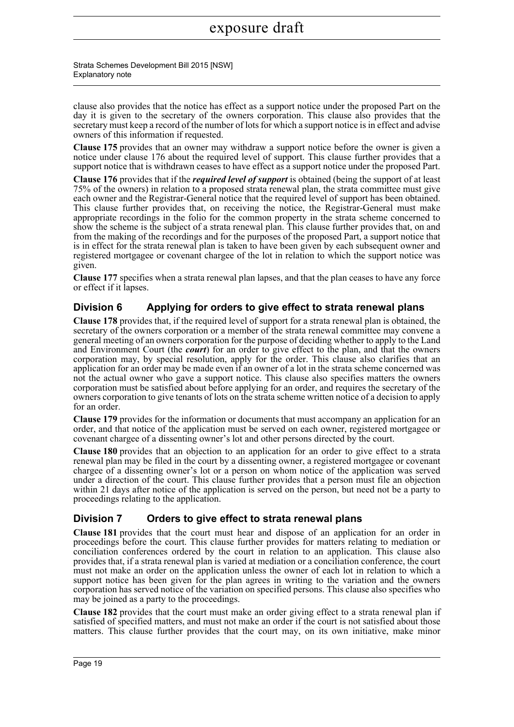clause also provides that the notice has effect as a support notice under the proposed Part on the day it is given to the secretary of the owners corporation. This clause also provides that the secretary must keep a record of the number of lots for which a support notice is in effect and advise owners of this information if requested.

**Clause 175** provides that an owner may withdraw a support notice before the owner is given a notice under clause 176 about the required level of support. This clause further provides that a support notice that is withdrawn ceases to have effect as a support notice under the proposed Part.

**Clause 176** provides that if the ***required level of support*** is obtained (being the support of at least 75% of the owners) in relation to a proposed strata renewal plan, the strata committee must give each owner and the Registrar-General notice that the required level of support has been obtained. This clause further provides that, on receiving the notice, the Registrar-General must make appropriate recordings in the folio for the common property in the strata scheme concerned to show the scheme is the subject of a strata renewal plan. This clause further provides that, on and from the making of the recordings and for the purposes of the proposed Part, a support notice that is in effect for the strata renewal plan is taken to have been given by each subsequent owner and registered mortgagee or covenant chargee of the lot in relation to which the support notice was given.

**Clause 177** specifies when a strata renewal plan lapses, and that the plan ceases to have any force or effect if it lapses.

## Division 6 Applying for orders to give effect to strata renewal plans

**Clause 178** provides that, if the required level of support for a strata renewal plan is obtained, the secretary of the owners corporation or a member of the strata renewal committee may convene a general meeting of an owners corporation for the purpose of deciding whether to apply to the Land and Environment Court (the ***court***) for an order to give effect to the plan, and that the owners corporation may, by special resolution, apply for the order. This clause also clarifies that an application for an order may be made even if an owner of a lot in the strata scheme concerned was not the actual owner who gave a support notice. This clause also specifies matters the owners corporation must be satisfied about before applying for an order, and requires the secretary of the owners corporation to give tenants of lots on the strata scheme written notice of a decision to apply for an order.

**Clause 179** provides for the information or documents that must accompany an application for an order, and that notice of the application must be served on each owner, registered mortgagee or covenant chargee of a dissenting owner's lot and other persons directed by the court.

**Clause 180** provides that an objection to an application for an order to give effect to a strata renewal plan may be filed in the court by a dissenting owner, a registered mortgagee or covenant chargee of a dissenting owner's lot or a person on whom notice of the application was served under a direction of the court. This clause further provides that a person must file an objection within 21 days after notice of the application is served on the person, but need not be a party to proceedings relating to the application.

## Division 7 Orders to give effect to strata renewal plans

**Clause 181** provides that the court must hear and dispose of an application for an order in proceedings before the court. This clause further provides for matters relating to mediation or conciliation conferences ordered by the court in relation to an application. This clause also provides that, if a strata renewal plan is varied at mediation or a conciliation conference, the court must not make an order on the application unless the owner of each lot in relation to which a support notice has been given for the plan agrees in writing to the variation and the owners corporation has served notice of the variation on specified persons. This clause also specifies who may be joined as a party to the proceedings.

**Clause 182** provides that the court must make an order giving effect to a strata renewal plan if satisfied of specified matters, and must not make an order if the court is not satisfied about those matters. This clause further provides that the court may, on its own initiative, make minor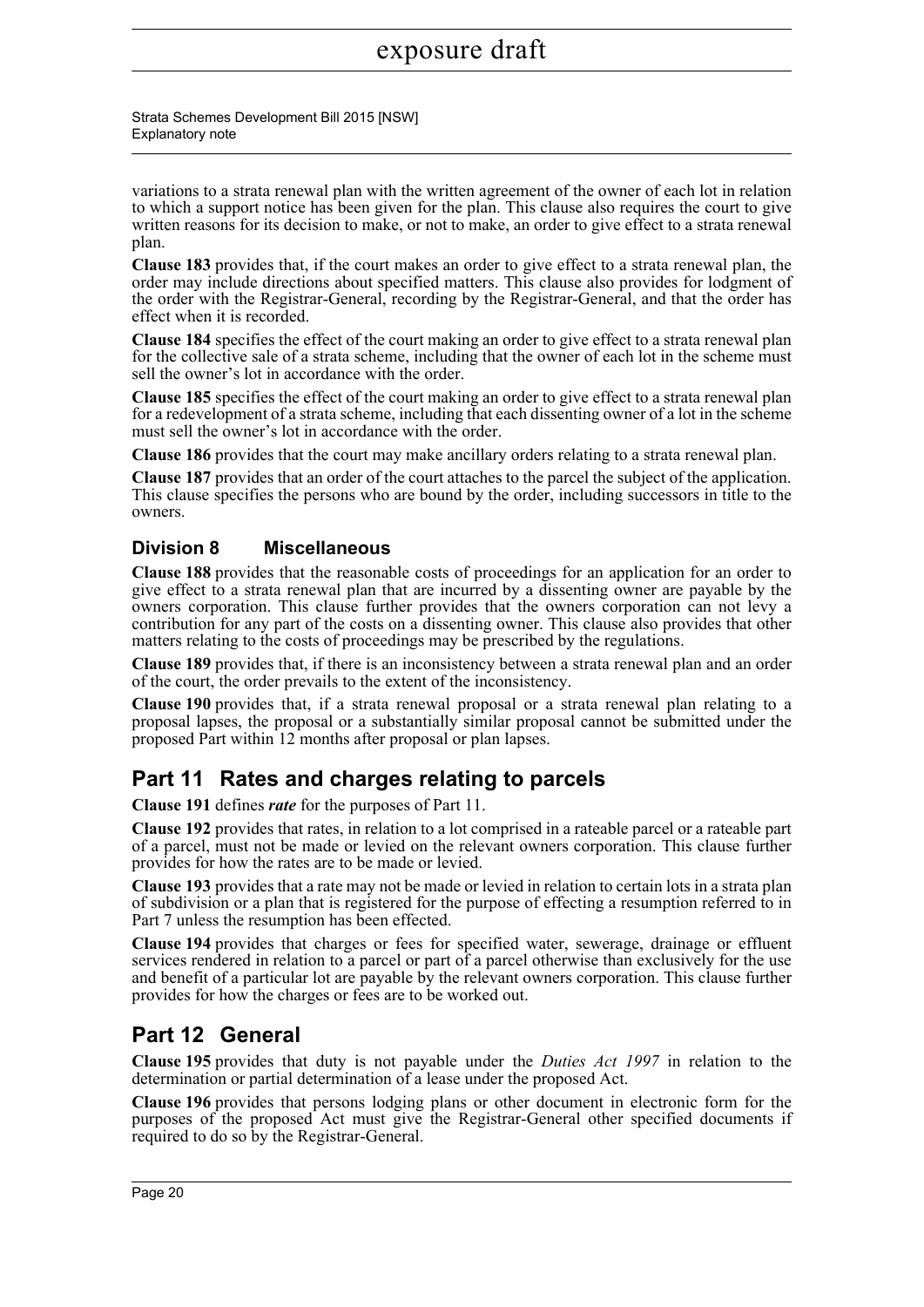variations to a strata renewal plan with the written agreement of the owner of each lot in relation to which a support notice has been given for the plan. This clause also requires the court to give written reasons for its decision to make, or not to make, an order to give effect to a strata renewal plan.

**Clause 183** provides that, if the court makes an order to give effect to a strata renewal plan, the order may include directions about specified matters. This clause also provides for lodgment of the order with the Registrar-General, recording by the Registrar-General, and that the order has effect when it is recorded.

**Clause 184** specifies the effect of the court making an order to give effect to a strata renewal plan for the collective sale of a strata scheme, including that the owner of each lot in the scheme must sell the owner's lot in accordance with the order.

**Clause 185** specifies the effect of the court making an order to give effect to a strata renewal plan for a redevelopment of a strata scheme, including that each dissenting owner of a lot in the scheme must sell the owner's lot in accordance with the order.

**Clause 186** provides that the court may make ancillary orders relating to a strata renewal plan.

**Clause 187** provides that an order of the court attaches to the parcel the subject of the application. This clause specifies the persons who are bound by the order, including successors in title to the owners.

### Division 8 Miscellaneous

**Clause 188** provides that the reasonable costs of proceedings for an application for an order to give effect to a strata renewal plan that are incurred by a dissenting owner are payable by the owners corporation. This clause further provides that the owners corporation can not levy a contribution for any part of the costs on a dissenting owner. This clause also provides that other matters relating to the costs of proceedings may be prescribed by the regulations.

**Clause 189** provides that, if there is an inconsistency between a strata renewal plan and an order of the court, the order prevails to the extent of the inconsistency.

**Clause 190** provides that, if a strata renewal proposal or a strata renewal plan relating to a proposal lapses, the proposal or a substantially similar proposal cannot be submitted under the proposed Part within 12 months after proposal or plan lapses.

## Part 11 Rates and charges relating to parcels

**Clause 191** defines ***rate*** for the purposes of Part 11.

**Clause 192** provides that rates, in relation to a lot comprised in a rateable parcel or a rateable part of a parcel, must not be made or levied on the relevant owners corporation. This clause further provides for how the rates are to be made or levied.

**Clause 193** provides that a rate may not be made or levied in relation to certain lots in a strata plan of subdivision or a plan that is registered for the purpose of effecting a resumption referred to in Part 7 unless the resumption has been effected.

**Clause 194** provides that charges or fees for specified water, sewerage, drainage or effluent services rendered in relation to a parcel or part of a parcel otherwise than exclusively for the use and benefit of a particular lot are payable by the relevant owners corporation. This clause further provides for how the charges or fees are to be worked out.

## Part 12 General

**Clause 195** provides that duty is not payable under the *Duties Act 1997* in relation to the determination or partial determination of a lease under the proposed Act.

**Clause 196** provides that persons lodging plans or other document in electronic form for the purposes of the proposed Act must give the Registrar-General other specified documents if required to do so by the Registrar-General.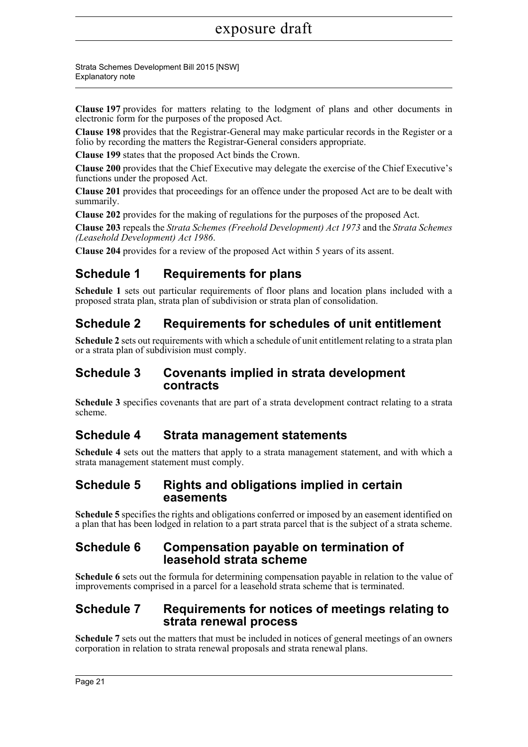**Clause 197** provides for matters relating to the lodgment of plans and other documents in electronic form for the purposes of the proposed Act.

**Clause 198** provides that the Registrar-General may make particular records in the Register or a folio by recording the matters the Registrar-General considers appropriate.

**Clause 199** states that the proposed Act binds the Crown.

**Clause 200** provides that the Chief Executive may delegate the exercise of the Chief Executive's functions under the proposed Act.

**Clause 201** provides that proceedings for an offence under the proposed Act are to be dealt with summarily.

**Clause 202** provides for the making of regulations for the purposes of the proposed Act.

**Clause 203** repeals the *Strata Schemes (Freehold Development) Act 1973* and the *Strata Schemes (Leasehold Development) Act 1986*.

**Clause 204** provides for a review of the proposed Act within 5 years of its assent.

## Schedule 1 Requirements for plans

**Schedule 1** sets out particular requirements of floor plans and location plans included with a proposed strata plan, strata plan of subdivision or strata plan of consolidation.

## Schedule 2 Requirements for schedules of unit entitlement

**Schedule 2** sets out requirements with which a schedule of unit entitlement relating to a strata plan or a strata plan of subdivision must comply.

## Schedule 3 Covenants implied in strata development contracts

**Schedule 3** specifies covenants that are part of a strata development contract relating to a strata scheme.

## Schedule 4 Strata management statements

**Schedule 4** sets out the matters that apply to a strata management statement, and with which a strata management statement must comply.

## Schedule 5 Rights and obligations implied in certain easements

**Schedule 5** specifies the rights and obligations conferred or imposed by an easement identified on a plan that has been lodged in relation to a part strata parcel that is the subject of a strata scheme.

## Schedule 6 Compensation payable on termination of leasehold strata scheme

**Schedule 6** sets out the formula for determining compensation payable in relation to the value of improvements comprised in a parcel for a leasehold strata scheme that is terminated.

## Schedule 7 Requirements for notices of meetings relating to strata renewal process

**Schedule 7** sets out the matters that must be included in notices of general meetings of an owners corporation in relation to strata renewal proposals and strata renewal plans.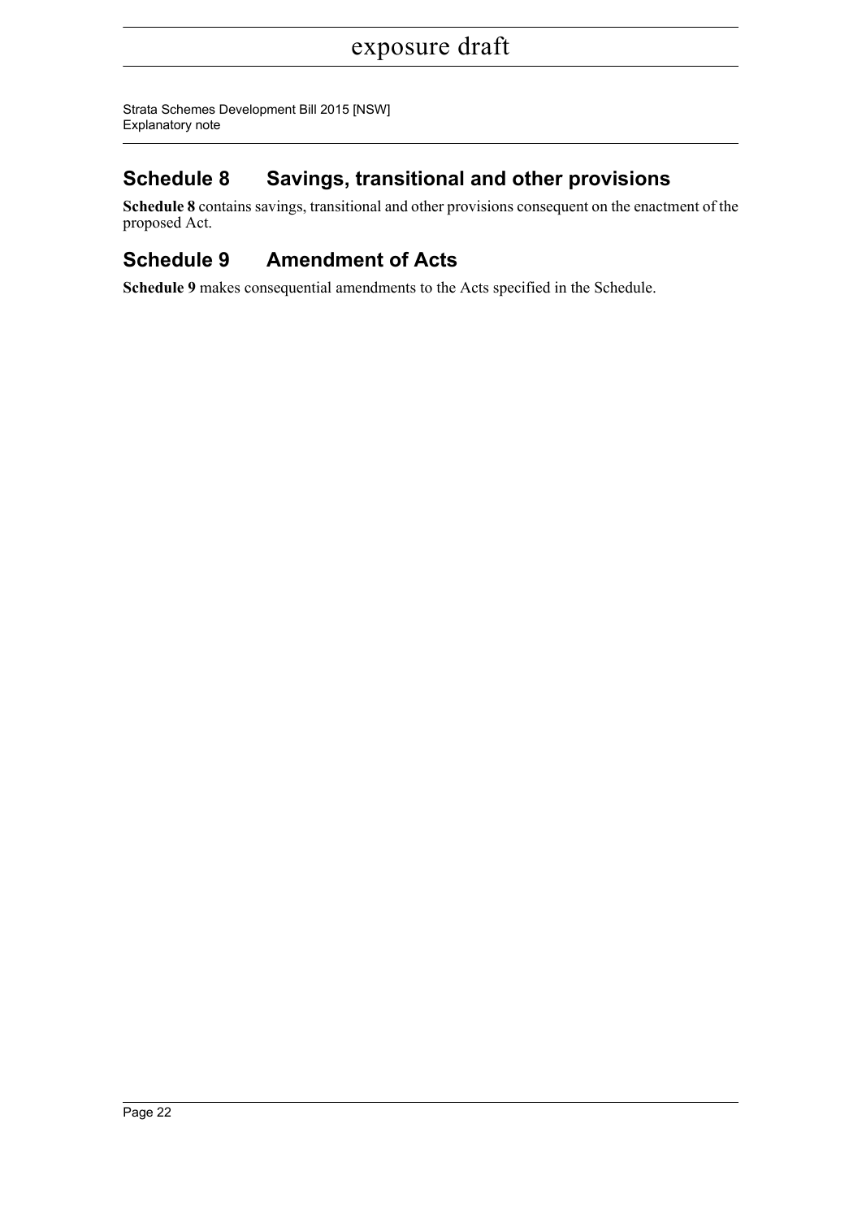## Schedule 8 Savings, transitional and other provisions

**Schedule 8** contains savings, transitional and other provisions consequent on the enactment of the proposed Act.

## Schedule 9 Amendment of Acts

**Schedule 9** makes consequential amendments to the Acts specified in the Schedule.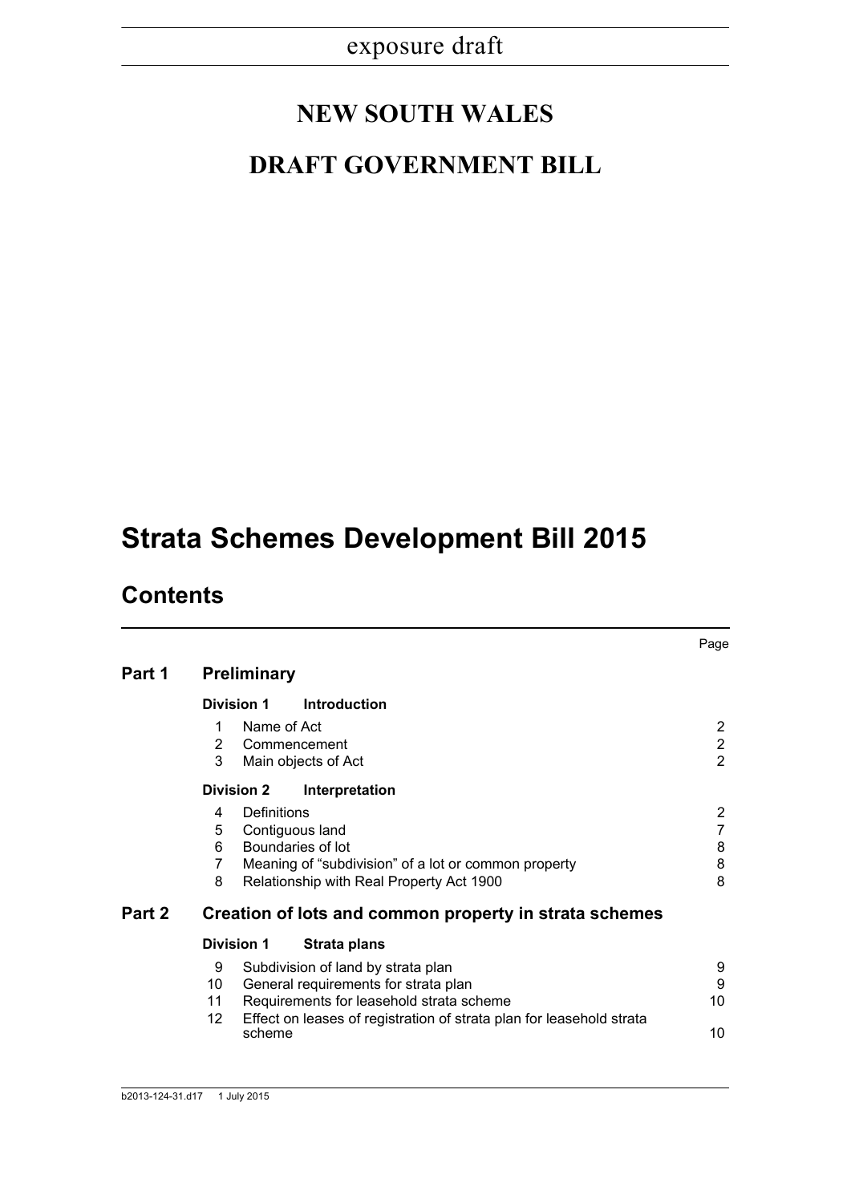exposure draft

# NEW SOUTH WALES

# DRAFT GOVERNMENT BILL

# Strata Schemes Development Bill 2015

## Contents

| | | | Page |
|---|---|---|---|
| **Part 1** | **Preliminary** | | |
| | **Division 1** | **Introduction** | |
| | 1 | Name of Act | 2 |
| | 2 | Commencement | 2 |
| | 3 | Main objects of Act | 2 |
| | **Division 2** | **Interpretation** | |
| | 4 | Definitions | 2 |
| | 5 | Contiguous land | 7 |
| | 6 | Boundaries of lot | 8 |
| | 7 | Meaning of "subdivision" of a lot or common property | 8 |
| | 8 | Relationship with Real Property Act 1900 | 8 |
| **Part 2** | **Creation of lots and common property in strata schemes** | | |
| | **Division 1** | **Strata plans** | |
| | 9 | Subdivision of land by strata plan | 9 |
| | 10 | General requirements for strata plan | 9 |
| | 11 | Requirements for leasehold strata scheme | 10 |
| | 12 | Effect on leases of registration of strata plan for leasehold strata scheme | 10 |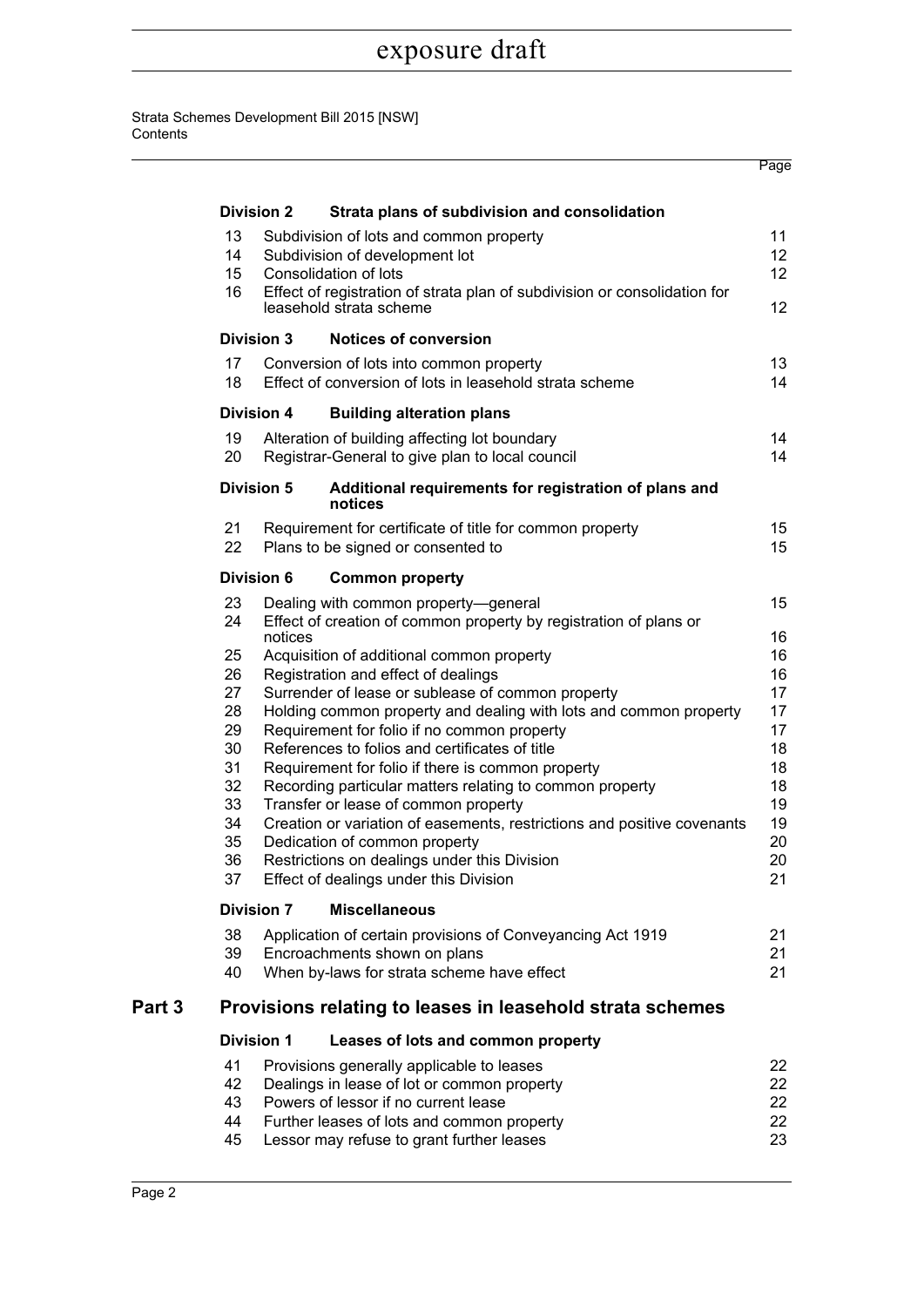exposure draft

Strata Schemes Development Bill 2015 [NSW]
Contents

| | | Page |
|---|---|---|
| **Division 2** | **Strata plans of subdivision and consolidation** | |
| 13 | Subdivision of lots and common property | 11 |
| 14 | Subdivision of development lot | 12 |
| 15 | Consolidation of lots | 12 |
| 16 | Effect of registration of strata plan of subdivision or consolidation for leasehold strata scheme | 12 |
| **Division 3** | **Notices of conversion** | |
| 17 | Conversion of lots into common property | 13 |
| 18 | Effect of conversion of lots in leasehold strata scheme | 14 |
| **Division 4** | **Building alteration plans** | |
| 19 | Alteration of building affecting lot boundary | 14 |
| 20 | Registrar-General to give plan to local council | 14 |
| **Division 5** | **Additional requirements for registration of plans and notices** | |
| 21 | Requirement for certificate of title for common property | 15 |
| 22 | Plans to be signed or consented to | 15 |
| **Division 6** | **Common property** | |
| 23 | Dealing with common property—general | 15 |
| 24 | Effect of creation of common property by registration of plans or notices | 16 |
| 25 | Acquisition of additional common property | 16 |
| 26 | Registration and effect of dealings | 16 |
| 27 | Surrender of lease or sublease of common property | 17 |
| 28 | Holding common property and dealing with lots and common property | 17 |
| 29 | Requirement for folio if no common property | 17 |
| 30 | References to folios and certificates of title | 18 |
| 31 | Requirement for folio if there is common property | 18 |
| 32 | Recording particular matters relating to common property | 18 |
| 33 | Transfer or lease of common property | 19 |
| 34 | Creation or variation of easements, restrictions and positive covenants | 19 |
| 35 | Dedication of common property | 20 |
| 36 | Restrictions on dealings under this Division | 20 |
| 37 | Effect of dealings under this Division | 21 |
| **Division 7** | **Miscellaneous** | |
| 38 | Application of certain provisions of Conveyancing Act 1919 | 21 |
| 39 | Encroachments shown on plans | 21 |
| 40 | When by-laws for strata scheme have effect | 21 |

## Part 3 Provisions relating to leases in leasehold strata schemes

| | | |
|---|---|---|
| **Division 1** | **Leases of lots and common property** | |
| 41 | Provisions generally applicable to leases | 22 |
| 42 | Dealings in lease of lot or common property | 22 |
| 43 | Powers of lessor if no current lease | 22 |
| 44 | Further leases of lots and common property | 22 |
| 45 | Lessor may refuse to grant further leases | 23 |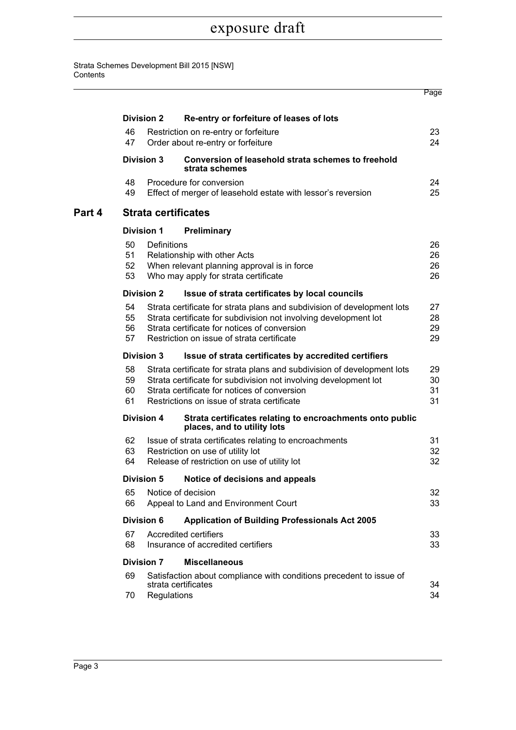| | | | Page |
|---|---|---|---|
| | **Division 2** | **Re-entry or forfeiture of leases of lots** | |
| | 46 | Restriction on re-entry or forfeiture | 23 |
| | 47 | Order about re-entry or forfeiture | 24 |
| | **Division 3** | **Conversion of leasehold strata schemes to freehold strata schemes** | |
| | 48 | Procedure for conversion | 24 |
| | 49 | Effect of merger of leasehold estate with lessor's reversion | 25 |
| **Part 4** | **Strata certificates** | | |
| | **Division 1** | **Preliminary** | |
| | 50 | Definitions | 26 |
| | 51 | Relationship with other Acts | 26 |
| | 52 | When relevant planning approval is in force | 26 |
| | 53 | Who may apply for strata certificate | 26 |
| | **Division 2** | **Issue of strata certificates by local councils** | |
| | 54 | Strata certificate for strata plans and subdivision of development lots | 27 |
| | 55 | Strata certificate for subdivision not involving development lot | 28 |
| | 56 | Strata certificate for notices of conversion | 29 |
| | 57 | Restriction on issue of strata certificate | 29 |
| | **Division 3** | **Issue of strata certificates by accredited certifiers** | |
| | 58 | Strata certificate for strata plans and subdivision of development lots | 29 |
| | 59 | Strata certificate for subdivision not involving development lot | 30 |
| | 60 | Strata certificate for notices of conversion | 31 |
| | 61 | Restrictions on issue of strata certificate | 31 |
| | **Division 4** | **Strata certificates relating to encroachments onto public places, and to utility lots** | |
| | 62 | Issue of strata certificates relating to encroachments | 31 |
| | 63 | Restriction on use of utility lot | 32 |
| | 64 | Release of restriction on use of utility lot | 32 |
| | **Division 5** | **Notice of decisions and appeals** | |
| | 65 | Notice of decision | 32 |
| | 66 | Appeal to Land and Environment Court | 33 |
| | **Division 6** | **Application of Building Professionals Act 2005** | |
| | 67 | Accredited certifiers | 33 |
| | 68 | Insurance of accredited certifiers | 33 |
| | **Division 7** | **Miscellaneous** | |
| | 69 | Satisfaction about compliance with conditions precedent to issue of strata certificates | 34 |
| | 70 | Regulations | 34 |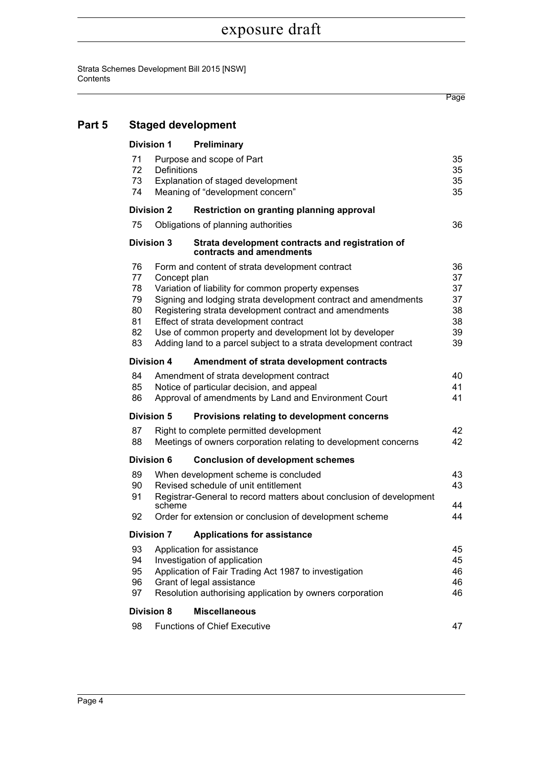## Part 5 Staged development

| | | Page |
|---|---|---|
| **Division 1** | **Preliminary** | |
| 71 | Purpose and scope of Part | 35 |
| 72 | Definitions | 35 |
| 73 | Explanation of staged development | 35 |
| 74 | Meaning of "development concern" | 35 |
| **Division 2** | **Restriction on granting planning approval** | |
| 75 | Obligations of planning authorities | 36 |
| **Division 3** | **Strata development contracts and registration of contracts and amendments** | |
| 76 | Form and content of strata development contract | 36 |
| 77 | Concept plan | 37 |
| 78 | Variation of liability for common property expenses | 37 |
| 79 | Signing and lodging strata development contract and amendments | 37 |
| 80 | Registering strata development contract and amendments | 38 |
| 81 | Effect of strata development contract | 38 |
| 82 | Use of common property and development lot by developer | 39 |
| 83 | Adding land to a parcel subject to a strata development contract | 39 |
| **Division 4** | **Amendment of strata development contracts** | |
| 84 | Amendment of strata development contract | 40 |
| 85 | Notice of particular decision, and appeal | 41 |
| 86 | Approval of amendments by Land and Environment Court | 41 |
| **Division 5** | **Provisions relating to development concerns** | |
| 87 | Right to complete permitted development | 42 |
| 88 | Meetings of owners corporation relating to development concerns | 42 |
| **Division 6** | **Conclusion of development schemes** | |
| 89 | When development scheme is concluded | 43 |
| 90 | Revised schedule of unit entitlement | 43 |
| 91 | Registrar-General to record matters about conclusion of development scheme | 44 |
| 92 | Order for extension or conclusion of development scheme | 44 |
| **Division 7** | **Applications for assistance** | |
| 93 | Application for assistance | 45 |
| 94 | Investigation of application | 45 |
| 95 | Application of Fair Trading Act 1987 to investigation | 46 |
| 96 | Grant of legal assistance | 46 |
| 97 | Resolution authorising application by owners corporation | 46 |
| **Division 8** | **Miscellaneous** | |
| 98 | Functions of Chief Executive | 47 |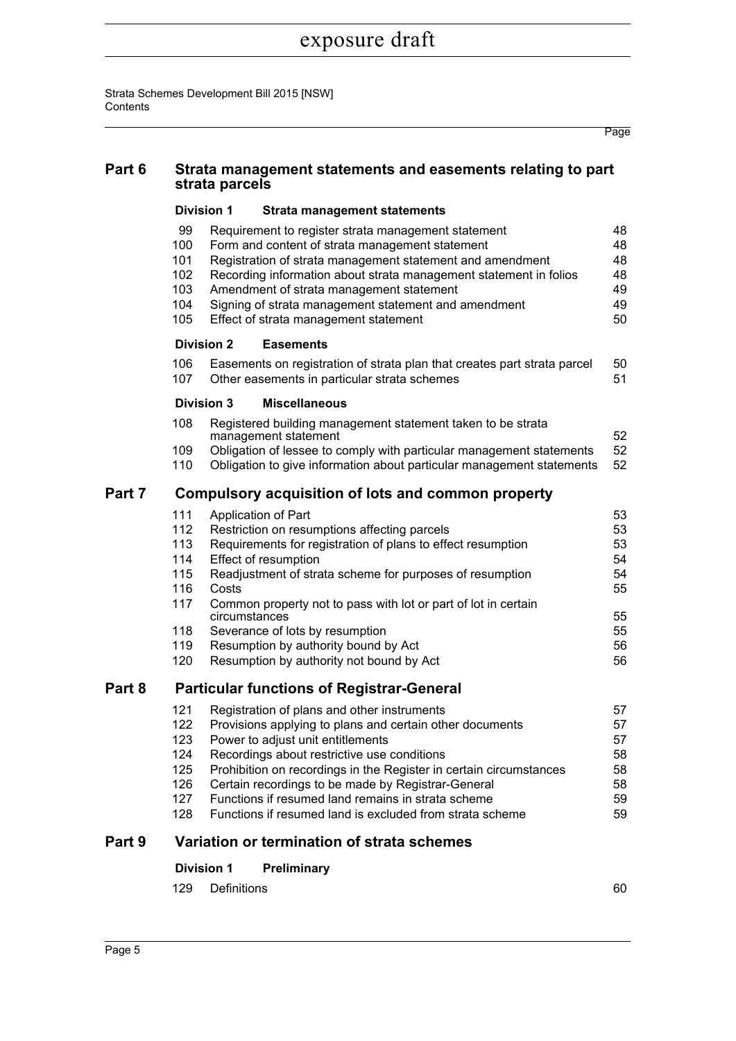## Part 6 Strata management statements and easements relating to part strata parcels

### Division 1 Strata management statements

| | | Page |
|---|---|---|
| 99 | Requirement to register strata management statement | 48 |
| 100 | Form and content of strata management statement | 48 |
| 101 | Registration of strata management statement and amendment | 48 |
| 102 | Recording information about strata management statement in folios | 48 |
| 103 | Amendment of strata management statement | 49 |
| 104 | Signing of strata management statement and amendment | 49 |
| 105 | Effect of strata management statement | 50 |

### Division 2 Easements

| | | |
|---|---|---|
| 106 | Easements on registration of strata plan that creates part strata parcel | 50 |
| 107 | Other easements in particular strata schemes | 51 |

### Division 3 Miscellaneous

| | | |
|---|---|---|
| 108 | Registered building management statement taken to be strata management statement | 52 |
| 109 | Obligation of lessee to comply with particular management statements | 52 |
| 110 | Obligation to give information about particular management statements | 52 |

## Part 7 Compulsory acquisition of lots and common property

| | | |
|---|---|---|
| 111 | Application of Part | 53 |
| 112 | Restriction on resumptions affecting parcels | 53 |
| 113 | Requirements for registration of plans to effect resumption | 53 |
| 114 | Effect of resumption | 54 |
| 115 | Readjustment of strata scheme for purposes of resumption | 54 |
| 116 | Costs | 55 |
| 117 | Common property not to pass with lot or part of lot in certain circumstances | 55 |
| 118 | Severance of lots by resumption | 55 |
| 119 | Resumption by authority bound by Act | 56 |
| 120 | Resumption by authority not bound by Act | 56 |

## Part 8 Particular functions of Registrar-General

| | | |
|---|---|---|
| 121 | Registration of plans and other instruments | 57 |
| 122 | Provisions applying to plans and certain other documents | 57 |
| 123 | Power to adjust unit entitlements | 57 |
| 124 | Recordings about restrictive use conditions | 58 |
| 125 | Prohibition on recordings in the Register in certain circumstances | 58 |
| 126 | Certain recordings to be made by Registrar-General | 58 |
| 127 | Functions if resumed land remains in strata scheme | 59 |
| 128 | Functions if resumed land is excluded from strata scheme | 59 |

## Part 9 Variation or termination of strata schemes

### Division 1 Preliminary

| | | |
|---|---|---|
| 129 | Definitions | 60 |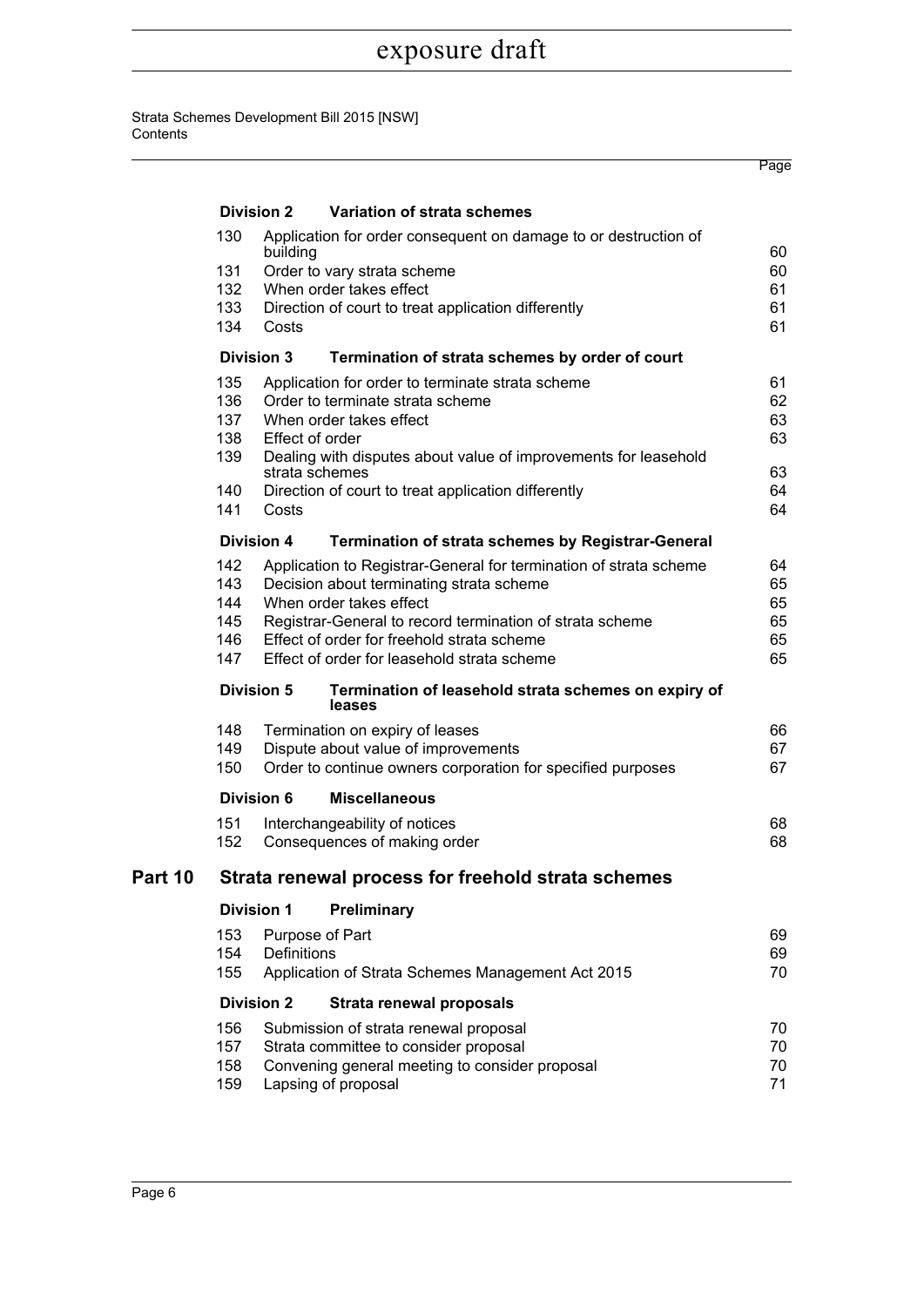| | | Page |
|---|---|---|
| **Division 2** | **Variation of strata schemes** | |
| 130 | Application for order consequent on damage to or destruction of building | 60 |
| 131 | Order to vary strata scheme | 60 |
| 132 | When order takes effect | 61 |
| 133 | Direction of court to treat application differently | 61 |
| 134 | Costs | 61 |
| **Division 3** | **Termination of strata schemes by order of court** | |
| 135 | Application for order to terminate strata scheme | 61 |
| 136 | Order to terminate strata scheme | 62 |
| 137 | When order takes effect | 63 |
| 138 | Effect of order | 63 |
| 139 | Dealing with disputes about value of improvements for leasehold strata schemes | 63 |
| 140 | Direction of court to treat application differently | 64 |
| 141 | Costs | 64 |
| **Division 4** | **Termination of strata schemes by Registrar-General** | |
| 142 | Application to Registrar-General for termination of strata scheme | 64 |
| 143 | Decision about terminating strata scheme | 65 |
| 144 | When order takes effect | 65 |
| 145 | Registrar-General to record termination of strata scheme | 65 |
| 146 | Effect of order for freehold strata scheme | 65 |
| 147 | Effect of order for leasehold strata scheme | 65 |
| **Division 5** | **Termination of leasehold strata schemes on expiry of leases** | |
| 148 | Termination on expiry of leases | 66 |
| 149 | Dispute about value of improvements | 67 |
| 150 | Order to continue owners corporation for specified purposes | 67 |
| **Division 6** | **Miscellaneous** | |
| 151 | Interchangeability of notices | 68 |
| 152 | Consequences of making order | 68 |

## Part 10 Strata renewal process for freehold strata schemes

| | | |
|---|---|---|
| **Division 1** | **Preliminary** | |
| 153 | Purpose of Part | 69 |
| 154 | Definitions | 69 |
| 155 | Application of Strata Schemes Management Act 2015 | 70 |
| **Division 2** | **Strata renewal proposals** | |
| 156 | Submission of strata renewal proposal | 70 |
| 157 | Strata committee to consider proposal | 70 |
| 158 | Convening general meeting to consider proposal | 70 |
| 159 | Lapsing of proposal | 71 |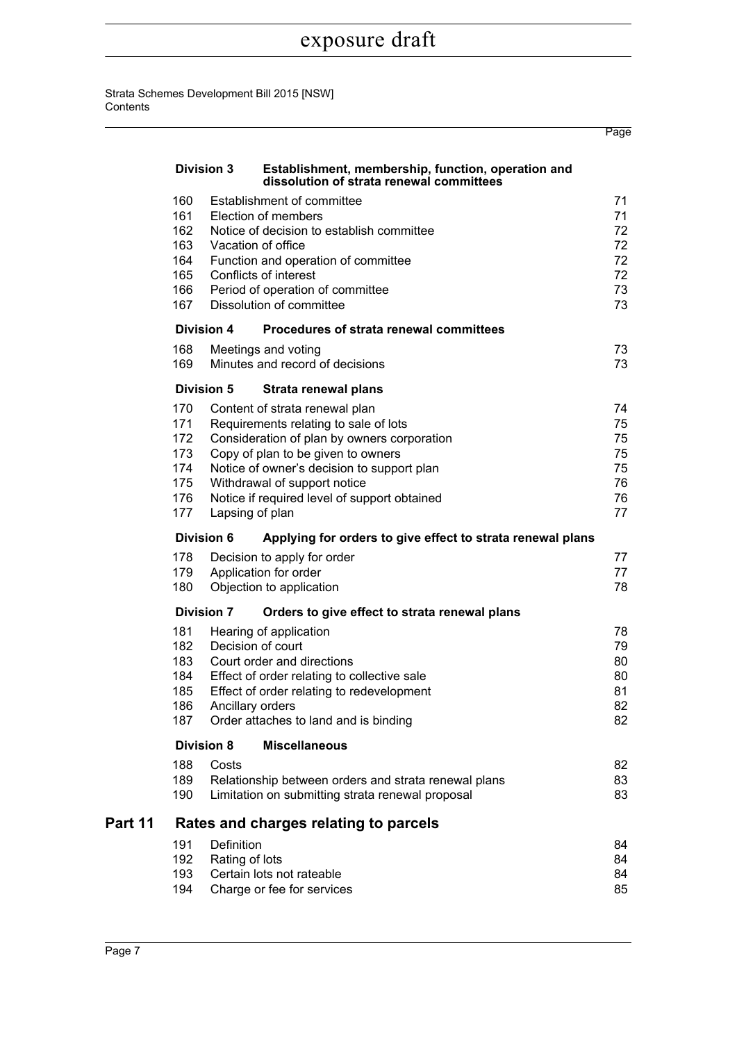| | | Page |
|---|---|---|
| **Division 3** | **Establishment, membership, function, operation and dissolution of strata renewal committees** | |
| 160 | Establishment of committee | 71 |
| 161 | Election of members | 71 |
| 162 | Notice of decision to establish committee | 72 |
| 163 | Vacation of office | 72 |
| 164 | Function and operation of committee | 72 |
| 165 | Conflicts of interest | 72 |
| 166 | Period of operation of committee | 73 |
| 167 | Dissolution of committee | 73 |
| **Division 4** | **Procedures of strata renewal committees** | |
| 168 | Meetings and voting | 73 |
| 169 | Minutes and record of decisions | 73 |
| **Division 5** | **Strata renewal plans** | |
| 170 | Content of strata renewal plan | 74 |
| 171 | Requirements relating to sale of lots | 75 |
| 172 | Consideration of plan by owners corporation | 75 |
| 173 | Copy of plan to be given to owners | 75 |
| 174 | Notice of owner's decision to support plan | 75 |
| 175 | Withdrawal of support notice | 76 |
| 176 | Notice if required level of support obtained | 76 |
| 177 | Lapsing of plan | 77 |
| **Division 6** | **Applying for orders to give effect to strata renewal plans** | |
| 178 | Decision to apply for order | 77 |
| 179 | Application for order | 77 |
| 180 | Objection to application | 78 |
| **Division 7** | **Orders to give effect to strata renewal plans** | |
| 181 | Hearing of application | 78 |
| 182 | Decision of court | 79 |
| 183 | Court order and directions | 80 |
| 184 | Effect of order relating to collective sale | 80 |
| 185 | Effect of order relating to redevelopment | 81 |
| 186 | Ancillary orders | 82 |
| 187 | Order attaches to land and is binding | 82 |
| **Division 8** | **Miscellaneous** | |
| 188 | Costs | 82 |
| 189 | Relationship between orders and strata renewal plans | 83 |
| 190 | Limitation on submitting strata renewal proposal | 83 |

## Part 11 Rates and charges relating to parcels

| | | |
|---|---|---|
| 191 | Definition | 84 |
| 192 | Rating of lots | 84 |
| 193 | Certain lots not rateable | 84 |
| 194 | Charge or fee for services | 85 |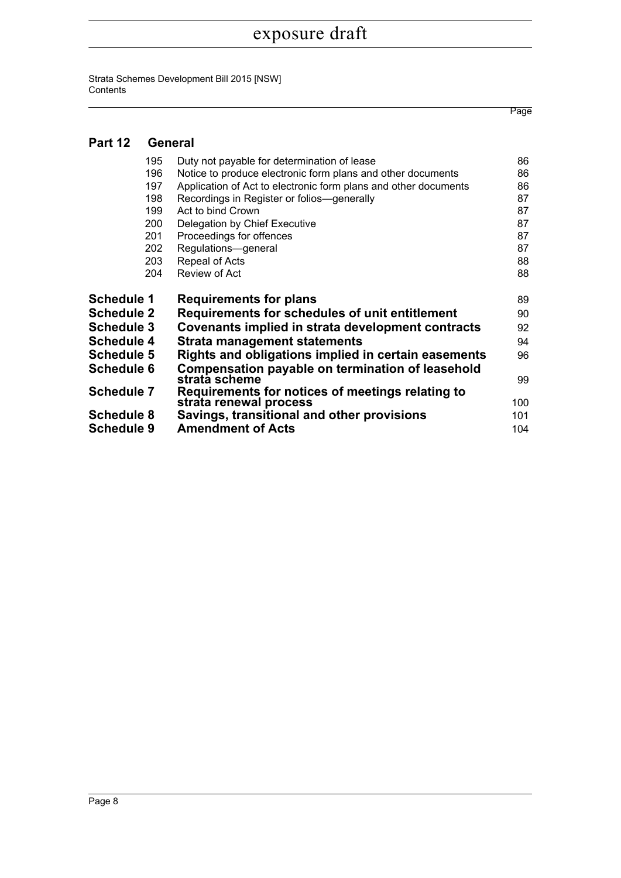## Part 12 General

| | | Page |
|---|---|---|
| 195 | Duty not payable for determination of lease | 86 |
| 196 | Notice to produce electronic form plans and other documents | 86 |
| 197 | Application of Act to electronic form plans and other documents | 86 |
| 198 | Recordings in Register or folios—generally | 87 |
| 199 | Act to bind Crown | 87 |
| 200 | Delegation by Chief Executive | 87 |
| 201 | Proceedings for offences | 87 |
| 202 | Regulations—general | 87 |
| 203 | Repeal of Acts | 88 |
| 204 | Review of Act | 88 |

| | | |
|---|---|---|
| **Schedule 1** | **Requirements for plans** | 89 |
| **Schedule 2** | **Requirements for schedules of unit entitlement** | 90 |
| **Schedule 3** | **Covenants implied in strata development contracts** | 92 |
| **Schedule 4** | **Strata management statements** | 94 |
| **Schedule 5** | **Rights and obligations implied in certain easements** | 96 |
| **Schedule 6** | **Compensation payable on termination of leasehold strata scheme** | 99 |
| **Schedule 7** | **Requirements for notices of meetings relating to strata renewal process** | 100 |
| **Schedule 8** | **Savings, transitional and other provisions** | 101 |
| **Schedule 9** | **Amendment of Acts** | 104 |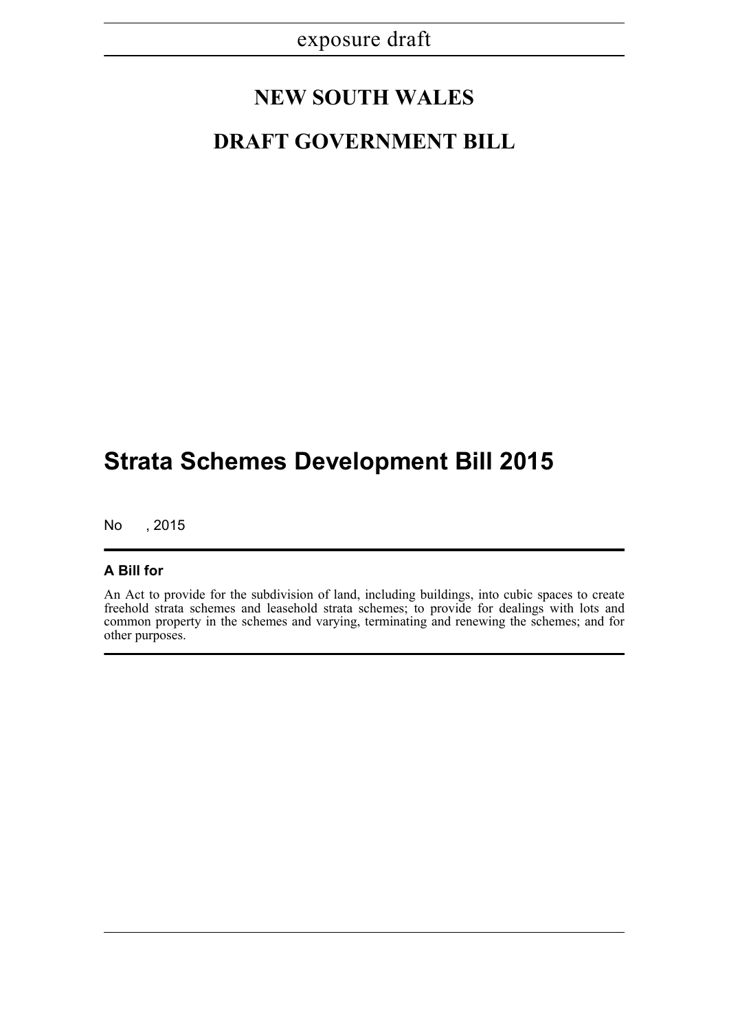exposure draft

# NEW SOUTH WALES

# DRAFT GOVERNMENT BILL

# Strata Schemes Development Bill 2015

No , 2015

**A Bill for**

An Act to provide for the subdivision of land, including buildings, into cubic spaces to create freehold strata schemes and leasehold strata schemes; to provide for dealings with lots and common property in the schemes and varying, terminating and renewing the schemes; and for other purposes.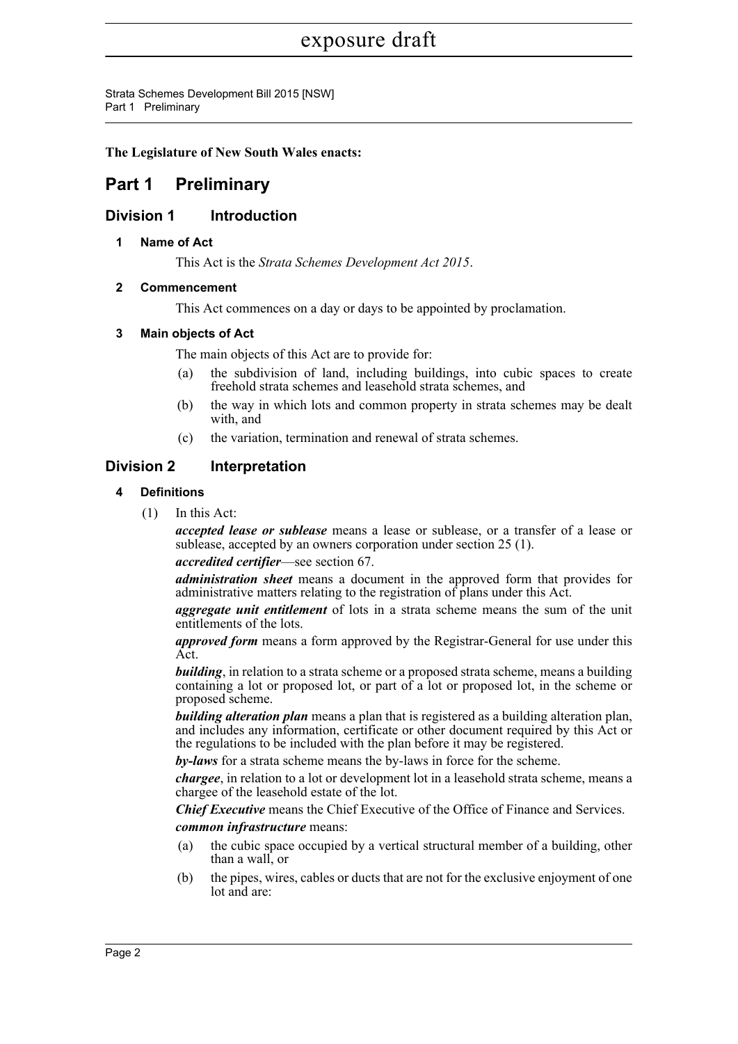**The Legislature of New South Wales enacts:**

# Part 1 Preliminary

## Division 1 Introduction

### 1 Name of Act

This Act is the *Strata Schemes Development Act 2015*.

### 2 Commencement

This Act commences on a day or days to be appointed by proclamation.

### 3 Main objects of Act

The main objects of this Act are to provide for:

- (a) the subdivision of land, including buildings, into cubic spaces to create freehold strata schemes and leasehold strata schemes, and
- (b) the way in which lots and common property in strata schemes may be dealt with, and
- (c) the variation, termination and renewal of strata schemes.

## Division 2 Interpretation

### 4 Definitions

(1) In this Act:

***accepted lease or sublease*** means a lease or sublease, or a transfer of a lease or sublease, accepted by an owners corporation under section 25 (1).

***accredited certifier***—see section 67.

***administration sheet*** means a document in the approved form that provides for administrative matters relating to the registration of plans under this Act.

***aggregate unit entitlement*** of lots in a strata scheme means the sum of the unit entitlements of the lots.

***approved form*** means a form approved by the Registrar-General for use under this Act.

***building***, in relation to a strata scheme or a proposed strata scheme, means a building containing a lot or proposed lot, or part of a lot or proposed lot, in the scheme or proposed scheme.

***building alteration plan*** means a plan that is registered as a building alteration plan, and includes any information, certificate or other document required by this Act or the regulations to be included with the plan before it may be registered.

***by-laws*** for a strata scheme means the by-laws in force for the scheme.

***chargee***, in relation to a lot or development lot in a leasehold strata scheme, means a chargee of the leasehold estate of the lot.

***Chief Executive*** means the Chief Executive of the Office of Finance and Services.

***common infrastructure*** means:

- (a) the cubic space occupied by a vertical structural member of a building, other than a wall, or
- (b) the pipes, wires, cables or ducts that are not for the exclusive enjoyment of one lot and are: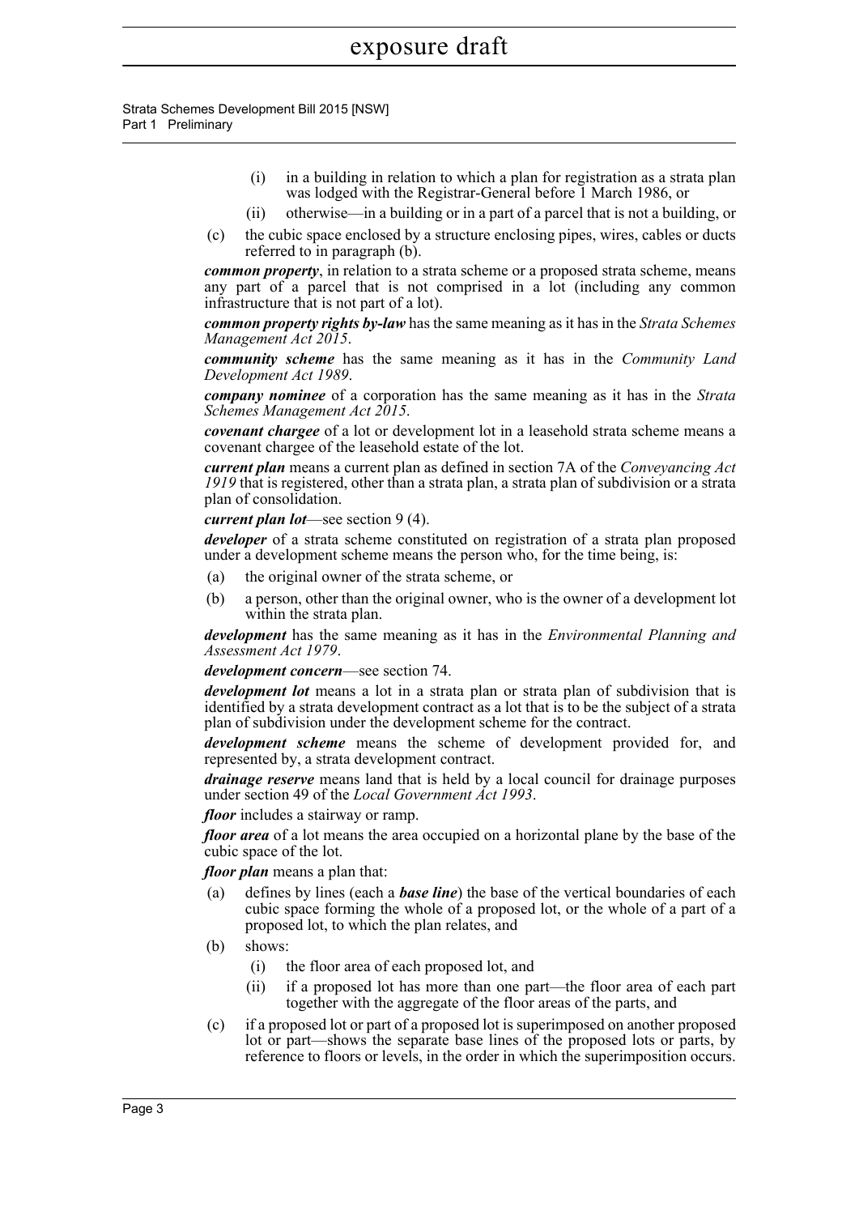(i) in a building in relation to which a plan for registration as a strata plan was lodged with the Registrar-General before 1 March 1986, or

(ii) otherwise—in a building or in a part of a parcel that is not a building, or

(c) the cubic space enclosed by a structure enclosing pipes, wires, cables or ducts referred to in paragraph (b).

***common property***, in relation to a strata scheme or a proposed strata scheme, means any part of a parcel that is not comprised in a lot (including any common infrastructure that is not part of a lot).

***common property rights by-law*** has the same meaning as it has in the *Strata Schemes Management Act 2015*.

***community scheme*** has the same meaning as it has in the *Community Land Development Act 1989*.

***company nominee*** of a corporation has the same meaning as it has in the *Strata Schemes Management Act 2015*.

***covenant chargee*** of a lot or development lot in a leasehold strata scheme means a covenant chargee of the leasehold estate of the lot.

***current plan*** means a current plan as defined in section 7A of the *Conveyancing Act 1919* that is registered, other than a strata plan, a strata plan of subdivision or a strata plan of consolidation.

***current plan lot***—see section 9 (4).

***developer*** of a strata scheme constituted on registration of a strata plan proposed under a development scheme means the person who, for the time being, is:

(a) the original owner of the strata scheme, or

(b) a person, other than the original owner, who is the owner of a development lot within the strata plan.

***development*** has the same meaning as it has in the *Environmental Planning and Assessment Act 1979*.

***development concern***—see section 74.

***development lot*** means a lot in a strata plan or strata plan of subdivision that is identified by a strata development contract as a lot that is to be the subject of a strata plan of subdivision under the development scheme for the contract.

***development scheme*** means the scheme of development provided for, and represented by, a strata development contract.

***drainage reserve*** means land that is held by a local council for drainage purposes under section 49 of the *Local Government Act 1993*.

***floor*** includes a stairway or ramp.

***floor area*** of a lot means the area occupied on a horizontal plane by the base of the cubic space of the lot.

***floor plan*** means a plan that:

(a) defines by lines (each a ***base line***) the base of the vertical boundaries of each cubic space forming the whole of a proposed lot, or the whole of a part of a proposed lot, to which the plan relates, and

(b) shows:

(i) the floor area of each proposed lot, and

(ii) if a proposed lot has more than one part—the floor area of each part together with the aggregate of the floor areas of the parts, and

(c) if a proposed lot or part of a proposed lot is superimposed on another proposed lot or part—shows the separate base lines of the proposed lots or parts, by reference to floors or levels, in the order in which the superimposition occurs.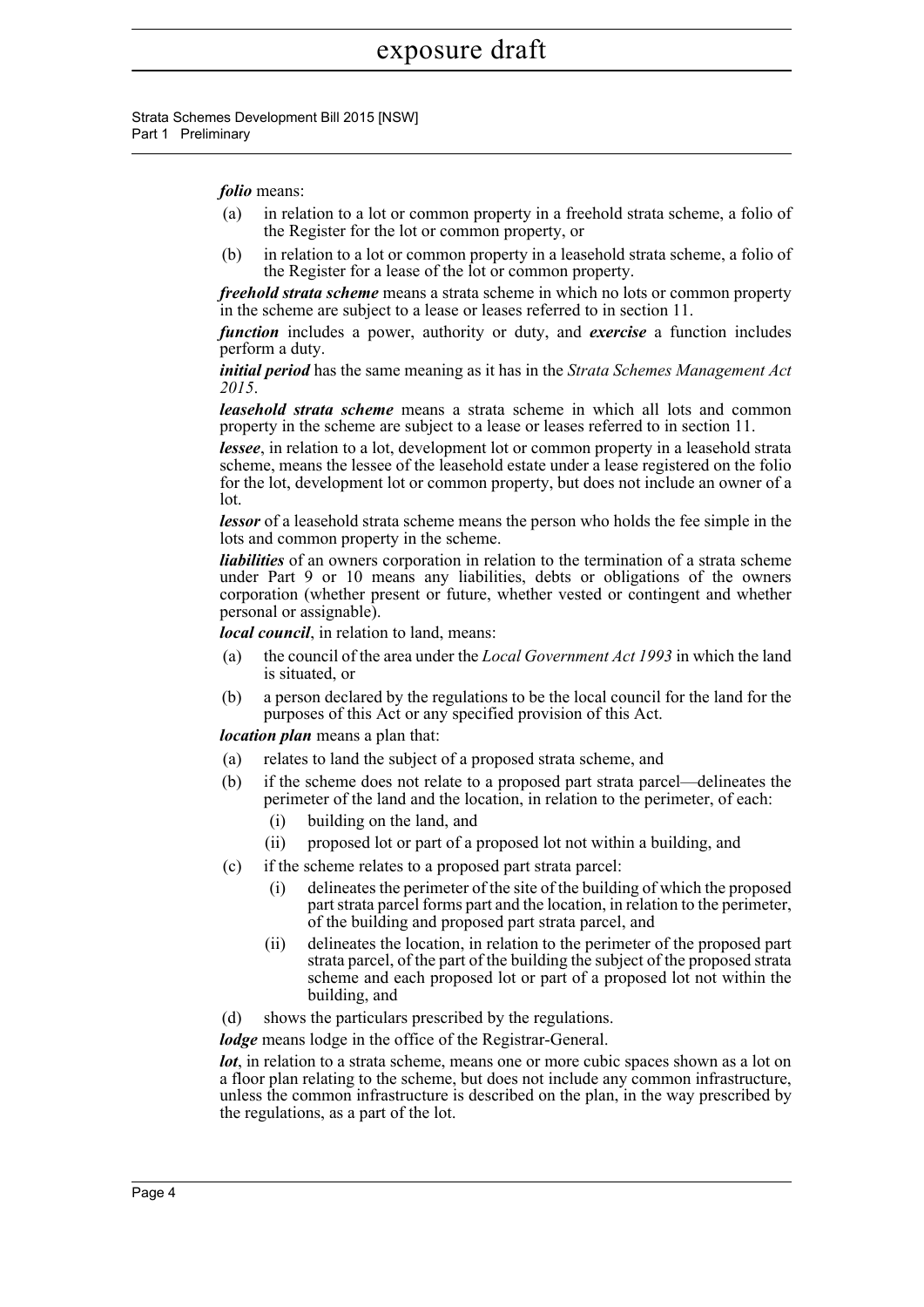***folio*** means:

- (a) in relation to a lot or common property in a freehold strata scheme, a folio of the Register for the lot or common property, or
- (b) in relation to a lot or common property in a leasehold strata scheme, a folio of the Register for a lease of the lot or common property.

***freehold strata scheme*** means a strata scheme in which no lots or common property in the scheme are subject to a lease or leases referred to in section 11.

***function*** includes a power, authority or duty, and ***exercise*** a function includes perform a duty.

***initial period*** has the same meaning as it has in the *Strata Schemes Management Act 2015*.

***leasehold strata scheme*** means a strata scheme in which all lots and common property in the scheme are subject to a lease or leases referred to in section 11.

***lessee***, in relation to a lot, development lot or common property in a leasehold strata scheme, means the lessee of the leasehold estate under a lease registered on the folio for the lot, development lot or common property, but does not include an owner of a lot.

***lessor*** of a leasehold strata scheme means the person who holds the fee simple in the lots and common property in the scheme.

***liabilities*** of an owners corporation in relation to the termination of a strata scheme under Part 9 or 10 means any liabilities, debts or obligations of the owners corporation (whether present or future, whether vested or contingent and whether personal or assignable).

***local council***, in relation to land, means:

- (a) the council of the area under the *Local Government Act 1993* in which the land is situated, or
- (b) a person declared by the regulations to be the local council for the land for the purposes of this Act or any specified provision of this Act.

***location plan*** means a plan that:

- (a) relates to land the subject of a proposed strata scheme, and
- (b) if the scheme does not relate to a proposed part strata parcel—delineates the perimeter of the land and the location, in relation to the perimeter, of each:
  - (i) building on the land, and
  - (ii) proposed lot or part of a proposed lot not within a building, and
- (c) if the scheme relates to a proposed part strata parcel:
  - (i) delineates the perimeter of the site of the building of which the proposed part strata parcel forms part and the location, in relation to the perimeter, of the building and proposed part strata parcel, and
  - (ii) delineates the location, in relation to the perimeter of the proposed part strata parcel, of the part of the building the subject of the proposed strata scheme and each proposed lot or part of a proposed lot not within the building, and
- (d) shows the particulars prescribed by the regulations.

***lodge*** means lodge in the office of the Registrar-General.

***lot***, in relation to a strata scheme, means one or more cubic spaces shown as a lot on a floor plan relating to the scheme, but does not include any common infrastructure, unless the common infrastructure is described on the plan, in the way prescribed by the regulations, as a part of the lot.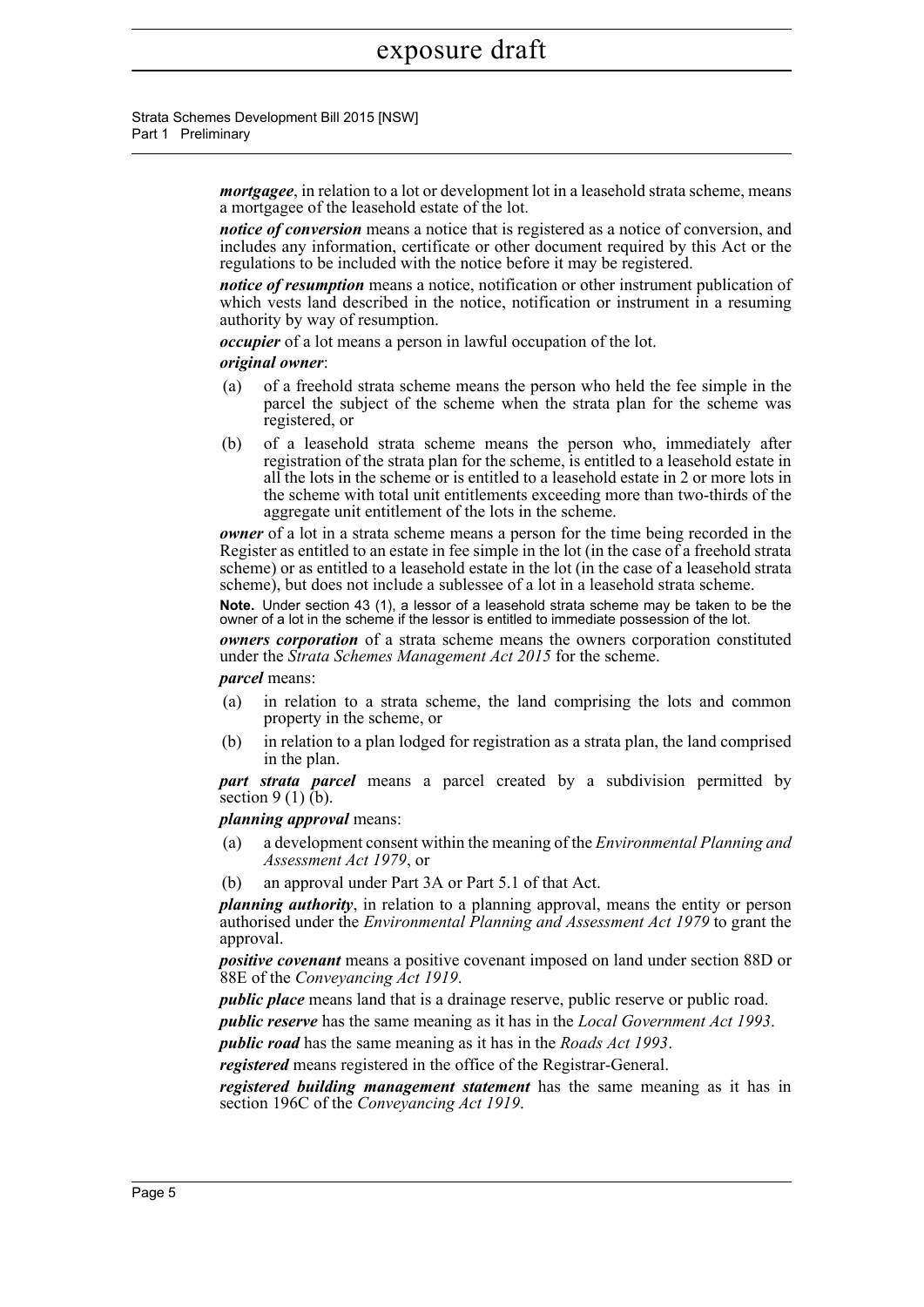***mortgagee***, in relation to a lot or development lot in a leasehold strata scheme, means a mortgagee of the leasehold estate of the lot.

***notice of conversion*** means a notice that is registered as a notice of conversion, and includes any information, certificate or other document required by this Act or the regulations to be included with the notice before it may be registered.

***notice of resumption*** means a notice, notification or other instrument publication of which vests land described in the notice, notification or instrument in a resuming authority by way of resumption.

***occupier*** of a lot means a person in lawful occupation of the lot.

***original owner***:

(a) of a freehold strata scheme means the person who held the fee simple in the parcel the subject of the scheme when the strata plan for the scheme was registered, or

(b) of a leasehold strata scheme means the person who, immediately after registration of the strata plan for the scheme, is entitled to a leasehold estate in all the lots in the scheme or is entitled to a leasehold estate in 2 or more lots in the scheme with total unit entitlements exceeding more than two-thirds of the aggregate unit entitlement of the lots in the scheme.

***owner*** of a lot in a strata scheme means a person for the time being recorded in the Register as entitled to an estate in fee simple in the lot (in the case of a freehold strata scheme) or as entitled to a leasehold estate in the lot (in the case of a leasehold strata scheme), but does not include a sublessee of a lot in a leasehold strata scheme.

**Note.** Under section 43 (1), a lessor of a leasehold strata scheme may be taken to be the owner of a lot in the scheme if the lessor is entitled to immediate possession of the lot.

***owners corporation*** of a strata scheme means the owners corporation constituted under the *Strata Schemes Management Act 2015* for the scheme.

***parcel*** means:

(a) in relation to a strata scheme, the land comprising the lots and common property in the scheme, or

(b) in relation to a plan lodged for registration as a strata plan, the land comprised in the plan.

***part strata parcel*** means a parcel created by a subdivision permitted by section 9 (1) (b).

***planning approval*** means:

(a) a development consent within the meaning of the *Environmental Planning and Assessment Act 1979*, or

(b) an approval under Part 3A or Part 5.1 of that Act.

***planning authority***, in relation to a planning approval, means the entity or person authorised under the *Environmental Planning and Assessment Act 1979* to grant the approval.

***positive covenant*** means a positive covenant imposed on land under section 88D or 88E of the *Conveyancing Act 1919*.

***public place*** means land that is a drainage reserve, public reserve or public road.

***public reserve*** has the same meaning as it has in the *Local Government Act 1993*.

***public road*** has the same meaning as it has in the *Roads Act 1993*.

***registered*** means registered in the office of the Registrar-General.

***registered building management statement*** has the same meaning as it has in section 196C of the *Conveyancing Act 1919*.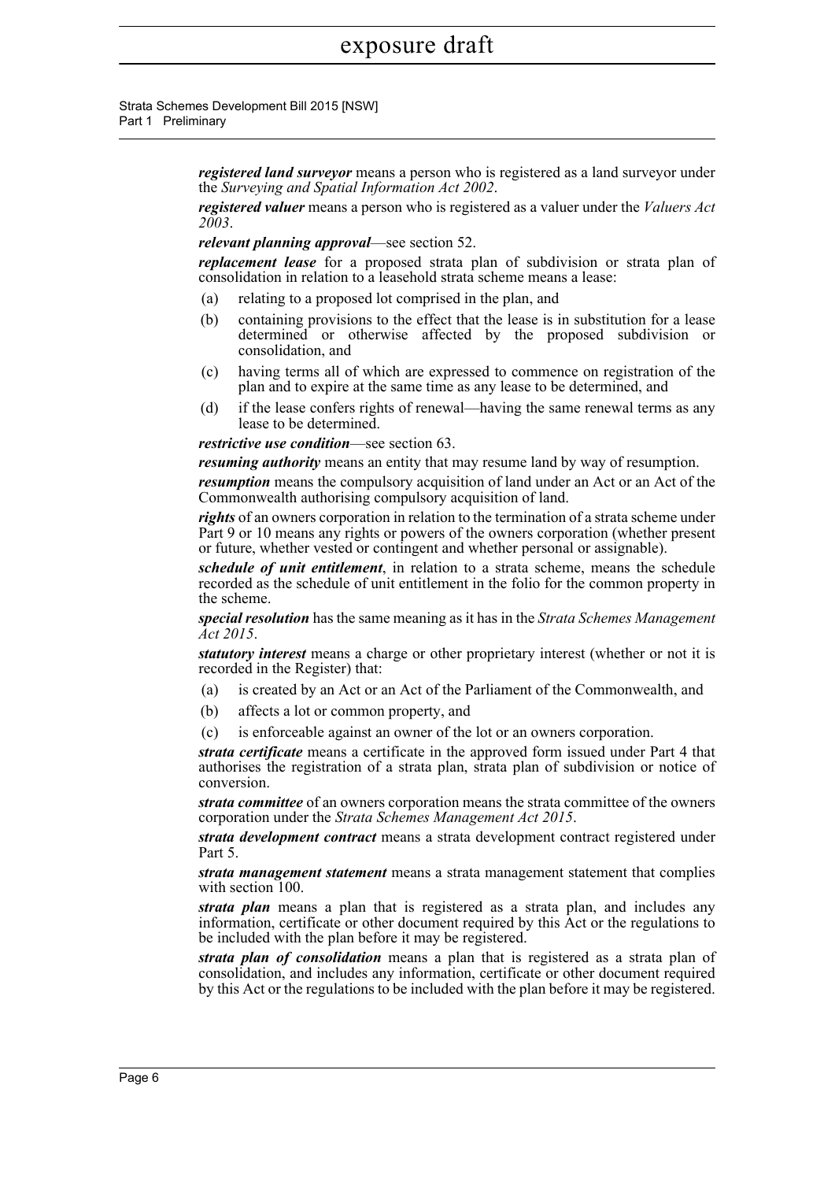***registered land surveyor*** means a person who is registered as a land surveyor under the *Surveying and Spatial Information Act 2002*.

***registered valuer*** means a person who is registered as a valuer under the *Valuers Act 2003*.

***relevant planning approval***—see section 52.

***replacement lease*** for a proposed strata plan of subdivision or strata plan of consolidation in relation to a leasehold strata scheme means a lease:

(a) relating to a proposed lot comprised in the plan, and

(b) containing provisions to the effect that the lease is in substitution for a lease determined or otherwise affected by the proposed subdivision or consolidation, and

(c) having terms all of which are expressed to commence on registration of the plan and to expire at the same time as any lease to be determined, and

(d) if the lease confers rights of renewal—having the same renewal terms as any lease to be determined.

***restrictive use condition***—see section 63.

***resuming authority*** means an entity that may resume land by way of resumption.

***resumption*** means the compulsory acquisition of land under an Act or an Act of the Commonwealth authorising compulsory acquisition of land.

***rights*** of an owners corporation in relation to the termination of a strata scheme under Part 9 or 10 means any rights or powers of the owners corporation (whether present or future, whether vested or contingent and whether personal or assignable).

***schedule of unit entitlement***, in relation to a strata scheme, means the schedule recorded as the schedule of unit entitlement in the folio for the common property in the scheme.

***special resolution*** has the same meaning as it has in the *Strata Schemes Management Act 2015*.

***statutory interest*** means a charge or other proprietary interest (whether or not it is recorded in the Register) that:

(a) is created by an Act or an Act of the Parliament of the Commonwealth, and

(b) affects a lot or common property, and

(c) is enforceable against an owner of the lot or an owners corporation.

***strata certificate*** means a certificate in the approved form issued under Part 4 that authorises the registration of a strata plan, strata plan of subdivision or notice of conversion.

***strata committee*** of an owners corporation means the strata committee of the owners corporation under the *Strata Schemes Management Act 2015*.

***strata development contract*** means a strata development contract registered under Part 5.

***strata management statement*** means a strata management statement that complies with section 100.

***strata plan*** means a plan that is registered as a strata plan, and includes any information, certificate or other document required by this Act or the regulations to be included with the plan before it may be registered.

***strata plan of consolidation*** means a plan that is registered as a strata plan of consolidation, and includes any information, certificate or other document required by this Act or the regulations to be included with the plan before it may be registered.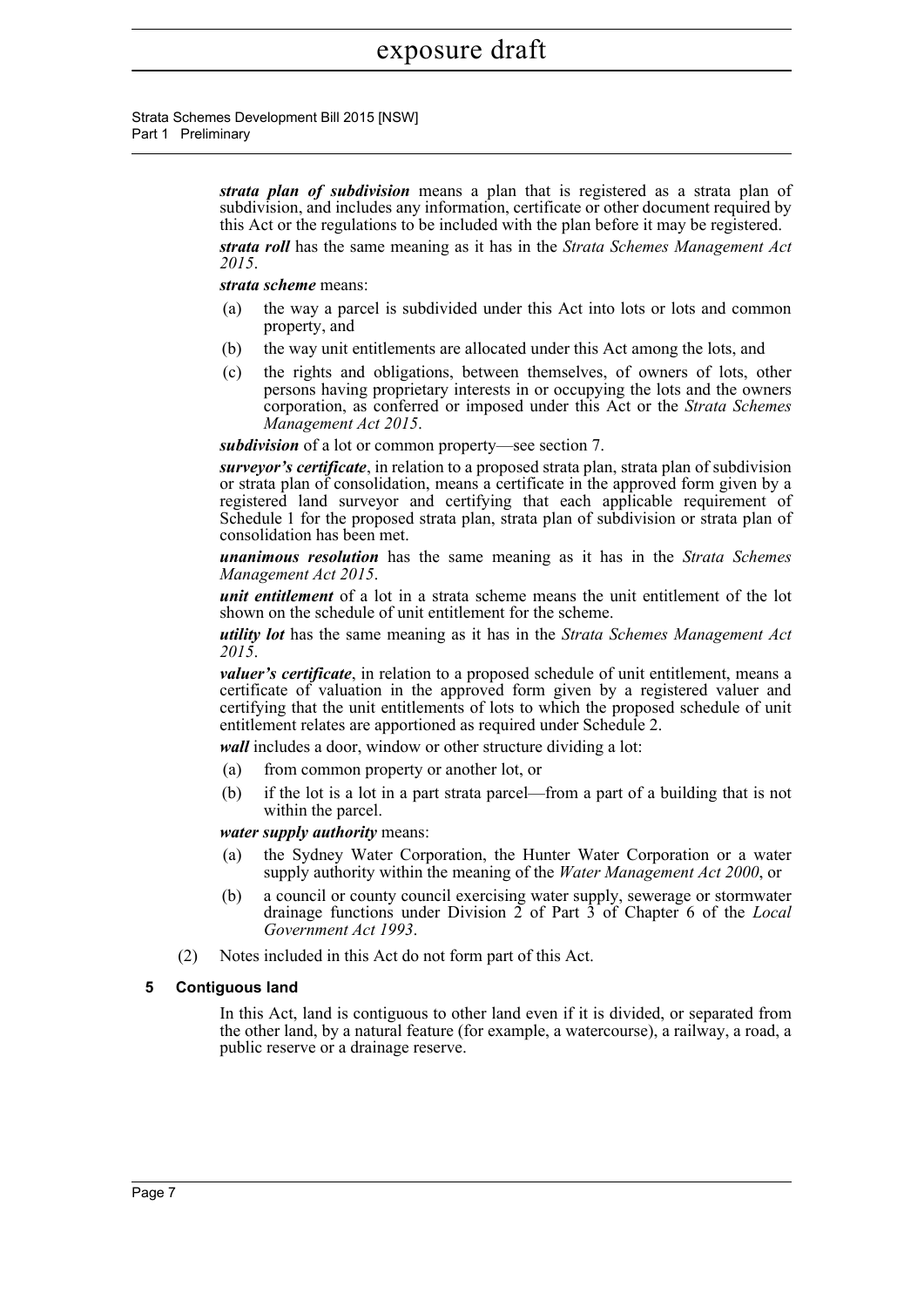***strata plan of subdivision*** means a plan that is registered as a strata plan of subdivision, and includes any information, certificate or other document required by this Act or the regulations to be included with the plan before it may be registered.

***strata roll*** has the same meaning as it has in the *Strata Schemes Management Act 2015*.

***strata scheme*** means:

(a) the way a parcel is subdivided under this Act into lots or lots and common property, and

(b) the way unit entitlements are allocated under this Act among the lots, and

(c) the rights and obligations, between themselves, of owners of lots, other persons having proprietary interests in or occupying the lots and the owners corporation, as conferred or imposed under this Act or the *Strata Schemes Management Act 2015*.

***subdivision*** of a lot or common property—see section 7.

***surveyor's certificate***, in relation to a proposed strata plan, strata plan of subdivision or strata plan of consolidation, means a certificate in the approved form given by a registered land surveyor and certifying that each applicable requirement of Schedule 1 for the proposed strata plan, strata plan of subdivision or strata plan of consolidation has been met.

***unanimous resolution*** has the same meaning as it has in the *Strata Schemes Management Act 2015*.

***unit entitlement*** of a lot in a strata scheme means the unit entitlement of the lot shown on the schedule of unit entitlement for the scheme.

***utility lot*** has the same meaning as it has in the *Strata Schemes Management Act 2015*.

***valuer's certificate***, in relation to a proposed schedule of unit entitlement, means a certificate of valuation in the approved form given by a registered valuer and certifying that the unit entitlements of lots to which the proposed schedule of unit entitlement relates are apportioned as required under Schedule 2.

***wall*** includes a door, window or other structure dividing a lot:

(a) from common property or another lot, or

(b) if the lot is a lot in a part strata parcel—from a part of a building that is not within the parcel.

***water supply authority*** means:

(a) the Sydney Water Corporation, the Hunter Water Corporation or a water supply authority within the meaning of the *Water Management Act 2000*, or

(b) a council or county council exercising water supply, sewerage or stormwater drainage functions under Division 2 of Part 3 of Chapter 6 of the *Local Government Act 1993*.

(2) Notes included in this Act do not form part of this Act.

### 5 Contiguous land

In this Act, land is contiguous to other land even if it is divided, or separated from the other land, by a natural feature (for example, a watercourse), a railway, a road, a public reserve or a drainage reserve.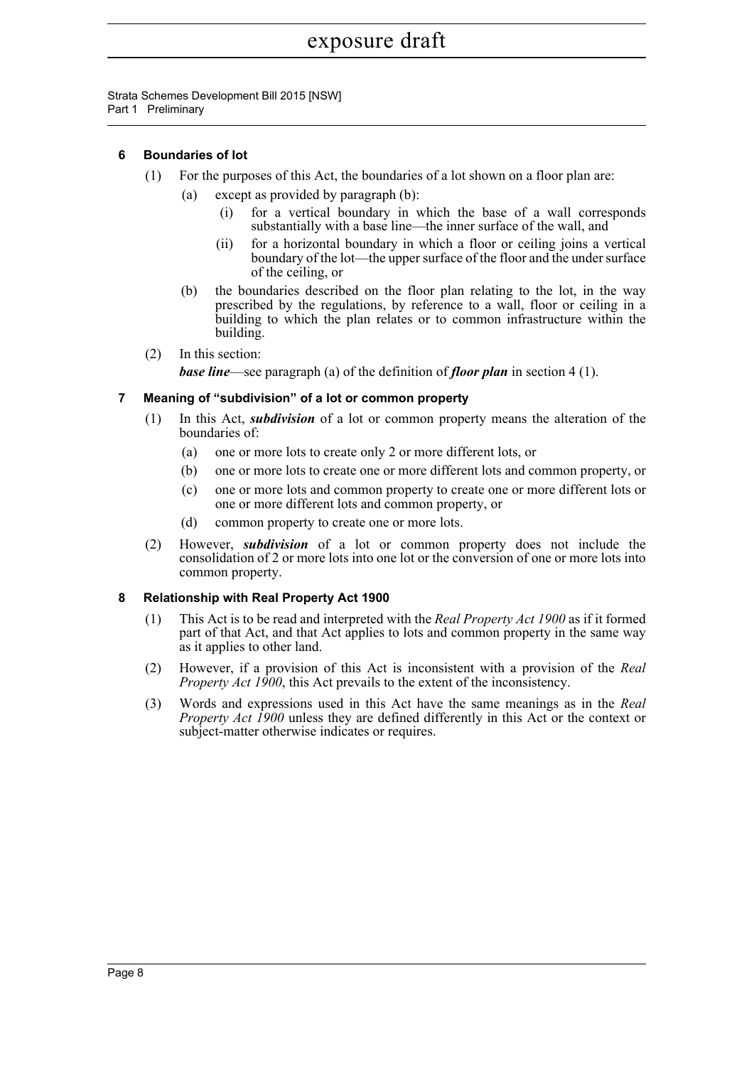## 6 Boundaries of lot

(1) For the purposes of this Act, the boundaries of a lot shown on a floor plan are:

(a) except as provided by paragraph (b):

(i) for a vertical boundary in which the base of a wall corresponds substantially with a base line—the inner surface of the wall, and

(ii) for a horizontal boundary in which a floor or ceiling joins a vertical boundary of the lot—the upper surface of the floor and the under surface of the ceiling, or

(b) the boundaries described on the floor plan relating to the lot, in the way prescribed by the regulations, by reference to a wall, floor or ceiling in a building to which the plan relates or to common infrastructure within the building.

(2) In this section:

***base line***—see paragraph (a) of the definition of ***floor plan*** in section 4 (1).

## 7 Meaning of "subdivision" of a lot or common property

(1) In this Act, ***subdivision*** of a lot or common property means the alteration of the boundaries of:

(a) one or more lots to create only 2 or more different lots, or

(b) one or more lots to create one or more different lots and common property, or

(c) one or more lots and common property to create one or more different lots or one or more different lots and common property, or

(d) common property to create one or more lots.

(2) However, ***subdivision*** of a lot or common property does not include the consolidation of 2 or more lots into one lot or the conversion of one or more lots into common property.

## 8 Relationship with Real Property Act 1900

(1) This Act is to be read and interpreted with the *Real Property Act 1900* as if it formed part of that Act, and that Act applies to lots and common property in the same way as it applies to other land.

(2) However, if a provision of this Act is inconsistent with a provision of the *Real Property Act 1900*, this Act prevails to the extent of the inconsistency.

(3) Words and expressions used in this Act have the same meanings as in the *Real Property Act 1900* unless they are defined differently in this Act or the context or subject-matter otherwise indicates or requires.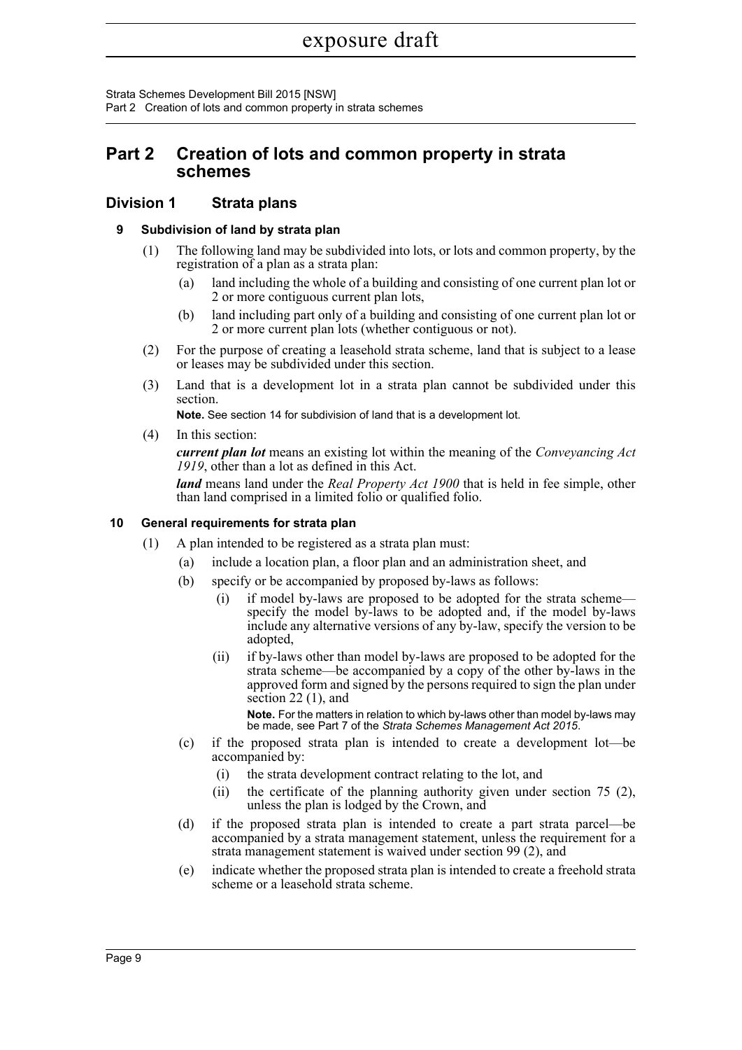# Part 2 Creation of lots and common property in strata schemes

## Division 1 Strata plans

### 9 Subdivision of land by strata plan

(1) The following land may be subdivided into lots, or lots and common property, by the registration of a plan as a strata plan:

- (a) land including the whole of a building and consisting of one current plan lot or 2 or more contiguous current plan lots,
- (b) land including part only of a building and consisting of one current plan lot or 2 or more current plan lots (whether contiguous or not).

(2) For the purpose of creating a leasehold strata scheme, land that is subject to a lease or leases may be subdivided under this section.

(3) Land that is a development lot in a strata plan cannot be subdivided under this section.

**Note.** See section 14 for subdivision of land that is a development lot.

(4) In this section:

***current plan lot*** means an existing lot within the meaning of the *Conveyancing Act 1919*, other than a lot as defined in this Act.

***land*** means land under the *Real Property Act 1900* that is held in fee simple, other than land comprised in a limited folio or qualified folio.

### 10 General requirements for strata plan

(1) A plan intended to be registered as a strata plan must:

- (a) include a location plan, a floor plan and an administration sheet, and
- (b) specify or be accompanied by proposed by-laws as follows:
  - (i) if model by-laws are proposed to be adopted for the strata scheme—specify the model by-laws to be adopted and, if the model by-laws include any alternative versions of any by-law, specify the version to be adopted,
  - (ii) if by-laws other than model by-laws are proposed to be adopted for the strata scheme—be accompanied by a copy of the other by-laws in the approved form and signed by the persons required to sign the plan under section 22 (1), and

    **Note.** For the matters in relation to which by-laws other than model by-laws may be made, see Part 7 of the *Strata Schemes Management Act 2015*.
- (c) if the proposed strata plan is intended to create a development lot—be accompanied by:
  - (i) the strata development contract relating to the lot, and
  - (ii) the certificate of the planning authority given under section 75 (2), unless the plan is lodged by the Crown, and
- (d) if the proposed strata plan is intended to create a part strata parcel—be accompanied by a strata management statement, unless the requirement for a strata management statement is waived under section 99 (2), and
- (e) indicate whether the proposed strata plan is intended to create a freehold strata scheme or a leasehold strata scheme.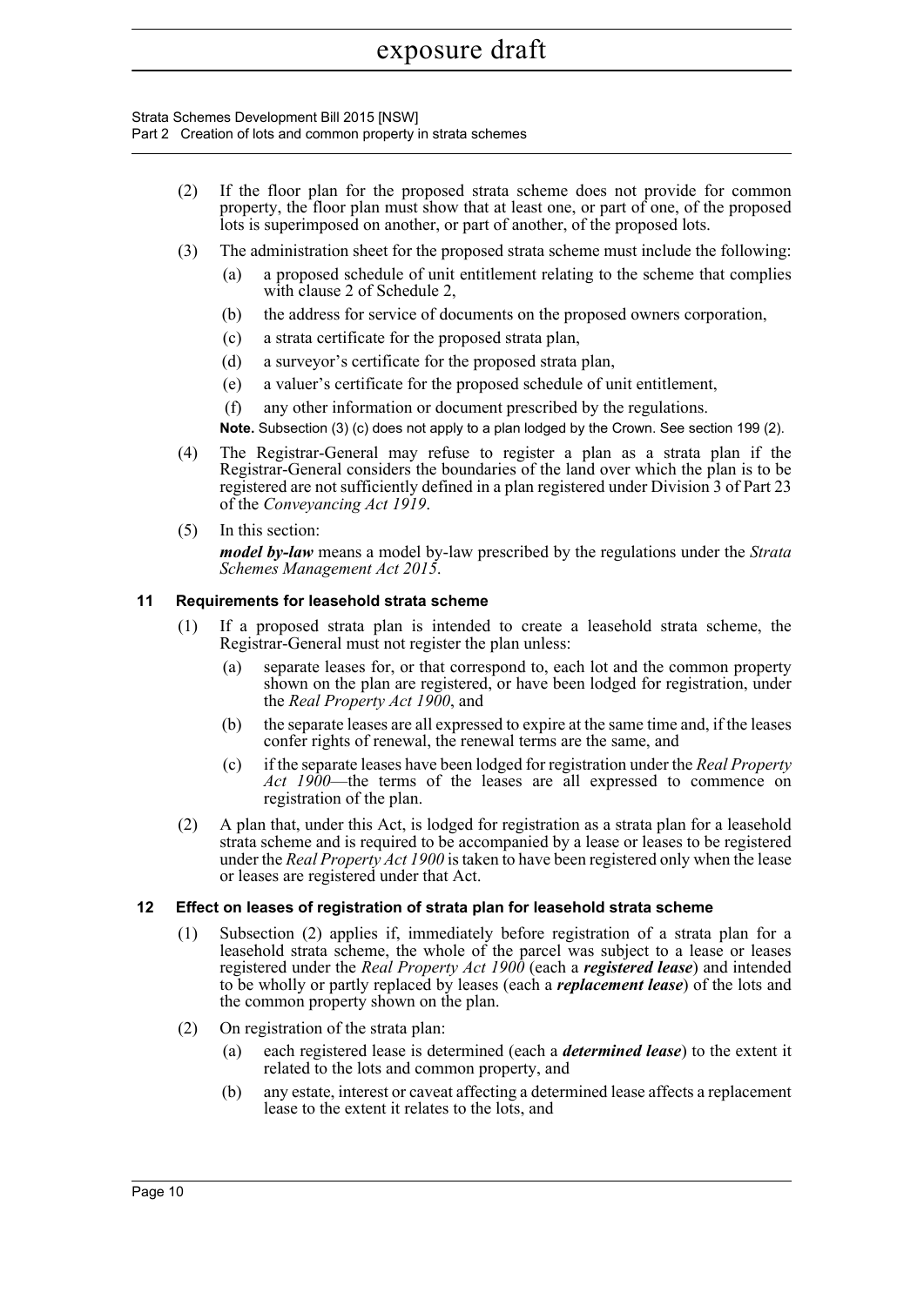(2) If the floor plan for the proposed strata scheme does not provide for common property, the floor plan must show that at least one, or part of one, of the proposed lots is superimposed on another, or part of another, of the proposed lots.

(3) The administration sheet for the proposed strata scheme must include the following:

(a) a proposed schedule of unit entitlement relating to the scheme that complies with clause 2 of Schedule 2,

(b) the address for service of documents on the proposed owners corporation,

(c) a strata certificate for the proposed strata plan,

(d) a surveyor's certificate for the proposed strata plan,

(e) a valuer's certificate for the proposed schedule of unit entitlement,

(f) any other information or document prescribed by the regulations.

**Note.** Subsection (3) (c) does not apply to a plan lodged by the Crown. See section 199 (2).

(4) The Registrar-General may refuse to register a plan as a strata plan if the Registrar-General considers the boundaries of the land over which the plan is to be registered are not sufficiently defined in a plan registered under Division 3 of Part 23 of the *Conveyancing Act 1919*.

(5) In this section:

***model by-law*** means a model by-law prescribed by the regulations under the *Strata Schemes Management Act 2015*.

### 11 Requirements for leasehold strata scheme

(1) If a proposed strata plan is intended to create a leasehold strata scheme, the Registrar-General must not register the plan unless:

(a) separate leases for, or that correspond to, each lot and the common property shown on the plan are registered, or have been lodged for registration, under the *Real Property Act 1900*, and

(b) the separate leases are all expressed to expire at the same time and, if the leases confer rights of renewal, the renewal terms are the same, and

(c) if the separate leases have been lodged for registration under the *Real Property Act 1900*—the terms of the leases are all expressed to commence on registration of the plan.

(2) A plan that, under this Act, is lodged for registration as a strata plan for a leasehold strata scheme and is required to be accompanied by a lease or leases to be registered under the *Real Property Act 1900* is taken to have been registered only when the lease or leases are registered under that Act.

### 12 Effect on leases of registration of strata plan for leasehold strata scheme

(1) Subsection (2) applies if, immediately before registration of a strata plan for a leasehold strata scheme, the whole of the parcel was subject to a lease or leases registered under the *Real Property Act 1900* (each a ***registered lease***) and intended to be wholly or partly replaced by leases (each a ***replacement lease***) of the lots and the common property shown on the plan.

(2) On registration of the strata plan:

(a) each registered lease is determined (each a ***determined lease***) to the extent it related to the lots and common property, and

(b) any estate, interest or caveat affecting a determined lease affects a replacement lease to the extent it relates to the lots, and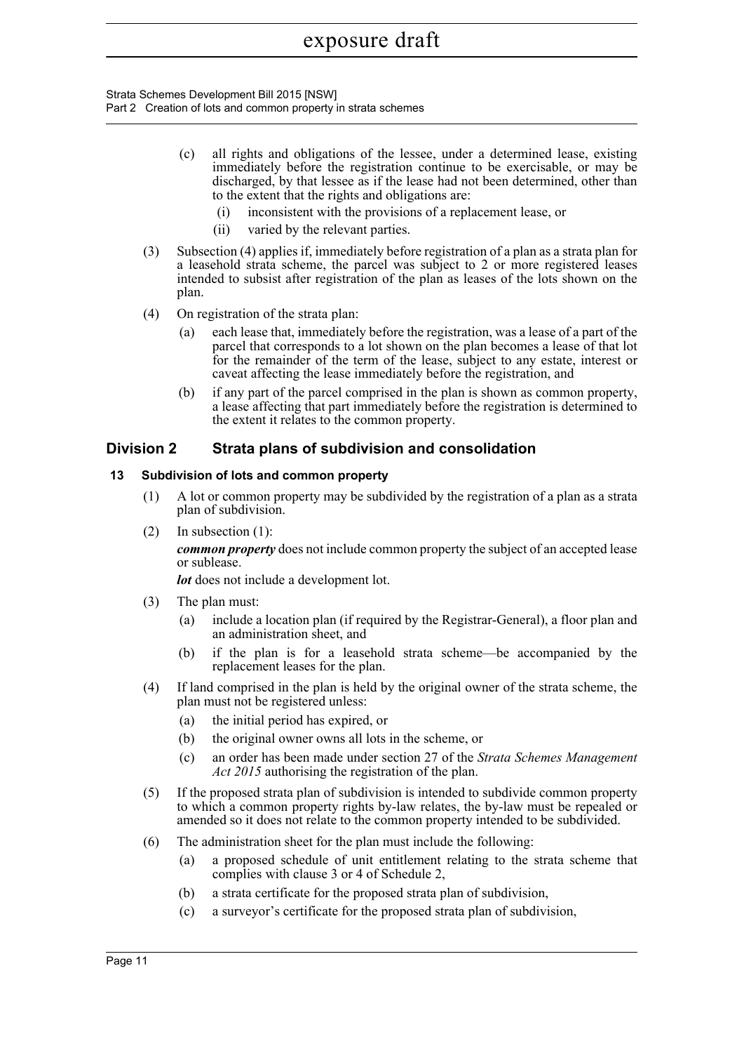(c) all rights and obligations of the lessee, under a determined lease, existing immediately before the registration continue to be exercisable, or may be discharged, by that lessee as if the lease had not been determined, other than to the extent that the rights and obligations are:

(i) inconsistent with the provisions of a replacement lease, or

(ii) varied by the relevant parties.

(3) Subsection (4) applies if, immediately before registration of a plan as a strata plan for a leasehold strata scheme, the parcel was subject to 2 or more registered leases intended to subsist after registration of the plan as leases of the lots shown on the plan.

(4) On registration of the strata plan:

(a) each lease that, immediately before the registration, was a lease of a part of the parcel that corresponds to a lot shown on the plan becomes a lease of that lot for the remainder of the term of the lease, subject to any estate, interest or caveat affecting the lease immediately before the registration, and

(b) if any part of the parcel comprised in the plan is shown as common property, a lease affecting that part immediately before the registration is determined to the extent it relates to the common property.

## Division 2 Strata plans of subdivision and consolidation

### 13 Subdivision of lots and common property

(1) A lot or common property may be subdivided by the registration of a plan as a strata plan of subdivision.

(2) In subsection (1):

***common property*** does not include common property the subject of an accepted lease or sublease.

***lot*** does not include a development lot.

(3) The plan must:

(a) include a location plan (if required by the Registrar-General), a floor plan and an administration sheet, and

(b) if the plan is for a leasehold strata scheme—be accompanied by the replacement leases for the plan.

(4) If land comprised in the plan is held by the original owner of the strata scheme, the plan must not be registered unless:

(a) the initial period has expired, or

(b) the original owner owns all lots in the scheme, or

(c) an order has been made under section 27 of the *Strata Schemes Management Act 2015* authorising the registration of the plan.

(5) If the proposed strata plan of subdivision is intended to subdivide common property to which a common property rights by-law relates, the by-law must be repealed or amended so it does not relate to the common property intended to be subdivided.

(6) The administration sheet for the plan must include the following:

(a) a proposed schedule of unit entitlement relating to the strata scheme that complies with clause 3 or 4 of Schedule 2,

(b) a strata certificate for the proposed strata plan of subdivision,

(c) a surveyor's certificate for the proposed strata plan of subdivision,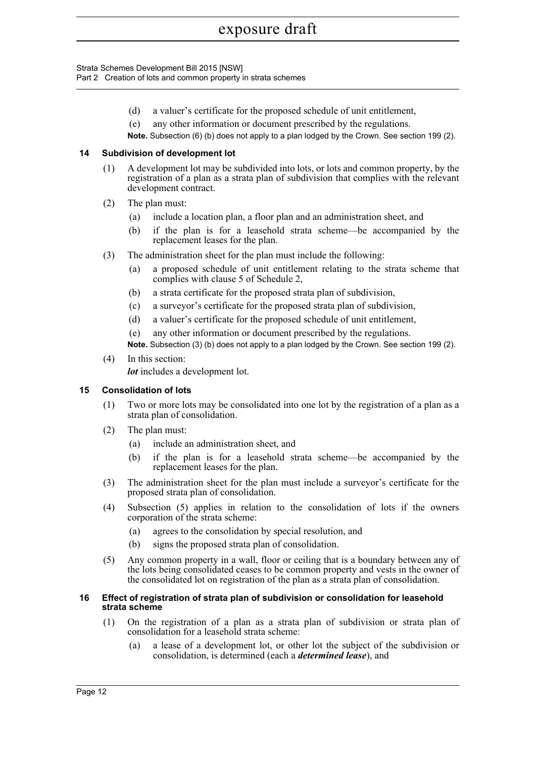(d) a valuer's certificate for the proposed schedule of unit entitlement,

(e) any other information or document prescribed by the regulations.

**Note.** Subsection (6) (b) does not apply to a plan lodged by the Crown. See section 199 (2).

### 14 Subdivision of development lot

(1) A development lot may be subdivided into lots, or lots and common property, by the registration of a plan as a strata plan of subdivision that complies with the relevant development contract.

(2) The plan must:

(a) include a location plan, a floor plan and an administration sheet, and

(b) if the plan is for a leasehold strata scheme—be accompanied by the replacement leases for the plan.

(3) The administration sheet for the plan must include the following:

(a) a proposed schedule of unit entitlement relating to the strata scheme that complies with clause 5 of Schedule 2,

(b) a strata certificate for the proposed strata plan of subdivision,

(c) a surveyor's certificate for the proposed strata plan of subdivision,

(d) a valuer's certificate for the proposed schedule of unit entitlement,

(e) any other information or document prescribed by the regulations.

**Note.** Subsection (3) (b) does not apply to a plan lodged by the Crown. See section 199 (2).

(4) In this section:

***lot*** includes a development lot.

### 15 Consolidation of lots

(1) Two or more lots may be consolidated into one lot by the registration of a plan as a strata plan of consolidation.

(2) The plan must:

(a) include an administration sheet, and

(b) if the plan is for a leasehold strata scheme—be accompanied by the replacement leases for the plan.

(3) The administration sheet for the plan must include a surveyor's certificate for the proposed strata plan of consolidation.

(4) Subsection (5) applies in relation to the consolidation of lots if the owners corporation of the strata scheme:

(a) agrees to the consolidation by special resolution, and

(b) signs the proposed strata plan of consolidation.

(5) Any common property in a wall, floor or ceiling that is a boundary between any of the lots being consolidated ceases to be common property and vests in the owner of the consolidated lot on registration of the plan as a strata plan of consolidation.

### 16 Effect of registration of strata plan of subdivision or consolidation for leasehold strata scheme

(1) On the registration of a plan as a strata plan of subdivision or strata plan of consolidation for a leasehold strata scheme:

(a) a lease of a development lot, or other lot the subject of the subdivision or consolidation, is determined (each a ***determined lease***), and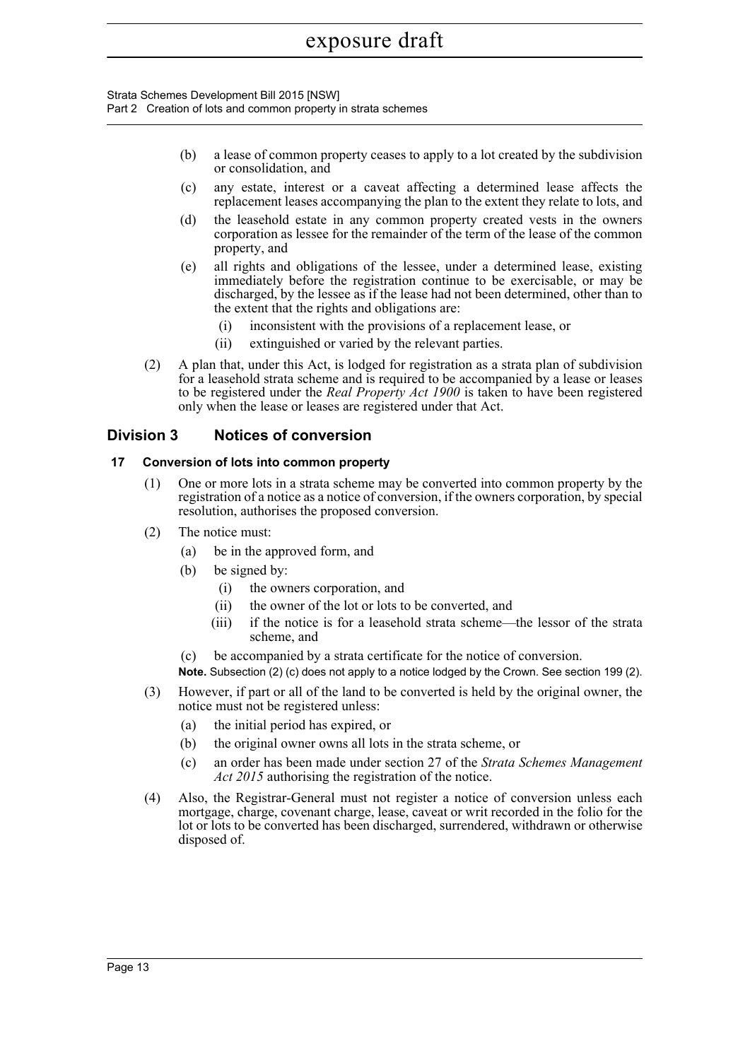(b) a lease of common property ceases to apply to a lot created by the subdivision or consolidation, and

(c) any estate, interest or a caveat affecting a determined lease affects the replacement leases accompanying the plan to the extent they relate to lots, and

(d) the leasehold estate in any common property created vests in the owners corporation as lessee for the remainder of the term of the lease of the common property, and

(e) all rights and obligations of the lessee, under a determined lease, existing immediately before the registration continue to be exercisable, or may be discharged, by the lessee as if the lease had not been determined, other than to the extent that the rights and obligations are:

  (i) inconsistent with the provisions of a replacement lease, or

  (ii) extinguished or varied by the relevant parties.

(2) A plan that, under this Act, is lodged for registration as a strata plan of subdivision for a leasehold strata scheme and is required to be accompanied by a lease or leases to be registered under the *Real Property Act 1900* is taken to have been registered only when the lease or leases are registered under that Act.

## Division 3 Notices of conversion

### 17 Conversion of lots into common property

(1) One or more lots in a strata scheme may be converted into common property by the registration of a notice as a notice of conversion, if the owners corporation, by special resolution, authorises the proposed conversion.

(2) The notice must:

(a) be in the approved form, and

(b) be signed by:

  (i) the owners corporation, and

  (ii) the owner of the lot or lots to be converted, and

  (iii) if the notice is for a leasehold strata scheme—the lessor of the strata scheme, and

(c) be accompanied by a strata certificate for the notice of conversion.

**Note.** Subsection (2) (c) does not apply to a notice lodged by the Crown. See section 199 (2).

(3) However, if part or all of the land to be converted is held by the original owner, the notice must not be registered unless:

(a) the initial period has expired, or

(b) the original owner owns all lots in the strata scheme, or

(c) an order has been made under section 27 of the *Strata Schemes Management Act 2015* authorising the registration of the notice.

(4) Also, the Registrar-General must not register a notice of conversion unless each mortgage, charge, covenant charge, lease, caveat or writ recorded in the folio for the lot or lots to be converted has been discharged, surrendered, withdrawn or otherwise disposed of.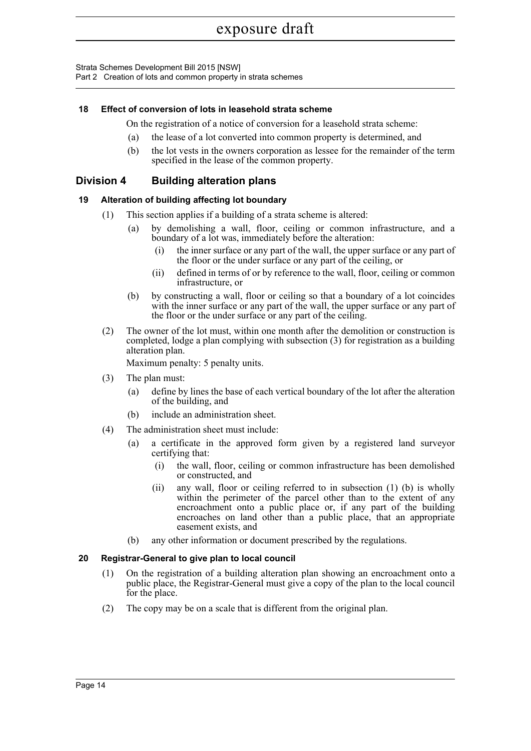#### 18 Effect of conversion of lots in leasehold strata scheme

On the registration of a notice of conversion for a leasehold strata scheme:

(a) the lease of a lot converted into common property is determined, and

(b) the lot vests in the owners corporation as lessee for the remainder of the term specified in the lease of the common property.

## Division 4 Building alteration plans

#### 19 Alteration of building affecting lot boundary

(1) This section applies if a building of a strata scheme is altered:

(a) by demolishing a wall, floor, ceiling or common infrastructure, and a boundary of a lot was, immediately before the alteration:

(i) the inner surface or any part of the wall, the upper surface or any part of the floor or the under surface or any part of the ceiling, or

(ii) defined in terms of or by reference to the wall, floor, ceiling or common infrastructure, or

(b) by constructing a wall, floor or ceiling so that a boundary of a lot coincides with the inner surface or any part of the wall, the upper surface or any part of the floor or the under surface or any part of the ceiling.

(2) The owner of the lot must, within one month after the demolition or construction is completed, lodge a plan complying with subsection (3) for registration as a building alteration plan.

Maximum penalty: 5 penalty units.

(3) The plan must:

(a) define by lines the base of each vertical boundary of the lot after the alteration of the building, and

(b) include an administration sheet.

(4) The administration sheet must include:

(a) a certificate in the approved form given by a registered land surveyor certifying that:

(i) the wall, floor, ceiling or common infrastructure has been demolished or constructed, and

(ii) any wall, floor or ceiling referred to in subsection (1) (b) is wholly within the perimeter of the parcel other than to the extent of any encroachment onto a public place or, if any part of the building encroaches on land other than a public place, that an appropriate easement exists, and

(b) any other information or document prescribed by the regulations.

#### 20 Registrar-General to give plan to local council

(1) On the registration of a building alteration plan showing an encroachment onto a public place, the Registrar-General must give a copy of the plan to the local council for the place.

(2) The copy may be on a scale that is different from the original plan.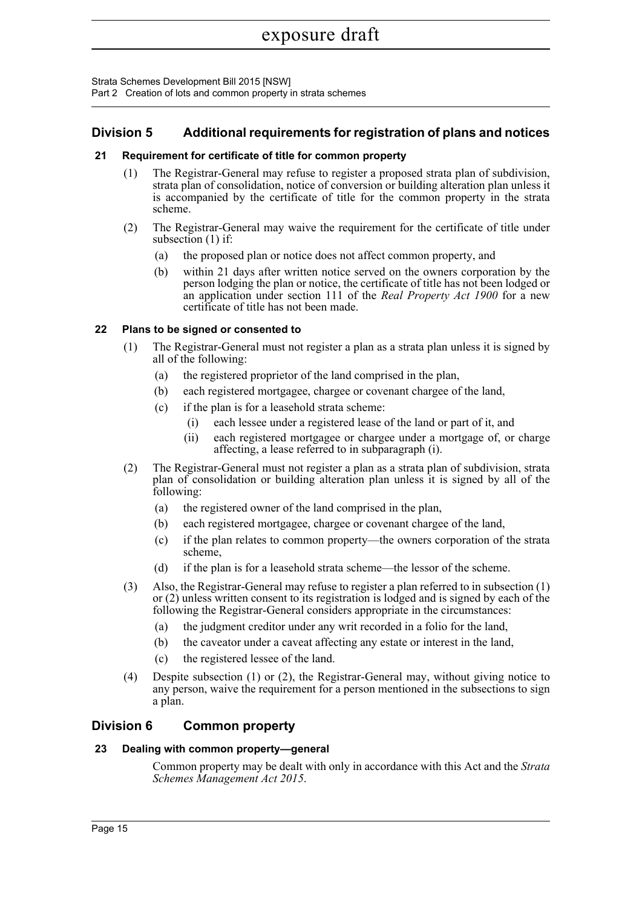## Division 5 Additional requirements for registration of plans and notices

### 21 Requirement for certificate of title for common property

(1) The Registrar-General may refuse to register a proposed strata plan of subdivision, strata plan of consolidation, notice of conversion or building alteration plan unless it is accompanied by the certificate of title for the common property in the strata scheme.

(2) The Registrar-General may waive the requirement for the certificate of title under subsection (1) if:

- (a) the proposed plan or notice does not affect common property, and
- (b) within 21 days after written notice served on the owners corporation by the person lodging the plan or notice, the certificate of title has not been lodged or an application under section 111 of the *Real Property Act 1900* for a new certificate of title has not been made.

### 22 Plans to be signed or consented to

(1) The Registrar-General must not register a plan as a strata plan unless it is signed by all of the following:

- (a) the registered proprietor of the land comprised in the plan,
- (b) each registered mortgagee, chargee or covenant chargee of the land,
- (c) if the plan is for a leasehold strata scheme:
  - (i) each lessee under a registered lease of the land or part of it, and
  - (ii) each registered mortgagee or chargee under a mortgage of, or charge affecting, a lease referred to in subparagraph (i).

(2) The Registrar-General must not register a plan as a strata plan of subdivision, strata plan of consolidation or building alteration plan unless it is signed by all of the following:

- (a) the registered owner of the land comprised in the plan,
- (b) each registered mortgagee, chargee or covenant chargee of the land,
- (c) if the plan relates to common property—the owners corporation of the strata scheme,
- (d) if the plan is for a leasehold strata scheme—the lessor of the scheme.

(3) Also, the Registrar-General may refuse to register a plan referred to in subsection (1) or (2) unless written consent to its registration is lodged and is signed by each of the following the Registrar-General considers appropriate in the circumstances:

- (a) the judgment creditor under any writ recorded in a folio for the land,
- (b) the caveator under a caveat affecting any estate or interest in the land,
- (c) the registered lessee of the land.

(4) Despite subsection (1) or (2), the Registrar-General may, without giving notice to any person, waive the requirement for a person mentioned in the subsections to sign a plan.

## Division 6 Common property

### 23 Dealing with common property—general

Common property may be dealt with only in accordance with this Act and the *Strata Schemes Management Act 2015*.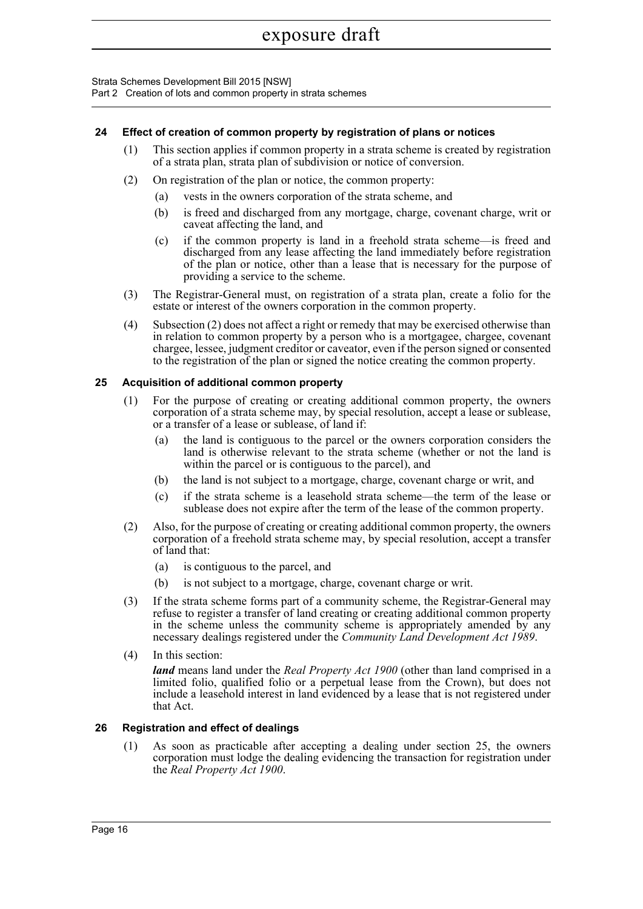### 24 Effect of creation of common property by registration of plans or notices

(1) This section applies if common property in a strata scheme is created by registration of a strata plan, strata plan of subdivision or notice of conversion.

(2) On registration of the plan or notice, the common property:

(a) vests in the owners corporation of the strata scheme, and

(b) is freed and discharged from any mortgage, charge, covenant charge, writ or caveat affecting the land, and

(c) if the common property is land in a freehold strata scheme—is freed and discharged from any lease affecting the land immediately before registration of the plan or notice, other than a lease that is necessary for the purpose of providing a service to the scheme.

(3) The Registrar-General must, on registration of a strata plan, create a folio for the estate or interest of the owners corporation in the common property.

(4) Subsection (2) does not affect a right or remedy that may be exercised otherwise than in relation to common property by a person who is a mortgagee, chargee, covenant chargee, lessee, judgment creditor or caveator, even if the person signed or consented to the registration of the plan or signed the notice creating the common property.

### 25 Acquisition of additional common property

(1) For the purpose of creating or creating additional common property, the owners corporation of a strata scheme may, by special resolution, accept a lease or sublease, or a transfer of a lease or sublease, of land if:

(a) the land is contiguous to the parcel or the owners corporation considers the land is otherwise relevant to the strata scheme (whether or not the land is within the parcel or is contiguous to the parcel), and

(b) the land is not subject to a mortgage, charge, covenant charge or writ, and

(c) if the strata scheme is a leasehold strata scheme—the term of the lease or sublease does not expire after the term of the lease of the common property.

(2) Also, for the purpose of creating or creating additional common property, the owners corporation of a freehold strata scheme may, by special resolution, accept a transfer of land that:

(a) is contiguous to the parcel, and

(b) is not subject to a mortgage, charge, covenant charge or writ.

(3) If the strata scheme forms part of a community scheme, the Registrar-General may refuse to register a transfer of land creating or creating additional common property in the scheme unless the community scheme is appropriately amended by any necessary dealings registered under the *Community Land Development Act 1989*.

(4) In this section:

***land*** means land under the *Real Property Act 1900* (other than land comprised in a limited folio, qualified folio or a perpetual lease from the Crown), but does not include a leasehold interest in land evidenced by a lease that is not registered under that Act.

### 26 Registration and effect of dealings

(1) As soon as practicable after accepting a dealing under section 25, the owners corporation must lodge the dealing evidencing the transaction for registration under the *Real Property Act 1900*.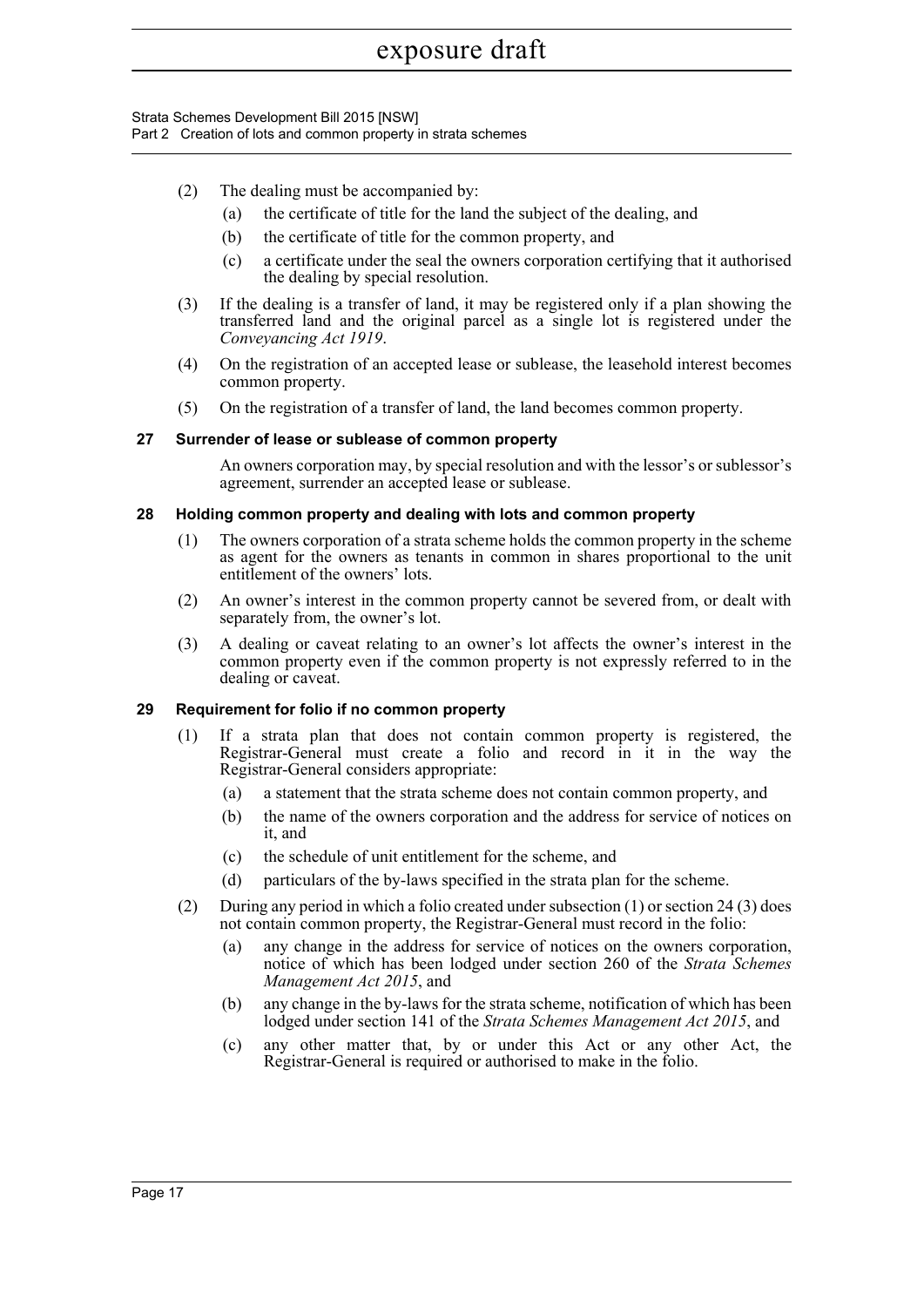(2) The dealing must be accompanied by:

  (a) the certificate of title for the land the subject of the dealing, and

  (b) the certificate of title for the common property, and

  (c) a certificate under the seal the owners corporation certifying that it authorised the dealing by special resolution.

(3) If the dealing is a transfer of land, it may be registered only if a plan showing the transferred land and the original parcel as a single lot is registered under the *Conveyancing Act 1919*.

(4) On the registration of an accepted lease or sublease, the leasehold interest becomes common property.

(5) On the registration of a transfer of land, the land becomes common property.

### 27 Surrender of lease or sublease of common property

An owners corporation may, by special resolution and with the lessor's or sublessor's agreement, surrender an accepted lease or sublease.

### 28 Holding common property and dealing with lots and common property

(1) The owners corporation of a strata scheme holds the common property in the scheme as agent for the owners as tenants in common in shares proportional to the unit entitlement of the owners' lots.

(2) An owner's interest in the common property cannot be severed from, or dealt with separately from, the owner's lot.

(3) A dealing or caveat relating to an owner's lot affects the owner's interest in the common property even if the common property is not expressly referred to in the dealing or caveat.

### 29 Requirement for folio if no common property

(1) If a strata plan that does not contain common property is registered, the Registrar-General must create a folio and record in it in the way the Registrar-General considers appropriate:

  (a) a statement that the strata scheme does not contain common property, and

  (b) the name of the owners corporation and the address for service of notices on it, and

  (c) the schedule of unit entitlement for the scheme, and

  (d) particulars of the by-laws specified in the strata plan for the scheme.

(2) During any period in which a folio created under subsection (1) or section 24 (3) does not contain common property, the Registrar-General must record in the folio:

  (a) any change in the address for service of notices on the owners corporation, notice of which has been lodged under section 260 of the *Strata Schemes Management Act 2015*, and

  (b) any change in the by-laws for the strata scheme, notification of which has been lodged under section 141 of the *Strata Schemes Management Act 2015*, and

  (c) any other matter that, by or under this Act or any other Act, the Registrar-General is required or authorised to make in the folio.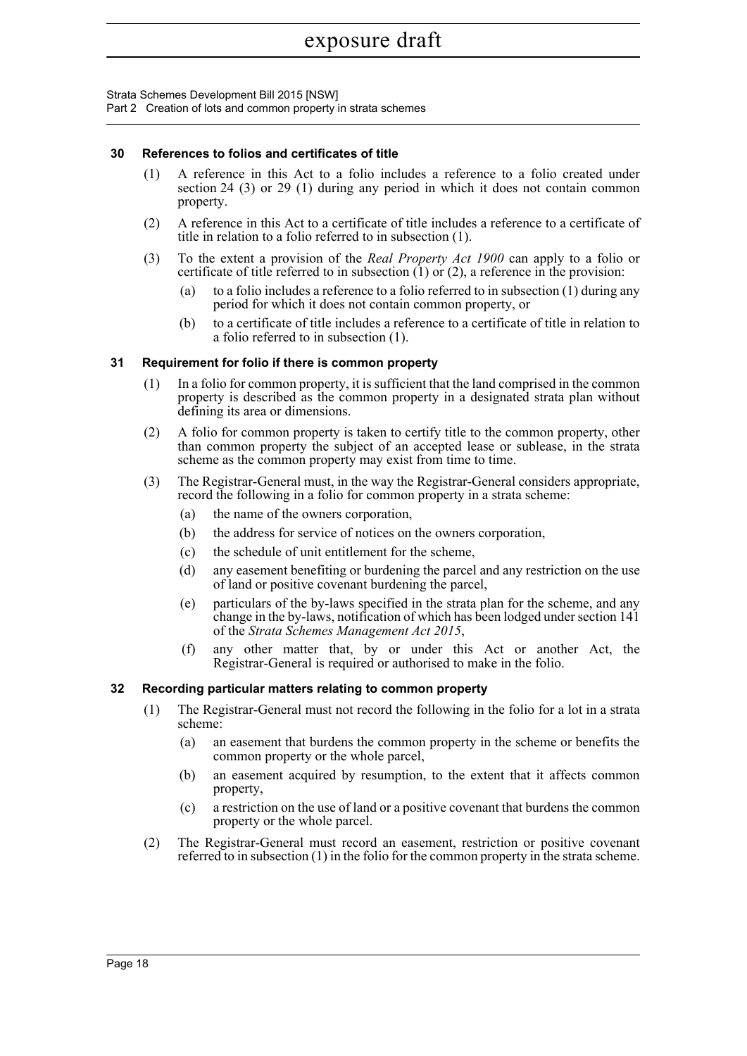### 30 References to folios and certificates of title

(1) A reference in this Act to a folio includes a reference to a folio created under section 24 (3) or 29 (1) during any period in which it does not contain common property.

(2) A reference in this Act to a certificate of title includes a reference to a certificate of title in relation to a folio referred to in subsection (1).

(3) To the extent a provision of the *Real Property Act 1900* can apply to a folio or certificate of title referred to in subsection (1) or (2), a reference in the provision:

- (a) to a folio includes a reference to a folio referred to in subsection (1) during any period for which it does not contain common property, or
- (b) to a certificate of title includes a reference to a certificate of title in relation to a folio referred to in subsection (1).

### 31 Requirement for folio if there is common property

(1) In a folio for common property, it is sufficient that the land comprised in the common property is described as the common property in a designated strata plan without defining its area or dimensions.

(2) A folio for common property is taken to certify title to the common property, other than common property the subject of an accepted lease or sublease, in the strata scheme as the common property may exist from time to time.

(3) The Registrar-General must, in the way the Registrar-General considers appropriate, record the following in a folio for common property in a strata scheme:

- (a) the name of the owners corporation,
- (b) the address for service of notices on the owners corporation,
- (c) the schedule of unit entitlement for the scheme,
- (d) any easement benefiting or burdening the parcel and any restriction on the use of land or positive covenant burdening the parcel,
- (e) particulars of the by-laws specified in the strata plan for the scheme, and any change in the by-laws, notification of which has been lodged under section 141 of the *Strata Schemes Management Act 2015*,
- (f) any other matter that, by or under this Act or another Act, the Registrar-General is required or authorised to make in the folio.

### 32 Recording particular matters relating to common property

(1) The Registrar-General must not record the following in the folio for a lot in a strata scheme:

- (a) an easement that burdens the common property in the scheme or benefits the common property or the whole parcel,
- (b) an easement acquired by resumption, to the extent that it affects common property,
- (c) a restriction on the use of land or a positive covenant that burdens the common property or the whole parcel.

(2) The Registrar-General must record an easement, restriction or positive covenant referred to in subsection (1) in the folio for the common property in the strata scheme.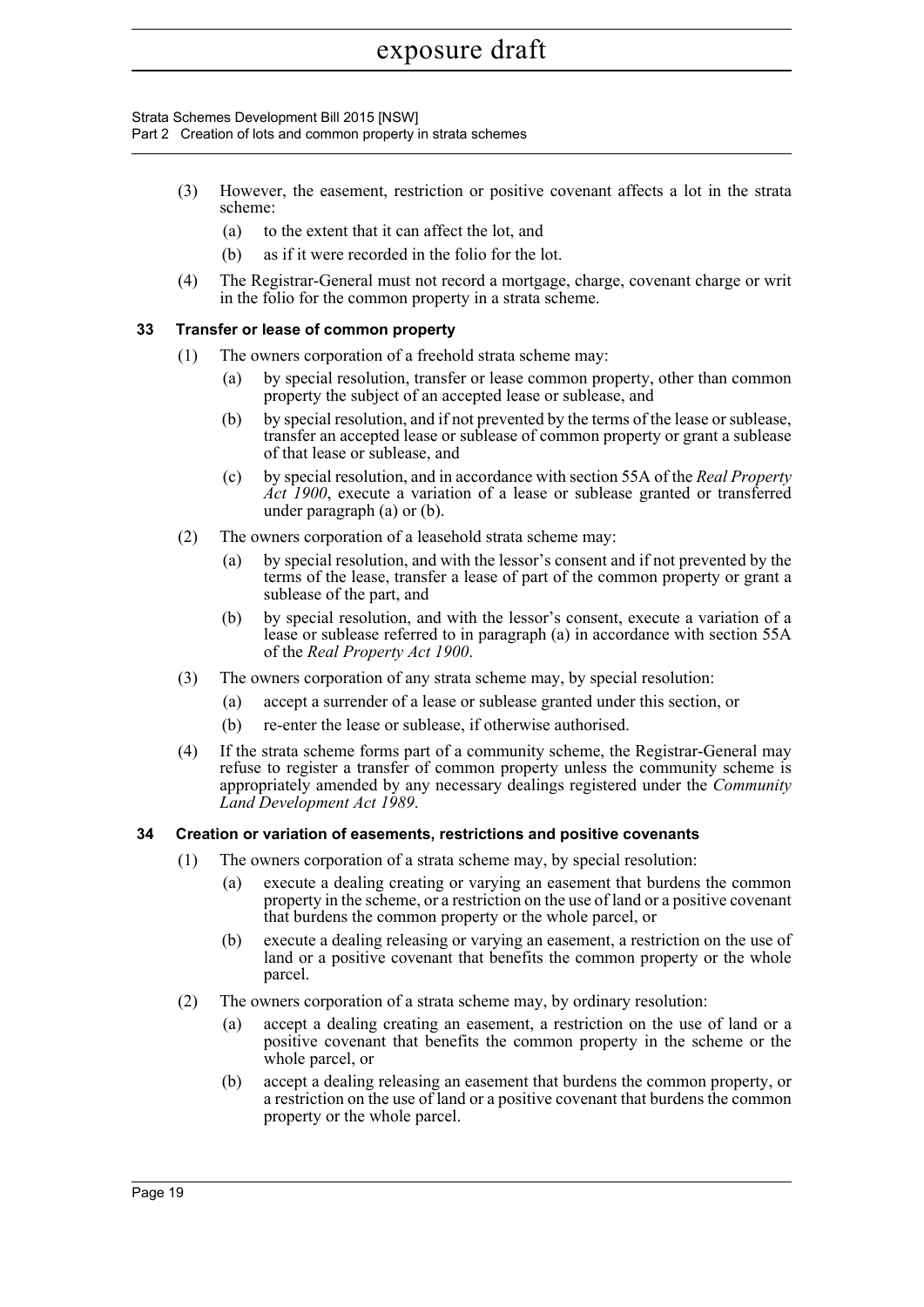(3) However, the easement, restriction or positive covenant affects a lot in the strata scheme:

(a) to the extent that it can affect the lot, and

(b) as if it were recorded in the folio for the lot.

(4) The Registrar-General must not record a mortgage, charge, covenant charge or writ in the folio for the common property in a strata scheme.

### 33 Transfer or lease of common property

(1) The owners corporation of a freehold strata scheme may:

(a) by special resolution, transfer or lease common property, other than common property the subject of an accepted lease or sublease, and

(b) by special resolution, and if not prevented by the terms of the lease or sublease, transfer an accepted lease or sublease of common property or grant a sublease of that lease or sublease, and

(c) by special resolution, and in accordance with section 55A of the *Real Property Act 1900*, execute a variation of a lease or sublease granted or transferred under paragraph (a) or (b).

(2) The owners corporation of a leasehold strata scheme may:

(a) by special resolution, and with the lessor's consent and if not prevented by the terms of the lease, transfer a lease of part of the common property or grant a sublease of the part, and

(b) by special resolution, and with the lessor's consent, execute a variation of a lease or sublease referred to in paragraph (a) in accordance with section 55A of the *Real Property Act 1900*.

(3) The owners corporation of any strata scheme may, by special resolution:

(a) accept a surrender of a lease or sublease granted under this section, or

(b) re-enter the lease or sublease, if otherwise authorised.

(4) If the strata scheme forms part of a community scheme, the Registrar-General may refuse to register a transfer of common property unless the community scheme is appropriately amended by any necessary dealings registered under the *Community Land Development Act 1989*.

### 34 Creation or variation of easements, restrictions and positive covenants

(1) The owners corporation of a strata scheme may, by special resolution:

(a) execute a dealing creating or varying an easement that burdens the common property in the scheme, or a restriction on the use of land or a positive covenant that burdens the common property or the whole parcel, or

(b) execute a dealing releasing or varying an easement, a restriction on the use of land or a positive covenant that benefits the common property or the whole parcel.

(2) The owners corporation of a strata scheme may, by ordinary resolution:

(a) accept a dealing creating an easement, a restriction on the use of land or a positive covenant that benefits the common property in the scheme or the whole parcel, or

(b) accept a dealing releasing an easement that burdens the common property, or a restriction on the use of land or a positive covenant that burdens the common property or the whole parcel.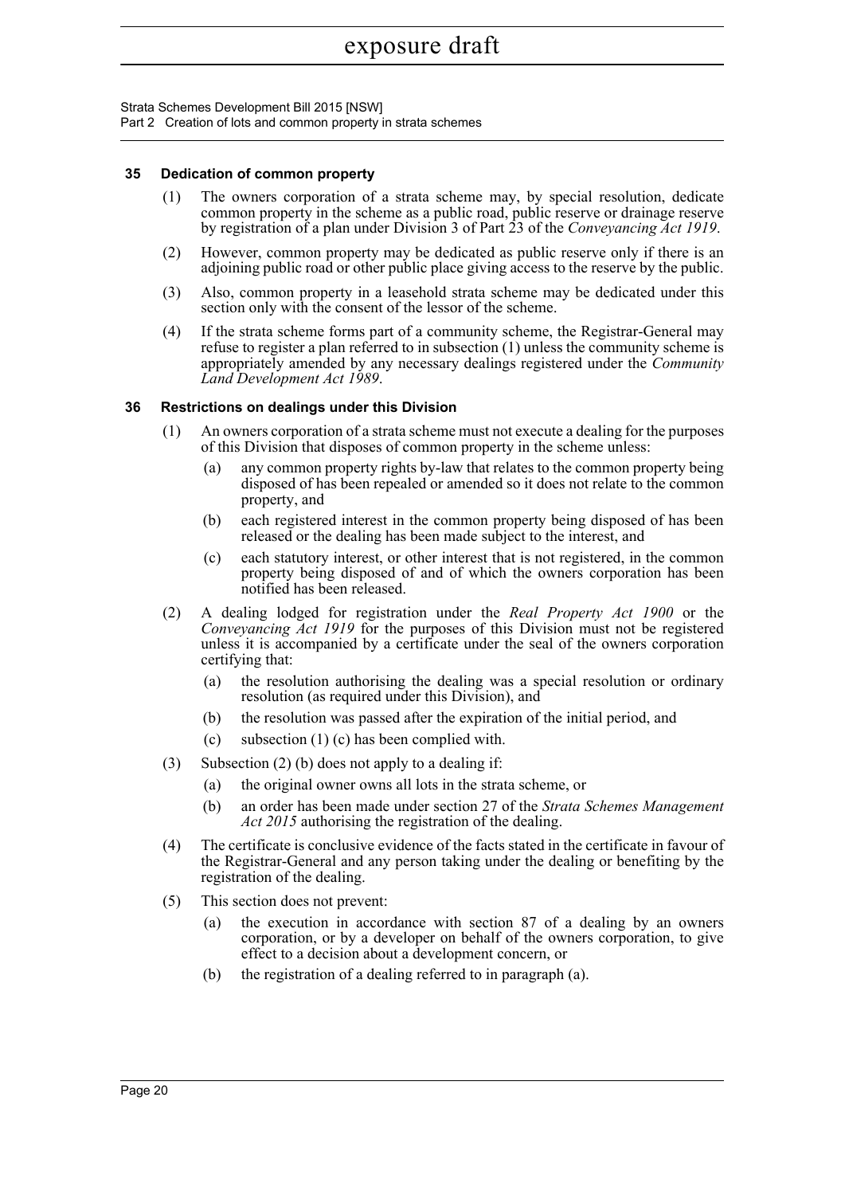#### 35 Dedication of common property

(1) The owners corporation of a strata scheme may, by special resolution, dedicate common property in the scheme as a public road, public reserve or drainage reserve by registration of a plan under Division 3 of Part 23 of the *Conveyancing Act 1919*.

(2) However, common property may be dedicated as public reserve only if there is an adjoining public road or other public place giving access to the reserve by the public.

(3) Also, common property in a leasehold strata scheme may be dedicated under this section only with the consent of the lessor of the scheme.

(4) If the strata scheme forms part of a community scheme, the Registrar-General may refuse to register a plan referred to in subsection (1) unless the community scheme is appropriately amended by any necessary dealings registered under the *Community Land Development Act 1989*.

#### 36 Restrictions on dealings under this Division

(1) An owners corporation of a strata scheme must not execute a dealing for the purposes of this Division that disposes of common property in the scheme unless:

- (a) any common property rights by-law that relates to the common property being disposed of has been repealed or amended so it does not relate to the common property, and
- (b) each registered interest in the common property being disposed of has been released or the dealing has been made subject to the interest, and
- (c) each statutory interest, or other interest that is not registered, in the common property being disposed of and of which the owners corporation has been notified has been released.

(2) A dealing lodged for registration under the *Real Property Act 1900* or the *Conveyancing Act 1919* for the purposes of this Division must not be registered unless it is accompanied by a certificate under the seal of the owners corporation certifying that:

- (a) the resolution authorising the dealing was a special resolution or ordinary resolution (as required under this Division), and
- (b) the resolution was passed after the expiration of the initial period, and
- (c) subsection (1) (c) has been complied with.

(3) Subsection (2) (b) does not apply to a dealing if:

- (a) the original owner owns all lots in the strata scheme, or
- (b) an order has been made under section 27 of the *Strata Schemes Management Act 2015* authorising the registration of the dealing.

(4) The certificate is conclusive evidence of the facts stated in the certificate in favour of the Registrar-General and any person taking under the dealing or benefiting by the registration of the dealing.

(5) This section does not prevent:

- (a) the execution in accordance with section 87 of a dealing by an owners corporation, or by a developer on behalf of the owners corporation, to give effect to a decision about a development concern, or
- (b) the registration of a dealing referred to in paragraph (a).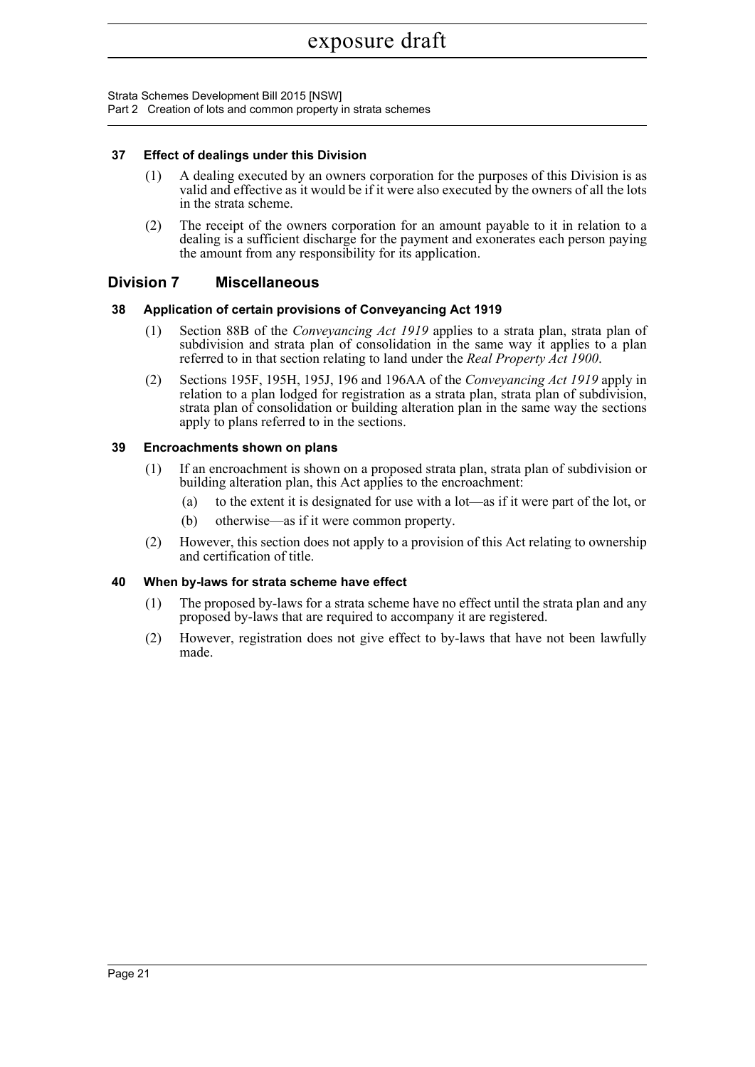**37 Effect of dealings under this Division**

(1) A dealing executed by an owners corporation for the purposes of this Division is as valid and effective as it would be if it were also executed by the owners of all the lots in the strata scheme.

(2) The receipt of the owners corporation for an amount payable to it in relation to a dealing is a sufficient discharge for the payment and exonerates each person paying the amount from any responsibility for its application.

## Division 7 Miscellaneous

**38 Application of certain provisions of Conveyancing Act 1919**

(1) Section 88B of the *Conveyancing Act 1919* applies to a strata plan, strata plan of subdivision and strata plan of consolidation in the same way it applies to a plan referred to in that section relating to land under the *Real Property Act 1900*.

(2) Sections 195F, 195H, 195J, 196 and 196AA of the *Conveyancing Act 1919* apply in relation to a plan lodged for registration as a strata plan, strata plan of subdivision, strata plan of consolidation or building alteration plan in the same way the sections apply to plans referred to in the sections.

**39 Encroachments shown on plans**

(1) If an encroachment is shown on a proposed strata plan, strata plan of subdivision or building alteration plan, this Act applies to the encroachment:

(a) to the extent it is designated for use with a lot—as if it were part of the lot, or

(b) otherwise—as if it were common property.

(2) However, this section does not apply to a provision of this Act relating to ownership and certification of title.

**40 When by-laws for strata scheme have effect**

(1) The proposed by-laws for a strata scheme have no effect until the strata plan and any proposed by-laws that are required to accompany it are registered.

(2) However, registration does not give effect to by-laws that have not been lawfully made.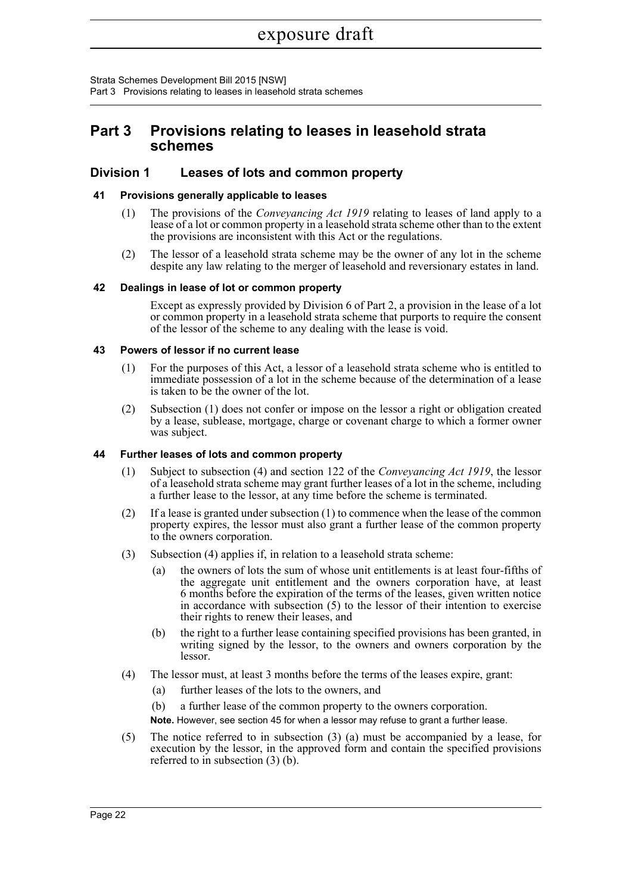# Part 3 Provisions relating to leases in leasehold strata schemes

## Division 1 Leases of lots and common property

### 41 Provisions generally applicable to leases

(1) The provisions of the *Conveyancing Act 1919* relating to leases of land apply to a lease of a lot or common property in a leasehold strata scheme other than to the extent the provisions are inconsistent with this Act or the regulations.

(2) The lessor of a leasehold strata scheme may be the owner of any lot in the scheme despite any law relating to the merger of leasehold and reversionary estates in land.

### 42 Dealings in lease of lot or common property

Except as expressly provided by Division 6 of Part 2, a provision in the lease of a lot or common property in a leasehold strata scheme that purports to require the consent of the lessor of the scheme to any dealing with the lease is void.

### 43 Powers of lessor if no current lease

(1) For the purposes of this Act, a lessor of a leasehold strata scheme who is entitled to immediate possession of a lot in the scheme because of the determination of a lease is taken to be the owner of the lot.

(2) Subsection (1) does not confer or impose on the lessor a right or obligation created by a lease, sublease, mortgage, charge or covenant charge to which a former owner was subject.

### 44 Further leases of lots and common property

(1) Subject to subsection (4) and section 122 of the *Conveyancing Act 1919*, the lessor of a leasehold strata scheme may grant further leases of a lot in the scheme, including a further lease to the lessor, at any time before the scheme is terminated.

(2) If a lease is granted under subsection (1) to commence when the lease of the common property expires, the lessor must also grant a further lease of the common property to the owners corporation.

(3) Subsection (4) applies if, in relation to a leasehold strata scheme:

- (a) the owners of lots the sum of whose unit entitlements is at least four-fifths of the aggregate unit entitlement and the owners corporation have, at least 6 months before the expiration of the terms of the leases, given written notice in accordance with subsection (5) to the lessor of their intention to exercise their rights to renew their leases, and
- (b) the right to a further lease containing specified provisions has been granted, in writing signed by the lessor, to the owners and owners corporation by the lessor.

(4) The lessor must, at least 3 months before the terms of the leases expire, grant:

- (a) further leases of the lots to the owners, and
- (b) a further lease of the common property to the owners corporation.

**Note.** However, see section 45 for when a lessor may refuse to grant a further lease.

(5) The notice referred to in subsection (3) (a) must be accompanied by a lease, for execution by the lessor, in the approved form and contain the specified provisions referred to in subsection (3) (b).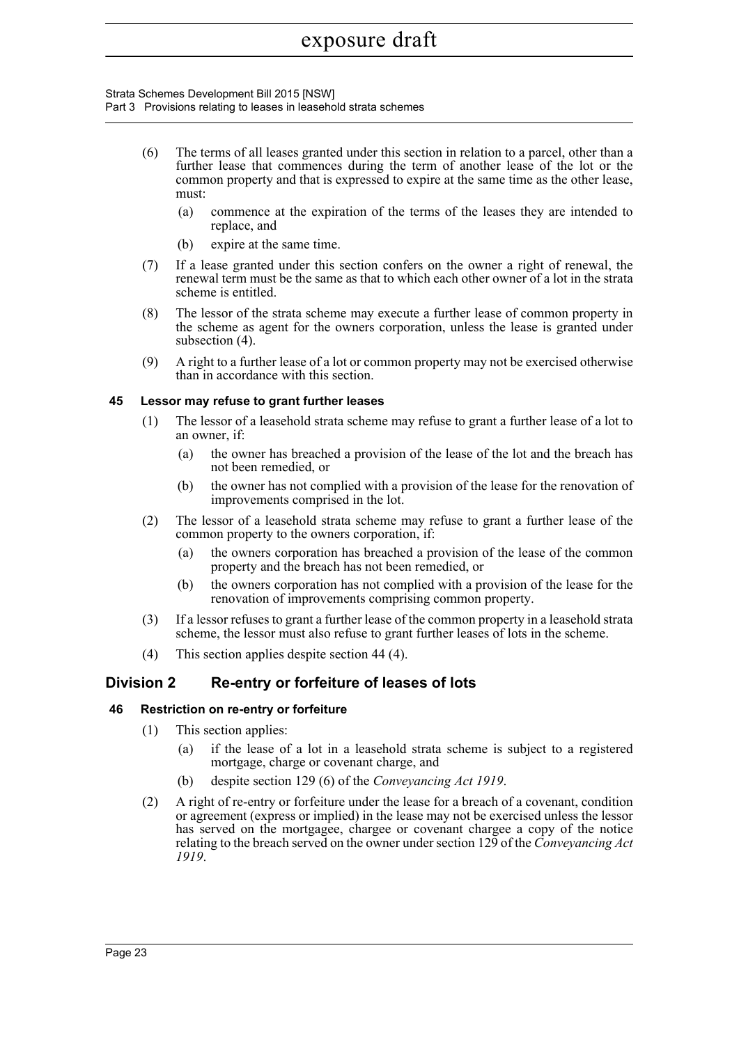(6) The terms of all leases granted under this section in relation to a parcel, other than a further lease that commences during the term of another lease of the lot or the common property and that is expressed to expire at the same time as the other lease, must:

   (a) commence at the expiration of the terms of the leases they are intended to replace, and

   (b) expire at the same time.

(7) If a lease granted under this section confers on the owner a right of renewal, the renewal term must be the same as that to which each other owner of a lot in the strata scheme is entitled.

(8) The lessor of the strata scheme may execute a further lease of common property in the scheme as agent for the owners corporation, unless the lease is granted under subsection (4).

(9) A right to a further lease of a lot or common property may not be exercised otherwise than in accordance with this section.

#### 45 Lessor may refuse to grant further leases

(1) The lessor of a leasehold strata scheme may refuse to grant a further lease of a lot to an owner, if:

   (a) the owner has breached a provision of the lease of the lot and the breach has not been remedied, or

   (b) the owner has not complied with a provision of the lease for the renovation of improvements comprised in the lot.

(2) The lessor of a leasehold strata scheme may refuse to grant a further lease of the common property to the owners corporation, if:

   (a) the owners corporation has breached a provision of the lease of the common property and the breach has not been remedied, or

   (b) the owners corporation has not complied with a provision of the lease for the renovation of improvements comprising common property.

(3) If a lessor refuses to grant a further lease of the common property in a leasehold strata scheme, the lessor must also refuse to grant further leases of lots in the scheme.

(4) This section applies despite section 44 (4).

## Division 2 Re-entry or forfeiture of leases of lots

#### 46 Restriction on re-entry or forfeiture

(1) This section applies:

   (a) if the lease of a lot in a leasehold strata scheme is subject to a registered mortgage, charge or covenant charge, and

   (b) despite section 129 (6) of the *Conveyancing Act 1919*.

(2) A right of re-entry or forfeiture under the lease for a breach of a covenant, condition or agreement (express or implied) in the lease may not be exercised unless the lessor has served on the mortgagee, chargee or covenant chargee a copy of the notice relating to the breach served on the owner under section 129 of the *Conveyancing Act 1919*.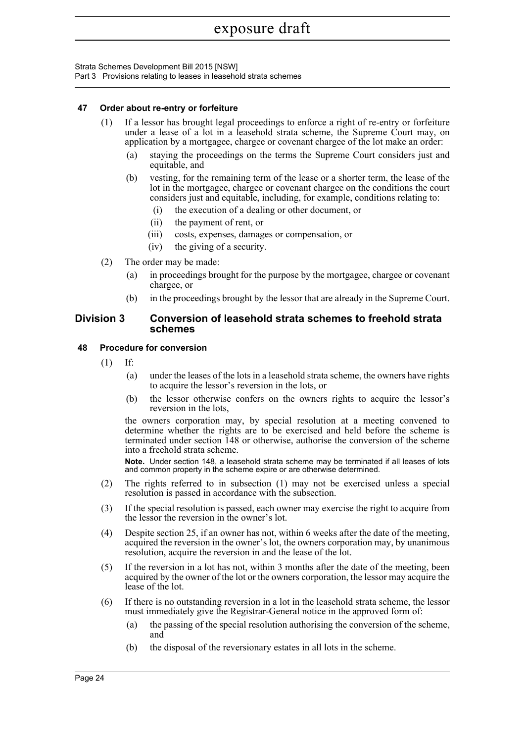### 47 Order about re-entry or forfeiture

(1) If a lessor has brought legal proceedings to enforce a right of re-entry or forfeiture under a lease of a lot in a leasehold strata scheme, the Supreme Court may, on application by a mortgagee, chargee or covenant chargee of the lot make an order:

- (a) staying the proceedings on the terms the Supreme Court considers just and equitable, and
- (b) vesting, for the remaining term of the lease or a shorter term, the lease of the lot in the mortgagee, chargee or covenant chargee on the conditions the court considers just and equitable, including, for example, conditions relating to:
  - (i) the execution of a dealing or other document, or
  - (ii) the payment of rent, or
  - (iii) costs, expenses, damages or compensation, or
  - (iv) the giving of a security.

(2) The order may be made:

- (a) in proceedings brought for the purpose by the mortgagee, chargee or covenant chargee, or
- (b) in the proceedings brought by the lessor that are already in the Supreme Court.

## Division 3 Conversion of leasehold strata schemes to freehold strata schemes

### 48 Procedure for conversion

(1) If:

- (a) under the leases of the lots in a leasehold strata scheme, the owners have rights to acquire the lessor's reversion in the lots, or
- (b) the lessor otherwise confers on the owners rights to acquire the lessor's reversion in the lots,

the owners corporation may, by special resolution at a meeting convened to determine whether the rights are to be exercised and held before the scheme is terminated under section 148 or otherwise, authorise the conversion of the scheme into a freehold strata scheme.

**Note.** Under section 148, a leasehold strata scheme may be terminated if all leases of lots and common property in the scheme expire or are otherwise determined.

(2) The rights referred to in subsection (1) may not be exercised unless a special resolution is passed in accordance with the subsection.

(3) If the special resolution is passed, each owner may exercise the right to acquire from the lessor the reversion in the owner's lot.

(4) Despite section 25, if an owner has not, within 6 weeks after the date of the meeting, acquired the reversion in the owner's lot, the owners corporation may, by unanimous resolution, acquire the reversion in and the lease of the lot.

(5) If the reversion in a lot has not, within 3 months after the date of the meeting, been acquired by the owner of the lot or the owners corporation, the lessor may acquire the lease of the lot.

(6) If there is no outstanding reversion in a lot in the leasehold strata scheme, the lessor must immediately give the Registrar-General notice in the approved form of:

- (a) the passing of the special resolution authorising the conversion of the scheme, and
- (b) the disposal of the reversionary estates in all lots in the scheme.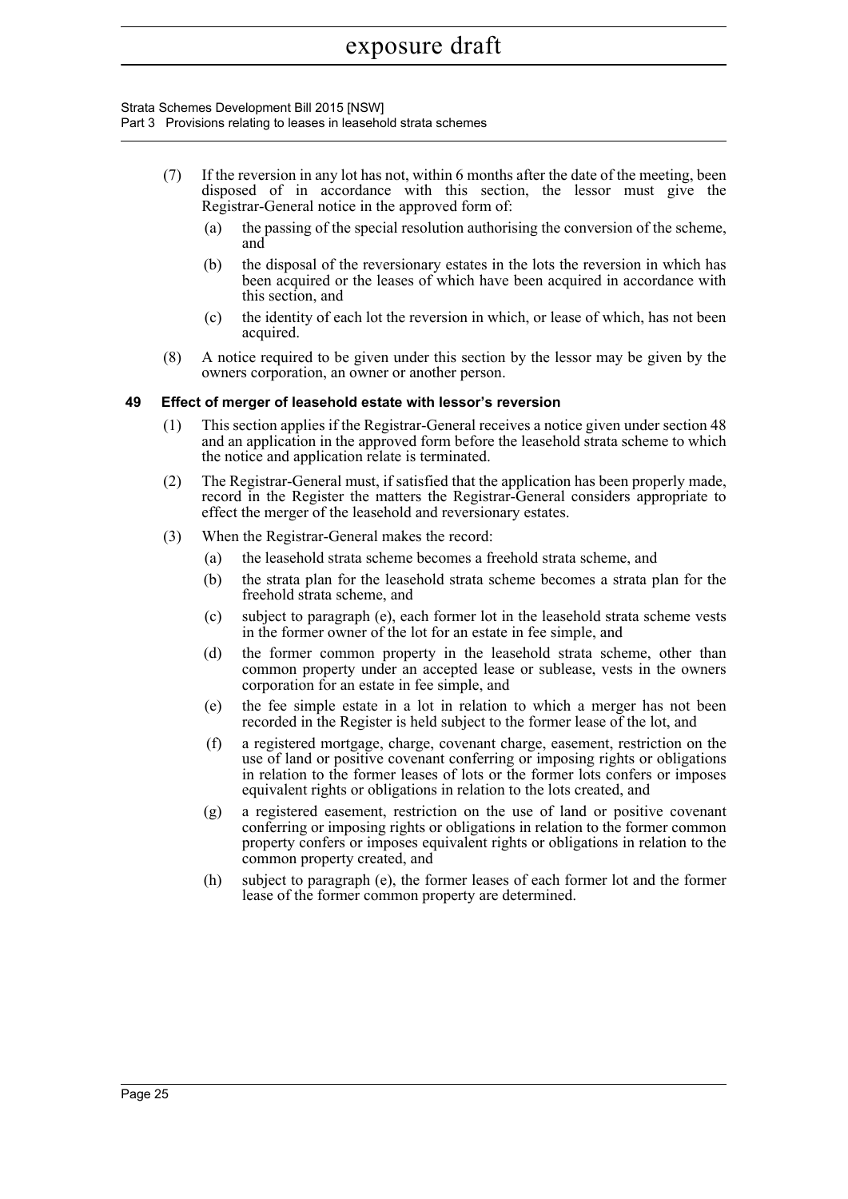(7) If the reversion in any lot has not, within 6 months after the date of the meeting, been disposed of in accordance with this section, the lessor must give the Registrar-General notice in the approved form of:

(a) the passing of the special resolution authorising the conversion of the scheme, and

(b) the disposal of the reversionary estates in the lots the reversion in which has been acquired or the leases of which have been acquired in accordance with this section, and

(c) the identity of each lot the reversion in which, or lease of which, has not been acquired.

(8) A notice required to be given under this section by the lessor may be given by the owners corporation, an owner or another person.

### 49 Effect of merger of leasehold estate with lessor's reversion

(1) This section applies if the Registrar-General receives a notice given under section 48 and an application in the approved form before the leasehold strata scheme to which the notice and application relate is terminated.

(2) The Registrar-General must, if satisfied that the application has been properly made, record in the Register the matters the Registrar-General considers appropriate to effect the merger of the leasehold and reversionary estates.

(3) When the Registrar-General makes the record:

(a) the leasehold strata scheme becomes a freehold strata scheme, and

(b) the strata plan for the leasehold strata scheme becomes a strata plan for the freehold strata scheme, and

(c) subject to paragraph (e), each former lot in the leasehold strata scheme vests in the former owner of the lot for an estate in fee simple, and

(d) the former common property in the leasehold strata scheme, other than common property under an accepted lease or sublease, vests in the owners corporation for an estate in fee simple, and

(e) the fee simple estate in a lot in relation to which a merger has not been recorded in the Register is held subject to the former lease of the lot, and

(f) a registered mortgage, charge, covenant charge, easement, restriction on the use of land or positive covenant conferring or imposing rights or obligations in relation to the former leases of lots or the former lots confers or imposes equivalent rights or obligations in relation to the lots created, and

(g) a registered easement, restriction on the use of land or positive covenant conferring or imposing rights or obligations in relation to the former common property confers or imposes equivalent rights or obligations in relation to the common property created, and

(h) subject to paragraph (e), the former leases of each former lot and the former lease of the former common property are determined.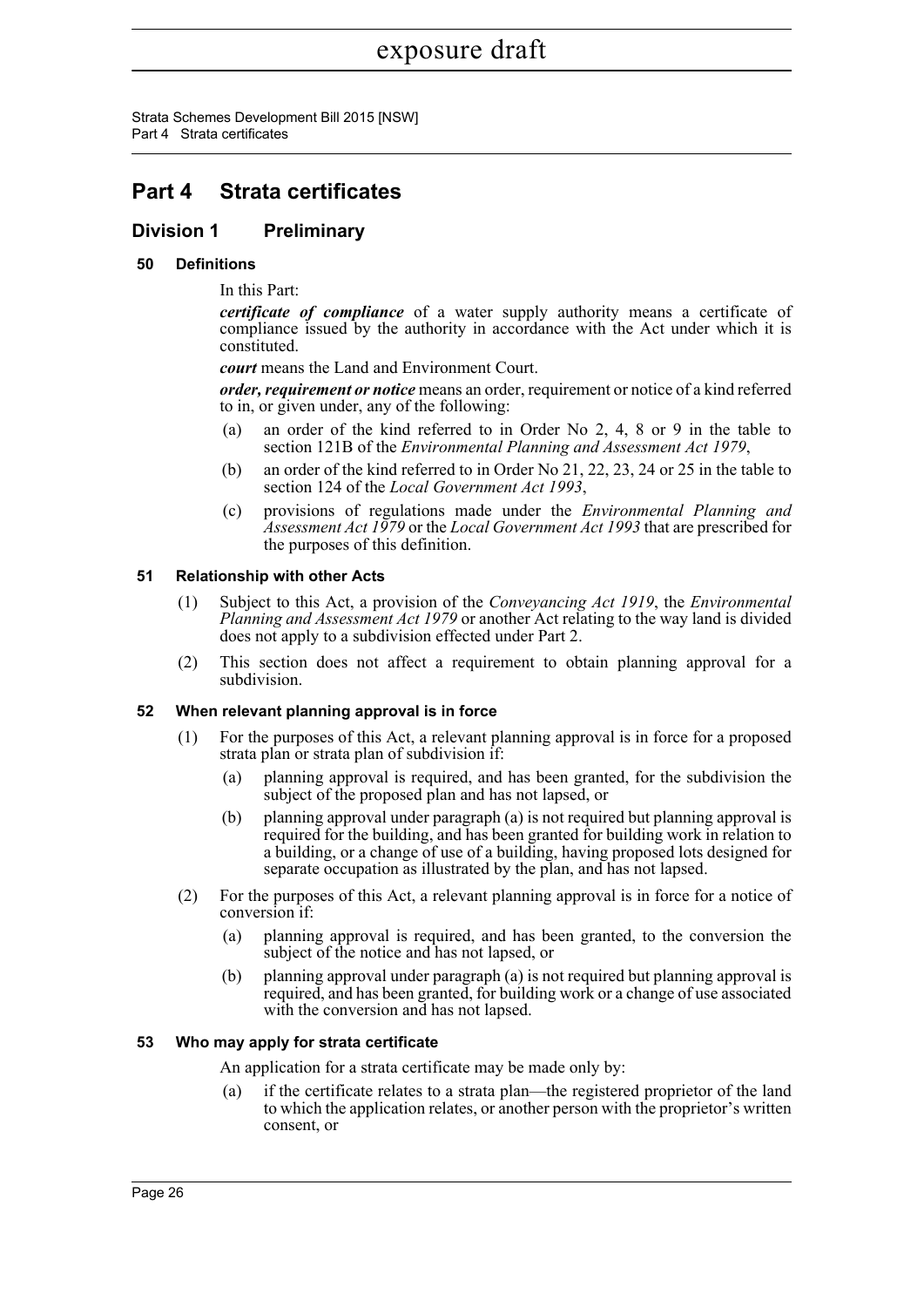# Part 4 Strata certificates

## Division 1 Preliminary

### 50 Definitions

In this Part:

***certificate of compliance*** of a water supply authority means a certificate of compliance issued by the authority in accordance with the Act under which it is constituted.

***court*** means the Land and Environment Court.

***order, requirement or notice*** means an order, requirement or notice of a kind referred to in, or given under, any of the following:

- (a) an order of the kind referred to in Order No 2, 4, 8 or 9 in the table to section 121B of the *Environmental Planning and Assessment Act 1979*,
- (b) an order of the kind referred to in Order No 21, 22, 23, 24 or 25 in the table to section 124 of the *Local Government Act 1993*,
- (c) provisions of regulations made under the *Environmental Planning and Assessment Act 1979* or the *Local Government Act 1993* that are prescribed for the purposes of this definition.

### 51 Relationship with other Acts

(1) Subject to this Act, a provision of the *Conveyancing Act 1919*, the *Environmental Planning and Assessment Act 1979* or another Act relating to the way land is divided does not apply to a subdivision effected under Part 2.

(2) This section does not affect a requirement to obtain planning approval for a subdivision.

### 52 When relevant planning approval is in force

(1) For the purposes of this Act, a relevant planning approval is in force for a proposed strata plan or strata plan of subdivision if:

- (a) planning approval is required, and has been granted, for the subdivision the subject of the proposed plan and has not lapsed, or
- (b) planning approval under paragraph (a) is not required but planning approval is required for the building, and has been granted for building work in relation to a building, or a change of use of a building, having proposed lots designed for separate occupation as illustrated by the plan, and has not lapsed.

(2) For the purposes of this Act, a relevant planning approval is in force for a notice of conversion if:

- (a) planning approval is required, and has been granted, to the conversion the subject of the notice and has not lapsed, or
- (b) planning approval under paragraph (a) is not required but planning approval is required, and has been granted, for building work or a change of use associated with the conversion and has not lapsed.

### 53 Who may apply for strata certificate

An application for a strata certificate may be made only by:

- (a) if the certificate relates to a strata plan—the registered proprietor of the land to which the application relates, or another person with the proprietor's written consent, or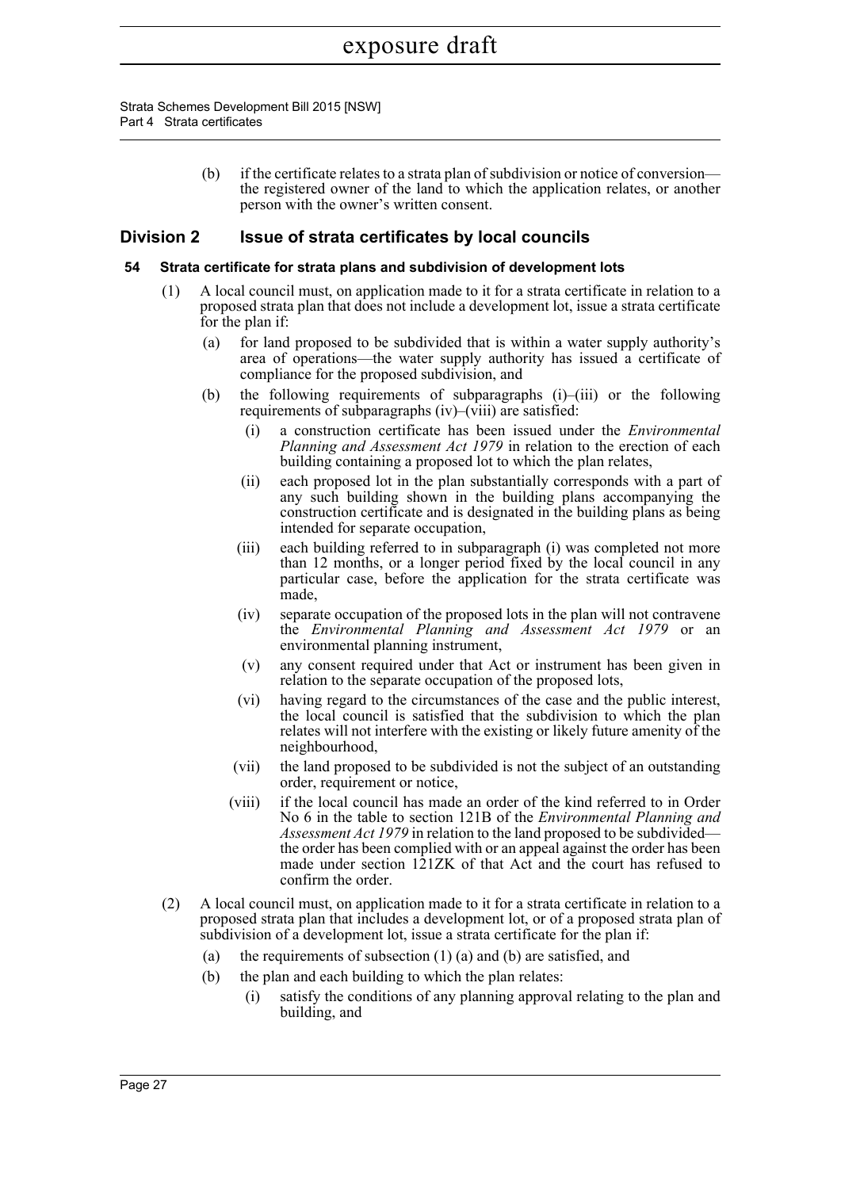(b) if the certificate relates to a strata plan of subdivision or notice of conversion—the registered owner of the land to which the application relates, or another person with the owner's written consent.

## Division 2 Issue of strata certificates by local councils

### 54 Strata certificate for strata plans and subdivision of development lots

(1) A local council must, on application made to it for a strata certificate in relation to a proposed strata plan that does not include a development lot, issue a strata certificate for the plan if:

(a) for land proposed to be subdivided that is within a water supply authority's area of operations—the water supply authority has issued a certificate of compliance for the proposed subdivision, and

(b) the following requirements of subparagraphs (i)–(iii) or the following requirements of subparagraphs (iv)–(viii) are satisfied:

(i) a construction certificate has been issued under the *Environmental Planning and Assessment Act 1979* in relation to the erection of each building containing a proposed lot to which the plan relates,

(ii) each proposed lot in the plan substantially corresponds with a part of any such building shown in the building plans accompanying the construction certificate and is designated in the building plans as being intended for separate occupation,

(iii) each building referred to in subparagraph (i) was completed not more than 12 months, or a longer period fixed by the local council in any particular case, before the application for the strata certificate was made,

(iv) separate occupation of the proposed lots in the plan will not contravene the *Environmental Planning and Assessment Act 1979* or an environmental planning instrument,

(v) any consent required under that Act or instrument has been given in relation to the separate occupation of the proposed lots,

(vi) having regard to the circumstances of the case and the public interest, the local council is satisfied that the subdivision to which the plan relates will not interfere with the existing or likely future amenity of the neighbourhood,

(vii) the land proposed to be subdivided is not the subject of an outstanding order, requirement or notice,

(viii) if the local council has made an order of the kind referred to in Order No 6 in the table to section 121B of the *Environmental Planning and Assessment Act 1979* in relation to the land proposed to be subdivided—the order has been complied with or an appeal against the order has been made under section 121ZK of that Act and the court has refused to confirm the order.

(2) A local council must, on application made to it for a strata certificate in relation to a proposed strata plan that includes a development lot, or of a proposed strata plan of subdivision of a development lot, issue a strata certificate for the plan if:

(a) the requirements of subsection (1) (a) and (b) are satisfied, and

(b) the plan and each building to which the plan relates:

(i) satisfy the conditions of any planning approval relating to the plan and building, and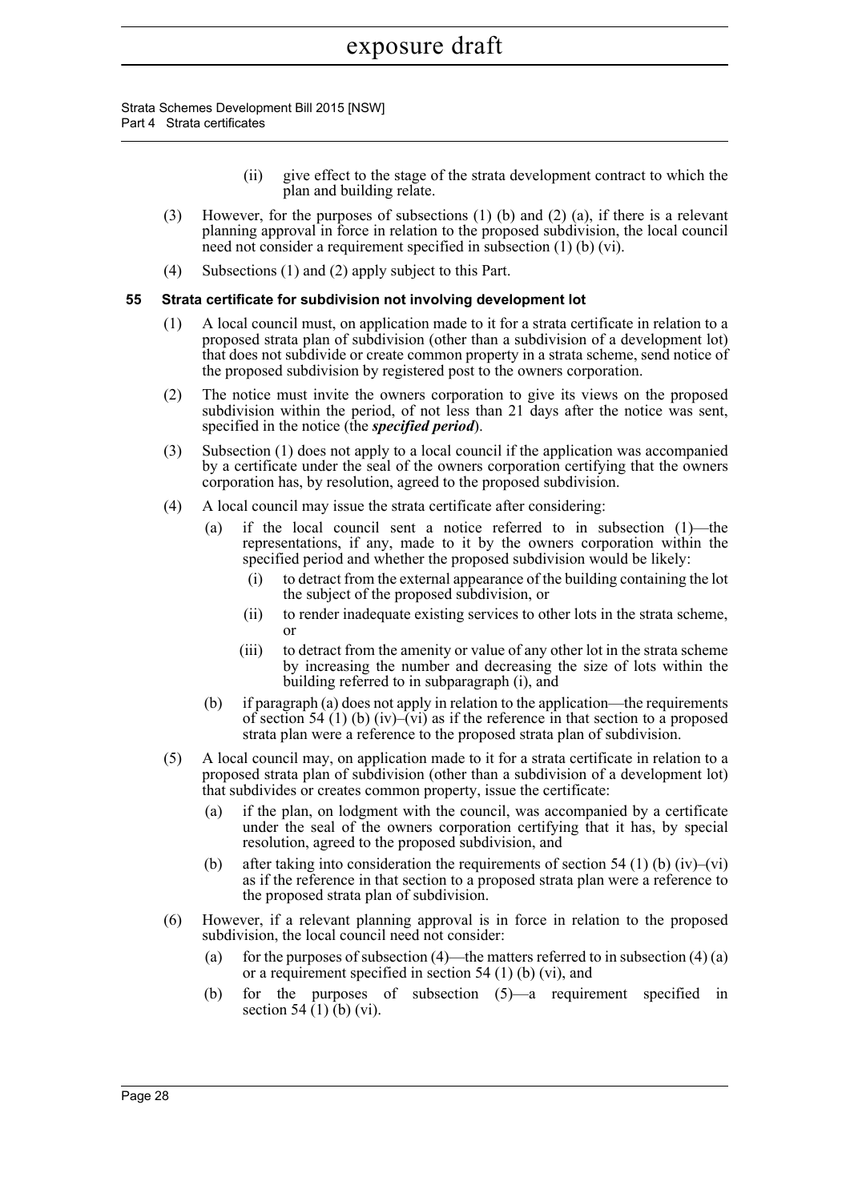(ii) give effect to the stage of the strata development contract to which the plan and building relate.

(3) However, for the purposes of subsections (1) (b) and (2) (a), if there is a relevant planning approval in force in relation to the proposed subdivision, the local council need not consider a requirement specified in subsection (1) (b) (vi).

(4) Subsections (1) and (2) apply subject to this Part.

### 55 Strata certificate for subdivision not involving development lot

(1) A local council must, on application made to it for a strata certificate in relation to a proposed strata plan of subdivision (other than a subdivision of a development lot) that does not subdivide or create common property in a strata scheme, send notice of the proposed subdivision by registered post to the owners corporation.

(2) The notice must invite the owners corporation to give its views on the proposed subdivision within the period, of not less than 21 days after the notice was sent, specified in the notice (the ***specified period***).

(3) Subsection (1) does not apply to a local council if the application was accompanied by a certificate under the seal of the owners corporation certifying that the owners corporation has, by resolution, agreed to the proposed subdivision.

(4) A local council may issue the strata certificate after considering:

   (a) if the local council sent a notice referred to in subsection (1)—the representations, if any, made to it by the owners corporation within the specified period and whether the proposed subdivision would be likely:

      (i) to detract from the external appearance of the building containing the lot the subject of the proposed subdivision, or

      (ii) to render inadequate existing services to other lots in the strata scheme, or

      (iii) to detract from the amenity or value of any other lot in the strata scheme by increasing the number and decreasing the size of lots within the building referred to in subparagraph (i), and

   (b) if paragraph (a) does not apply in relation to the application—the requirements of section 54 (1) (b) (iv)–(vi) as if the reference in that section to a proposed strata plan were a reference to the proposed strata plan of subdivision.

(5) A local council may, on application made to it for a strata certificate in relation to a proposed strata plan of subdivision (other than a subdivision of a development lot) that subdivides or creates common property, issue the certificate:

   (a) if the plan, on lodgment with the council, was accompanied by a certificate under the seal of the owners corporation certifying that it has, by special resolution, agreed to the proposed subdivision, and

   (b) after taking into consideration the requirements of section 54 (1) (b) (iv)–(vi) as if the reference in that section to a proposed strata plan were a reference to the proposed strata plan of subdivision.

(6) However, if a relevant planning approval is in force in relation to the proposed subdivision, the local council need not consider:

   (a) for the purposes of subsection (4)—the matters referred to in subsection (4) (a) or a requirement specified in section 54 (1) (b) (vi), and

   (b) for the purposes of subsection (5)—a requirement specified in section 54 (1) (b) (vi).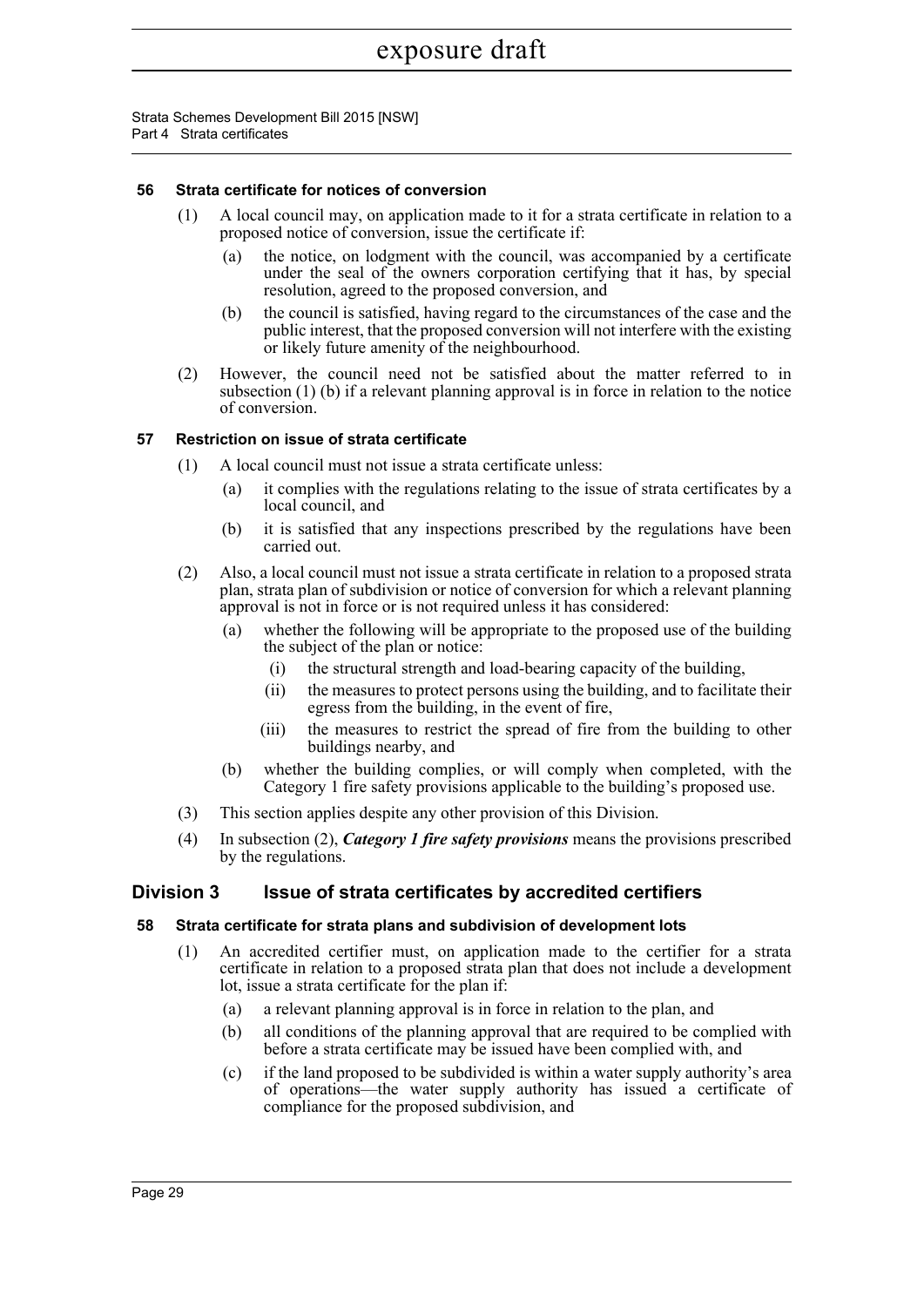### 56 Strata certificate for notices of conversion

(1) A local council may, on application made to it for a strata certificate in relation to a proposed notice of conversion, issue the certificate if:

(a) the notice, on lodgment with the council, was accompanied by a certificate under the seal of the owners corporation certifying that it has, by special resolution, agreed to the proposed conversion, and

(b) the council is satisfied, having regard to the circumstances of the case and the public interest, that the proposed conversion will not interfere with the existing or likely future amenity of the neighbourhood.

(2) However, the council need not be satisfied about the matter referred to in subsection (1) (b) if a relevant planning approval is in force in relation to the notice of conversion.

### 57 Restriction on issue of strata certificate

(1) A local council must not issue a strata certificate unless:

(a) it complies with the regulations relating to the issue of strata certificates by a local council, and

(b) it is satisfied that any inspections prescribed by the regulations have been carried out.

(2) Also, a local council must not issue a strata certificate in relation to a proposed strata plan, strata plan of subdivision or notice of conversion for which a relevant planning approval is not in force or is not required unless it has considered:

(a) whether the following will be appropriate to the proposed use of the building the subject of the plan or notice:

(i) the structural strength and load-bearing capacity of the building,

(ii) the measures to protect persons using the building, and to facilitate their egress from the building, in the event of fire,

(iii) the measures to restrict the spread of fire from the building to other buildings nearby, and

(b) whether the building complies, or will comply when completed, with the Category 1 fire safety provisions applicable to the building's proposed use.

(3) This section applies despite any other provision of this Division.

(4) In subsection (2), ***Category 1 fire safety provisions*** means the provisions prescribed by the regulations.

## Division 3 Issue of strata certificates by accredited certifiers

### 58 Strata certificate for strata plans and subdivision of development lots

(1) An accredited certifier must, on application made to the certifier for a strata certificate in relation to a proposed strata plan that does not include a development lot, issue a strata certificate for the plan if:

(a) a relevant planning approval is in force in relation to the plan, and

(b) all conditions of the planning approval that are required to be complied with before a strata certificate may be issued have been complied with, and

(c) if the land proposed to be subdivided is within a water supply authority's area of operations—the water supply authority has issued a certificate of compliance for the proposed subdivision, and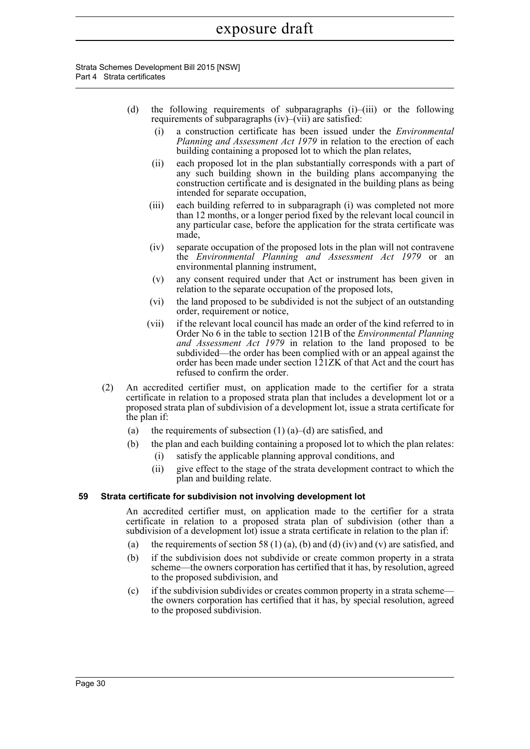(d) the following requirements of subparagraphs (i)–(iii) or the following requirements of subparagraphs (iv)–(vii) are satisfied:

(i) a construction certificate has been issued under the *Environmental Planning and Assessment Act 1979* in relation to the erection of each building containing a proposed lot to which the plan relates,

(ii) each proposed lot in the plan substantially corresponds with a part of any such building shown in the building plans accompanying the construction certificate and is designated in the building plans as being intended for separate occupation,

(iii) each building referred to in subparagraph (i) was completed not more than 12 months, or a longer period fixed by the relevant local council in any particular case, before the application for the strata certificate was made,

(iv) separate occupation of the proposed lots in the plan will not contravene the *Environmental Planning and Assessment Act 1979* or an environmental planning instrument,

(v) any consent required under that Act or instrument has been given in relation to the separate occupation of the proposed lots,

(vi) the land proposed to be subdivided is not the subject of an outstanding order, requirement or notice,

(vii) if the relevant local council has made an order of the kind referred to in Order No 6 in the table to section 121B of the *Environmental Planning and Assessment Act 1979* in relation to the land proposed to be subdivided—the order has been complied with or an appeal against the order has been made under section 121ZK of that Act and the court has refused to confirm the order.

(2) An accredited certifier must, on application made to the certifier for a strata certificate in relation to a proposed strata plan that includes a development lot or a proposed strata plan of subdivision of a development lot, issue a strata certificate for the plan if:

(a) the requirements of subsection (1) (a)–(d) are satisfied, and

(b) the plan and each building containing a proposed lot to which the plan relates:

(i) satisfy the applicable planning approval conditions, and

(ii) give effect to the stage of the strata development contract to which the plan and building relate.

### 59 Strata certificate for subdivision not involving development lot

An accredited certifier must, on application made to the certifier for a strata certificate in relation to a proposed strata plan of subdivision (other than a subdivision of a development lot) issue a strata certificate in relation to the plan if:

(a) the requirements of section 58 (1) (a), (b) and (d) (iv) and (v) are satisfied, and

(b) if the subdivision does not subdivide or create common property in a strata scheme—the owners corporation has certified that it has, by resolution, agreed to the proposed subdivision, and

(c) if the subdivision subdivides or creates common property in a strata scheme—the owners corporation has certified that it has, by special resolution, agreed to the proposed subdivision.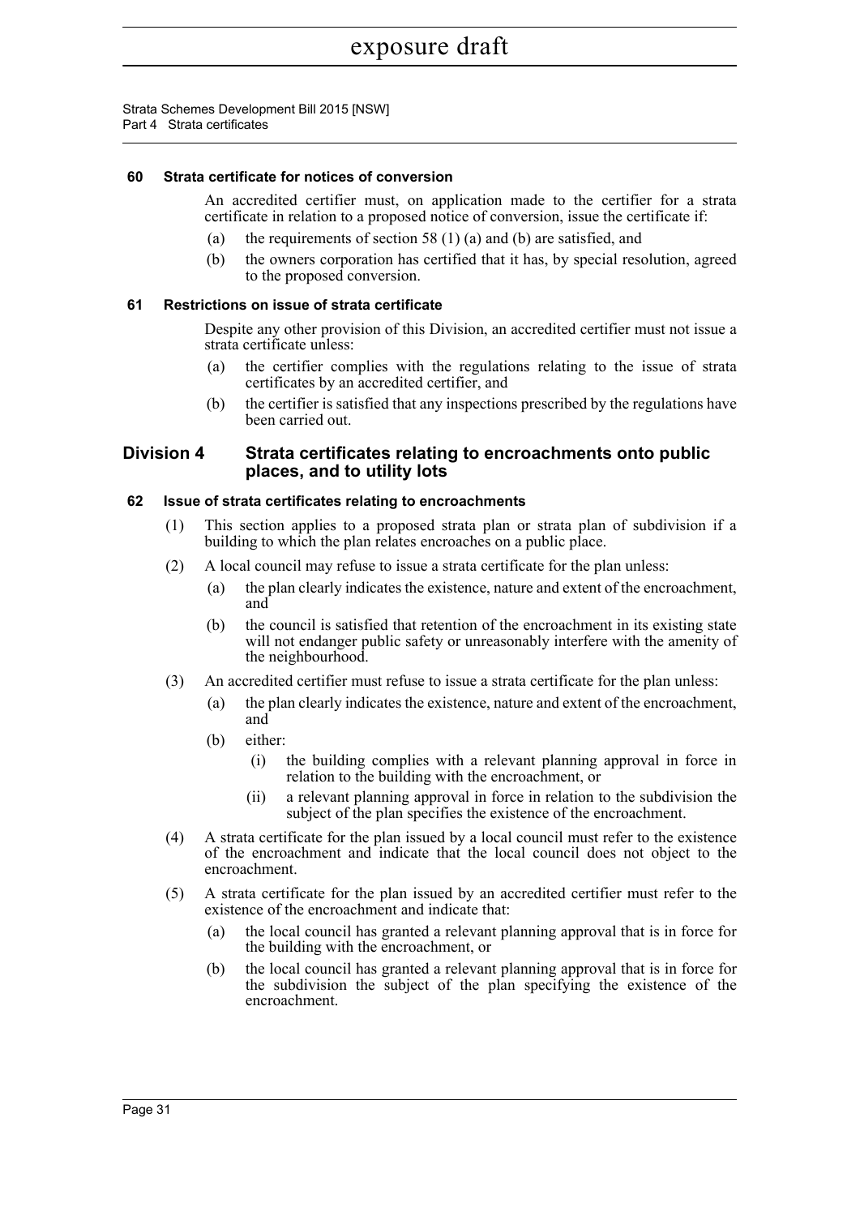#### 60 Strata certificate for notices of conversion

An accredited certifier must, on application made to the certifier for a strata certificate in relation to a proposed notice of conversion, issue the certificate if:

(a) the requirements of section 58 (1) (a) and (b) are satisfied, and

(b) the owners corporation has certified that it has, by special resolution, agreed to the proposed conversion.

#### 61 Restrictions on issue of strata certificate

Despite any other provision of this Division, an accredited certifier must not issue a strata certificate unless:

(a) the certifier complies with the regulations relating to the issue of strata certificates by an accredited certifier, and

(b) the certifier is satisfied that any inspections prescribed by the regulations have been carried out.

### Division 4 Strata certificates relating to encroachments onto public places, and to utility lots

#### 62 Issue of strata certificates relating to encroachments

(1) This section applies to a proposed strata plan or strata plan of subdivision if a building to which the plan relates encroaches on a public place.

(2) A local council may refuse to issue a strata certificate for the plan unless:

(a) the plan clearly indicates the existence, nature and extent of the encroachment, and

(b) the council is satisfied that retention of the encroachment in its existing state will not endanger public safety or unreasonably interfere with the amenity of the neighbourhood.

(3) An accredited certifier must refuse to issue a strata certificate for the plan unless:

(a) the plan clearly indicates the existence, nature and extent of the encroachment, and

(b) either:

(i) the building complies with a relevant planning approval in force in relation to the building with the encroachment, or

(ii) a relevant planning approval in force in relation to the subdivision the subject of the plan specifies the existence of the encroachment.

(4) A strata certificate for the plan issued by a local council must refer to the existence of the encroachment and indicate that the local council does not object to the encroachment.

(5) A strata certificate for the plan issued by an accredited certifier must refer to the existence of the encroachment and indicate that:

(a) the local council has granted a relevant planning approval that is in force for the building with the encroachment, or

(b) the local council has granted a relevant planning approval that is in force for the subdivision the subject of the plan specifying the existence of the encroachment.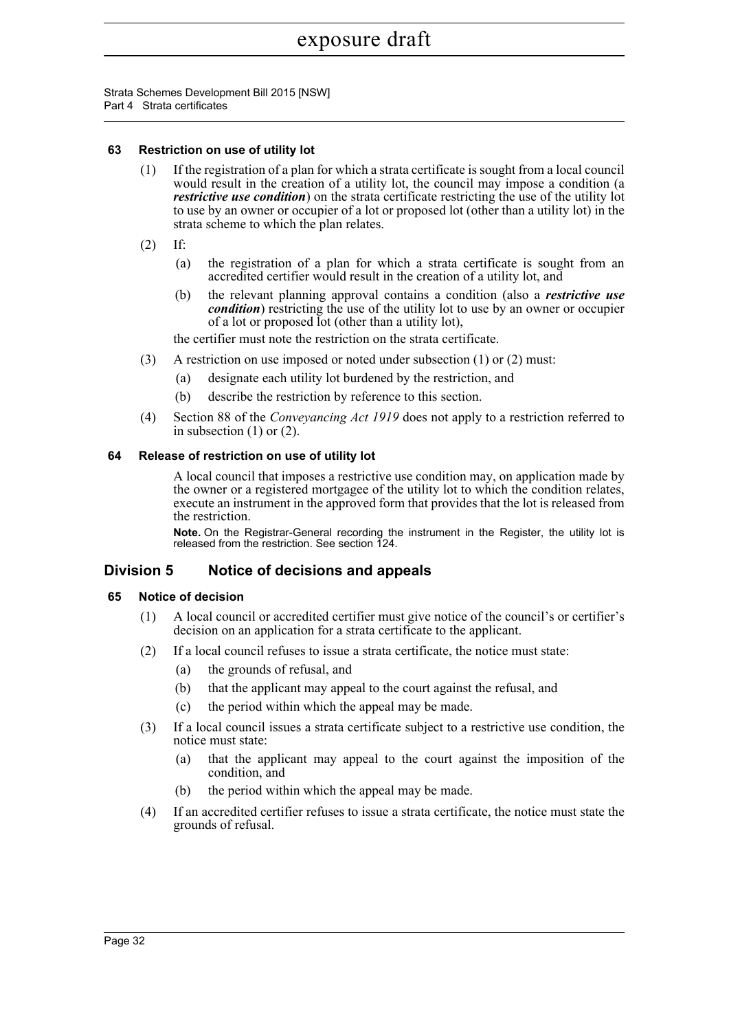### 63 Restriction on use of utility lot

(1) If the registration of a plan for which a strata certificate is sought from a local council would result in the creation of a utility lot, the council may impose a condition (a ***restrictive use condition***) on the strata certificate restricting the use of the utility lot to use by an owner or occupier of a lot or proposed lot (other than a utility lot) in the strata scheme to which the plan relates.

(2) If:

- (a) the registration of a plan for which a strata certificate is sought from an accredited certifier would result in the creation of a utility lot, and
- (b) the relevant planning approval contains a condition (also a ***restrictive use condition***) restricting the use of the utility lot to use by an owner or occupier of a lot or proposed lot (other than a utility lot),

the certifier must note the restriction on the strata certificate.

(3) A restriction on use imposed or noted under subsection (1) or (2) must:

- (a) designate each utility lot burdened by the restriction, and
- (b) describe the restriction by reference to this section.

(4) Section 88 of the *Conveyancing Act 1919* does not apply to a restriction referred to in subsection (1) or (2).

### 64 Release of restriction on use of utility lot

A local council that imposes a restrictive use condition may, on application made by the owner or a registered mortgagee of the utility lot to which the condition relates, execute an instrument in the approved form that provides that the lot is released from the restriction.

**Note.** On the Registrar-General recording the instrument in the Register, the utility lot is released from the restriction. See section 124.

## Division 5 Notice of decisions and appeals

### 65 Notice of decision

(1) A local council or accredited certifier must give notice of the council's or certifier's decision on an application for a strata certificate to the applicant.

(2) If a local council refuses to issue a strata certificate, the notice must state:

- (a) the grounds of refusal, and
- (b) that the applicant may appeal to the court against the refusal, and
- (c) the period within which the appeal may be made.

(3) If a local council issues a strata certificate subject to a restrictive use condition, the notice must state:

- (a) that the applicant may appeal to the court against the imposition of the condition, and
- (b) the period within which the appeal may be made.

(4) If an accredited certifier refuses to issue a strata certificate, the notice must state the grounds of refusal.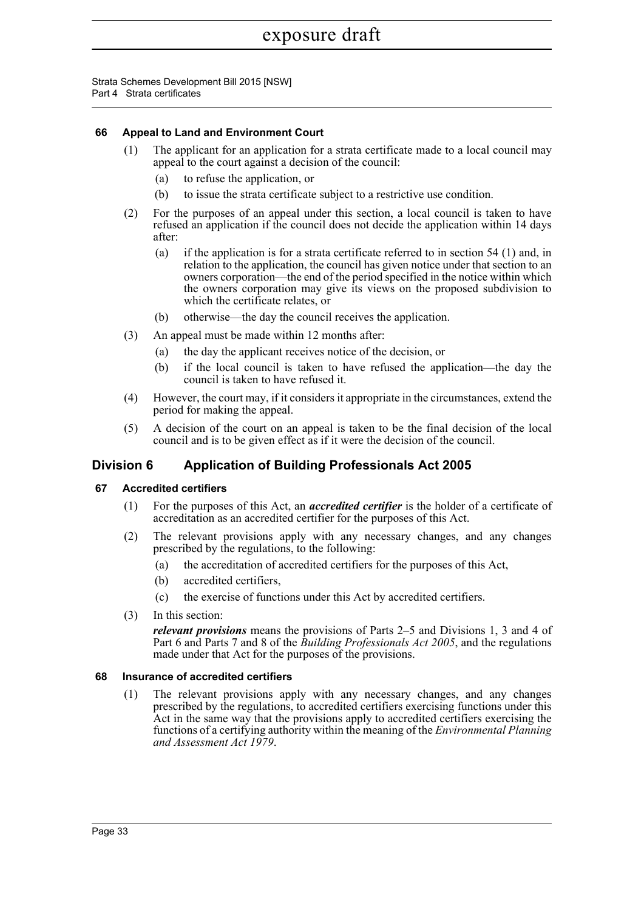### 66 Appeal to Land and Environment Court

(1) The applicant for an application for a strata certificate made to a local council may appeal to the court against a decision of the council:

- (a) to refuse the application, or
- (b) to issue the strata certificate subject to a restrictive use condition.

(2) For the purposes of an appeal under this section, a local council is taken to have refused an application if the council does not decide the application within 14 days after:

- (a) if the application is for a strata certificate referred to in section 54 (1) and, in relation to the application, the council has given notice under that section to an owners corporation—the end of the period specified in the notice within which the owners corporation may give its views on the proposed subdivision to which the certificate relates, or
- (b) otherwise—the day the council receives the application.

(3) An appeal must be made within 12 months after:

- (a) the day the applicant receives notice of the decision, or
- (b) if the local council is taken to have refused the application—the day the council is taken to have refused it.

(4) However, the court may, if it considers it appropriate in the circumstances, extend the period for making the appeal.

(5) A decision of the court on an appeal is taken to be the final decision of the local council and is to be given effect as if it were the decision of the council.

## Division 6 Application of Building Professionals Act 2005

### 67 Accredited certifiers

(1) For the purposes of this Act, an ***accredited certifier*** is the holder of a certificate of accreditation as an accredited certifier for the purposes of this Act.

(2) The relevant provisions apply with any necessary changes, and any changes prescribed by the regulations, to the following:

- (a) the accreditation of accredited certifiers for the purposes of this Act,
- (b) accredited certifiers,
- (c) the exercise of functions under this Act by accredited certifiers.

(3) In this section:

***relevant provisions*** means the provisions of Parts 2–5 and Divisions 1, 3 and 4 of Part 6 and Parts 7 and 8 of the *Building Professionals Act 2005*, and the regulations made under that Act for the purposes of the provisions.

### 68 Insurance of accredited certifiers

(1) The relevant provisions apply with any necessary changes, and any changes prescribed by the regulations, to accredited certifiers exercising functions under this Act in the same way that the provisions apply to accredited certifiers exercising the functions of a certifying authority within the meaning of the *Environmental Planning and Assessment Act 1979*.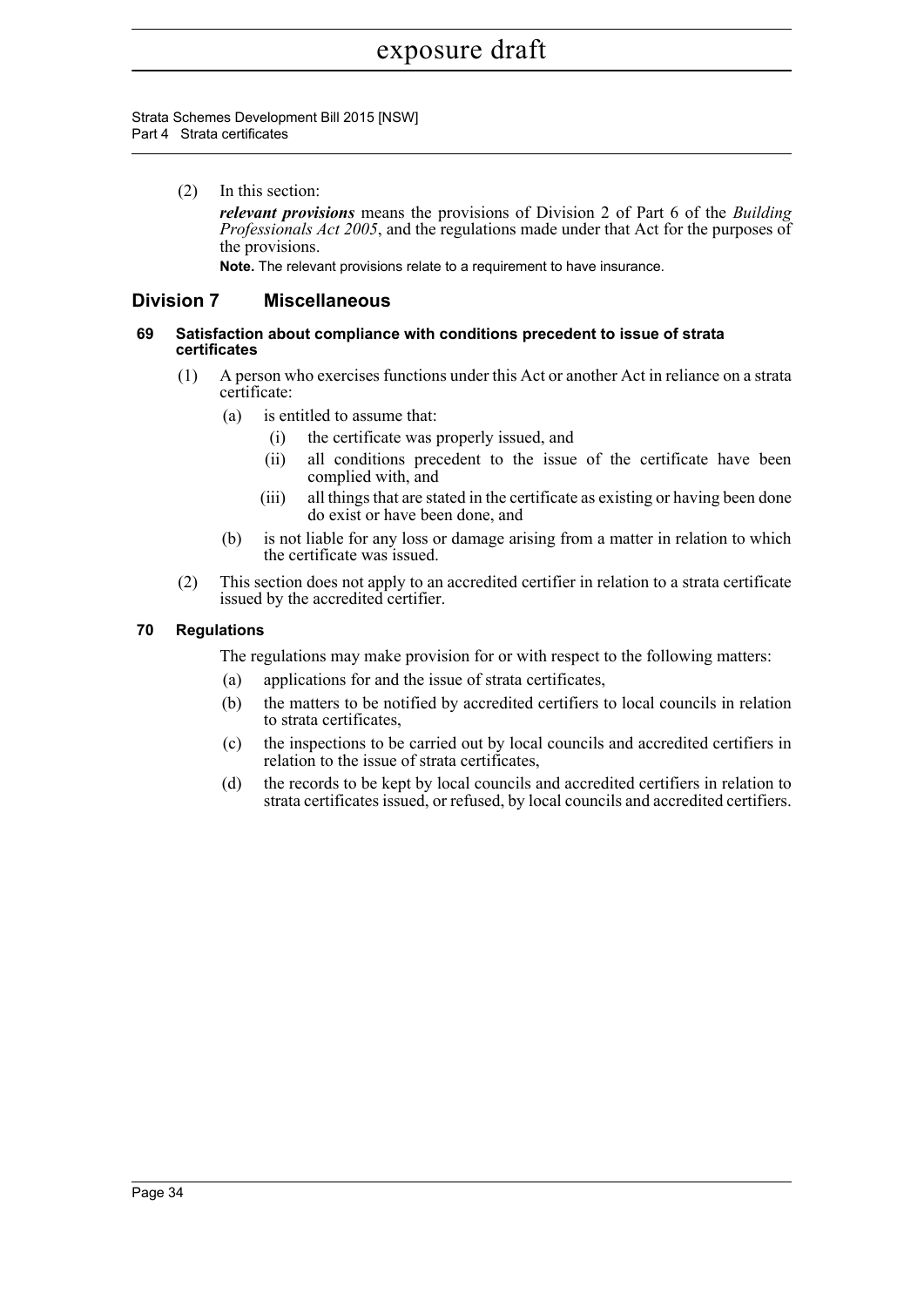(2) In this section:

***relevant provisions*** means the provisions of Division 2 of Part 6 of the *Building Professionals Act 2005*, and the regulations made under that Act for the purposes of the provisions.

**Note.** The relevant provisions relate to a requirement to have insurance.

## Division 7 Miscellaneous

### 69 Satisfaction about compliance with conditions precedent to issue of strata certificates

(1) A person who exercises functions under this Act or another Act in reliance on a strata certificate:

(a) is entitled to assume that:

(i) the certificate was properly issued, and

(ii) all conditions precedent to the issue of the certificate have been complied with, and

(iii) all things that are stated in the certificate as existing or having been done do exist or have been done, and

(b) is not liable for any loss or damage arising from a matter in relation to which the certificate was issued.

(2) This section does not apply to an accredited certifier in relation to a strata certificate issued by the accredited certifier.

### 70 Regulations

The regulations may make provision for or with respect to the following matters:

(a) applications for and the issue of strata certificates,

(b) the matters to be notified by accredited certifiers to local councils in relation to strata certificates,

(c) the inspections to be carried out by local councils and accredited certifiers in relation to the issue of strata certificates,

(d) the records to be kept by local councils and accredited certifiers in relation to strata certificates issued, or refused, by local councils and accredited certifiers.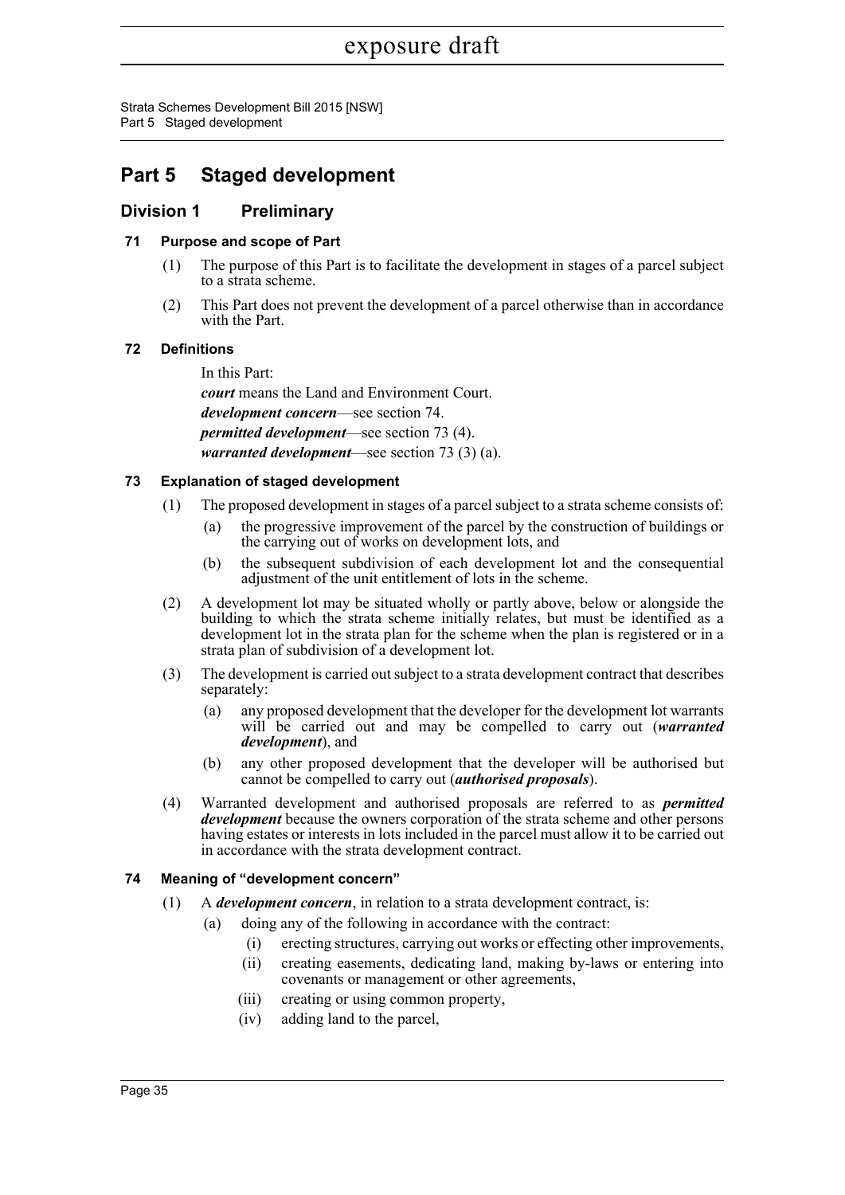# Part 5 Staged development

## Division 1 Preliminary

### 71 Purpose and scope of Part

(1) The purpose of this Part is to facilitate the development in stages of a parcel subject to a strata scheme.

(2) This Part does not prevent the development of a parcel otherwise than in accordance with the Part.

### 72 Definitions

In this Part:

***court*** means the Land and Environment Court.

***development concern***—see section 74.

***permitted development***—see section 73 (4).

***warranted development***—see section 73 (3) (a).

### 73 Explanation of staged development

(1) The proposed development in stages of a parcel subject to a strata scheme consists of:

- (a) the progressive improvement of the parcel by the construction of buildings or the carrying out of works on development lots, and
- (b) the subsequent subdivision of each development lot and the consequential adjustment of the unit entitlement of lots in the scheme.

(2) A development lot may be situated wholly or partly above, below or alongside the building to which the strata scheme initially relates, but must be identified as a development lot in the strata plan for the scheme when the plan is registered or in a strata plan of subdivision of a development lot.

(3) The development is carried out subject to a strata development contract that describes separately:

- (a) any proposed development that the developer for the development lot warrants will be carried out and may be compelled to carry out (***warranted development***), and
- (b) any other proposed development that the developer will be authorised but cannot be compelled to carry out (***authorised proposals***).

(4) Warranted development and authorised proposals are referred to as ***permitted development*** because the owners corporation of the strata scheme and other persons having estates or interests in lots included in the parcel must allow it to be carried out in accordance with the strata development contract.

### 74 Meaning of "development concern"

(1) A ***development concern***, in relation to a strata development contract, is:

- (a) doing any of the following in accordance with the contract:
  - (i) erecting structures, carrying out works or effecting other improvements,
  - (ii) creating easements, dedicating land, making by-laws or entering into covenants or management or other agreements,
  - (iii) creating or using common property,
  - (iv) adding land to the parcel,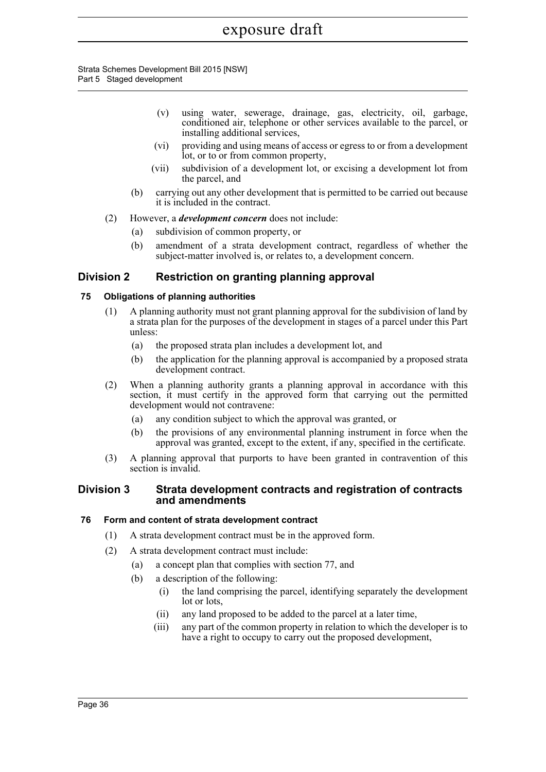(v) using water, sewerage, drainage, gas, electricity, oil, garbage, conditioned air, telephone or other services available to the parcel, or installing additional services,

(vi) providing and using means of access or egress to or from a development lot, or to or from common property,

(vii) subdivision of a development lot, or excising a development lot from the parcel, and

(b) carrying out any other development that is permitted to be carried out because it is included in the contract.

(2) However, a ***development concern*** does not include:

(a) subdivision of common property, or

(b) amendment of a strata development contract, regardless of whether the subject-matter involved is, or relates to, a development concern.

## Division 2 Restriction on granting planning approval

### 75 Obligations of planning authorities

(1) A planning authority must not grant planning approval for the subdivision of land by a strata plan for the purposes of the development in stages of a parcel under this Part unless:

(a) the proposed strata plan includes a development lot, and

(b) the application for the planning approval is accompanied by a proposed strata development contract.

(2) When a planning authority grants a planning approval in accordance with this section, it must certify in the approved form that carrying out the permitted development would not contravene:

(a) any condition subject to which the approval was granted, or

(b) the provisions of any environmental planning instrument in force when the approval was granted, except to the extent, if any, specified in the certificate.

(3) A planning approval that purports to have been granted in contravention of this section is invalid.

## Division 3 Strata development contracts and registration of contracts and amendments

### 76 Form and content of strata development contract

(1) A strata development contract must be in the approved form.

(2) A strata development contract must include:

(a) a concept plan that complies with section 77, and

(b) a description of the following:

(i) the land comprising the parcel, identifying separately the development lot or lots,

(ii) any land proposed to be added to the parcel at a later time,

(iii) any part of the common property in relation to which the developer is to have a right to occupy to carry out the proposed development,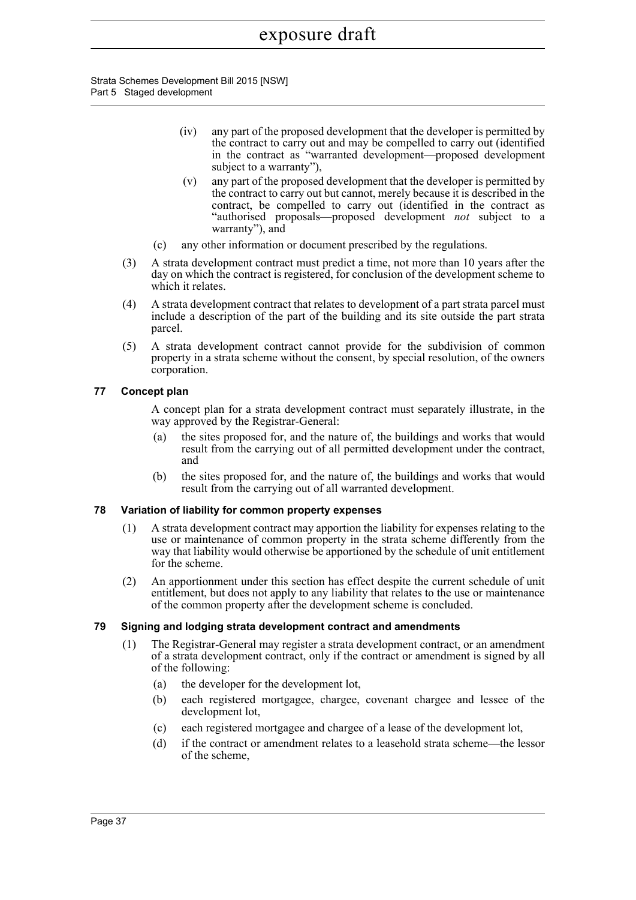(iv) any part of the proposed development that the developer is permitted by the contract to carry out and may be compelled to carry out (identified in the contract as "warranted development—proposed development subject to a warranty"),

(v) any part of the proposed development that the developer is permitted by the contract to carry out but cannot, merely because it is described in the contract, be compelled to carry out (identified in the contract as "authorised proposals—proposed development *not* subject to a warranty"), and

(c) any other information or document prescribed by the regulations.

(3) A strata development contract must predict a time, not more than 10 years after the day on which the contract is registered, for conclusion of the development scheme to which it relates.

(4) A strata development contract that relates to development of a part strata parcel must include a description of the part of the building and its site outside the part strata parcel.

(5) A strata development contract cannot provide for the subdivision of common property in a strata scheme without the consent, by special resolution, of the owners corporation.

### 77 Concept plan

A concept plan for a strata development contract must separately illustrate, in the way approved by the Registrar-General:

(a) the sites proposed for, and the nature of, the buildings and works that would result from the carrying out of all permitted development under the contract, and

(b) the sites proposed for, and the nature of, the buildings and works that would result from the carrying out of all warranted development.

### 78 Variation of liability for common property expenses

(1) A strata development contract may apportion the liability for expenses relating to the use or maintenance of common property in the strata scheme differently from the way that liability would otherwise be apportioned by the schedule of unit entitlement for the scheme.

(2) An apportionment under this section has effect despite the current schedule of unit entitlement, but does not apply to any liability that relates to the use or maintenance of the common property after the development scheme is concluded.

### 79 Signing and lodging strata development contract and amendments

(1) The Registrar-General may register a strata development contract, or an amendment of a strata development contract, only if the contract or amendment is signed by all of the following:

(a) the developer for the development lot,

(b) each registered mortgagee, chargee, covenant chargee and lessee of the development lot,

(c) each registered mortgagee and chargee of a lease of the development lot,

(d) if the contract or amendment relates to a leasehold strata scheme—the lessor of the scheme,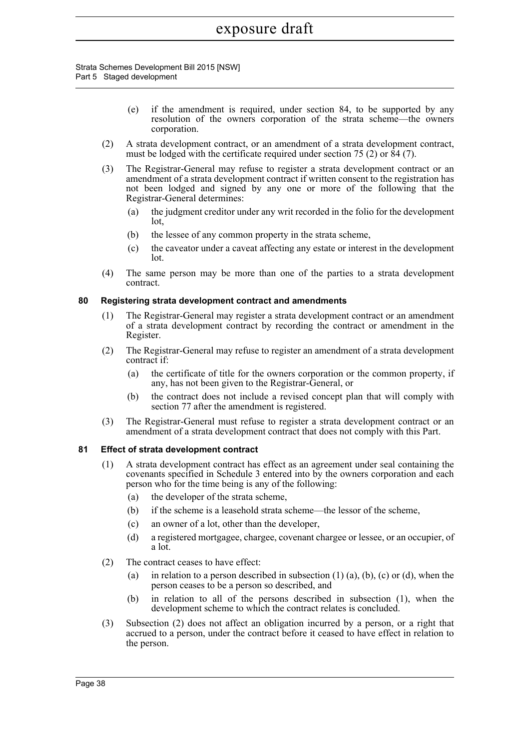(e) if the amendment is required, under section 84, to be supported by any resolution of the owners corporation of the strata scheme—the owners corporation.

(2) A strata development contract, or an amendment of a strata development contract, must be lodged with the certificate required under section 75 (2) or 84 (7).

(3) The Registrar-General may refuse to register a strata development contract or an amendment of a strata development contract if written consent to the registration has not been lodged and signed by any one or more of the following that the Registrar-General determines:

(a) the judgment creditor under any writ recorded in the folio for the development lot,

(b) the lessee of any common property in the strata scheme,

(c) the caveator under a caveat affecting any estate or interest in the development lot.

(4) The same person may be more than one of the parties to a strata development contract.

### 80 Registering strata development contract and amendments

(1) The Registrar-General may register a strata development contract or an amendment of a strata development contract by recording the contract or amendment in the Register.

(2) The Registrar-General may refuse to register an amendment of a strata development contract if:

(a) the certificate of title for the owners corporation or the common property, if any, has not been given to the Registrar-General, or

(b) the contract does not include a revised concept plan that will comply with section 77 after the amendment is registered.

(3) The Registrar-General must refuse to register a strata development contract or an amendment of a strata development contract that does not comply with this Part.

### 81 Effect of strata development contract

(1) A strata development contract has effect as an agreement under seal containing the covenants specified in Schedule 3 entered into by the owners corporation and each person who for the time being is any of the following:

(a) the developer of the strata scheme,

(b) if the scheme is a leasehold strata scheme—the lessor of the scheme,

(c) an owner of a lot, other than the developer,

(d) a registered mortgagee, chargee, covenant chargee or lessee, or an occupier, of a lot.

(2) The contract ceases to have effect:

(a) in relation to a person described in subsection (1) (a), (b), (c) or (d), when the person ceases to be a person so described, and

(b) in relation to all of the persons described in subsection (1), when the development scheme to which the contract relates is concluded.

(3) Subsection (2) does not affect an obligation incurred by a person, or a right that accrued to a person, under the contract before it ceased to have effect in relation to the person.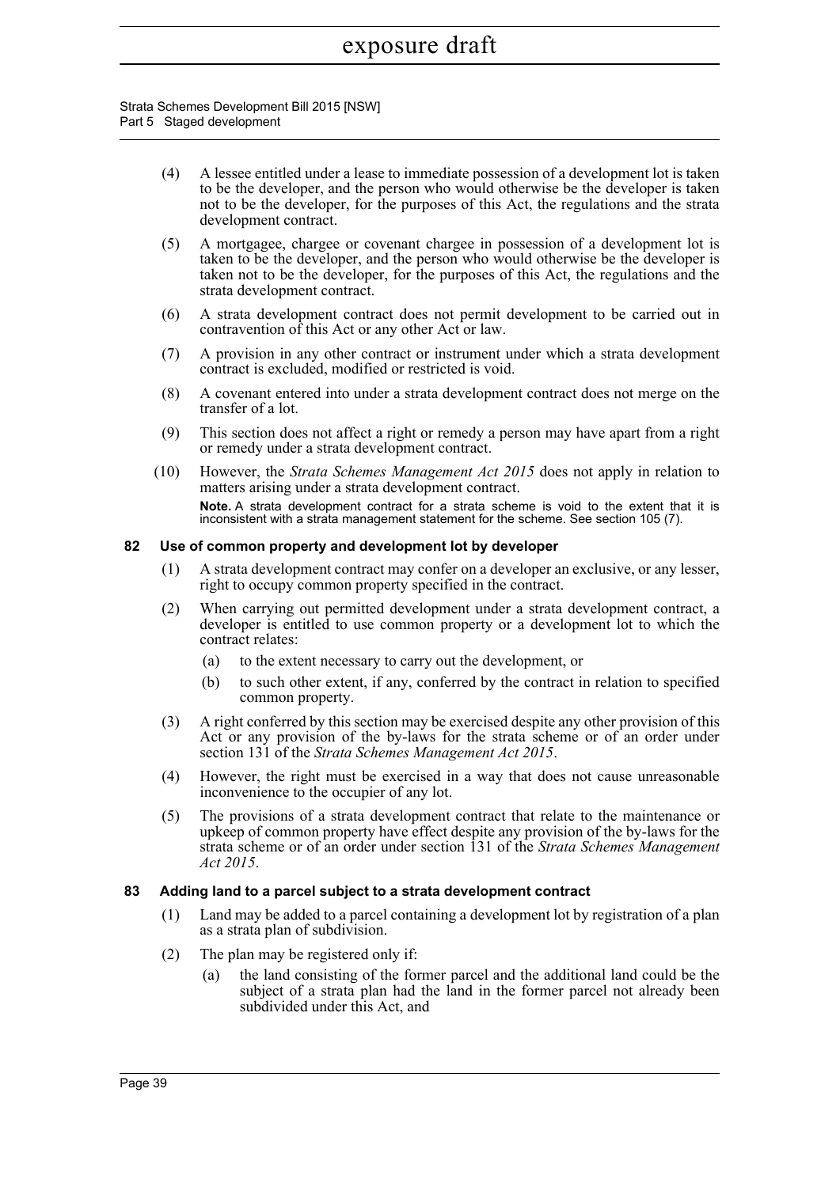(4) A lessee entitled under a lease to immediate possession of a development lot is taken to be the developer, and the person who would otherwise be the developer is taken not to be the developer, for the purposes of this Act, the regulations and the strata development contract.

(5) A mortgagee, chargee or covenant chargee in possession of a development lot is taken to be the developer, and the person who would otherwise be the developer is taken not to be the developer, for the purposes of this Act, the regulations and the strata development contract.

(6) A strata development contract does not permit development to be carried out in contravention of this Act or any other Act or law.

(7) A provision in any other contract or instrument under which a strata development contract is excluded, modified or restricted is void.

(8) A covenant entered into under a strata development contract does not merge on the transfer of a lot.

(9) This section does not affect a right or remedy a person may have apart from a right or remedy under a strata development contract.

(10) However, the *Strata Schemes Management Act 2015* does not apply in relation to matters arising under a strata development contract.

**Note.** A strata development contract for a strata scheme is void to the extent that it is inconsistent with a strata management statement for the scheme. See section 105 (7).

### 82 Use of common property and development lot by developer

(1) A strata development contract may confer on a developer an exclusive, or any lesser, right to occupy common property specified in the contract.

(2) When carrying out permitted development under a strata development contract, a developer is entitled to use common property or a development lot to which the contract relates:

- (a) to the extent necessary to carry out the development, or
- (b) to such other extent, if any, conferred by the contract in relation to specified common property.

(3) A right conferred by this section may be exercised despite any other provision of this Act or any provision of the by-laws for the strata scheme or of an order under section 131 of the *Strata Schemes Management Act 2015*.

(4) However, the right must be exercised in a way that does not cause unreasonable inconvenience to the occupier of any lot.

(5) The provisions of a strata development contract that relate to the maintenance or upkeep of common property have effect despite any provision of the by-laws for the strata scheme or of an order under section 131 of the *Strata Schemes Management Act 2015*.

### 83 Adding land to a parcel subject to a strata development contract

(1) Land may be added to a parcel containing a development lot by registration of a plan as a strata plan of subdivision.

(2) The plan may be registered only if:

- (a) the land consisting of the former parcel and the additional land could be the subject of a strata plan had the land in the former parcel not already been subdivided under this Act, and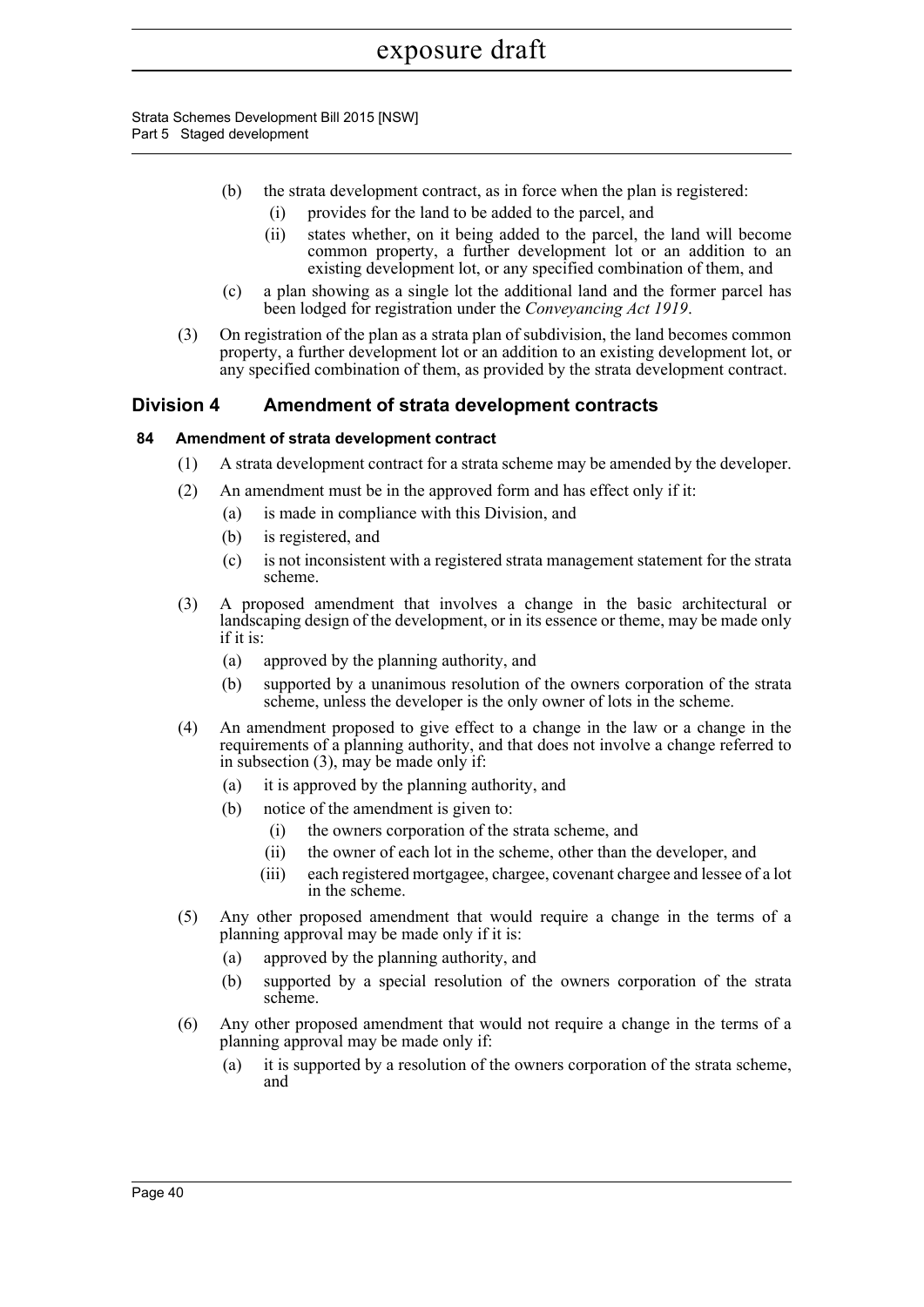(b) the strata development contract, as in force when the plan is registered:

(i) provides for the land to be added to the parcel, and

(ii) states whether, on it being added to the parcel, the land will become common property, a further development lot or an addition to an existing development lot, or any specified combination of them, and

(c) a plan showing as a single lot the additional land and the former parcel has been lodged for registration under the *Conveyancing Act 1919*.

(3) On registration of the plan as a strata plan of subdivision, the land becomes common property, a further development lot or an addition to an existing development lot, or any specified combination of them, as provided by the strata development contract.

## Division 4 Amendment of strata development contracts

### 84 Amendment of strata development contract

(1) A strata development contract for a strata scheme may be amended by the developer.

(2) An amendment must be in the approved form and has effect only if it:

(a) is made in compliance with this Division, and

(b) is registered, and

(c) is not inconsistent with a registered strata management statement for the strata scheme.

(3) A proposed amendment that involves a change in the basic architectural or landscaping design of the development, or in its essence or theme, may be made only if it is:

(a) approved by the planning authority, and

(b) supported by a unanimous resolution of the owners corporation of the strata scheme, unless the developer is the only owner of lots in the scheme.

(4) An amendment proposed to give effect to a change in the law or a change in the requirements of a planning authority, and that does not involve a change referred to in subsection (3), may be made only if:

(a) it is approved by the planning authority, and

(b) notice of the amendment is given to:

(i) the owners corporation of the strata scheme, and

(ii) the owner of each lot in the scheme, other than the developer, and

(iii) each registered mortgagee, chargee, covenant chargee and lessee of a lot in the scheme.

(5) Any other proposed amendment that would require a change in the terms of a planning approval may be made only if it is:

(a) approved by the planning authority, and

(b) supported by a special resolution of the owners corporation of the strata scheme.

(6) Any other proposed amendment that would not require a change in the terms of a planning approval may be made only if:

(a) it is supported by a resolution of the owners corporation of the strata scheme, and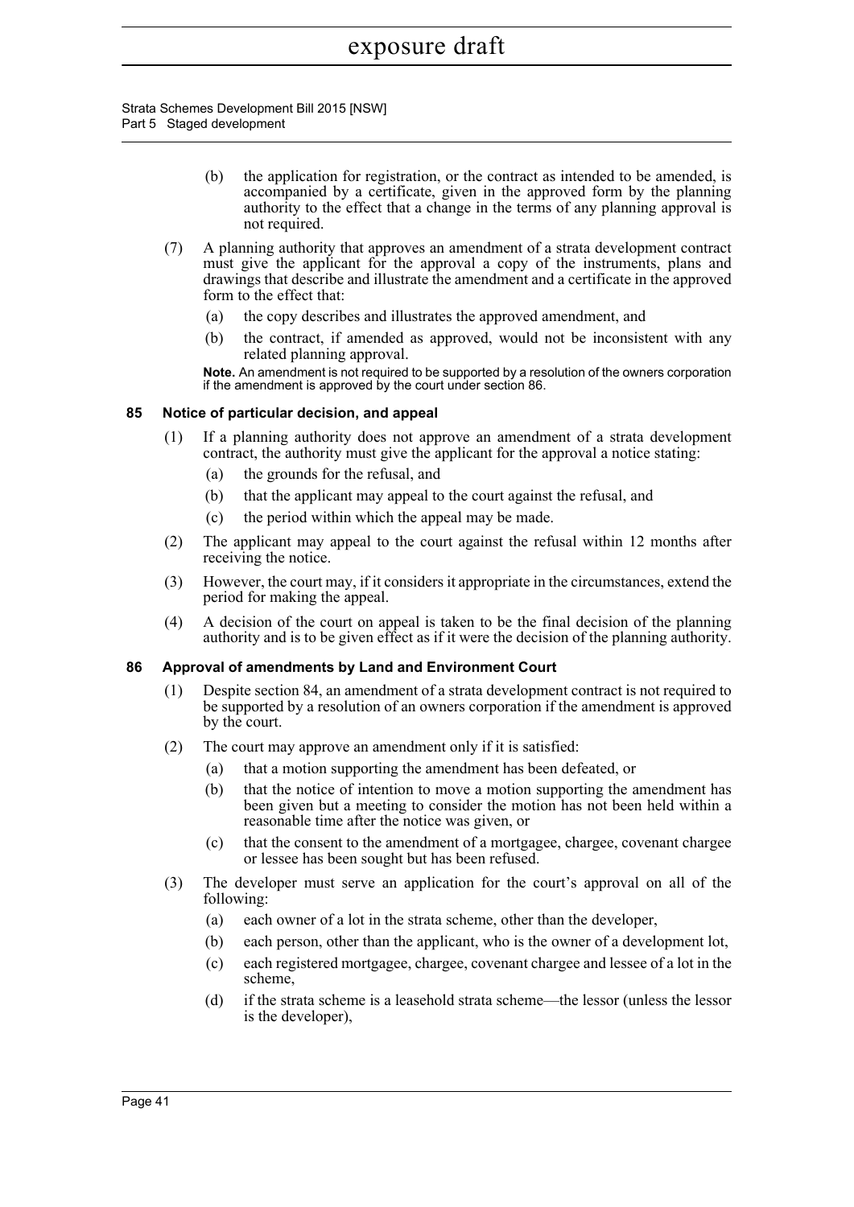(b) the application for registration, or the contract as intended to be amended, is accompanied by a certificate, given in the approved form by the planning authority to the effect that a change in the terms of any planning approval is not required.

(7) A planning authority that approves an amendment of a strata development contract must give the applicant for the approval a copy of the instruments, plans and drawings that describe and illustrate the amendment and a certificate in the approved form to the effect that:

(a) the copy describes and illustrates the approved amendment, and

(b) the contract, if amended as approved, would not be inconsistent with any related planning approval.

**Note.** An amendment is not required to be supported by a resolution of the owners corporation if the amendment is approved by the court under section 86.

### 85 Notice of particular decision, and appeal

(1) If a planning authority does not approve an amendment of a strata development contract, the authority must give the applicant for the approval a notice stating:

(a) the grounds for the refusal, and

(b) that the applicant may appeal to the court against the refusal, and

(c) the period within which the appeal may be made.

(2) The applicant may appeal to the court against the refusal within 12 months after receiving the notice.

(3) However, the court may, if it considers it appropriate in the circumstances, extend the period for making the appeal.

(4) A decision of the court on appeal is taken to be the final decision of the planning authority and is to be given effect as if it were the decision of the planning authority.

### 86 Approval of amendments by Land and Environment Court

(1) Despite section 84, an amendment of a strata development contract is not required to be supported by a resolution of an owners corporation if the amendment is approved by the court.

(2) The court may approve an amendment only if it is satisfied:

(a) that a motion supporting the amendment has been defeated, or

(b) that the notice of intention to move a motion supporting the amendment has been given but a meeting to consider the motion has not been held within a reasonable time after the notice was given, or

(c) that the consent to the amendment of a mortgagee, chargee, covenant chargee or lessee has been sought but has been refused.

(3) The developer must serve an application for the court's approval on all of the following:

(a) each owner of a lot in the strata scheme, other than the developer,

(b) each person, other than the applicant, who is the owner of a development lot,

(c) each registered mortgagee, chargee, covenant chargee and lessee of a lot in the scheme,

(d) if the strata scheme is a leasehold strata scheme—the lessor (unless the lessor is the developer),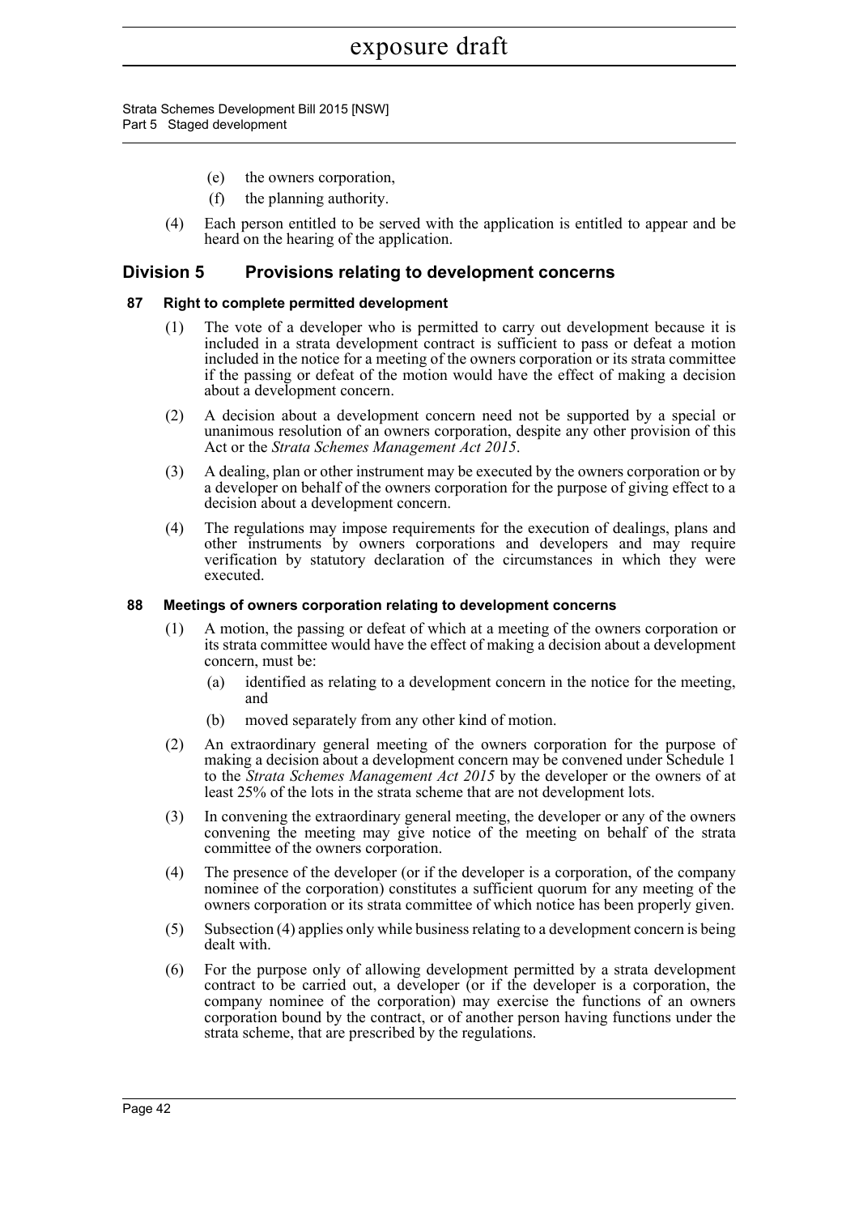(e) the owners corporation,

(f) the planning authority.

(4) Each person entitled to be served with the application is entitled to appear and be heard on the hearing of the application.

## Division 5 Provisions relating to development concerns

### 87 Right to complete permitted development

(1) The vote of a developer who is permitted to carry out development because it is included in a strata development contract is sufficient to pass or defeat a motion included in the notice for a meeting of the owners corporation or its strata committee if the passing or defeat of the motion would have the effect of making a decision about a development concern.

(2) A decision about a development concern need not be supported by a special or unanimous resolution of an owners corporation, despite any other provision of this Act or the *Strata Schemes Management Act 2015*.

(3) A dealing, plan or other instrument may be executed by the owners corporation or by a developer on behalf of the owners corporation for the purpose of giving effect to a decision about a development concern.

(4) The regulations may impose requirements for the execution of dealings, plans and other instruments by owners corporations and developers and may require verification by statutory declaration of the circumstances in which they were executed.

### 88 Meetings of owners corporation relating to development concerns

(1) A motion, the passing or defeat of which at a meeting of the owners corporation or its strata committee would have the effect of making a decision about a development concern, must be:

(a) identified as relating to a development concern in the notice for the meeting, and

(b) moved separately from any other kind of motion.

(2) An extraordinary general meeting of the owners corporation for the purpose of making a decision about a development concern may be convened under Schedule 1 to the *Strata Schemes Management Act 2015* by the developer or the owners of at least 25% of the lots in the strata scheme that are not development lots.

(3) In convening the extraordinary general meeting, the developer or any of the owners convening the meeting may give notice of the meeting on behalf of the strata committee of the owners corporation.

(4) The presence of the developer (or if the developer is a corporation, of the company nominee of the corporation) constitutes a sufficient quorum for any meeting of the owners corporation or its strata committee of which notice has been properly given.

(5) Subsection (4) applies only while business relating to a development concern is being dealt with.

(6) For the purpose only of allowing development permitted by a strata development contract to be carried out, a developer (or if the developer is a corporation, the company nominee of the corporation) may exercise the functions of an owners corporation bound by the contract, or of another person having functions under the strata scheme, that are prescribed by the regulations.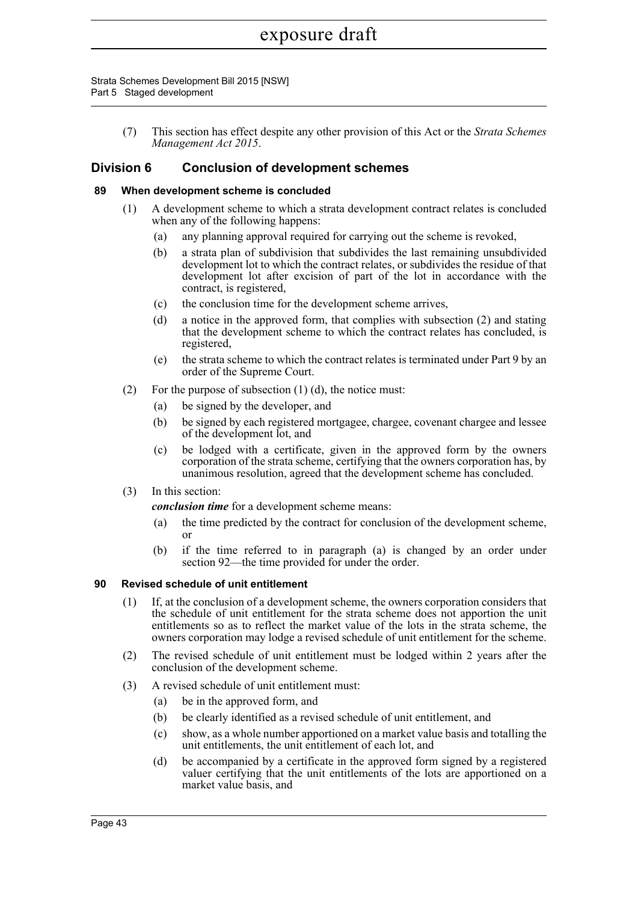(7) This section has effect despite any other provision of this Act or the *Strata Schemes Management Act 2015*.

## Division 6 Conclusion of development schemes

### 89 When development scheme is concluded

(1) A development scheme to which a strata development contract relates is concluded when any of the following happens:

(a) any planning approval required for carrying out the scheme is revoked,

(b) a strata plan of subdivision that subdivides the last remaining unsubdivided development lot to which the contract relates, or subdivides the residue of that development lot after excision of part of the lot in accordance with the contract, is registered,

(c) the conclusion time for the development scheme arrives,

(d) a notice in the approved form, that complies with subsection (2) and stating that the development scheme to which the contract relates has concluded, is registered,

(e) the strata scheme to which the contract relates is terminated under Part 9 by an order of the Supreme Court.

(2) For the purpose of subsection (1) (d), the notice must:

(a) be signed by the developer, and

(b) be signed by each registered mortgagee, chargee, covenant chargee and lessee of the development lot, and

(c) be lodged with a certificate, given in the approved form by the owners corporation of the strata scheme, certifying that the owners corporation has, by unanimous resolution, agreed that the development scheme has concluded.

(3) In this section:

***conclusion time*** for a development scheme means:

(a) the time predicted by the contract for conclusion of the development scheme, or

(b) if the time referred to in paragraph (a) is changed by an order under section 92—the time provided for under the order.

### 90 Revised schedule of unit entitlement

(1) If, at the conclusion of a development scheme, the owners corporation considers that the schedule of unit entitlement for the strata scheme does not apportion the unit entitlements so as to reflect the market value of the lots in the strata scheme, the owners corporation may lodge a revised schedule of unit entitlement for the scheme.

(2) The revised schedule of unit entitlement must be lodged within 2 years after the conclusion of the development scheme.

(3) A revised schedule of unit entitlement must:

(a) be in the approved form, and

(b) be clearly identified as a revised schedule of unit entitlement, and

(c) show, as a whole number apportioned on a market value basis and totalling the unit entitlements, the unit entitlement of each lot, and

(d) be accompanied by a certificate in the approved form signed by a registered valuer certifying that the unit entitlements of the lots are apportioned on a market value basis, and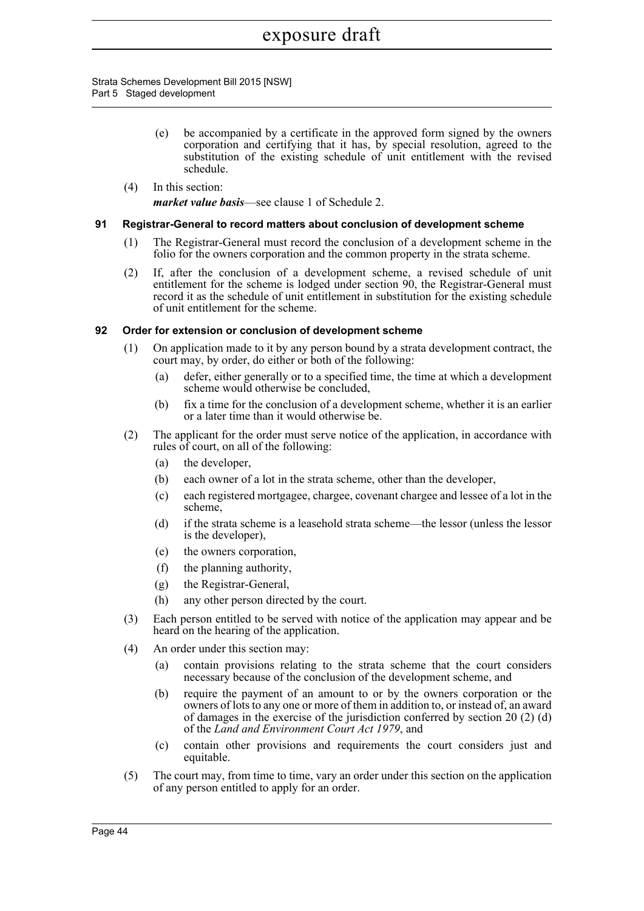(e) be accompanied by a certificate in the approved form signed by the owners corporation and certifying that it has, by special resolution, agreed to the substitution of the existing schedule of unit entitlement with the revised schedule.

(4) In this section:

***market value basis***—see clause 1 of Schedule 2.

### 91 Registrar-General to record matters about conclusion of development scheme

(1) The Registrar-General must record the conclusion of a development scheme in the folio for the owners corporation and the common property in the strata scheme.

(2) If, after the conclusion of a development scheme, a revised schedule of unit entitlement for the scheme is lodged under section 90, the Registrar-General must record it as the schedule of unit entitlement in substitution for the existing schedule of unit entitlement for the scheme.

### 92 Order for extension or conclusion of development scheme

(1) On application made to it by any person bound by a strata development contract, the court may, by order, do either or both of the following:

(a) defer, either generally or to a specified time, the time at which a development scheme would otherwise be concluded,

(b) fix a time for the conclusion of a development scheme, whether it is an earlier or a later time than it would otherwise be.

(2) The applicant for the order must serve notice of the application, in accordance with rules of court, on all of the following:

(a) the developer,

(b) each owner of a lot in the strata scheme, other than the developer,

(c) each registered mortgagee, chargee, covenant chargee and lessee of a lot in the scheme,

(d) if the strata scheme is a leasehold strata scheme—the lessor (unless the lessor is the developer),

(e) the owners corporation,

(f) the planning authority,

(g) the Registrar-General,

(h) any other person directed by the court.

(3) Each person entitled to be served with notice of the application may appear and be heard on the hearing of the application.

(4) An order under this section may:

(a) contain provisions relating to the strata scheme that the court considers necessary because of the conclusion of the development scheme, and

(b) require the payment of an amount to or by the owners corporation or the owners of lots to any one or more of them in addition to, or instead of, an award of damages in the exercise of the jurisdiction conferred by section 20 (2) (d) of the *Land and Environment Court Act 1979*, and

(c) contain other provisions and requirements the court considers just and equitable.

(5) The court may, from time to time, vary an order under this section on the application of any person entitled to apply for an order.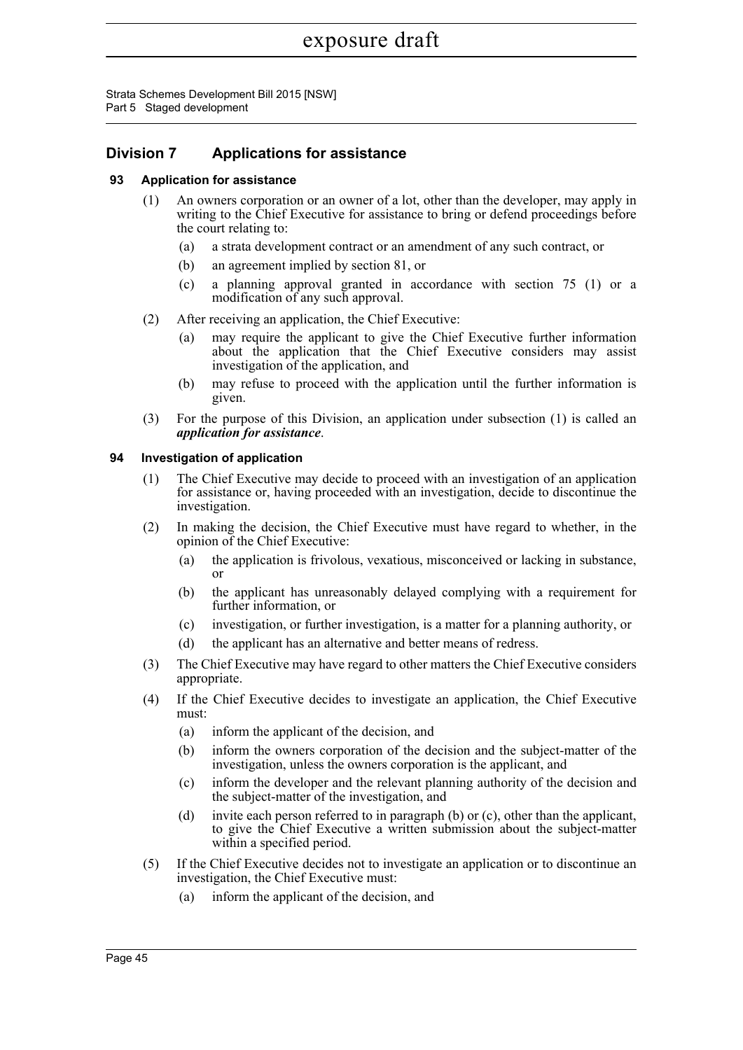## Division 7 Applications for assistance

### 93 Application for assistance

(1) An owners corporation or an owner of a lot, other than the developer, may apply in writing to the Chief Executive for assistance to bring or defend proceedings before the court relating to:

(a) a strata development contract or an amendment of any such contract, or

(b) an agreement implied by section 81, or

(c) a planning approval granted in accordance with section 75 (1) or a modification of any such approval.

(2) After receiving an application, the Chief Executive:

(a) may require the applicant to give the Chief Executive further information about the application that the Chief Executive considers may assist investigation of the application, and

(b) may refuse to proceed with the application until the further information is given.

(3) For the purpose of this Division, an application under subsection (1) is called an ***application for assistance***.

### 94 Investigation of application

(1) The Chief Executive may decide to proceed with an investigation of an application for assistance or, having proceeded with an investigation, decide to discontinue the investigation.

(2) In making the decision, the Chief Executive must have regard to whether, in the opinion of the Chief Executive:

(a) the application is frivolous, vexatious, misconceived or lacking in substance, or

(b) the applicant has unreasonably delayed complying with a requirement for further information, or

(c) investigation, or further investigation, is a matter for a planning authority, or

(d) the applicant has an alternative and better means of redress.

(3) The Chief Executive may have regard to other matters the Chief Executive considers appropriate.

(4) If the Chief Executive decides to investigate an application, the Chief Executive must:

(a) inform the applicant of the decision, and

(b) inform the owners corporation of the decision and the subject-matter of the investigation, unless the owners corporation is the applicant, and

(c) inform the developer and the relevant planning authority of the decision and the subject-matter of the investigation, and

(d) invite each person referred to in paragraph (b) or (c), other than the applicant, to give the Chief Executive a written submission about the subject-matter within a specified period.

(5) If the Chief Executive decides not to investigate an application or to discontinue an investigation, the Chief Executive must:

(a) inform the applicant of the decision, and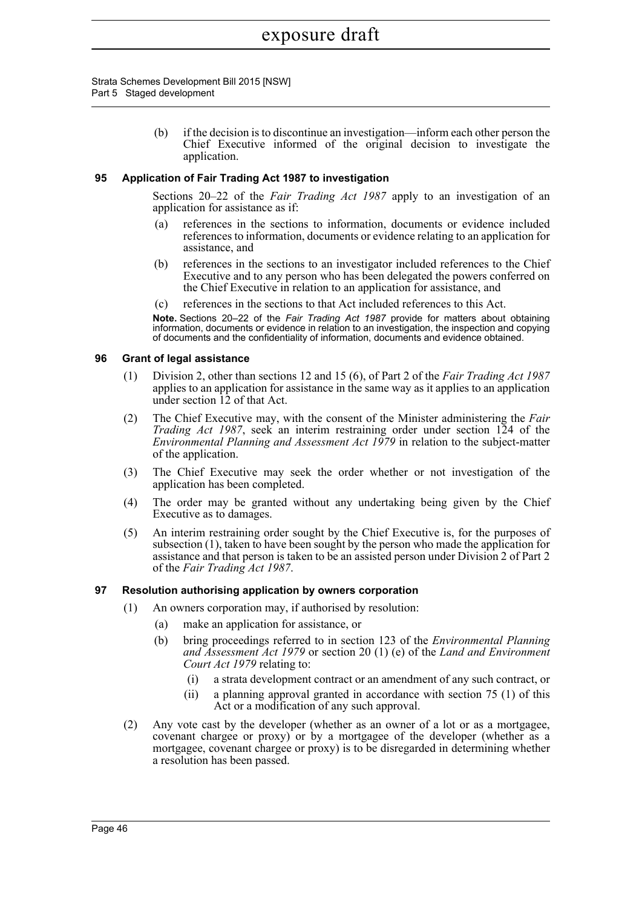(b) if the decision is to discontinue an investigation—inform each other person the Chief Executive informed of the original decision to investigate the application.

### 95 Application of Fair Trading Act 1987 to investigation

Sections 20–22 of the *Fair Trading Act 1987* apply to an investigation of an application for assistance as if:

(a) references in the sections to information, documents or evidence included references to information, documents or evidence relating to an application for assistance, and

(b) references in the sections to an investigator included references to the Chief Executive and to any person who has been delegated the powers conferred on the Chief Executive in relation to an application for assistance, and

(c) references in the sections to that Act included references to this Act.

**Note.** Sections 20–22 of the *Fair Trading Act 1987* provide for matters about obtaining information, documents or evidence in relation to an investigation, the inspection and copying of documents and the confidentiality of information, documents and evidence obtained.

### 96 Grant of legal assistance

(1) Division 2, other than sections 12 and 15 (6), of Part 2 of the *Fair Trading Act 1987* applies to an application for assistance in the same way as it applies to an application under section 12 of that Act.

(2) The Chief Executive may, with the consent of the Minister administering the *Fair Trading Act 1987*, seek an interim restraining order under section 124 of the *Environmental Planning and Assessment Act 1979* in relation to the subject-matter of the application.

(3) The Chief Executive may seek the order whether or not investigation of the application has been completed.

(4) The order may be granted without any undertaking being given by the Chief Executive as to damages.

(5) An interim restraining order sought by the Chief Executive is, for the purposes of subsection (1), taken to have been sought by the person who made the application for assistance and that person is taken to be an assisted person under Division 2 of Part 2 of the *Fair Trading Act 1987*.

### 97 Resolution authorising application by owners corporation

(1) An owners corporation may, if authorised by resolution:

(a) make an application for assistance, or

(b) bring proceedings referred to in section 123 of the *Environmental Planning and Assessment Act 1979* or section 20 (1) (e) of the *Land and Environment Court Act 1979* relating to:

(i) a strata development contract or an amendment of any such contract, or

(ii) a planning approval granted in accordance with section 75 (1) of this Act or a modification of any such approval.

(2) Any vote cast by the developer (whether as an owner of a lot or as a mortgagee, covenant chargee or proxy) or by a mortgagee of the developer (whether as a mortgagee, covenant chargee or proxy) is to be disregarded in determining whether a resolution has been passed.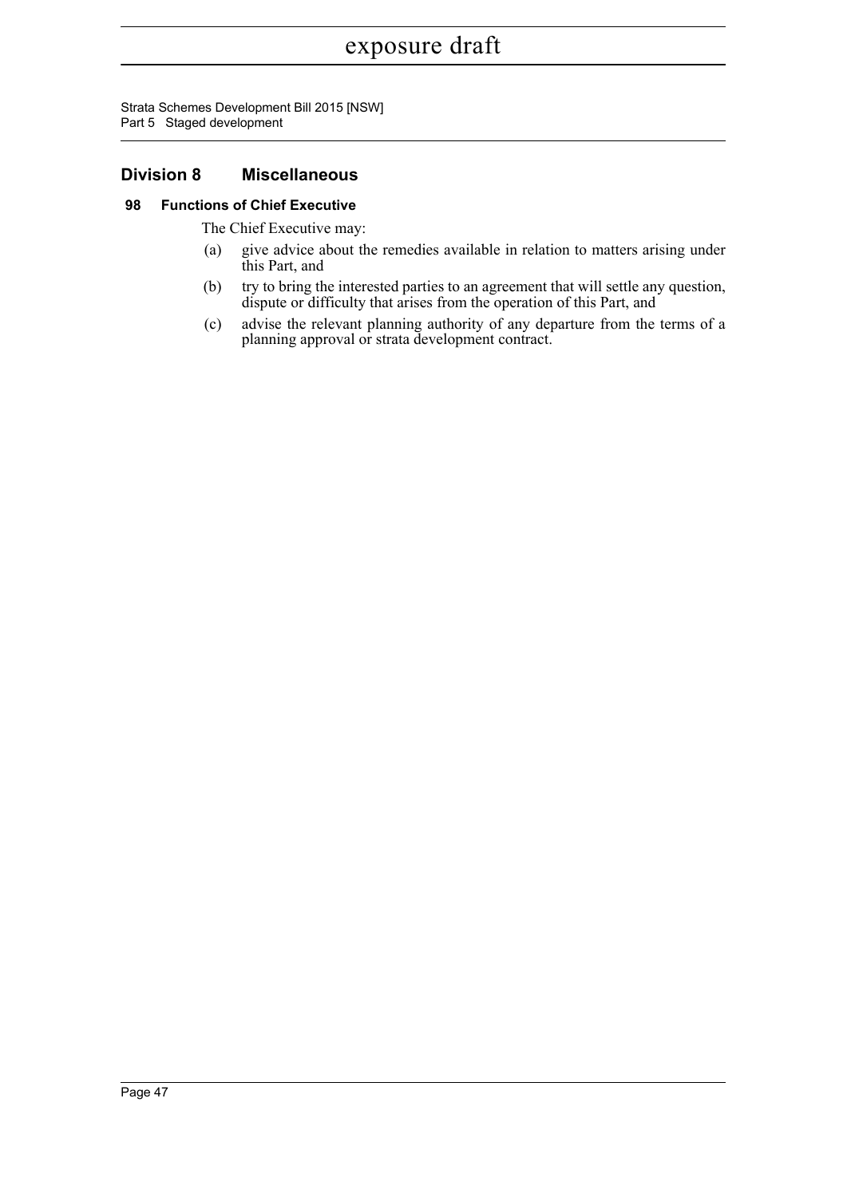## Division 8 Miscellaneous

### 98 Functions of Chief Executive

The Chief Executive may:

(a) give advice about the remedies available in relation to matters arising under this Part, and

(b) try to bring the interested parties to an agreement that will settle any question, dispute or difficulty that arises from the operation of this Part, and

(c) advise the relevant planning authority of any departure from the terms of a planning approval or strata development contract.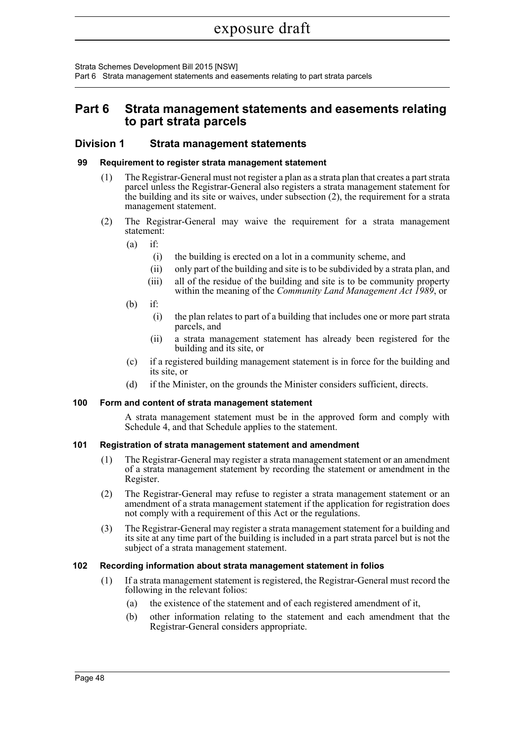# Part 6 Strata management statements and easements relating to part strata parcels

## Division 1 Strata management statements

### 99 Requirement to register strata management statement

(1) The Registrar-General must not register a plan as a strata plan that creates a part strata parcel unless the Registrar-General also registers a strata management statement for the building and its site or waives, under subsection (2), the requirement for a strata management statement.

(2) The Registrar-General may waive the requirement for a strata management statement:

- (a) if:
  - (i) the building is erected on a lot in a community scheme, and
  - (ii) only part of the building and site is to be subdivided by a strata plan, and
  - (iii) all of the residue of the building and site is to be community property within the meaning of the *Community Land Management Act 1989*, or
- (b) if:
  - (i) the plan relates to part of a building that includes one or more part strata parcels, and
  - (ii) a strata management statement has already been registered for the building and its site, or
- (c) if a registered building management statement is in force for the building and its site, or
- (d) if the Minister, on the grounds the Minister considers sufficient, directs.

### 100 Form and content of strata management statement

A strata management statement must be in the approved form and comply with Schedule 4, and that Schedule applies to the statement.

### 101 Registration of strata management statement and amendment

(1) The Registrar-General may register a strata management statement or an amendment of a strata management statement by recording the statement or amendment in the Register.

(2) The Registrar-General may refuse to register a strata management statement or an amendment of a strata management statement if the application for registration does not comply with a requirement of this Act or the regulations.

(3) The Registrar-General may register a strata management statement for a building and its site at any time part of the building is included in a part strata parcel but is not the subject of a strata management statement.

### 102 Recording information about strata management statement in folios

(1) If a strata management statement is registered, the Registrar-General must record the following in the relevant folios:

- (a) the existence of the statement and of each registered amendment of it,
- (b) other information relating to the statement and each amendment that the Registrar-General considers appropriate.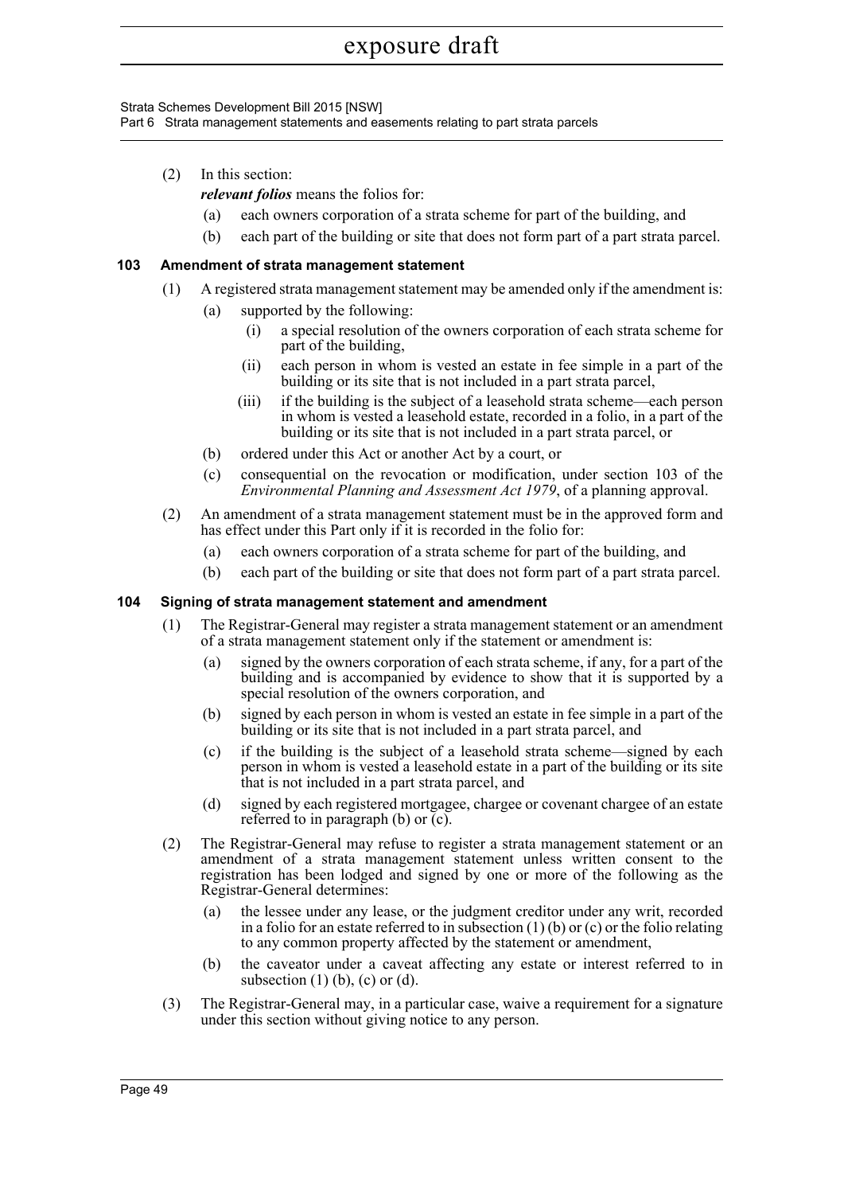(2) In this section:

***relevant folios*** means the folios for:

(a) each owners corporation of a strata scheme for part of the building, and

(b) each part of the building or site that does not form part of a part strata parcel.

### 103 Amendment of strata management statement

(1) A registered strata management statement may be amended only if the amendment is:

(a) supported by the following:

(i) a special resolution of the owners corporation of each strata scheme for part of the building,

(ii) each person in whom is vested an estate in fee simple in a part of the building or its site that is not included in a part strata parcel,

(iii) if the building is the subject of a leasehold strata scheme—each person in whom is vested a leasehold estate, recorded in a folio, in a part of the building or its site that is not included in a part strata parcel, or

(b) ordered under this Act or another Act by a court, or

(c) consequential on the revocation or modification, under section 103 of the *Environmental Planning and Assessment Act 1979*, of a planning approval.

(2) An amendment of a strata management statement must be in the approved form and has effect under this Part only if it is recorded in the folio for:

(a) each owners corporation of a strata scheme for part of the building, and

(b) each part of the building or site that does not form part of a part strata parcel.

### 104 Signing of strata management statement and amendment

(1) The Registrar-General may register a strata management statement or an amendment of a strata management statement only if the statement or amendment is:

(a) signed by the owners corporation of each strata scheme, if any, for a part of the building and is accompanied by evidence to show that it is supported by a special resolution of the owners corporation, and

(b) signed by each person in whom is vested an estate in fee simple in a part of the building or its site that is not included in a part strata parcel, and

(c) if the building is the subject of a leasehold strata scheme—signed by each person in whom is vested a leasehold estate in a part of the building or its site that is not included in a part strata parcel, and

(d) signed by each registered mortgagee, chargee or covenant chargee of an estate referred to in paragraph (b) or (c).

(2) The Registrar-General may refuse to register a strata management statement or an amendment of a strata management statement unless written consent to the registration has been lodged and signed by one or more of the following as the Registrar-General determines:

(a) the lessee under any lease, or the judgment creditor under any writ, recorded in a folio for an estate referred to in subsection (1) (b) or (c) or the folio relating to any common property affected by the statement or amendment,

(b) the caveator under a caveat affecting any estate or interest referred to in subsection (1) (b), (c) or (d).

(3) The Registrar-General may, in a particular case, waive a requirement for a signature under this section without giving notice to any person.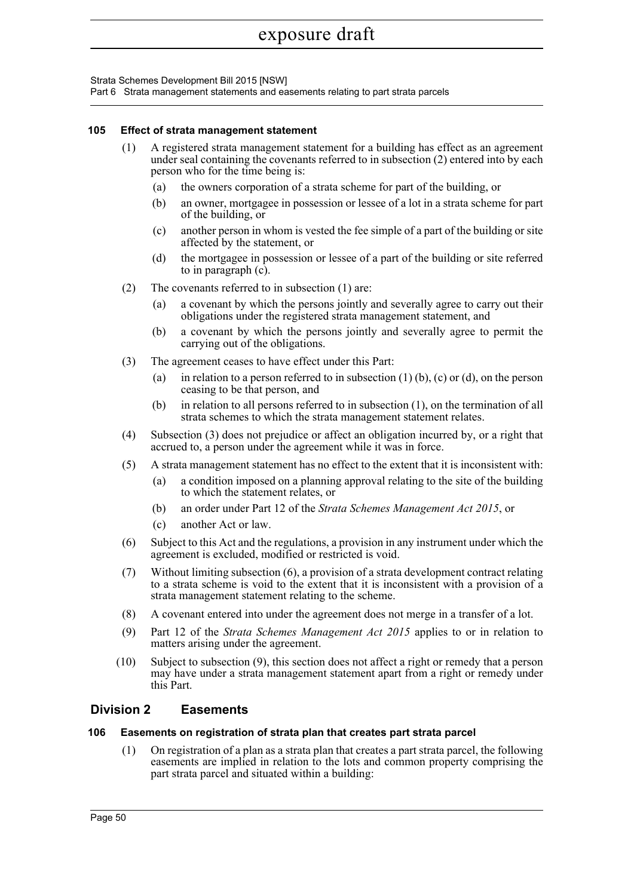### 105 Effect of strata management statement

(1) A registered strata management statement for a building has effect as an agreement under seal containing the covenants referred to in subsection (2) entered into by each person who for the time being is:

(a) the owners corporation of a strata scheme for part of the building, or

(b) an owner, mortgagee in possession or lessee of a lot in a strata scheme for part of the building, or

(c) another person in whom is vested the fee simple of a part of the building or site affected by the statement, or

(d) the mortgagee in possession or lessee of a part of the building or site referred to in paragraph (c).

(2) The covenants referred to in subsection (1) are:

(a) a covenant by which the persons jointly and severally agree to carry out their obligations under the registered strata management statement, and

(b) a covenant by which the persons jointly and severally agree to permit the carrying out of the obligations.

(3) The agreement ceases to have effect under this Part:

(a) in relation to a person referred to in subsection (1) (b), (c) or (d), on the person ceasing to be that person, and

(b) in relation to all persons referred to in subsection (1), on the termination of all strata schemes to which the strata management statement relates.

(4) Subsection (3) does not prejudice or affect an obligation incurred by, or a right that accrued to, a person under the agreement while it was in force.

(5) A strata management statement has no effect to the extent that it is inconsistent with:

(a) a condition imposed on a planning approval relating to the site of the building to which the statement relates, or

(b) an order under Part 12 of the *Strata Schemes Management Act 2015*, or

(c) another Act or law.

(6) Subject to this Act and the regulations, a provision in any instrument under which the agreement is excluded, modified or restricted is void.

(7) Without limiting subsection (6), a provision of a strata development contract relating to a strata scheme is void to the extent that it is inconsistent with a provision of a strata management statement relating to the scheme.

(8) A covenant entered into under the agreement does not merge in a transfer of a lot.

(9) Part 12 of the *Strata Schemes Management Act 2015* applies to or in relation to matters arising under the agreement.

(10) Subject to subsection (9), this section does not affect a right or remedy that a person may have under a strata management statement apart from a right or remedy under this Part.

## Division 2 Easements

### 106 Easements on registration of strata plan that creates part strata parcel

(1) On registration of a plan as a strata plan that creates a part strata parcel, the following easements are implied in relation to the lots and common property comprising the part strata parcel and situated within a building: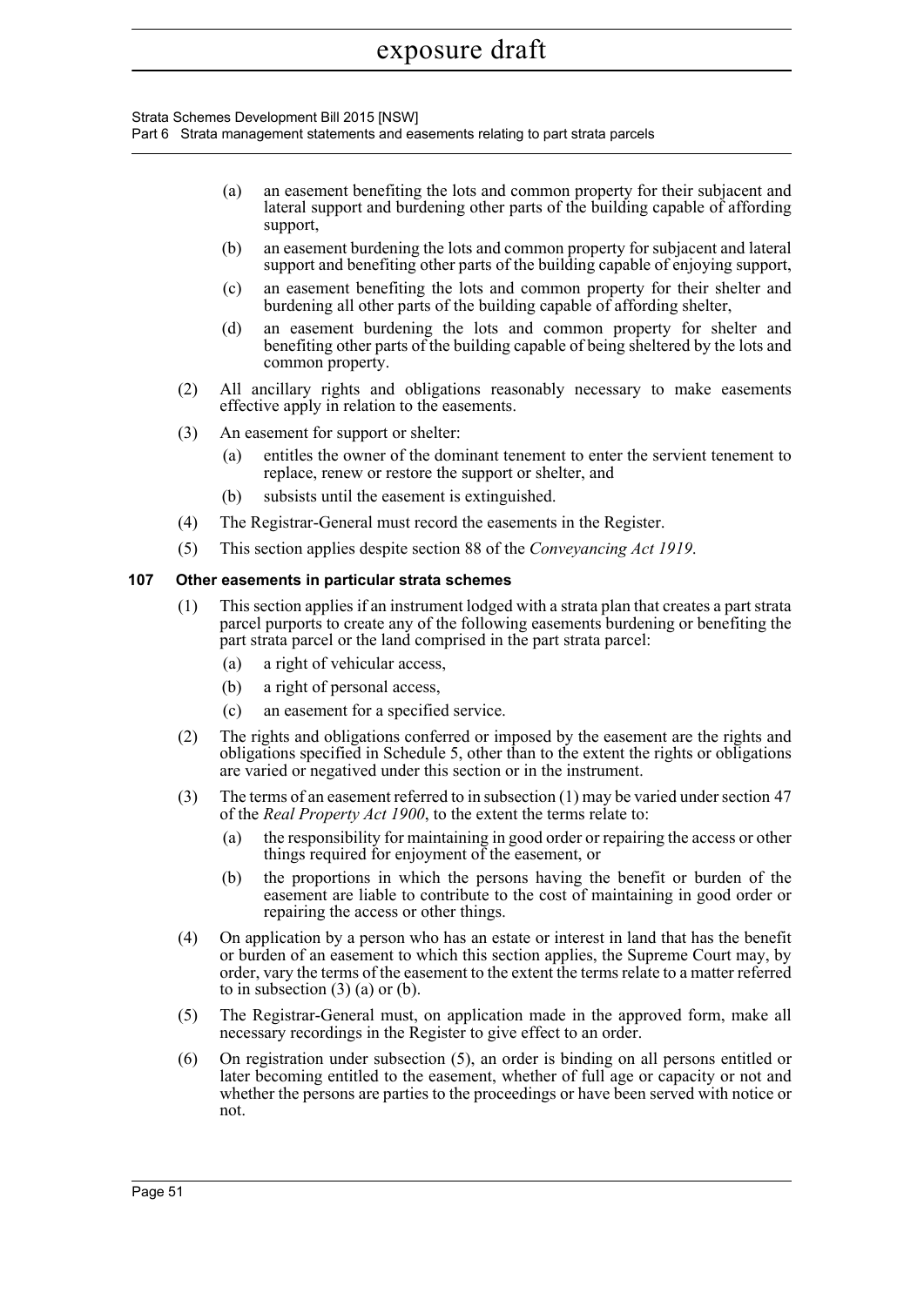(a) an easement benefiting the lots and common property for their subjacent and lateral support and burdening other parts of the building capable of affording support,

(b) an easement burdening the lots and common property for subjacent and lateral support and benefiting other parts of the building capable of enjoying support,

(c) an easement benefiting the lots and common property for their shelter and burdening all other parts of the building capable of affording shelter,

(d) an easement burdening the lots and common property for shelter and benefiting other parts of the building capable of being sheltered by the lots and common property.

(2) All ancillary rights and obligations reasonably necessary to make easements effective apply in relation to the easements.

(3) An easement for support or shelter:

(a) entitles the owner of the dominant tenement to enter the servient tenement to replace, renew or restore the support or shelter, and

(b) subsists until the easement is extinguished.

(4) The Registrar-General must record the easements in the Register.

(5) This section applies despite section 88 of the *Conveyancing Act 1919*.

### 107 Other easements in particular strata schemes

(1) This section applies if an instrument lodged with a strata plan that creates a part strata parcel purports to create any of the following easements burdening or benefiting the part strata parcel or the land comprised in the part strata parcel:

(a) a right of vehicular access,

(b) a right of personal access,

(c) an easement for a specified service.

(2) The rights and obligations conferred or imposed by the easement are the rights and obligations specified in Schedule 5, other than to the extent the rights or obligations are varied or negatived under this section or in the instrument.

(3) The terms of an easement referred to in subsection (1) may be varied under section 47 of the *Real Property Act 1900*, to the extent the terms relate to:

(a) the responsibility for maintaining in good order or repairing the access or other things required for enjoyment of the easement, or

(b) the proportions in which the persons having the benefit or burden of the easement are liable to contribute to the cost of maintaining in good order or repairing the access or other things.

(4) On application by a person who has an estate or interest in land that has the benefit or burden of an easement to which this section applies, the Supreme Court may, by order, vary the terms of the easement to the extent the terms relate to a matter referred to in subsection (3) (a) or (b).

(5) The Registrar-General must, on application made in the approved form, make all necessary recordings in the Register to give effect to an order.

(6) On registration under subsection (5), an order is binding on all persons entitled or later becoming entitled to the easement, whether of full age or capacity or not and whether the persons are parties to the proceedings or have been served with notice or not.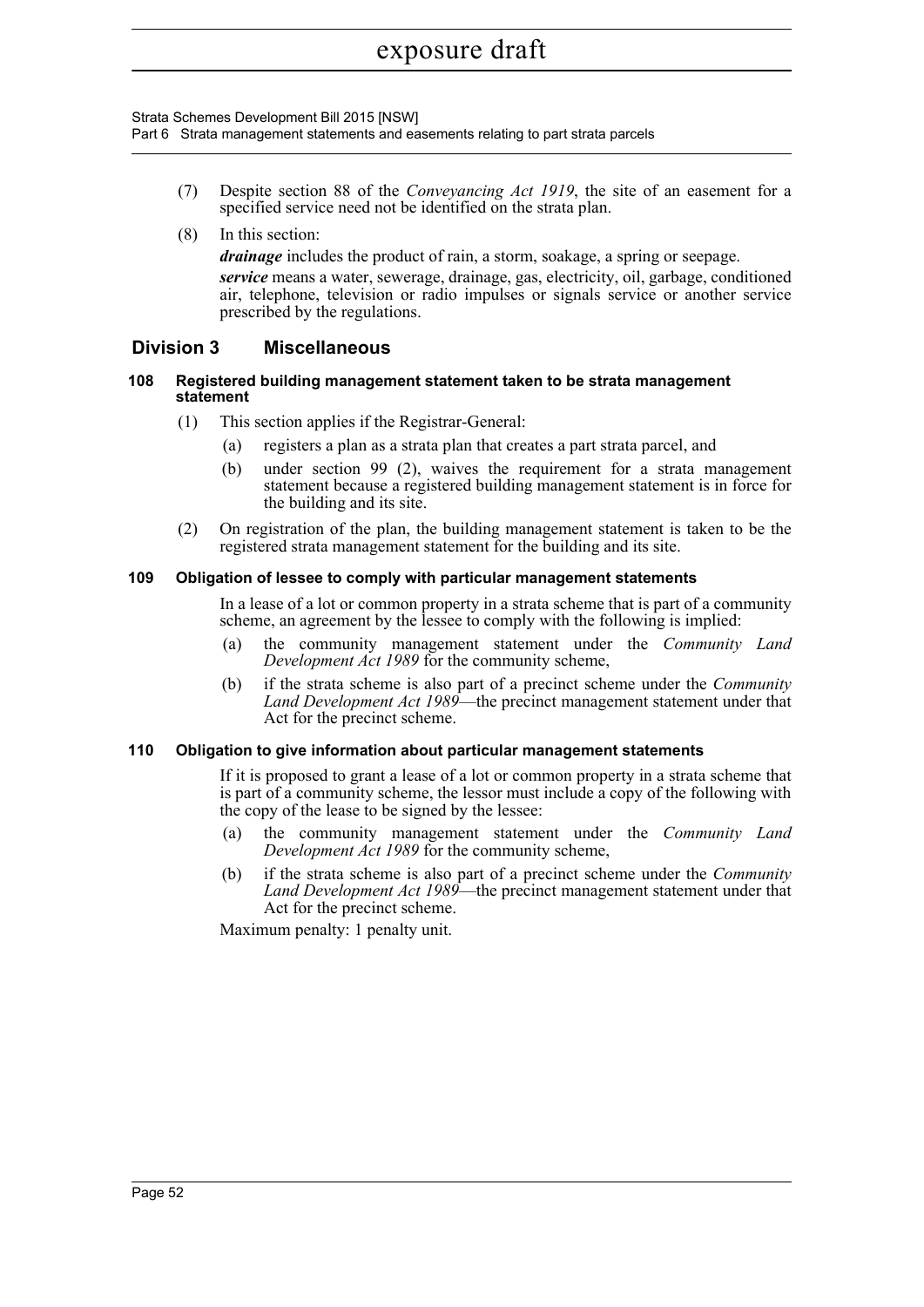(7) Despite section 88 of the *Conveyancing Act 1919*, the site of an easement for a specified service need not be identified on the strata plan.

(8) In this section:

***drainage*** includes the product of rain, a storm, soakage, a spring or seepage.

***service*** means a water, sewerage, drainage, gas, electricity, oil, garbage, conditioned air, telephone, television or radio impulses or signals service or another service prescribed by the regulations.

## Division 3 Miscellaneous

### 108 Registered building management statement taken to be strata management statement

(1) This section applies if the Registrar-General:

(a) registers a plan as a strata plan that creates a part strata parcel, and

(b) under section 99 (2), waives the requirement for a strata management statement because a registered building management statement is in force for the building and its site.

(2) On registration of the plan, the building management statement is taken to be the registered strata management statement for the building and its site.

### 109 Obligation of lessee to comply with particular management statements

In a lease of a lot or common property in a strata scheme that is part of a community scheme, an agreement by the lessee to comply with the following is implied:

(a) the community management statement under the *Community Land Development Act 1989* for the community scheme,

(b) if the strata scheme is also part of a precinct scheme under the *Community Land Development Act 1989*—the precinct management statement under that Act for the precinct scheme.

### 110 Obligation to give information about particular management statements

If it is proposed to grant a lease of a lot or common property in a strata scheme that is part of a community scheme, the lessor must include a copy of the following with the copy of the lease to be signed by the lessee:

(a) the community management statement under the *Community Land Development Act 1989* for the community scheme,

(b) if the strata scheme is also part of a precinct scheme under the *Community Land Development Act 1989*—the precinct management statement under that Act for the precinct scheme.

Maximum penalty: 1 penalty unit.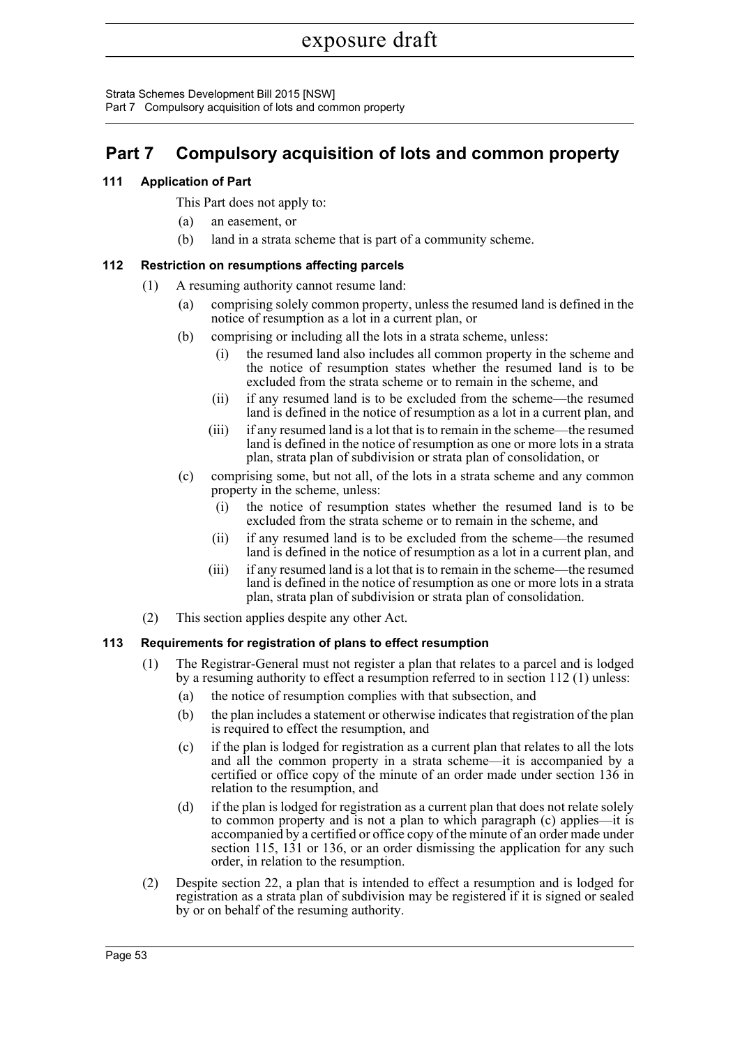# Part 7 Compulsory acquisition of lots and common property

### 111 Application of Part

This Part does not apply to:

(a) an easement, or

(b) land in a strata scheme that is part of a community scheme.

### 112 Restriction on resumptions affecting parcels

(1) A resuming authority cannot resume land:

(a) comprising solely common property, unless the resumed land is defined in the notice of resumption as a lot in a current plan, or

(b) comprising or including all the lots in a strata scheme, unless:

(i) the resumed land also includes all common property in the scheme and the notice of resumption states whether the resumed land is to be excluded from the strata scheme or to remain in the scheme, and

(ii) if any resumed land is to be excluded from the scheme—the resumed land is defined in the notice of resumption as a lot in a current plan, and

(iii) if any resumed land is a lot that is to remain in the scheme—the resumed land is defined in the notice of resumption as one or more lots in a strata plan, strata plan of subdivision or strata plan of consolidation, or

(c) comprising some, but not all, of the lots in a strata scheme and any common property in the scheme, unless:

(i) the notice of resumption states whether the resumed land is to be excluded from the strata scheme or to remain in the scheme, and

(ii) if any resumed land is to be excluded from the scheme—the resumed land is defined in the notice of resumption as a lot in a current plan, and

(iii) if any resumed land is a lot that is to remain in the scheme—the resumed land is defined in the notice of resumption as one or more lots in a strata plan, strata plan of subdivision or strata plan of consolidation.

(2) This section applies despite any other Act.

### 113 Requirements for registration of plans to effect resumption

(1) The Registrar-General must not register a plan that relates to a parcel and is lodged by a resuming authority to effect a resumption referred to in section 112 (1) unless:

(a) the notice of resumption complies with that subsection, and

(b) the plan includes a statement or otherwise indicates that registration of the plan is required to effect the resumption, and

(c) if the plan is lodged for registration as a current plan that relates to all the lots and all the common property in a strata scheme—it is accompanied by a certified or office copy of the minute of an order made under section 136 in relation to the resumption, and

(d) if the plan is lodged for registration as a current plan that does not relate solely to common property and is not a plan to which paragraph (c) applies—it is accompanied by a certified or office copy of the minute of an order made under section 115, 131 or 136, or an order dismissing the application for any such order, in relation to the resumption.

(2) Despite section 22, a plan that is intended to effect a resumption and is lodged for registration as a strata plan of subdivision may be registered if it is signed or sealed by or on behalf of the resuming authority.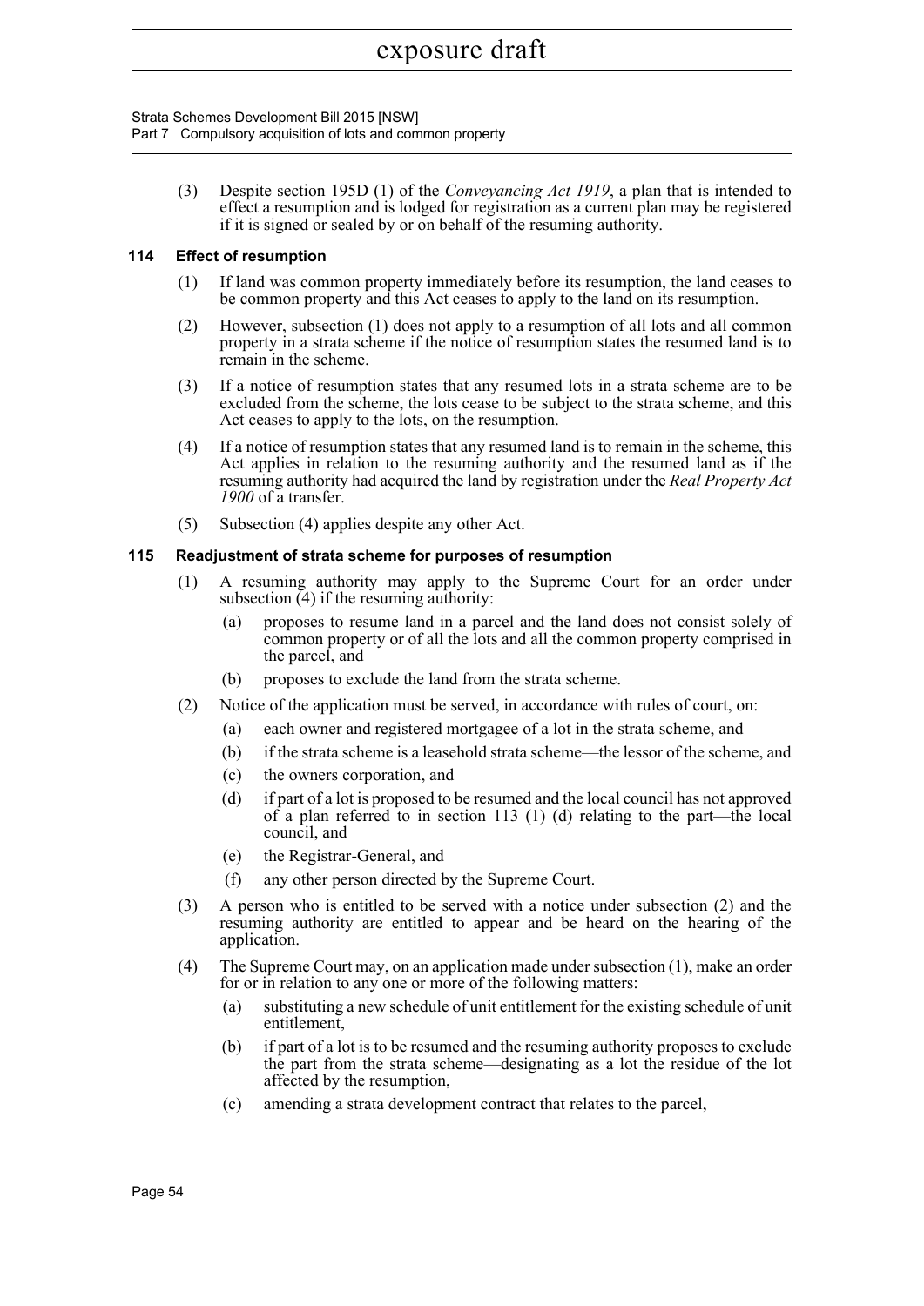(3) Despite section 195D (1) of the *Conveyancing Act 1919*, a plan that is intended to effect a resumption and is lodged for registration as a current plan may be registered if it is signed or sealed by or on behalf of the resuming authority.

### 114 Effect of resumption

(1) If land was common property immediately before its resumption, the land ceases to be common property and this Act ceases to apply to the land on its resumption.

(2) However, subsection (1) does not apply to a resumption of all lots and all common property in a strata scheme if the notice of resumption states the resumed land is to remain in the scheme.

(3) If a notice of resumption states that any resumed lots in a strata scheme are to be excluded from the scheme, the lots cease to be subject to the strata scheme, and this Act ceases to apply to the lots, on the resumption.

(4) If a notice of resumption states that any resumed land is to remain in the scheme, this Act applies in relation to the resuming authority and the resumed land as if the resuming authority had acquired the land by registration under the *Real Property Act 1900* of a transfer.

(5) Subsection (4) applies despite any other Act.

### 115 Readjustment of strata scheme for purposes of resumption

(1) A resuming authority may apply to the Supreme Court for an order under subsection (4) if the resuming authority:

- (a) proposes to resume land in a parcel and the land does not consist solely of common property or of all the lots and all the common property comprised in the parcel, and
- (b) proposes to exclude the land from the strata scheme.

(2) Notice of the application must be served, in accordance with rules of court, on:

- (a) each owner and registered mortgagee of a lot in the strata scheme, and
- (b) if the strata scheme is a leasehold strata scheme—the lessor of the scheme, and
- (c) the owners corporation, and
- (d) if part of a lot is proposed to be resumed and the local council has not approved of a plan referred to in section 113 (1) (d) relating to the part—the local council, and
- (e) the Registrar-General, and
- (f) any other person directed by the Supreme Court.

(3) A person who is entitled to be served with a notice under subsection (2) and the resuming authority are entitled to appear and be heard on the hearing of the application.

(4) The Supreme Court may, on an application made under subsection (1), make an order for or in relation to any one or more of the following matters:

- (a) substituting a new schedule of unit entitlement for the existing schedule of unit entitlement,
- (b) if part of a lot is to be resumed and the resuming authority proposes to exclude the part from the strata scheme—designating as a lot the residue of the lot affected by the resumption,
- (c) amending a strata development contract that relates to the parcel,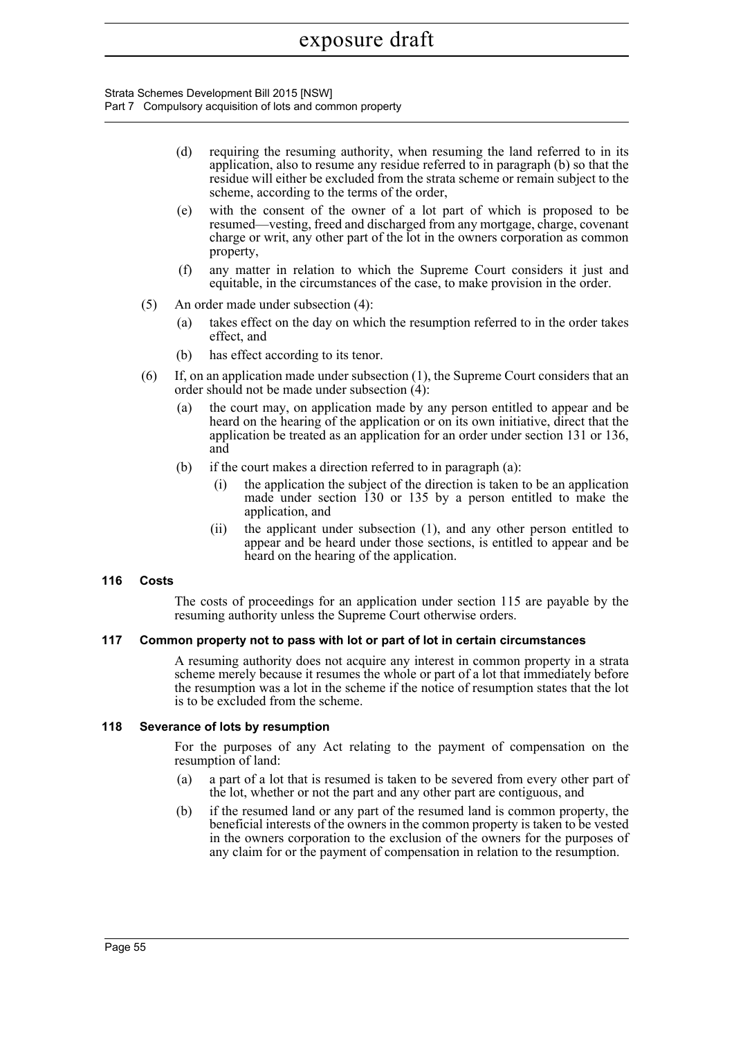(d) requiring the resuming authority, when resuming the land referred to in its application, also to resume any residue referred to in paragraph (b) so that the residue will either be excluded from the strata scheme or remain subject to the scheme, according to the terms of the order,

(e) with the consent of the owner of a lot part of which is proposed to be resumed—vesting, freed and discharged from any mortgage, charge, covenant charge or writ, any other part of the lot in the owners corporation as common property,

(f) any matter in relation to which the Supreme Court considers it just and equitable, in the circumstances of the case, to make provision in the order.

(5) An order made under subsection (4):

(a) takes effect on the day on which the resumption referred to in the order takes effect, and

(b) has effect according to its tenor.

(6) If, on an application made under subsection (1), the Supreme Court considers that an order should not be made under subsection (4):

(a) the court may, on application made by any person entitled to appear and be heard on the hearing of the application or on its own initiative, direct that the application be treated as an application for an order under section 131 or 136, and

(b) if the court makes a direction referred to in paragraph (a):

(i) the application the subject of the direction is taken to be an application made under section 130 or 135 by a person entitled to make the application, and

(ii) the applicant under subsection (1), and any other person entitled to appear and be heard under those sections, is entitled to appear and be heard on the hearing of the application.

### 116 Costs

The costs of proceedings for an application under section 115 are payable by the resuming authority unless the Supreme Court otherwise orders.

### 117 Common property not to pass with lot or part of lot in certain circumstances

A resuming authority does not acquire any interest in common property in a strata scheme merely because it resumes the whole or part of a lot that immediately before the resumption was a lot in the scheme if the notice of resumption states that the lot is to be excluded from the scheme.

### 118 Severance of lots by resumption

For the purposes of any Act relating to the payment of compensation on the resumption of land:

(a) a part of a lot that is resumed is taken to be severed from every other part of the lot, whether or not the part and any other part are contiguous, and

(b) if the resumed land or any part of the resumed land is common property, the beneficial interests of the owners in the common property is taken to be vested in the owners corporation to the exclusion of the owners for the purposes of any claim for or the payment of compensation in relation to the resumption.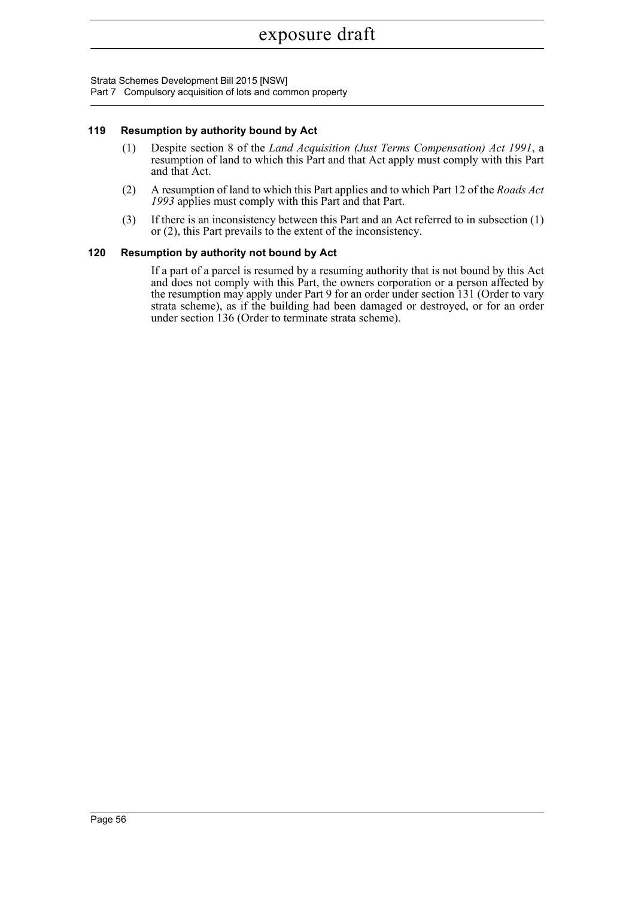### 119 Resumption by authority bound by Act

(1) Despite section 8 of the *Land Acquisition (Just Terms Compensation) Act 1991*, a resumption of land to which this Part and that Act apply must comply with this Part and that Act.

(2) A resumption of land to which this Part applies and to which Part 12 of the *Roads Act 1993* applies must comply with this Part and that Part.

(3) If there is an inconsistency between this Part and an Act referred to in subsection (1) or (2), this Part prevails to the extent of the inconsistency.

### 120 Resumption by authority not bound by Act

If a part of a parcel is resumed by a resuming authority that is not bound by this Act and does not comply with this Part, the owners corporation or a person affected by the resumption may apply under Part 9 for an order under section 131 (Order to vary strata scheme), as if the building had been damaged or destroyed, or for an order under section 136 (Order to terminate strata scheme).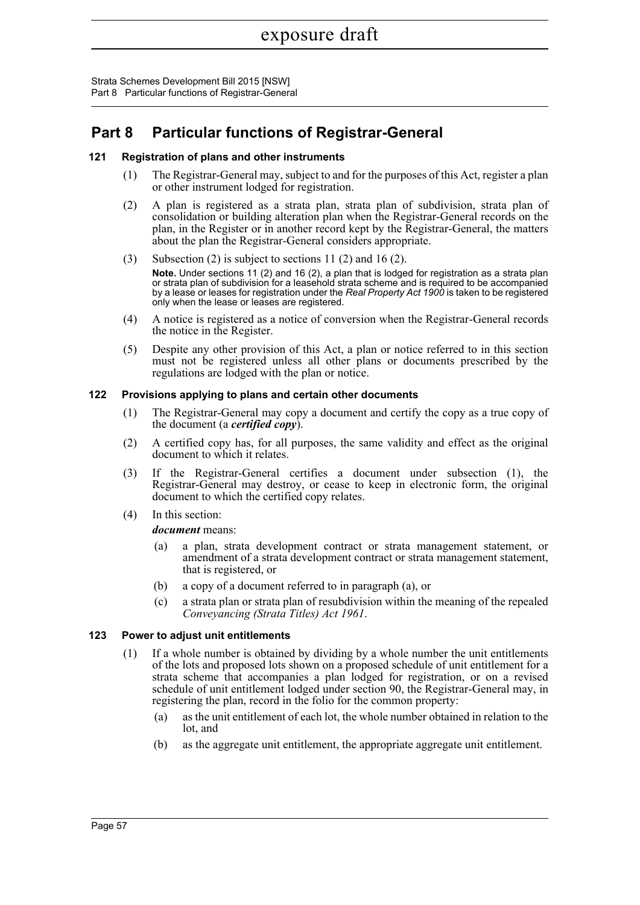# Part 8 Particular functions of Registrar-General

### 121 Registration of plans and other instruments

(1) The Registrar-General may, subject to and for the purposes of this Act, register a plan or other instrument lodged for registration.

(2) A plan is registered as a strata plan, strata plan of subdivision, strata plan of consolidation or building alteration plan when the Registrar-General records on the plan, in the Register or in another record kept by the Registrar-General, the matters about the plan the Registrar-General considers appropriate.

(3) Subsection (2) is subject to sections 11 (2) and 16 (2).

**Note.** Under sections 11 (2) and 16 (2), a plan that is lodged for registration as a strata plan or strata plan of subdivision for a leasehold strata scheme and is required to be accompanied by a lease or leases for registration under the *Real Property Act 1900* is taken to be registered only when the lease or leases are registered.

(4) A notice is registered as a notice of conversion when the Registrar-General records the notice in the Register.

(5) Despite any other provision of this Act, a plan or notice referred to in this section must not be registered unless all other plans or documents prescribed by the regulations are lodged with the plan or notice.

### 122 Provisions applying to plans and certain other documents

(1) The Registrar-General may copy a document and certify the copy as a true copy of the document (a ***certified copy***).

(2) A certified copy has, for all purposes, the same validity and effect as the original document to which it relates.

(3) If the Registrar-General certifies a document under subsection (1), the Registrar-General may destroy, or cease to keep in electronic form, the original document to which the certified copy relates.

(4) In this section:

***document*** means:

(a) a plan, strata development contract or strata management statement, or amendment of a strata development contract or strata management statement, that is registered, or

(b) a copy of a document referred to in paragraph (a), or

(c) a strata plan or strata plan of resubdivision within the meaning of the repealed *Conveyancing (Strata Titles) Act 1961*.

### 123 Power to adjust unit entitlements

(1) If a whole number is obtained by dividing by a whole number the unit entitlements of the lots and proposed lots shown on a proposed schedule of unit entitlement for a strata scheme that accompanies a plan lodged for registration, or on a revised schedule of unit entitlement lodged under section 90, the Registrar-General may, in registering the plan, record in the folio for the common property:

(a) as the unit entitlement of each lot, the whole number obtained in relation to the lot, and

(b) as the aggregate unit entitlement, the appropriate aggregate unit entitlement.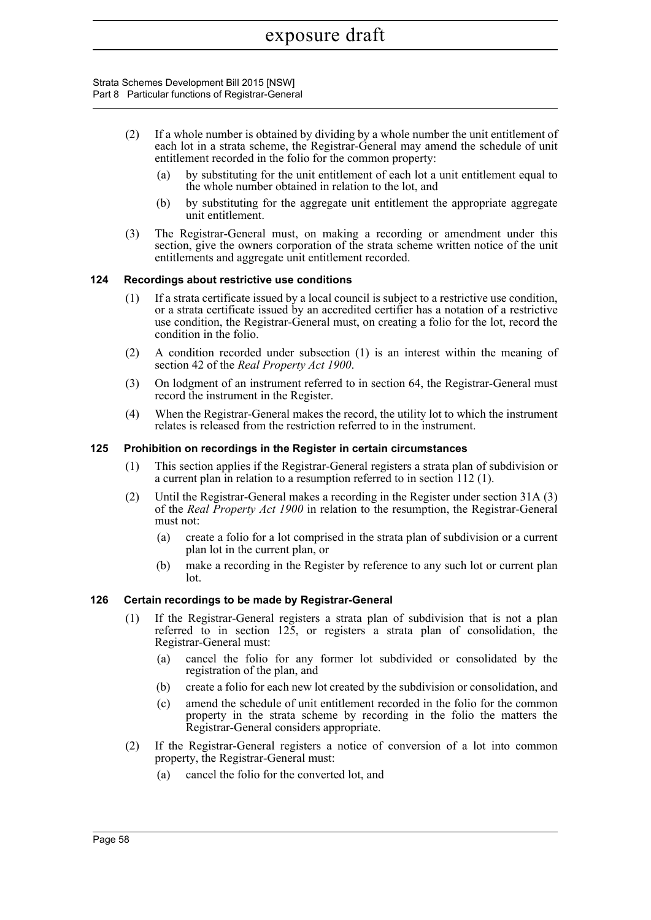(2) If a whole number is obtained by dividing by a whole number the unit entitlement of each lot in a strata scheme, the Registrar-General may amend the schedule of unit entitlement recorded in the folio for the common property:

(a) by substituting for the unit entitlement of each lot a unit entitlement equal to the whole number obtained in relation to the lot, and

(b) by substituting for the aggregate unit entitlement the appropriate aggregate unit entitlement.

(3) The Registrar-General must, on making a recording or amendment under this section, give the owners corporation of the strata scheme written notice of the unit entitlements and aggregate unit entitlement recorded.

### 124 Recordings about restrictive use conditions

(1) If a strata certificate issued by a local council is subject to a restrictive use condition, or a strata certificate issued by an accredited certifier has a notation of a restrictive use condition, the Registrar-General must, on creating a folio for the lot, record the condition in the folio.

(2) A condition recorded under subsection (1) is an interest within the meaning of section 42 of the *Real Property Act 1900*.

(3) On lodgment of an instrument referred to in section 64, the Registrar-General must record the instrument in the Register.

(4) When the Registrar-General makes the record, the utility lot to which the instrument relates is released from the restriction referred to in the instrument.

### 125 Prohibition on recordings in the Register in certain circumstances

(1) This section applies if the Registrar-General registers a strata plan of subdivision or a current plan in relation to a resumption referred to in section 112 (1).

(2) Until the Registrar-General makes a recording in the Register under section 31A (3) of the *Real Property Act 1900* in relation to the resumption, the Registrar-General must not:

(a) create a folio for a lot comprised in the strata plan of subdivision or a current plan lot in the current plan, or

(b) make a recording in the Register by reference to any such lot or current plan lot.

### 126 Certain recordings to be made by Registrar-General

(1) If the Registrar-General registers a strata plan of subdivision that is not a plan referred to in section 125, or registers a strata plan of consolidation, the Registrar-General must:

(a) cancel the folio for any former lot subdivided or consolidated by the registration of the plan, and

(b) create a folio for each new lot created by the subdivision or consolidation, and

(c) amend the schedule of unit entitlement recorded in the folio for the common property in the strata scheme by recording in the folio the matters the Registrar-General considers appropriate.

(2) If the Registrar-General registers a notice of conversion of a lot into common property, the Registrar-General must:

(a) cancel the folio for the converted lot, and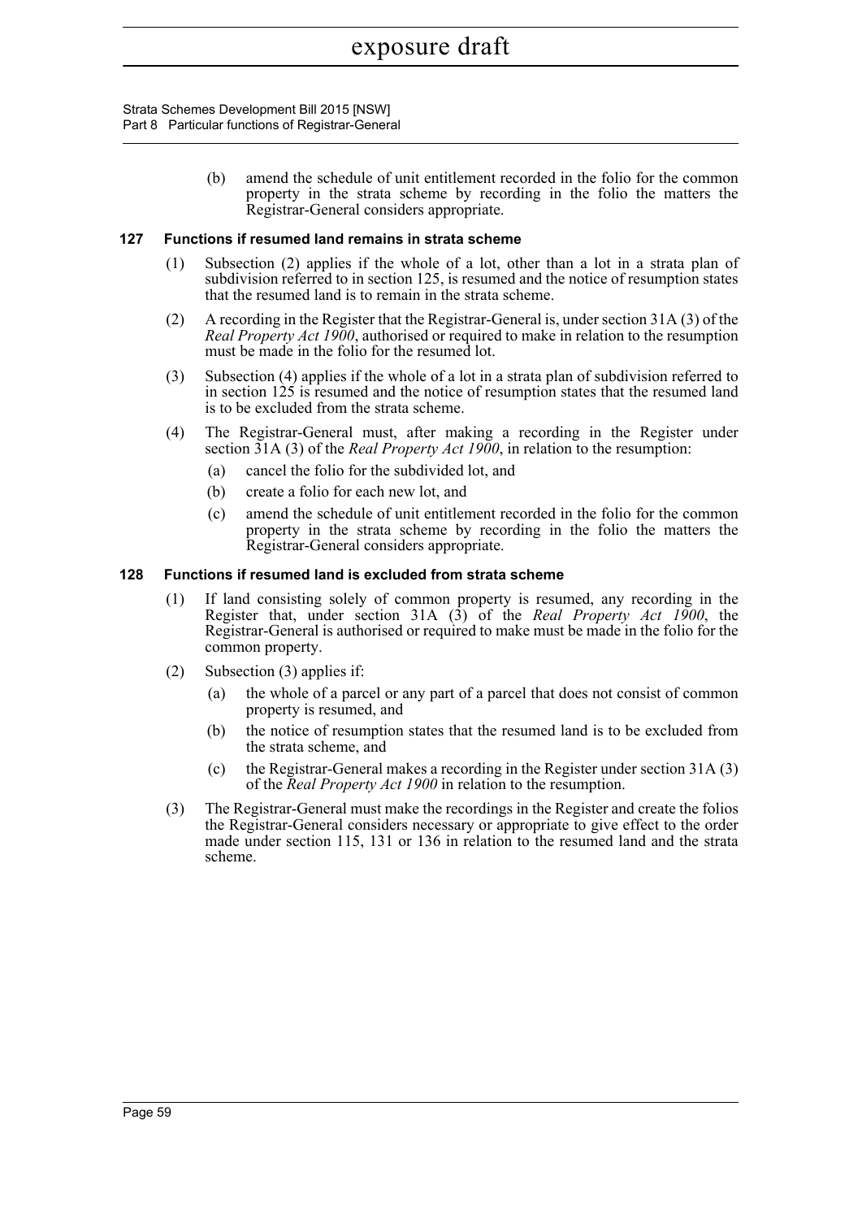(b) amend the schedule of unit entitlement recorded in the folio for the common property in the strata scheme by recording in the folio the matters the Registrar-General considers appropriate.

### 127 Functions if resumed land remains in strata scheme

(1) Subsection (2) applies if the whole of a lot, other than a lot in a strata plan of subdivision referred to in section 125, is resumed and the notice of resumption states that the resumed land is to remain in the strata scheme.

(2) A recording in the Register that the Registrar-General is, under section 31A (3) of the *Real Property Act 1900*, authorised or required to make in relation to the resumption must be made in the folio for the resumed lot.

(3) Subsection (4) applies if the whole of a lot in a strata plan of subdivision referred to in section 125 is resumed and the notice of resumption states that the resumed land is to be excluded from the strata scheme.

(4) The Registrar-General must, after making a recording in the Register under section 31A (3) of the *Real Property Act 1900*, in relation to the resumption:

- (a) cancel the folio for the subdivided lot, and
- (b) create a folio for each new lot, and
- (c) amend the schedule of unit entitlement recorded in the folio for the common property in the strata scheme by recording in the folio the matters the Registrar-General considers appropriate.

### 128 Functions if resumed land is excluded from strata scheme

(1) If land consisting solely of common property is resumed, any recording in the Register that, under section 31A (3) of the *Real Property Act 1900*, the Registrar-General is authorised or required to make must be made in the folio for the common property.

(2) Subsection (3) applies if:

- (a) the whole of a parcel or any part of a parcel that does not consist of common property is resumed, and
- (b) the notice of resumption states that the resumed land is to be excluded from the strata scheme, and
- (c) the Registrar-General makes a recording in the Register under section 31A (3) of the *Real Property Act 1900* in relation to the resumption.

(3) The Registrar-General must make the recordings in the Register and create the folios the Registrar-General considers necessary or appropriate to give effect to the order made under section 115, 131 or 136 in relation to the resumed land and the strata scheme.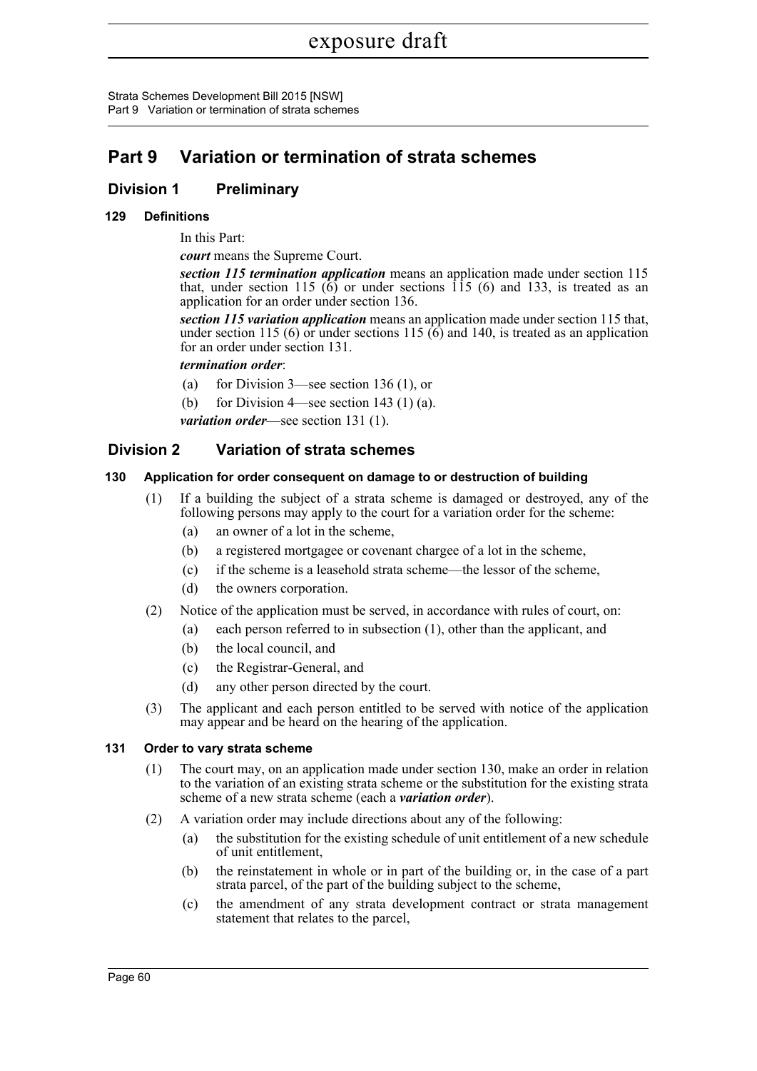# Part 9 Variation or termination of strata schemes

## Division 1 Preliminary

### 129 Definitions

In this Part:

***court*** means the Supreme Court.

***section 115 termination application*** means an application made under section 115 that, under section 115 (6) or under sections 115 (6) and 133, is treated as an application for an order under section 136.

***section 115 variation application*** means an application made under section 115 that, under section 115 (6) or under sections 115 (6) and 140, is treated as an application for an order under section 131.

***termination order***:

- (a) for Division 3—see section 136 (1), or
- (b) for Division 4—see section 143 (1) (a).

***variation order***—see section 131 (1).

## Division 2 Variation of strata schemes

### 130 Application for order consequent on damage to or destruction of building

(1) If a building the subject of a strata scheme is damaged or destroyed, any of the following persons may apply to the court for a variation order for the scheme:

- (a) an owner of a lot in the scheme,
- (b) a registered mortgagee or covenant chargee of a lot in the scheme,
- (c) if the scheme is a leasehold strata scheme—the lessor of the scheme,
- (d) the owners corporation.

(2) Notice of the application must be served, in accordance with rules of court, on:

- (a) each person referred to in subsection (1), other than the applicant, and
- (b) the local council, and
- (c) the Registrar-General, and
- (d) any other person directed by the court.

(3) The applicant and each person entitled to be served with notice of the application may appear and be heard on the hearing of the application.

### 131 Order to vary strata scheme

(1) The court may, on an application made under section 130, make an order in relation to the variation of an existing strata scheme or the substitution for the existing strata scheme of a new strata scheme (each a ***variation order***).

(2) A variation order may include directions about any of the following:

- (a) the substitution for the existing schedule of unit entitlement of a new schedule of unit entitlement,
- (b) the reinstatement in whole or in part of the building or, in the case of a part strata parcel, of the part of the building subject to the scheme,
- (c) the amendment of any strata development contract or strata management statement that relates to the parcel,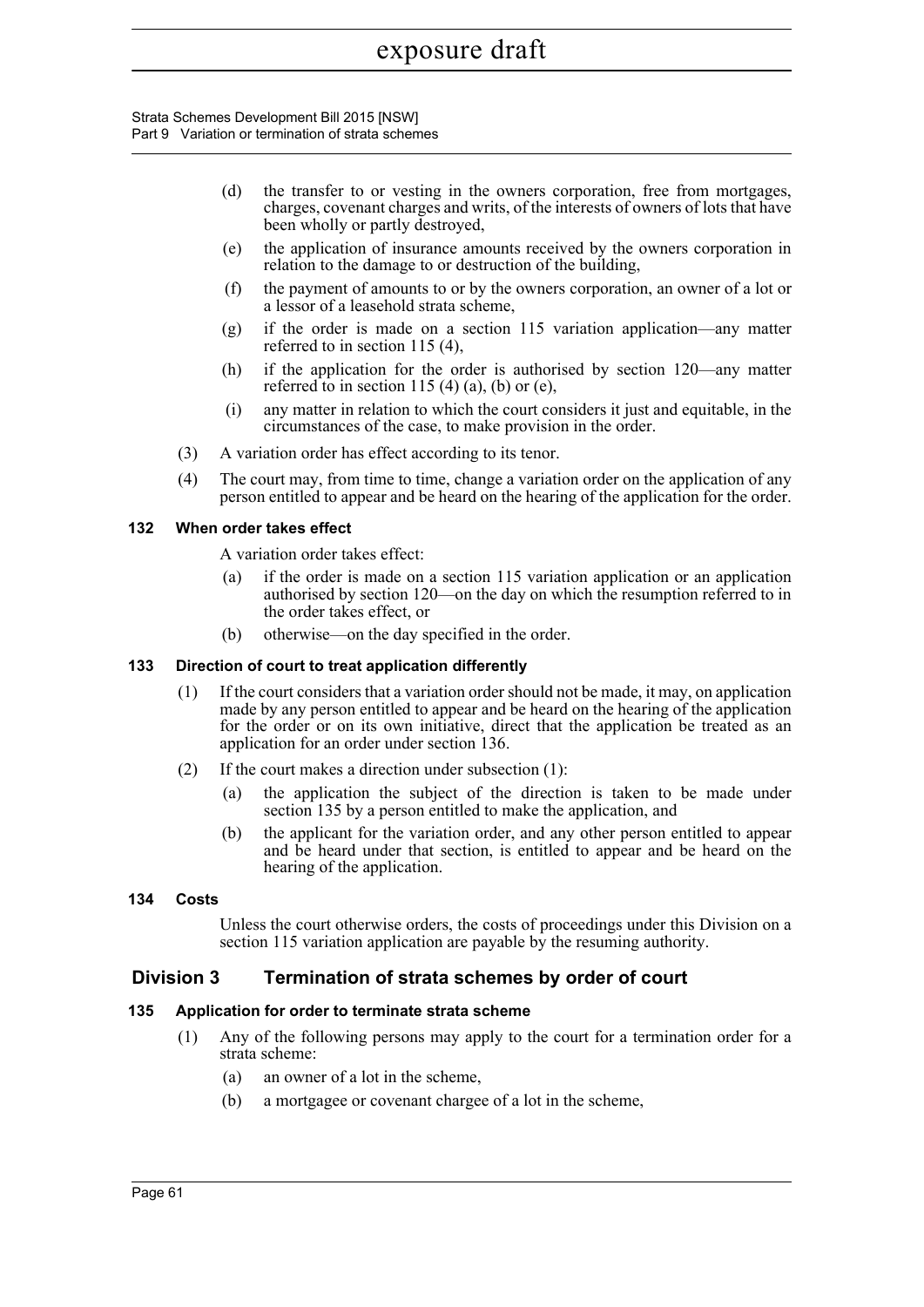(d) the transfer to or vesting in the owners corporation, free from mortgages, charges, covenant charges and writs, of the interests of owners of lots that have been wholly or partly destroyed,

(e) the application of insurance amounts received by the owners corporation in relation to the damage to or destruction of the building,

(f) the payment of amounts to or by the owners corporation, an owner of a lot or a lessor of a leasehold strata scheme,

(g) if the order is made on a section 115 variation application—any matter referred to in section 115 (4),

(h) if the application for the order is authorised by section 120—any matter referred to in section 115 (4) (a), (b) or (e),

(i) any matter in relation to which the court considers it just and equitable, in the circumstances of the case, to make provision in the order.

(3) A variation order has effect according to its tenor.

(4) The court may, from time to time, change a variation order on the application of any person entitled to appear and be heard on the hearing of the application for the order.

### 132 When order takes effect

A variation order takes effect:

(a) if the order is made on a section 115 variation application or an application authorised by section 120—on the day on which the resumption referred to in the order takes effect, or

(b) otherwise—on the day specified in the order.

### 133 Direction of court to treat application differently

(1) If the court considers that a variation order should not be made, it may, on application made by any person entitled to appear and be heard on the hearing of the application for the order or on its own initiative, direct that the application be treated as an application for an order under section 136.

(2) If the court makes a direction under subsection (1):

(a) the application the subject of the direction is taken to be made under section 135 by a person entitled to make the application, and

(b) the applicant for the variation order, and any other person entitled to appear and be heard under that section, is entitled to appear and be heard on the hearing of the application.

### 134 Costs

Unless the court otherwise orders, the costs of proceedings under this Division on a section 115 variation application are payable by the resuming authority.

## Division 3 Termination of strata schemes by order of court

### 135 Application for order to terminate strata scheme

(1) Any of the following persons may apply to the court for a termination order for a strata scheme:

(a) an owner of a lot in the scheme,

(b) a mortgagee or covenant chargee of a lot in the scheme,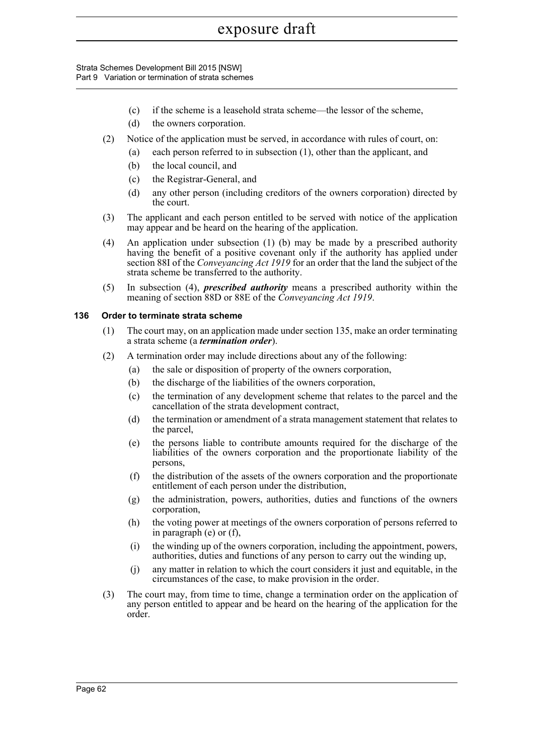(c) if the scheme is a leasehold strata scheme—the lessor of the scheme,

(d) the owners corporation.

(2) Notice of the application must be served, in accordance with rules of court, on:

(a) each person referred to in subsection (1), other than the applicant, and

(b) the local council, and

(c) the Registrar-General, and

(d) any other person (including creditors of the owners corporation) directed by the court.

(3) The applicant and each person entitled to be served with notice of the application may appear and be heard on the hearing of the application.

(4) An application under subsection (1) (b) may be made by a prescribed authority having the benefit of a positive covenant only if the authority has applied under section 88I of the *Conveyancing Act 1919* for an order that the land the subject of the strata scheme be transferred to the authority.

(5) In subsection (4), ***prescribed authority*** means a prescribed authority within the meaning of section 88D or 88E of the *Conveyancing Act 1919*.

### 136 Order to terminate strata scheme

(1) The court may, on an application made under section 135, make an order terminating a strata scheme (a ***termination order***).

(2) A termination order may include directions about any of the following:

(a) the sale or disposition of property of the owners corporation,

(b) the discharge of the liabilities of the owners corporation,

(c) the termination of any development scheme that relates to the parcel and the cancellation of the strata development contract,

(d) the termination or amendment of a strata management statement that relates to the parcel,

(e) the persons liable to contribute amounts required for the discharge of the liabilities of the owners corporation and the proportionate liability of the persons,

(f) the distribution of the assets of the owners corporation and the proportionate entitlement of each person under the distribution,

(g) the administration, powers, authorities, duties and functions of the owners corporation,

(h) the voting power at meetings of the owners corporation of persons referred to in paragraph (e) or (f),

(i) the winding up of the owners corporation, including the appointment, powers, authorities, duties and functions of any person to carry out the winding up,

(j) any matter in relation to which the court considers it just and equitable, in the circumstances of the case, to make provision in the order.

(3) The court may, from time to time, change a termination order on the application of any person entitled to appear and be heard on the hearing of the application for the order.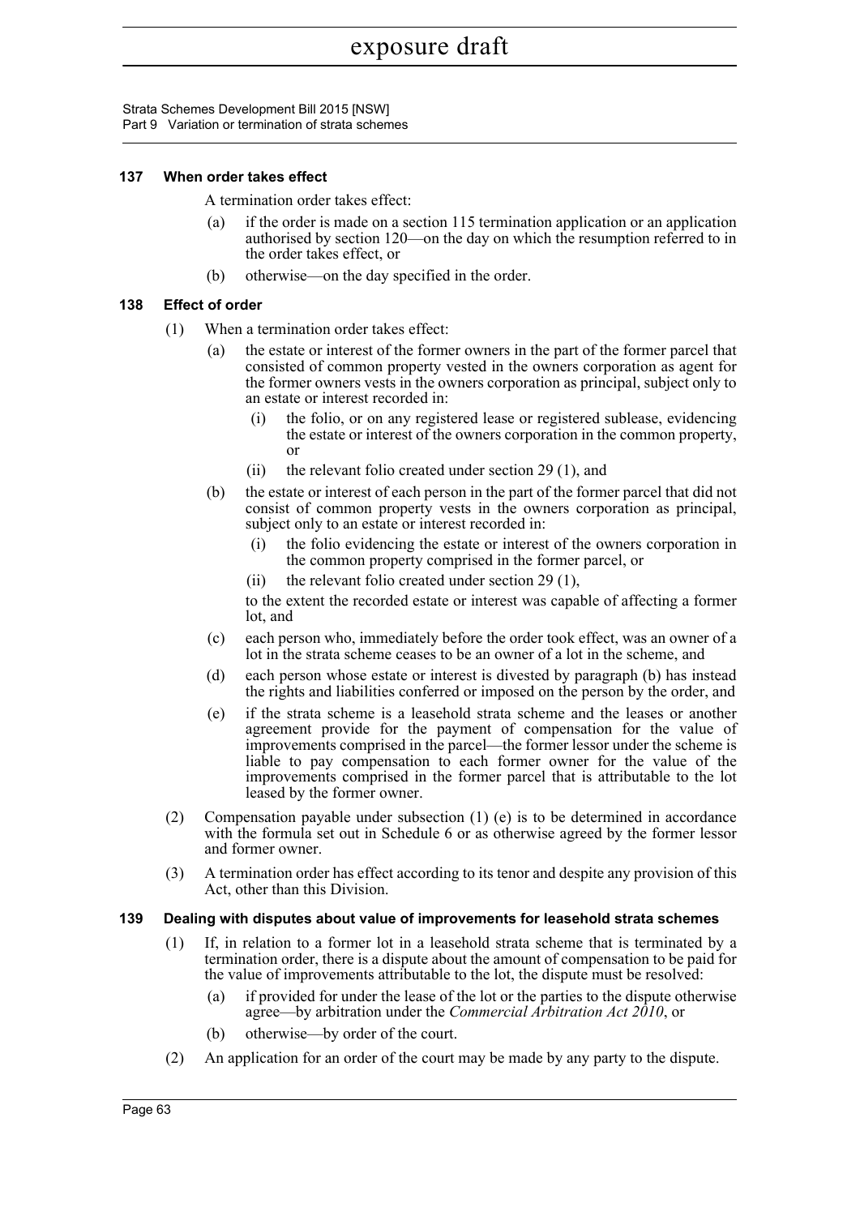### 137 When order takes effect

A termination order takes effect:

(a) if the order is made on a section 115 termination application or an application authorised by section 120—on the day on which the resumption referred to in the order takes effect, or

(b) otherwise—on the day specified in the order.

### 138 Effect of order

(1) When a termination order takes effect:

  (a) the estate or interest of the former owners in the part of the former parcel that consisted of common property vested in the owners corporation as agent for the former owners vests in the owners corporation as principal, subject only to an estate or interest recorded in:

    (i) the folio, or on any registered lease or registered sublease, evidencing the estate or interest of the owners corporation in the common property, or

    (ii) the relevant folio created under section 29 (1), and

  (b) the estate or interest of each person in the part of the former parcel that did not consist of common property vests in the owners corporation as principal, subject only to an estate or interest recorded in:

    (i) the folio evidencing the estate or interest of the owners corporation in the common property comprised in the former parcel, or

    (ii) the relevant folio created under section 29 (1),

  to the extent the recorded estate or interest was capable of affecting a former lot, and

  (c) each person who, immediately before the order took effect, was an owner of a lot in the strata scheme ceases to be an owner of a lot in the scheme, and

  (d) each person whose estate or interest is divested by paragraph (b) has instead the rights and liabilities conferred or imposed on the person by the order, and

  (e) if the strata scheme is a leasehold strata scheme and the leases or another agreement provide for the payment of compensation for the value of improvements comprised in the parcel—the former lessor under the scheme is liable to pay compensation to each former owner for the value of the improvements comprised in the former parcel that is attributable to the lot leased by the former owner.

(2) Compensation payable under subsection (1) (e) is to be determined in accordance with the formula set out in Schedule 6 or as otherwise agreed by the former lessor and former owner.

(3) A termination order has effect according to its tenor and despite any provision of this Act, other than this Division.

### 139 Dealing with disputes about value of improvements for leasehold strata schemes

(1) If, in relation to a former lot in a leasehold strata scheme that is terminated by a termination order, there is a dispute about the amount of compensation to be paid for the value of improvements attributable to the lot, the dispute must be resolved:

  (a) if provided for under the lease of the lot or the parties to the dispute otherwise agree—by arbitration under the *Commercial Arbitration Act 2010*, or

  (b) otherwise—by order of the court.

(2) An application for an order of the court may be made by any party to the dispute.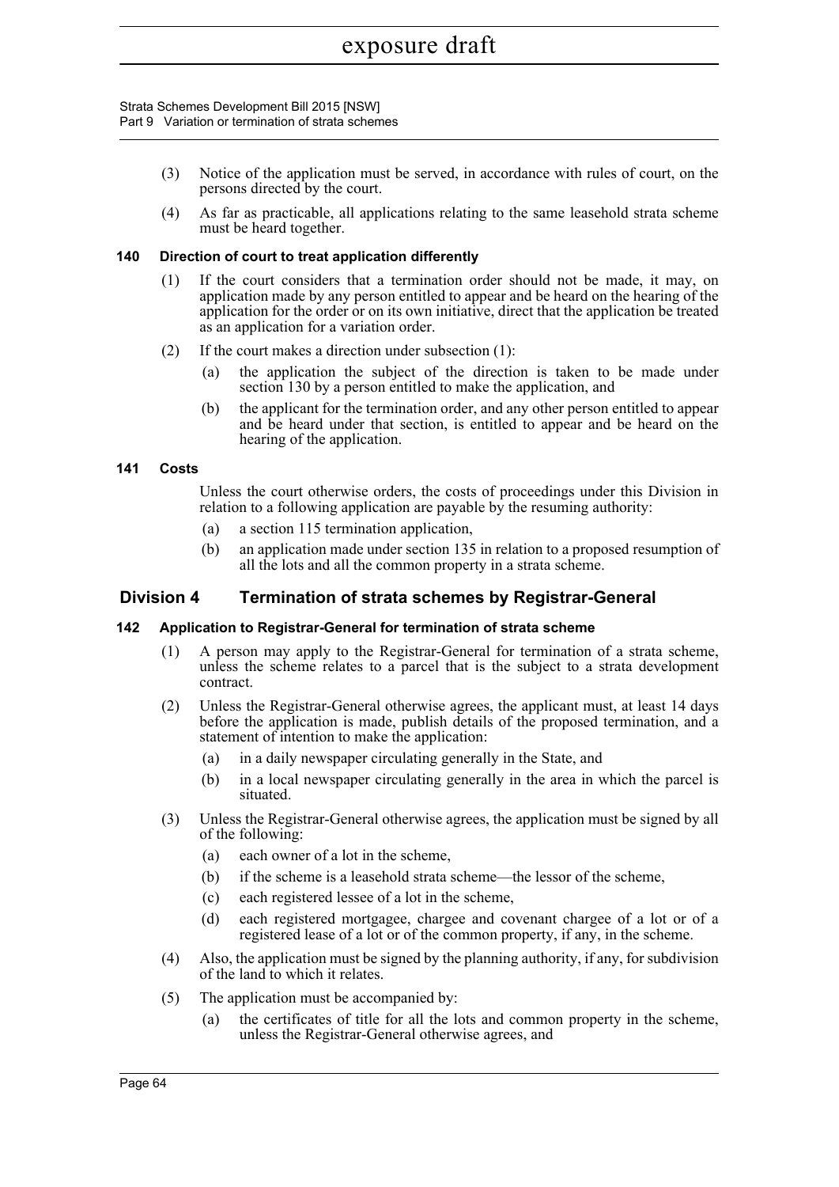(3) Notice of the application must be served, in accordance with rules of court, on the persons directed by the court.

(4) As far as practicable, all applications relating to the same leasehold strata scheme must be heard together.

### 140 Direction of court to treat application differently

(1) If the court considers that a termination order should not be made, it may, on application made by any person entitled to appear and be heard on the hearing of the application for the order or on its own initiative, direct that the application be treated as an application for a variation order.

(2) If the court makes a direction under subsection (1):

- (a) the application the subject of the direction is taken to be made under section 130 by a person entitled to make the application, and
- (b) the applicant for the termination order, and any other person entitled to appear and be heard under that section, is entitled to appear and be heard on the hearing of the application.

### 141 Costs

Unless the court otherwise orders, the costs of proceedings under this Division in relation to a following application are payable by the resuming authority:

- (a) a section 115 termination application,
- (b) an application made under section 135 in relation to a proposed resumption of all the lots and all the common property in a strata scheme.

## Division 4 Termination of strata schemes by Registrar-General

### 142 Application to Registrar-General for termination of strata scheme

(1) A person may apply to the Registrar-General for termination of a strata scheme, unless the scheme relates to a parcel that is the subject to a strata development contract.

(2) Unless the Registrar-General otherwise agrees, the applicant must, at least 14 days before the application is made, publish details of the proposed termination, and a statement of intention to make the application:

- (a) in a daily newspaper circulating generally in the State, and
- (b) in a local newspaper circulating generally in the area in which the parcel is situated.

(3) Unless the Registrar-General otherwise agrees, the application must be signed by all of the following:

- (a) each owner of a lot in the scheme,
- (b) if the scheme is a leasehold strata scheme—the lessor of the scheme,
- (c) each registered lessee of a lot in the scheme,
- (d) each registered mortgagee, chargee and covenant chargee of a lot or of a registered lease of a lot or of the common property, if any, in the scheme.

(4) Also, the application must be signed by the planning authority, if any, for subdivision of the land to which it relates.

(5) The application must be accompanied by:

- (a) the certificates of title for all the lots and common property in the scheme, unless the Registrar-General otherwise agrees, and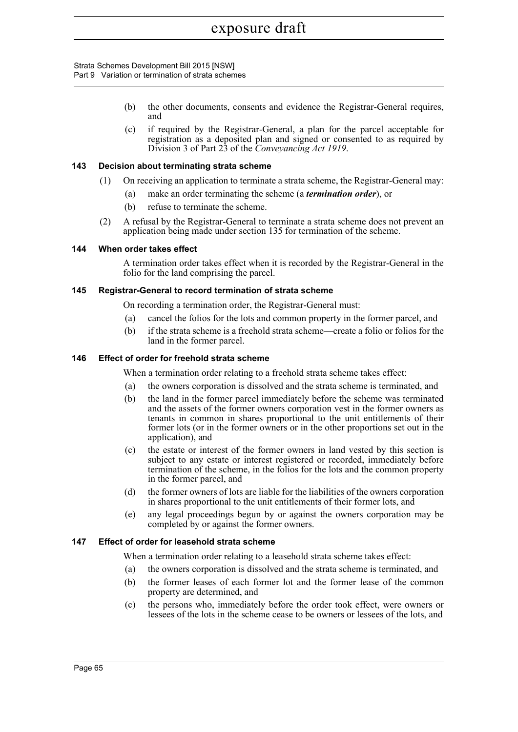(b) the other documents, consents and evidence the Registrar-General requires, and

(c) if required by the Registrar-General, a plan for the parcel acceptable for registration as a deposited plan and signed or consented to as required by Division 3 of Part 23 of the *Conveyancing Act 1919*.

### 143 Decision about terminating strata scheme

(1) On receiving an application to terminate a strata scheme, the Registrar-General may:

(a) make an order terminating the scheme (a ***termination order***), or

(b) refuse to terminate the scheme.

(2) A refusal by the Registrar-General to terminate a strata scheme does not prevent an application being made under section 135 for termination of the scheme.

### 144 When order takes effect

A termination order takes effect when it is recorded by the Registrar-General in the folio for the land comprising the parcel.

### 145 Registrar-General to record termination of strata scheme

On recording a termination order, the Registrar-General must:

(a) cancel the folios for the lots and common property in the former parcel, and

(b) if the strata scheme is a freehold strata scheme—create a folio or folios for the land in the former parcel.

### 146 Effect of order for freehold strata scheme

When a termination order relating to a freehold strata scheme takes effect:

(a) the owners corporation is dissolved and the strata scheme is terminated, and

(b) the land in the former parcel immediately before the scheme was terminated and the assets of the former owners corporation vest in the former owners as tenants in common in shares proportional to the unit entitlements of their former lots (or in the former owners or in the other proportions set out in the application), and

(c) the estate or interest of the former owners in land vested by this section is subject to any estate or interest registered or recorded, immediately before termination of the scheme, in the folios for the lots and the common property in the former parcel, and

(d) the former owners of lots are liable for the liabilities of the owners corporation in shares proportional to the unit entitlements of their former lots, and

(e) any legal proceedings begun by or against the owners corporation may be completed by or against the former owners.

### 147 Effect of order for leasehold strata scheme

When a termination order relating to a leasehold strata scheme takes effect:

(a) the owners corporation is dissolved and the strata scheme is terminated, and

(b) the former leases of each former lot and the former lease of the common property are determined, and

(c) the persons who, immediately before the order took effect, were owners or lessees of the lots in the scheme cease to be owners or lessees of the lots, and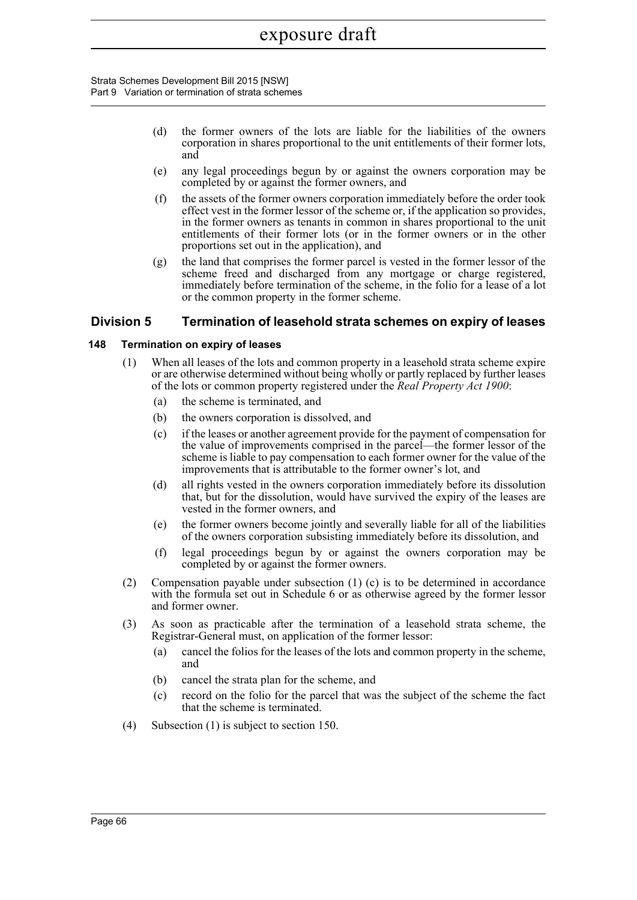(d) the former owners of the lots are liable for the liabilities of the owners corporation in shares proportional to the unit entitlements of their former lots, and

(e) any legal proceedings begun by or against the owners corporation may be completed by or against the former owners, and

(f) the assets of the former owners corporation immediately before the order took effect vest in the former lessor of the scheme or, if the application so provides, in the former owners as tenants in common in shares proportional to the unit entitlements of their former lots (or in the former owners or in the other proportions set out in the application), and

(g) the land that comprises the former parcel is vested in the former lessor of the scheme freed and discharged from any mortgage or charge registered, immediately before termination of the scheme, in the folio for a lease of a lot or the common property in the former scheme.

## Division 5 Termination of leasehold strata schemes on expiry of leases

### 148 Termination on expiry of leases

(1) When all leases of the lots and common property in a leasehold strata scheme expire or are otherwise determined without being wholly or partly replaced by further leases of the lots or common property registered under the *Real Property Act 1900*:

(a) the scheme is terminated, and

(b) the owners corporation is dissolved, and

(c) if the leases or another agreement provide for the payment of compensation for the value of improvements comprised in the parcel—the former lessor of the scheme is liable to pay compensation to each former owner for the value of the improvements that is attributable to the former owner's lot, and

(d) all rights vested in the owners corporation immediately before its dissolution that, but for the dissolution, would have survived the expiry of the leases are vested in the former owners, and

(e) the former owners become jointly and severally liable for all of the liabilities of the owners corporation subsisting immediately before its dissolution, and

(f) legal proceedings begun by or against the owners corporation may be completed by or against the former owners.

(2) Compensation payable under subsection (1) (c) is to be determined in accordance with the formula set out in Schedule 6 or as otherwise agreed by the former lessor and former owner.

(3) As soon as practicable after the termination of a leasehold strata scheme, the Registrar-General must, on application of the former lessor:

(a) cancel the folios for the leases of the lots and common property in the scheme, and

(b) cancel the strata plan for the scheme, and

(c) record on the folio for the parcel that was the subject of the scheme the fact that the scheme is terminated.

(4) Subsection (1) is subject to section 150.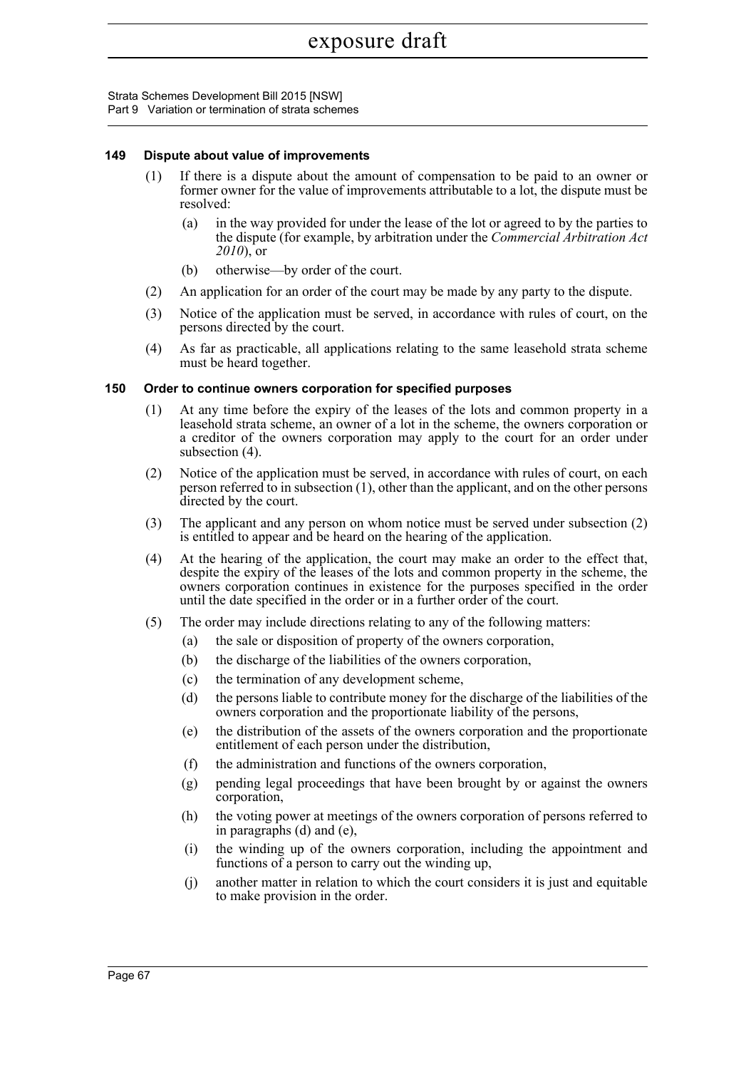### 149 Dispute about value of improvements

(1) If there is a dispute about the amount of compensation to be paid to an owner or former owner for the value of improvements attributable to a lot, the dispute must be resolved:

  (a) in the way provided for under the lease of the lot or agreed to by the parties to the dispute (for example, by arbitration under the *Commercial Arbitration Act 2010*), or

  (b) otherwise—by order of the court.

(2) An application for an order of the court may be made by any party to the dispute.

(3) Notice of the application must be served, in accordance with rules of court, on the persons directed by the court.

(4) As far as practicable, all applications relating to the same leasehold strata scheme must be heard together.

### 150 Order to continue owners corporation for specified purposes

(1) At any time before the expiry of the leases of the lots and common property in a leasehold strata scheme, an owner of a lot in the scheme, the owners corporation or a creditor of the owners corporation may apply to the court for an order under subsection (4).

(2) Notice of the application must be served, in accordance with rules of court, on each person referred to in subsection (1), other than the applicant, and on the other persons directed by the court.

(3) The applicant and any person on whom notice must be served under subsection (2) is entitled to appear and be heard on the hearing of the application.

(4) At the hearing of the application, the court may make an order to the effect that, despite the expiry of the leases of the lots and common property in the scheme, the owners corporation continues in existence for the purposes specified in the order until the date specified in the order or in a further order of the court.

(5) The order may include directions relating to any of the following matters:

  (a) the sale or disposition of property of the owners corporation,

  (b) the discharge of the liabilities of the owners corporation,

  (c) the termination of any development scheme,

  (d) the persons liable to contribute money for the discharge of the liabilities of the owners corporation and the proportionate liability of the persons,

  (e) the distribution of the assets of the owners corporation and the proportionate entitlement of each person under the distribution,

  (f) the administration and functions of the owners corporation,

  (g) pending legal proceedings that have been brought by or against the owners corporation,

  (h) the voting power at meetings of the owners corporation of persons referred to in paragraphs (d) and (e),

  (i) the winding up of the owners corporation, including the appointment and functions of a person to carry out the winding up,

  (j) another matter in relation to which the court considers it is just and equitable to make provision in the order.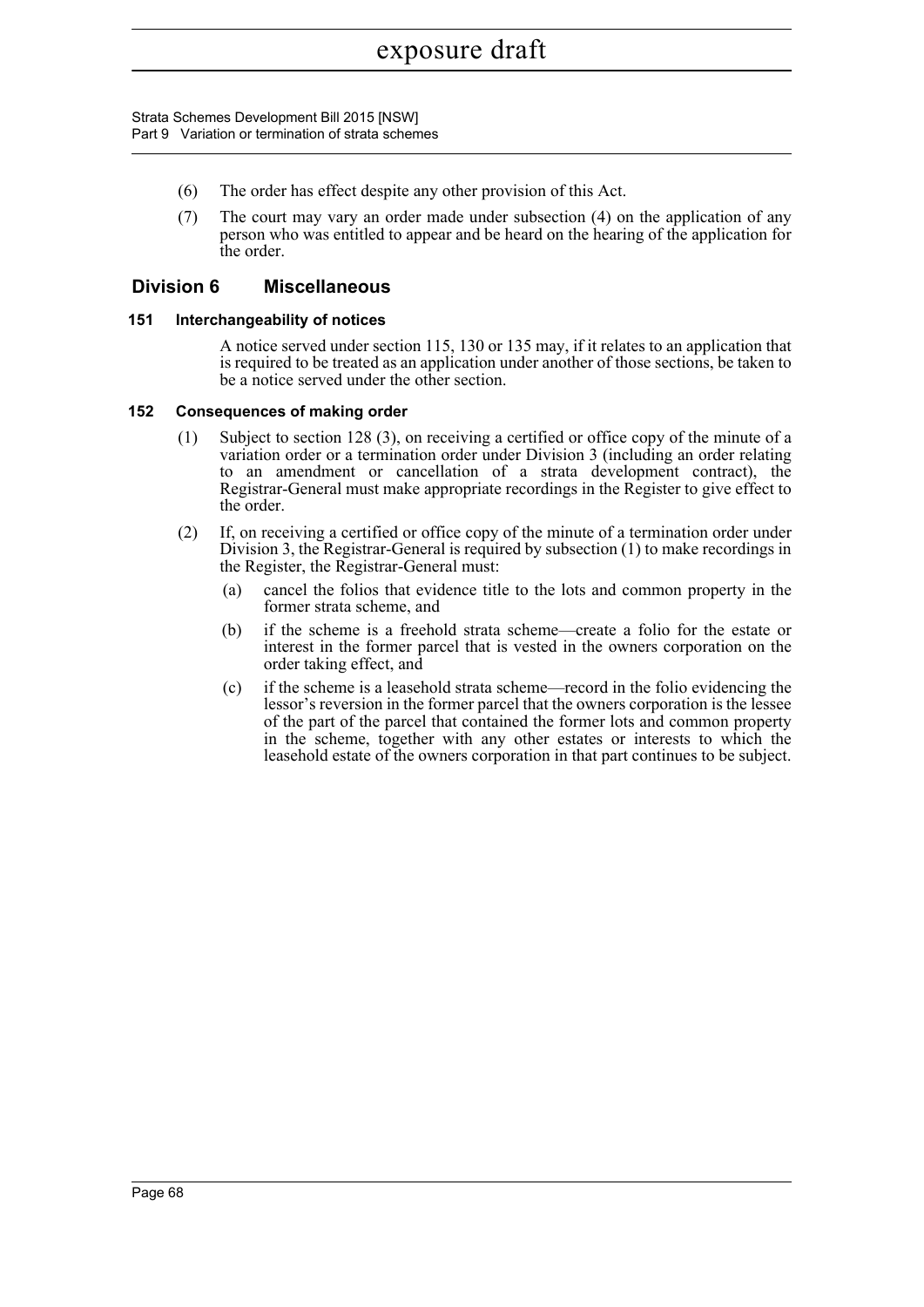(6) The order has effect despite any other provision of this Act.

(7) The court may vary an order made under subsection (4) on the application of any person who was entitled to appear and be heard on the hearing of the application for the order.

## Division 6 Miscellaneous

### 151 Interchangeability of notices

A notice served under section 115, 130 or 135 may, if it relates to an application that is required to be treated as an application under another of those sections, be taken to be a notice served under the other section.

### 152 Consequences of making order

(1) Subject to section 128 (3), on receiving a certified or office copy of the minute of a variation order or a termination order under Division 3 (including an order relating to an amendment or cancellation of a strata development contract), the Registrar-General must make appropriate recordings in the Register to give effect to the order.

(2) If, on receiving a certified or office copy of the minute of a termination order under Division 3, the Registrar-General is required by subsection (1) to make recordings in the Register, the Registrar-General must:

(a) cancel the folios that evidence title to the lots and common property in the former strata scheme, and

(b) if the scheme is a freehold strata scheme—create a folio for the estate or interest in the former parcel that is vested in the owners corporation on the order taking effect, and

(c) if the scheme is a leasehold strata scheme—record in the folio evidencing the lessor's reversion in the former parcel that the owners corporation is the lessee of the part of the parcel that contained the former lots and common property in the scheme, together with any other estates or interests to which the leasehold estate of the owners corporation in that part continues to be subject.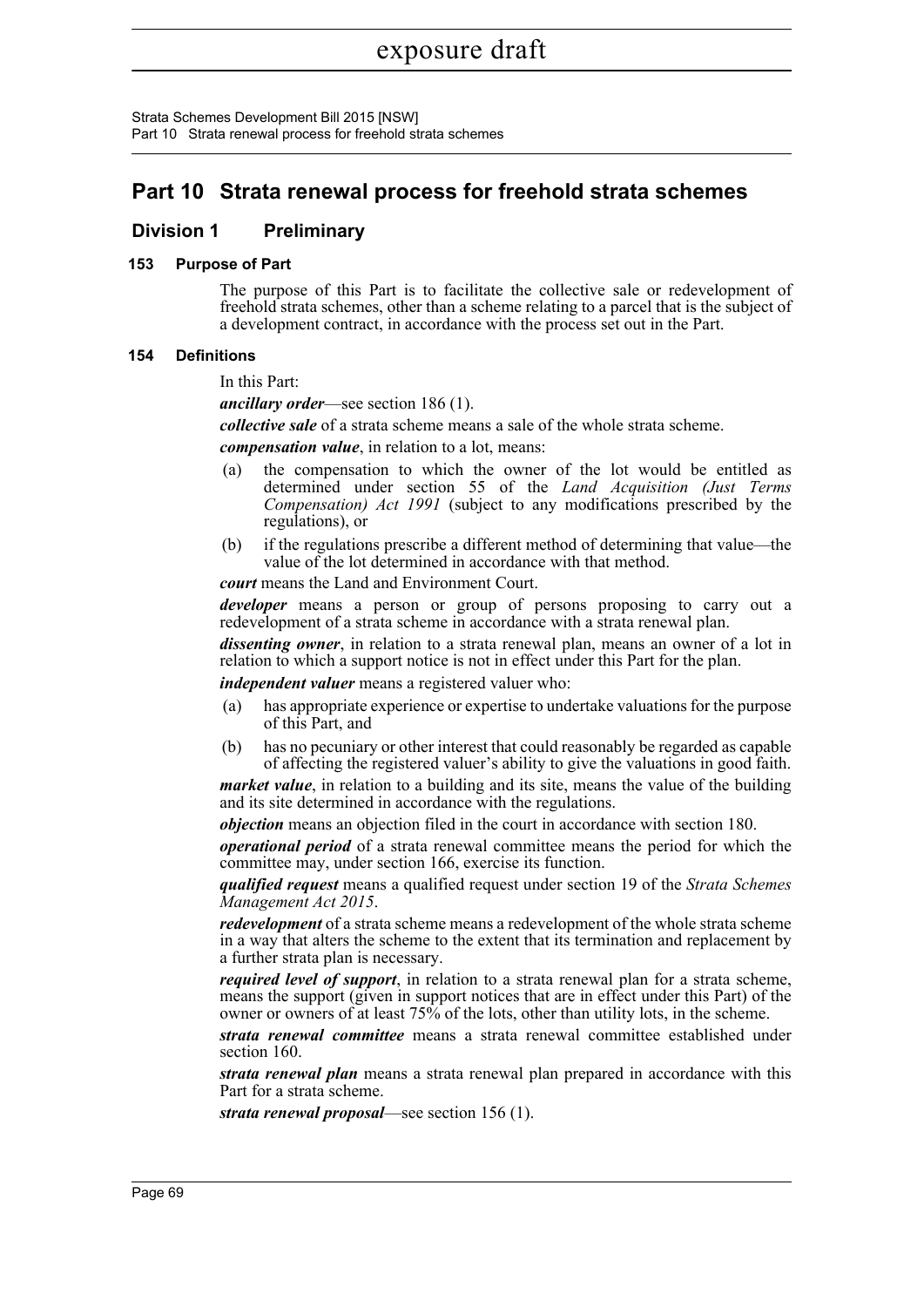# Part 10 Strata renewal process for freehold strata schemes

## Division 1 Preliminary

### 153 Purpose of Part

The purpose of this Part is to facilitate the collective sale or redevelopment of freehold strata schemes, other than a scheme relating to a parcel that is the subject of a development contract, in accordance with the process set out in the Part.

### 154 Definitions

In this Part:

***ancillary order***—see section 186 (1).

***collective sale*** of a strata scheme means a sale of the whole strata scheme.

***compensation value***, in relation to a lot, means:

(a) the compensation to which the owner of the lot would be entitled as determined under section 55 of the *Land Acquisition (Just Terms Compensation) Act 1991* (subject to any modifications prescribed by the regulations), or

(b) if the regulations prescribe a different method of determining that value—the value of the lot determined in accordance with that method.

***court*** means the Land and Environment Court.

***developer*** means a person or group of persons proposing to carry out a redevelopment of a strata scheme in accordance with a strata renewal plan.

***dissenting owner***, in relation to a strata renewal plan, means an owner of a lot in relation to which a support notice is not in effect under this Part for the plan.

***independent valuer*** means a registered valuer who:

(a) has appropriate experience or expertise to undertake valuations for the purpose of this Part, and

(b) has no pecuniary or other interest that could reasonably be regarded as capable of affecting the registered valuer's ability to give the valuations in good faith.

***market value***, in relation to a building and its site, means the value of the building and its site determined in accordance with the regulations.

***objection*** means an objection filed in the court in accordance with section 180.

***operational period*** of a strata renewal committee means the period for which the committee may, under section 166, exercise its function.

***qualified request*** means a qualified request under section 19 of the *Strata Schemes Management Act 2015*.

***redevelopment*** of a strata scheme means a redevelopment of the whole strata scheme in a way that alters the scheme to the extent that its termination and replacement by a further strata plan is necessary.

***required level of support***, in relation to a strata renewal plan for a strata scheme, means the support (given in support notices that are in effect under this Part) of the owner or owners of at least 75% of the lots, other than utility lots, in the scheme.

***strata renewal committee*** means a strata renewal committee established under section 160.

***strata renewal plan*** means a strata renewal plan prepared in accordance with this Part for a strata scheme.

***strata renewal proposal***—see section 156 (1).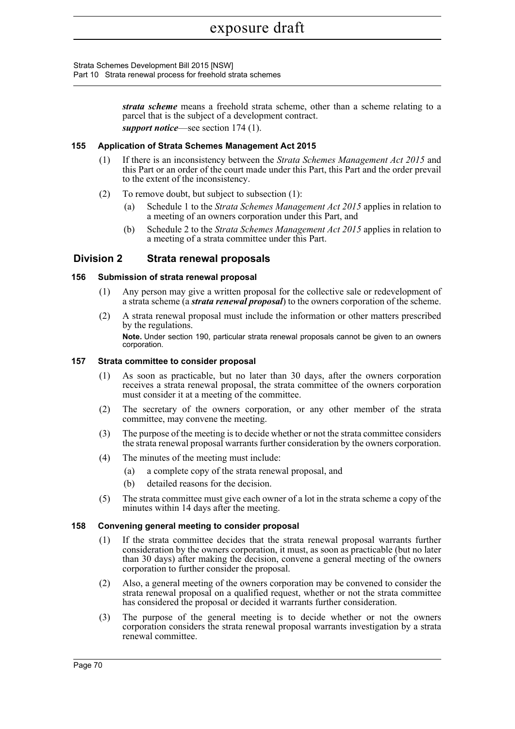***strata scheme*** means a freehold strata scheme, other than a scheme relating to a parcel that is the subject of a development contract.

***support notice***—see section 174 (1).

### 155 Application of Strata Schemes Management Act 2015

(1) If there is an inconsistency between the *Strata Schemes Management Act 2015* and this Part or an order of the court made under this Part, this Part and the order prevail to the extent of the inconsistency.

(2) To remove doubt, but subject to subsection (1):

- (a) Schedule 1 to the *Strata Schemes Management Act 2015* applies in relation to a meeting of an owners corporation under this Part, and
- (b) Schedule 2 to the *Strata Schemes Management Act 2015* applies in relation to a meeting of a strata committee under this Part.

## Division 2 Strata renewal proposals

### 156 Submission of strata renewal proposal

(1) Any person may give a written proposal for the collective sale or redevelopment of a strata scheme (a ***strata renewal proposal***) to the owners corporation of the scheme.

(2) A strata renewal proposal must include the information or other matters prescribed by the regulations.

**Note.** Under section 190, particular strata renewal proposals cannot be given to an owners corporation.

### 157 Strata committee to consider proposal

(1) As soon as practicable, but no later than 30 days, after the owners corporation receives a strata renewal proposal, the strata committee of the owners corporation must consider it at a meeting of the committee.

(2) The secretary of the owners corporation, or any other member of the strata committee, may convene the meeting.

(3) The purpose of the meeting is to decide whether or not the strata committee considers the strata renewal proposal warrants further consideration by the owners corporation.

(4) The minutes of the meeting must include:

- (a) a complete copy of the strata renewal proposal, and
- (b) detailed reasons for the decision.

(5) The strata committee must give each owner of a lot in the strata scheme a copy of the minutes within 14 days after the meeting.

### 158 Convening general meeting to consider proposal

(1) If the strata committee decides that the strata renewal proposal warrants further consideration by the owners corporation, it must, as soon as practicable (but no later than 30 days) after making the decision, convene a general meeting of the owners corporation to further consider the proposal.

(2) Also, a general meeting of the owners corporation may be convened to consider the strata renewal proposal on a qualified request, whether or not the strata committee has considered the proposal or decided it warrants further consideration.

(3) The purpose of the general meeting is to decide whether or not the owners corporation considers the strata renewal proposal warrants investigation by a strata renewal committee.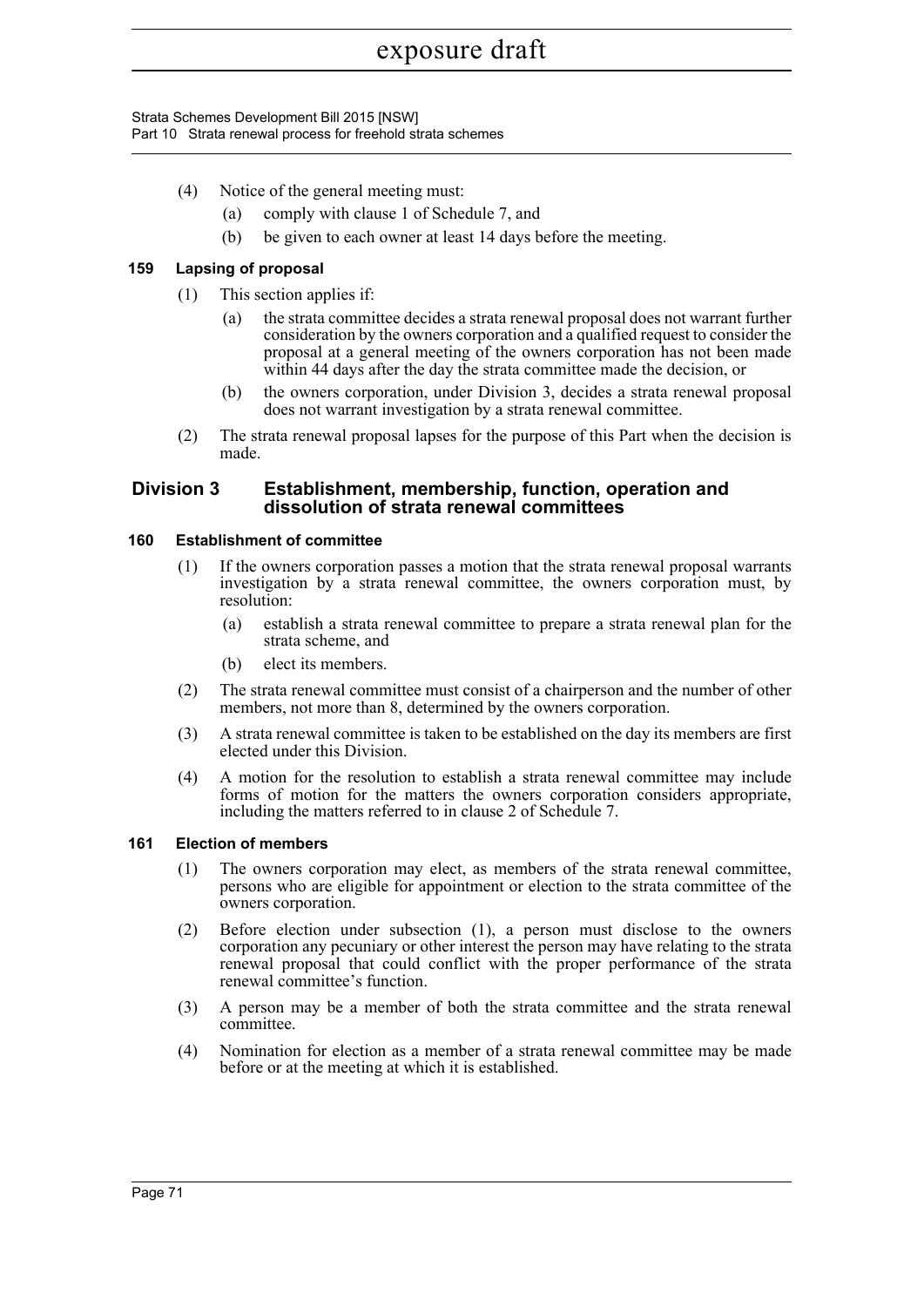(4) Notice of the general meeting must:

  (a) comply with clause 1 of Schedule 7, and

  (b) be given to each owner at least 14 days before the meeting.

**159 Lapsing of proposal**

(1) This section applies if:

  (a) the strata committee decides a strata renewal proposal does not warrant further consideration by the owners corporation and a qualified request to consider the proposal at a general meeting of the owners corporation has not been made within 44 days after the day the strata committee made the decision, or

  (b) the owners corporation, under Division 3, decides a strata renewal proposal does not warrant investigation by a strata renewal committee.

(2) The strata renewal proposal lapses for the purpose of this Part when the decision is made.

## Division 3 Establishment, membership, function, operation and dissolution of strata renewal committees

**160 Establishment of committee**

(1) If the owners corporation passes a motion that the strata renewal proposal warrants investigation by a strata renewal committee, the owners corporation must, by resolution:

  (a) establish a strata renewal committee to prepare a strata renewal plan for the strata scheme, and

  (b) elect its members.

(2) The strata renewal committee must consist of a chairperson and the number of other members, not more than 8, determined by the owners corporation.

(3) A strata renewal committee is taken to be established on the day its members are first elected under this Division.

(4) A motion for the resolution to establish a strata renewal committee may include forms of motion for the matters the owners corporation considers appropriate, including the matters referred to in clause 2 of Schedule 7.

**161 Election of members**

(1) The owners corporation may elect, as members of the strata renewal committee, persons who are eligible for appointment or election to the strata committee of the owners corporation.

(2) Before election under subsection (1), a person must disclose to the owners corporation any pecuniary or other interest the person may have relating to the strata renewal proposal that could conflict with the proper performance of the strata renewal committee's function.

(3) A person may be a member of both the strata committee and the strata renewal committee.

(4) Nomination for election as a member of a strata renewal committee may be made before or at the meeting at which it is established.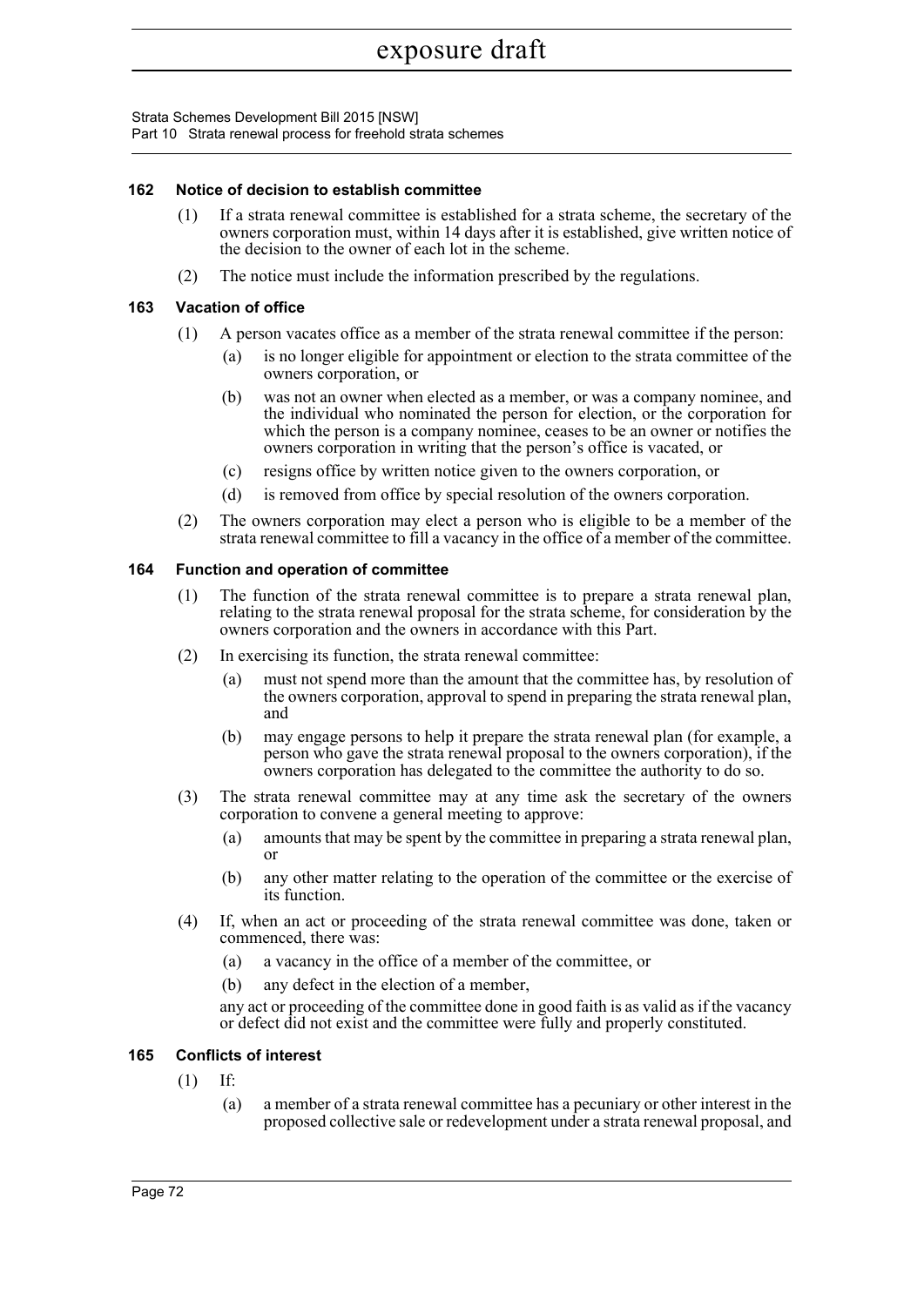### 162 Notice of decision to establish committee

(1) If a strata renewal committee is established for a strata scheme, the secretary of the owners corporation must, within 14 days after it is established, give written notice of the decision to the owner of each lot in the scheme.

(2) The notice must include the information prescribed by the regulations.

### 163 Vacation of office

(1) A person vacates office as a member of the strata renewal committee if the person:

(a) is no longer eligible for appointment or election to the strata committee of the owners corporation, or

(b) was not an owner when elected as a member, or was a company nominee, and the individual who nominated the person for election, or the corporation for which the person is a company nominee, ceases to be an owner or notifies the owners corporation in writing that the person's office is vacated, or

(c) resigns office by written notice given to the owners corporation, or

(d) is removed from office by special resolution of the owners corporation.

(2) The owners corporation may elect a person who is eligible to be a member of the strata renewal committee to fill a vacancy in the office of a member of the committee.

### 164 Function and operation of committee

(1) The function of the strata renewal committee is to prepare a strata renewal plan, relating to the strata renewal proposal for the strata scheme, for consideration by the owners corporation and the owners in accordance with this Part.

(2) In exercising its function, the strata renewal committee:

(a) must not spend more than the amount that the committee has, by resolution of the owners corporation, approval to spend in preparing the strata renewal plan, and

(b) may engage persons to help it prepare the strata renewal plan (for example, a person who gave the strata renewal proposal to the owners corporation), if the owners corporation has delegated to the committee the authority to do so.

(3) The strata renewal committee may at any time ask the secretary of the owners corporation to convene a general meeting to approve:

(a) amounts that may be spent by the committee in preparing a strata renewal plan, or

(b) any other matter relating to the operation of the committee or the exercise of its function.

(4) If, when an act or proceeding of the strata renewal committee was done, taken or commenced, there was:

(a) a vacancy in the office of a member of the committee, or

(b) any defect in the election of a member,

any act or proceeding of the committee done in good faith is as valid as if the vacancy or defect did not exist and the committee were fully and properly constituted.

### 165 Conflicts of interest

(1) If:

(a) a member of a strata renewal committee has a pecuniary or other interest in the proposed collective sale or redevelopment under a strata renewal proposal, and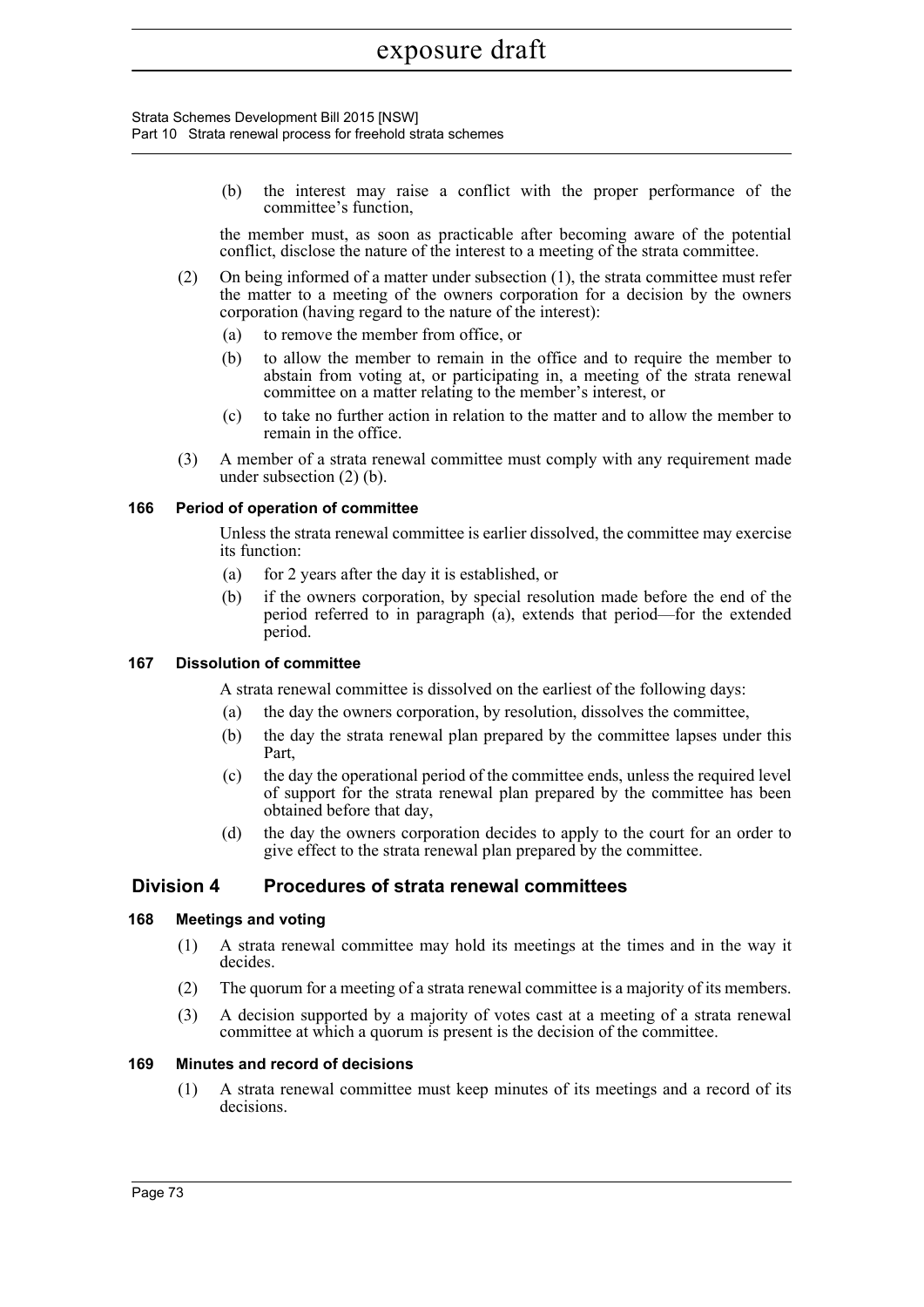(b) the interest may raise a conflict with the proper performance of the committee's function,

the member must, as soon as practicable after becoming aware of the potential conflict, disclose the nature of the interest to a meeting of the strata committee.

(2) On being informed of a matter under subsection (1), the strata committee must refer the matter to a meeting of the owners corporation for a decision by the owners corporation (having regard to the nature of the interest):

(a) to remove the member from office, or

(b) to allow the member to remain in the office and to require the member to abstain from voting at, or participating in, a meeting of the strata renewal committee on a matter relating to the member's interest, or

(c) to take no further action in relation to the matter and to allow the member to remain in the office.

(3) A member of a strata renewal committee must comply with any requirement made under subsection (2) (b).

### 166 Period of operation of committee

Unless the strata renewal committee is earlier dissolved, the committee may exercise its function:

(a) for 2 years after the day it is established, or

(b) if the owners corporation, by special resolution made before the end of the period referred to in paragraph (a), extends that period—for the extended period.

### 167 Dissolution of committee

A strata renewal committee is dissolved on the earliest of the following days:

(a) the day the owners corporation, by resolution, dissolves the committee,

(b) the day the strata renewal plan prepared by the committee lapses under this Part,

(c) the day the operational period of the committee ends, unless the required level of support for the strata renewal plan prepared by the committee has been obtained before that day,

(d) the day the owners corporation decides to apply to the court for an order to give effect to the strata renewal plan prepared by the committee.

## Division 4 Procedures of strata renewal committees

### 168 Meetings and voting

(1) A strata renewal committee may hold its meetings at the times and in the way it decides.

(2) The quorum for a meeting of a strata renewal committee is a majority of its members.

(3) A decision supported by a majority of votes cast at a meeting of a strata renewal committee at which a quorum is present is the decision of the committee.

### 169 Minutes and record of decisions

(1) A strata renewal committee must keep minutes of its meetings and a record of its decisions.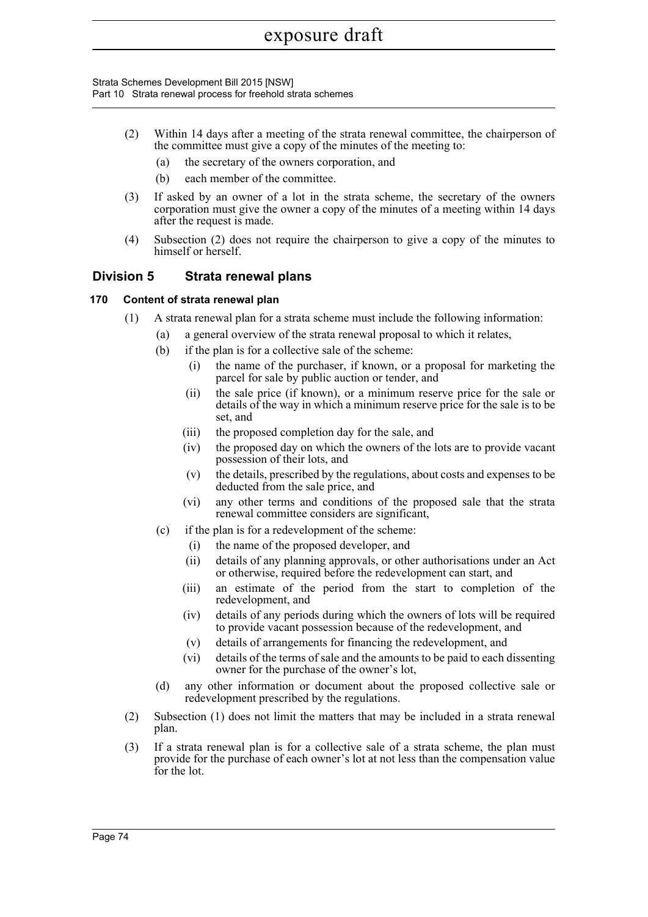(2) Within 14 days after a meeting of the strata renewal committee, the chairperson of the committee must give a copy of the minutes of the meeting to:

(a) the secretary of the owners corporation, and

(b) each member of the committee.

(3) If asked by an owner of a lot in the strata scheme, the secretary of the owners corporation must give the owner a copy of the minutes of a meeting within 14 days after the request is made.

(4) Subsection (2) does not require the chairperson to give a copy of the minutes to himself or herself.

## Division 5 Strata renewal plans

### 170 Content of strata renewal plan

(1) A strata renewal plan for a strata scheme must include the following information:

(a) a general overview of the strata renewal proposal to which it relates,

(b) if the plan is for a collective sale of the scheme:

(i) the name of the purchaser, if known, or a proposal for marketing the parcel for sale by public auction or tender, and

(ii) the sale price (if known), or a minimum reserve price for the sale or details of the way in which a minimum reserve price for the sale is to be set, and

(iii) the proposed completion day for the sale, and

(iv) the proposed day on which the owners of the lots are to provide vacant possession of their lots, and

(v) the details, prescribed by the regulations, about costs and expenses to be deducted from the sale price, and

(vi) any other terms and conditions of the proposed sale that the strata renewal committee considers are significant,

(c) if the plan is for a redevelopment of the scheme:

(i) the name of the proposed developer, and

(ii) details of any planning approvals, or other authorisations under an Act or otherwise, required before the redevelopment can start, and

(iii) an estimate of the period from the start to completion of the redevelopment, and

(iv) details of any periods during which the owners of lots will be required to provide vacant possession because of the redevelopment, and

(v) details of arrangements for financing the redevelopment, and

(vi) details of the terms of sale and the amounts to be paid to each dissenting owner for the purchase of the owner's lot,

(d) any other information or document about the proposed collective sale or redevelopment prescribed by the regulations.

(2) Subsection (1) does not limit the matters that may be included in a strata renewal plan.

(3) If a strata renewal plan is for a collective sale of a strata scheme, the plan must provide for the purchase of each owner's lot at not less than the compensation value for the lot.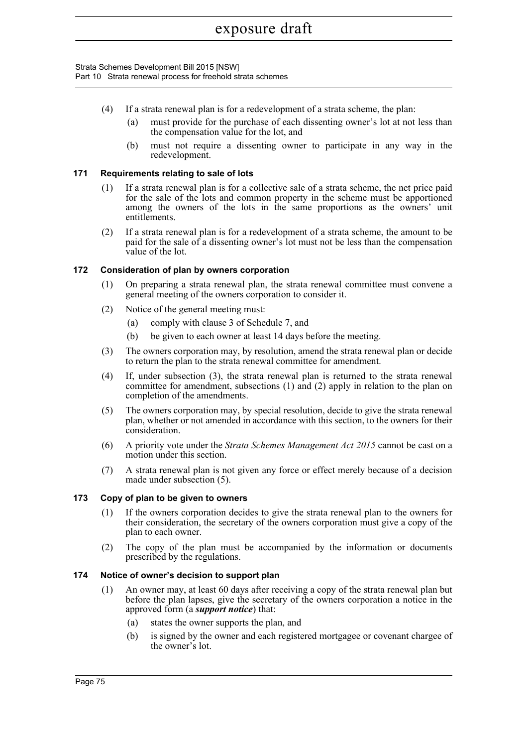(4) If a strata renewal plan is for a redevelopment of a strata scheme, the plan:

   (a) must provide for the purchase of each dissenting owner's lot at not less than the compensation value for the lot, and

   (b) must not require a dissenting owner to participate in any way in the redevelopment.

### 171 Requirements relating to sale of lots

(1) If a strata renewal plan is for a collective sale of a strata scheme, the net price paid for the sale of the lots and common property in the scheme must be apportioned among the owners of the lots in the same proportions as the owners' unit entitlements.

(2) If a strata renewal plan is for a redevelopment of a strata scheme, the amount to be paid for the sale of a dissenting owner's lot must not be less than the compensation value of the lot.

### 172 Consideration of plan by owners corporation

(1) On preparing a strata renewal plan, the strata renewal committee must convene a general meeting of the owners corporation to consider it.

(2) Notice of the general meeting must:

   (a) comply with clause 3 of Schedule 7, and

   (b) be given to each owner at least 14 days before the meeting.

(3) The owners corporation may, by resolution, amend the strata renewal plan or decide to return the plan to the strata renewal committee for amendment.

(4) If, under subsection (3), the strata renewal plan is returned to the strata renewal committee for amendment, subsections (1) and (2) apply in relation to the plan on completion of the amendments.

(5) The owners corporation may, by special resolution, decide to give the strata renewal plan, whether or not amended in accordance with this section, to the owners for their consideration.

(6) A priority vote under the *Strata Schemes Management Act 2015* cannot be cast on a motion under this section.

(7) A strata renewal plan is not given any force or effect merely because of a decision made under subsection (5).

### 173 Copy of plan to be given to owners

(1) If the owners corporation decides to give the strata renewal plan to the owners for their consideration, the secretary of the owners corporation must give a copy of the plan to each owner.

(2) The copy of the plan must be accompanied by the information or documents prescribed by the regulations.

### 174 Notice of owner's decision to support plan

(1) An owner may, at least 60 days after receiving a copy of the strata renewal plan but before the plan lapses, give the secretary of the owners corporation a notice in the approved form (a ***support notice***) that:

   (a) states the owner supports the plan, and

   (b) is signed by the owner and each registered mortgagee or covenant chargee of the owner's lot.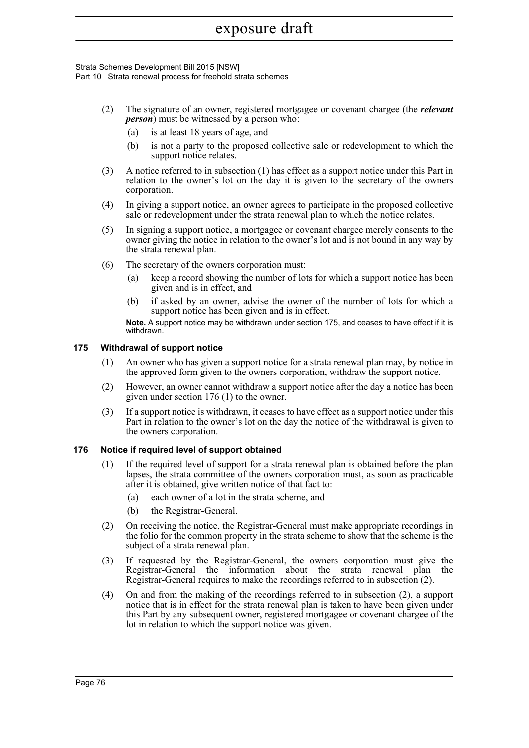(2) The signature of an owner, registered mortgagee or covenant chargee (the ***relevant person***) must be witnessed by a person who:

   (a) is at least 18 years of age, and

   (b) is not a party to the proposed collective sale or redevelopment to which the support notice relates.

(3) A notice referred to in subsection (1) has effect as a support notice under this Part in relation to the owner's lot on the day it is given to the secretary of the owners corporation.

(4) In giving a support notice, an owner agrees to participate in the proposed collective sale or redevelopment under the strata renewal plan to which the notice relates.

(5) In signing a support notice, a mortgagee or covenant chargee merely consents to the owner giving the notice in relation to the owner's lot and is not bound in any way by the strata renewal plan.

(6) The secretary of the owners corporation must:

   (a) keep a record showing the number of lots for which a support notice has been given and is in effect, and

   (b) if asked by an owner, advise the owner of the number of lots for which a support notice has been given and is in effect.

**Note.** A support notice may be withdrawn under section 175, and ceases to have effect if it is withdrawn.

### 175 Withdrawal of support notice

(1) An owner who has given a support notice for a strata renewal plan may, by notice in the approved form given to the owners corporation, withdraw the support notice.

(2) However, an owner cannot withdraw a support notice after the day a notice has been given under section 176 (1) to the owner.

(3) If a support notice is withdrawn, it ceases to have effect as a support notice under this Part in relation to the owner's lot on the day the notice of the withdrawal is given to the owners corporation.

### 176 Notice if required level of support obtained

(1) If the required level of support for a strata renewal plan is obtained before the plan lapses, the strata committee of the owners corporation must, as soon as practicable after it is obtained, give written notice of that fact to:

   (a) each owner of a lot in the strata scheme, and

   (b) the Registrar-General.

(2) On receiving the notice, the Registrar-General must make appropriate recordings in the folio for the common property in the strata scheme to show that the scheme is the subject of a strata renewal plan.

(3) If requested by the Registrar-General, the owners corporation must give the Registrar-General the information about the strata renewal plan the Registrar-General requires to make the recordings referred to in subsection (2).

(4) On and from the making of the recordings referred to in subsection (2), a support notice that is in effect for the strata renewal plan is taken to have been given under this Part by any subsequent owner, registered mortgagee or covenant chargee of the lot in relation to which the support notice was given.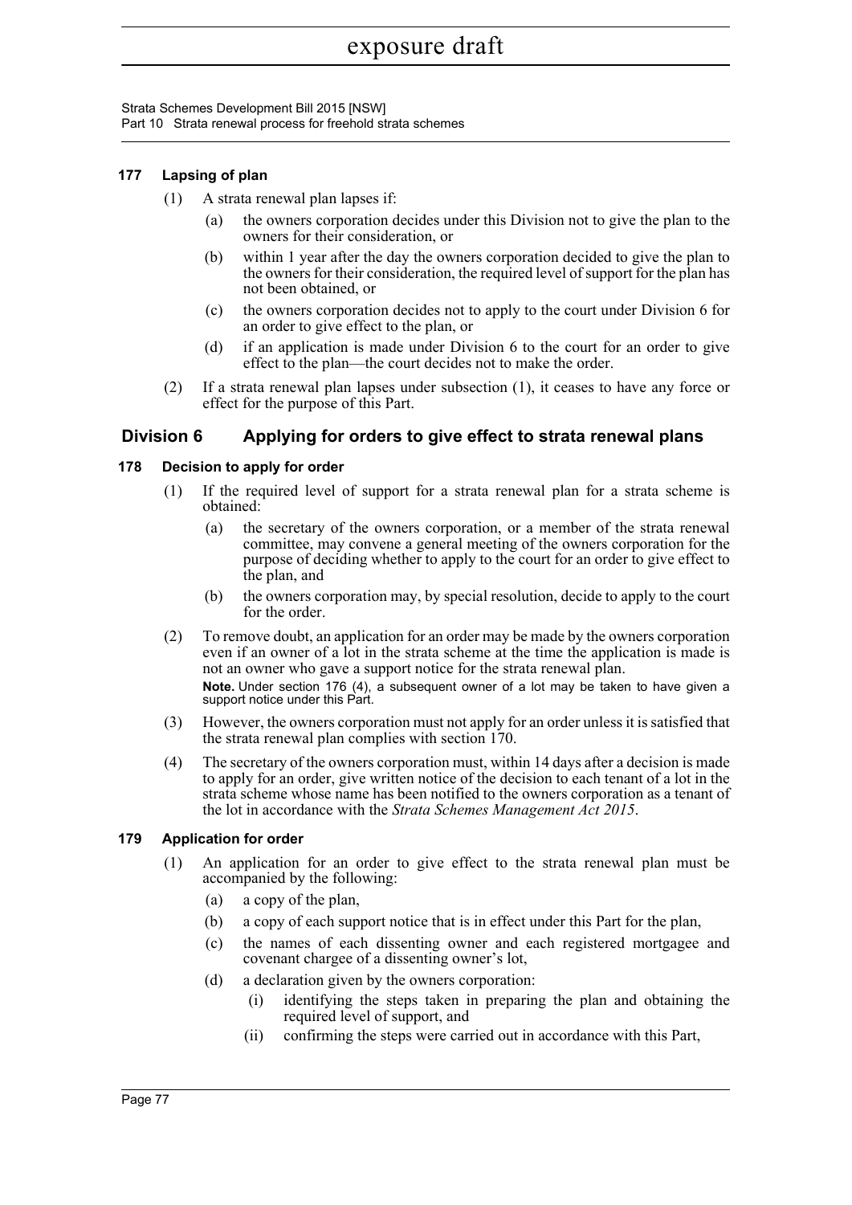### 177 Lapsing of plan

(1) A strata renewal plan lapses if:

(a) the owners corporation decides under this Division not to give the plan to the owners for their consideration, or

(b) within 1 year after the day the owners corporation decided to give the plan to the owners for their consideration, the required level of support for the plan has not been obtained, or

(c) the owners corporation decides not to apply to the court under Division 6 for an order to give effect to the plan, or

(d) if an application is made under Division 6 to the court for an order to give effect to the plan—the court decides not to make the order.

(2) If a strata renewal plan lapses under subsection (1), it ceases to have any force or effect for the purpose of this Part.

## Division 6 Applying for orders to give effect to strata renewal plans

### 178 Decision to apply for order

(1) If the required level of support for a strata renewal plan for a strata scheme is obtained:

(a) the secretary of the owners corporation, or a member of the strata renewal committee, may convene a general meeting of the owners corporation for the purpose of deciding whether to apply to the court for an order to give effect to the plan, and

(b) the owners corporation may, by special resolution, decide to apply to the court for the order.

(2) To remove doubt, an application for an order may be made by the owners corporation even if an owner of a lot in the strata scheme at the time the application is made is not an owner who gave a support notice for the strata renewal plan.

**Note.** Under section 176 (4), a subsequent owner of a lot may be taken to have given a support notice under this Part.

(3) However, the owners corporation must not apply for an order unless it is satisfied that the strata renewal plan complies with section 170.

(4) The secretary of the owners corporation must, within 14 days after a decision is made to apply for an order, give written notice of the decision to each tenant of a lot in the strata scheme whose name has been notified to the owners corporation as a tenant of the lot in accordance with the *Strata Schemes Management Act 2015*.

### 179 Application for order

(1) An application for an order to give effect to the strata renewal plan must be accompanied by the following:

(a) a copy of the plan,

(b) a copy of each support notice that is in effect under this Part for the plan,

(c) the names of each dissenting owner and each registered mortgagee and covenant chargee of a dissenting owner's lot,

(d) a declaration given by the owners corporation:

(i) identifying the steps taken in preparing the plan and obtaining the required level of support, and

(ii) confirming the steps were carried out in accordance with this Part,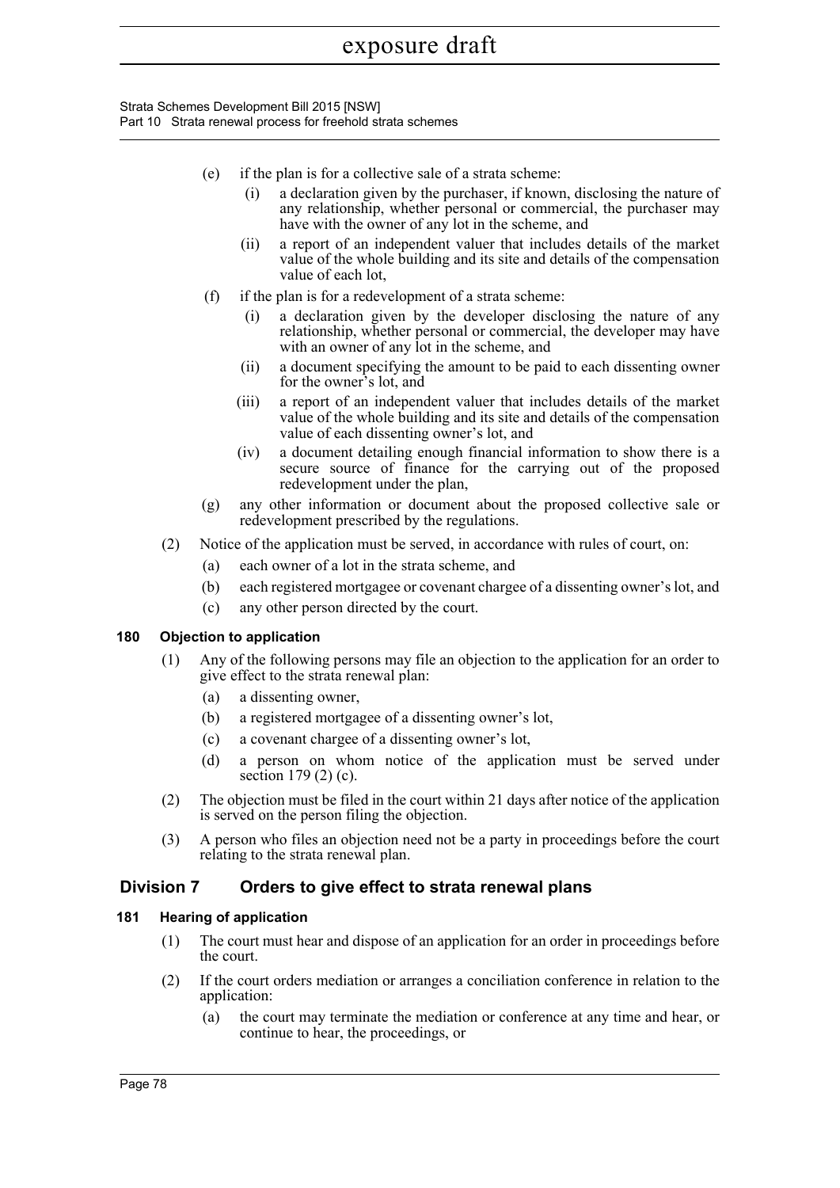(e) if the plan is for a collective sale of a strata scheme:

  (i) a declaration given by the purchaser, if known, disclosing the nature of any relationship, whether personal or commercial, the purchaser may have with the owner of any lot in the scheme, and

  (ii) a report of an independent valuer that includes details of the market value of the whole building and its site and details of the compensation value of each lot,

(f) if the plan is for a redevelopment of a strata scheme:

  (i) a declaration given by the developer disclosing the nature of any relationship, whether personal or commercial, the developer may have with an owner of any lot in the scheme, and

  (ii) a document specifying the amount to be paid to each dissenting owner for the owner's lot, and

  (iii) a report of an independent valuer that includes details of the market value of the whole building and its site and details of the compensation value of each dissenting owner's lot, and

  (iv) a document detailing enough financial information to show there is a secure source of finance for the carrying out of the proposed redevelopment under the plan,

(g) any other information or document about the proposed collective sale or redevelopment prescribed by the regulations.

(2) Notice of the application must be served, in accordance with rules of court, on:

  (a) each owner of a lot in the strata scheme, and

  (b) each registered mortgagee or covenant chargee of a dissenting owner's lot, and

  (c) any other person directed by the court.

### 180 Objection to application

(1) Any of the following persons may file an objection to the application for an order to give effect to the strata renewal plan:

  (a) a dissenting owner,

  (b) a registered mortgagee of a dissenting owner's lot,

  (c) a covenant chargee of a dissenting owner's lot,

  (d) a person on whom notice of the application must be served under section 179 (2) (c).

(2) The objection must be filed in the court within 21 days after notice of the application is served on the person filing the objection.

(3) A person who files an objection need not be a party in proceedings before the court relating to the strata renewal plan.

## Division 7 Orders to give effect to strata renewal plans

### 181 Hearing of application

(1) The court must hear and dispose of an application for an order in proceedings before the court.

(2) If the court orders mediation or arranges a conciliation conference in relation to the application:

  (a) the court may terminate the mediation or conference at any time and hear, or continue to hear, the proceedings, or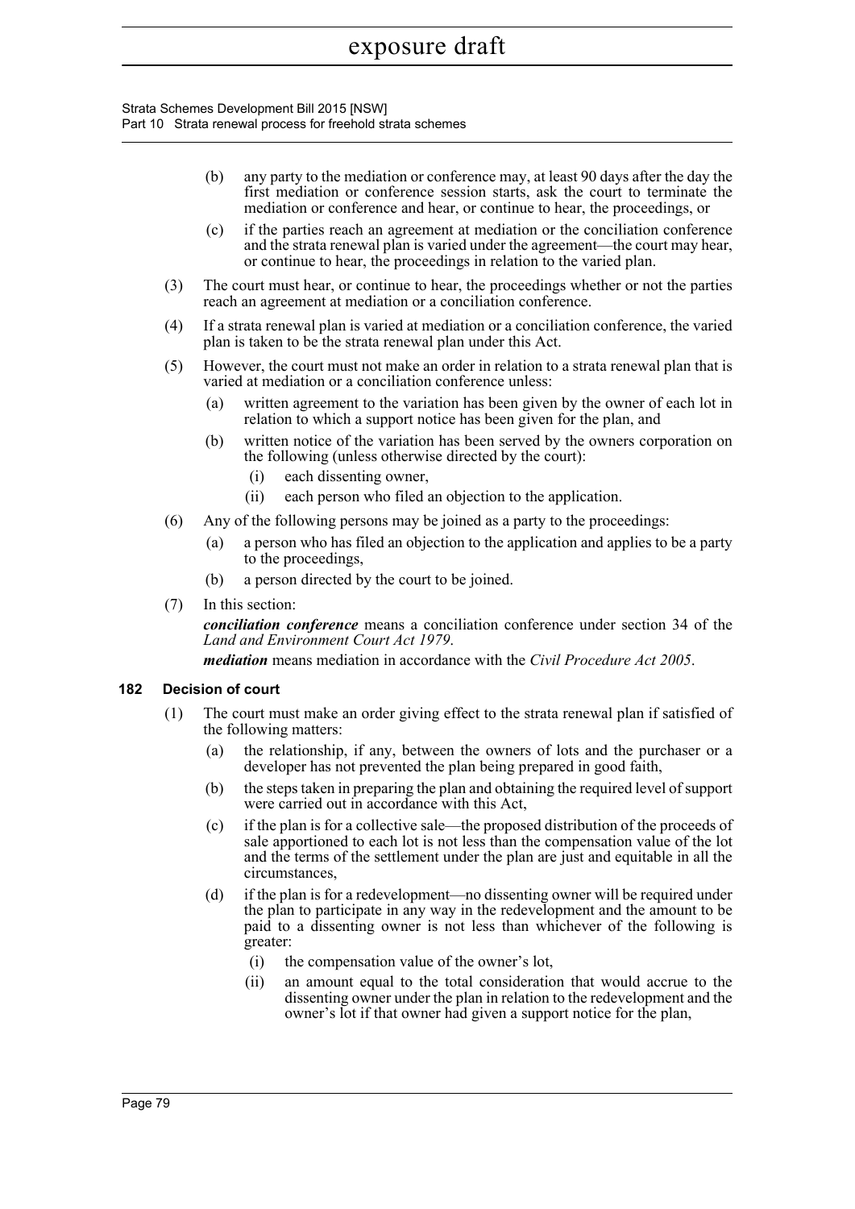(b) any party to the mediation or conference may, at least 90 days after the day the first mediation or conference session starts, ask the court to terminate the mediation or conference and hear, or continue to hear, the proceedings, or

(c) if the parties reach an agreement at mediation or the conciliation conference and the strata renewal plan is varied under the agreement—the court may hear, or continue to hear, the proceedings in relation to the varied plan.

(3) The court must hear, or continue to hear, the proceedings whether or not the parties reach an agreement at mediation or a conciliation conference.

(4) If a strata renewal plan is varied at mediation or a conciliation conference, the varied plan is taken to be the strata renewal plan under this Act.

(5) However, the court must not make an order in relation to a strata renewal plan that is varied at mediation or a conciliation conference unless:

(a) written agreement to the variation has been given by the owner of each lot in relation to which a support notice has been given for the plan, and

(b) written notice of the variation has been served by the owners corporation on the following (unless otherwise directed by the court):

(i) each dissenting owner,

(ii) each person who filed an objection to the application.

(6) Any of the following persons may be joined as a party to the proceedings:

(a) a person who has filed an objection to the application and applies to be a party to the proceedings,

(b) a person directed by the court to be joined.

(7) In this section:

***conciliation conference*** means a conciliation conference under section 34 of the *Land and Environment Court Act 1979*.

***mediation*** means mediation in accordance with the *Civil Procedure Act 2005*.

### 182 Decision of court

(1) The court must make an order giving effect to the strata renewal plan if satisfied of the following matters:

(a) the relationship, if any, between the owners of lots and the purchaser or a developer has not prevented the plan being prepared in good faith,

(b) the steps taken in preparing the plan and obtaining the required level of support were carried out in accordance with this Act,

(c) if the plan is for a collective sale—the proposed distribution of the proceeds of sale apportioned to each lot is not less than the compensation value of the lot and the terms of the settlement under the plan are just and equitable in all the circumstances,

(d) if the plan is for a redevelopment—no dissenting owner will be required under the plan to participate in any way in the redevelopment and the amount to be paid to a dissenting owner is not less than whichever of the following is greater:

(i) the compensation value of the owner's lot,

(ii) an amount equal to the total consideration that would accrue to the dissenting owner under the plan in relation to the redevelopment and the owner's lot if that owner had given a support notice for the plan,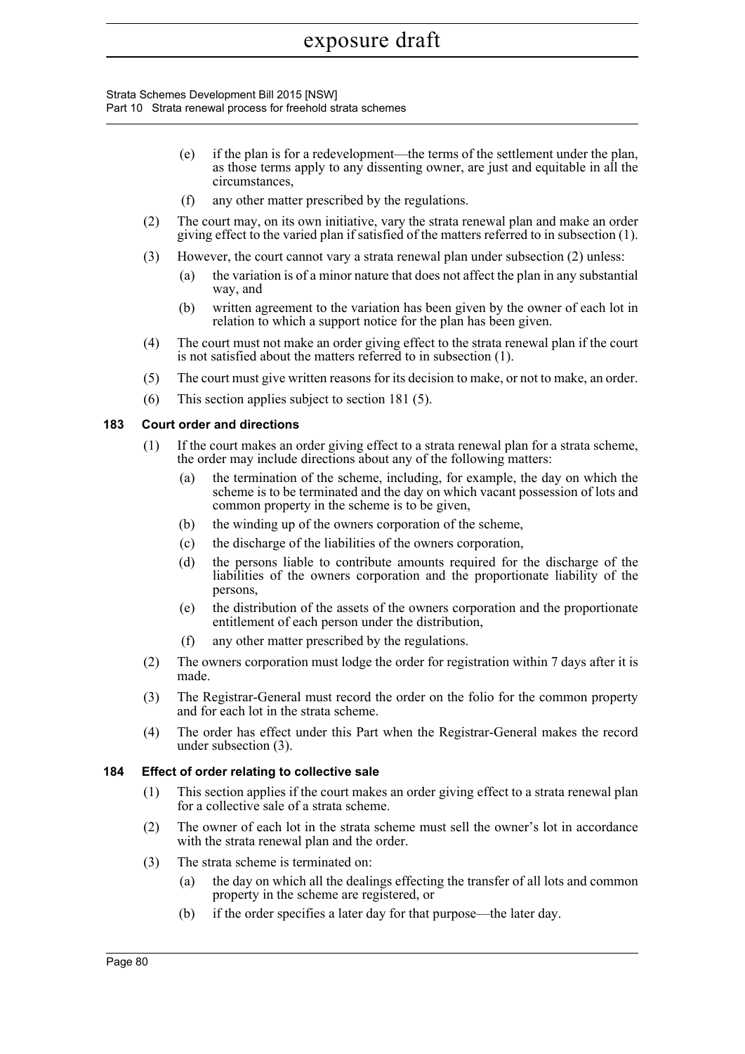(e) if the plan is for a redevelopment—the terms of the settlement under the plan, as those terms apply to any dissenting owner, are just and equitable in all the circumstances,

(f) any other matter prescribed by the regulations.

(2) The court may, on its own initiative, vary the strata renewal plan and make an order giving effect to the varied plan if satisfied of the matters referred to in subsection (1).

(3) However, the court cannot vary a strata renewal plan under subsection (2) unless:

(a) the variation is of a minor nature that does not affect the plan in any substantial way, and

(b) written agreement to the variation has been given by the owner of each lot in relation to which a support notice for the plan has been given.

(4) The court must not make an order giving effect to the strata renewal plan if the court is not satisfied about the matters referred to in subsection (1).

(5) The court must give written reasons for its decision to make, or not to make, an order.

(6) This section applies subject to section 181 (5).

### 183 Court order and directions

(1) If the court makes an order giving effect to a strata renewal plan for a strata scheme, the order may include directions about any of the following matters:

(a) the termination of the scheme, including, for example, the day on which the scheme is to be terminated and the day on which vacant possession of lots and common property in the scheme is to be given,

(b) the winding up of the owners corporation of the scheme,

(c) the discharge of the liabilities of the owners corporation,

(d) the persons liable to contribute amounts required for the discharge of the liabilities of the owners corporation and the proportionate liability of the persons,

(e) the distribution of the assets of the owners corporation and the proportionate entitlement of each person under the distribution,

(f) any other matter prescribed by the regulations.

(2) The owners corporation must lodge the order for registration within 7 days after it is made.

(3) The Registrar-General must record the order on the folio for the common property and for each lot in the strata scheme.

(4) The order has effect under this Part when the Registrar-General makes the record under subsection (3).

### 184 Effect of order relating to collective sale

(1) This section applies if the court makes an order giving effect to a strata renewal plan for a collective sale of a strata scheme.

(2) The owner of each lot in the strata scheme must sell the owner's lot in accordance with the strata renewal plan and the order.

(3) The strata scheme is terminated on:

(a) the day on which all the dealings effecting the transfer of all lots and common property in the scheme are registered, or

(b) if the order specifies a later day for that purpose—the later day.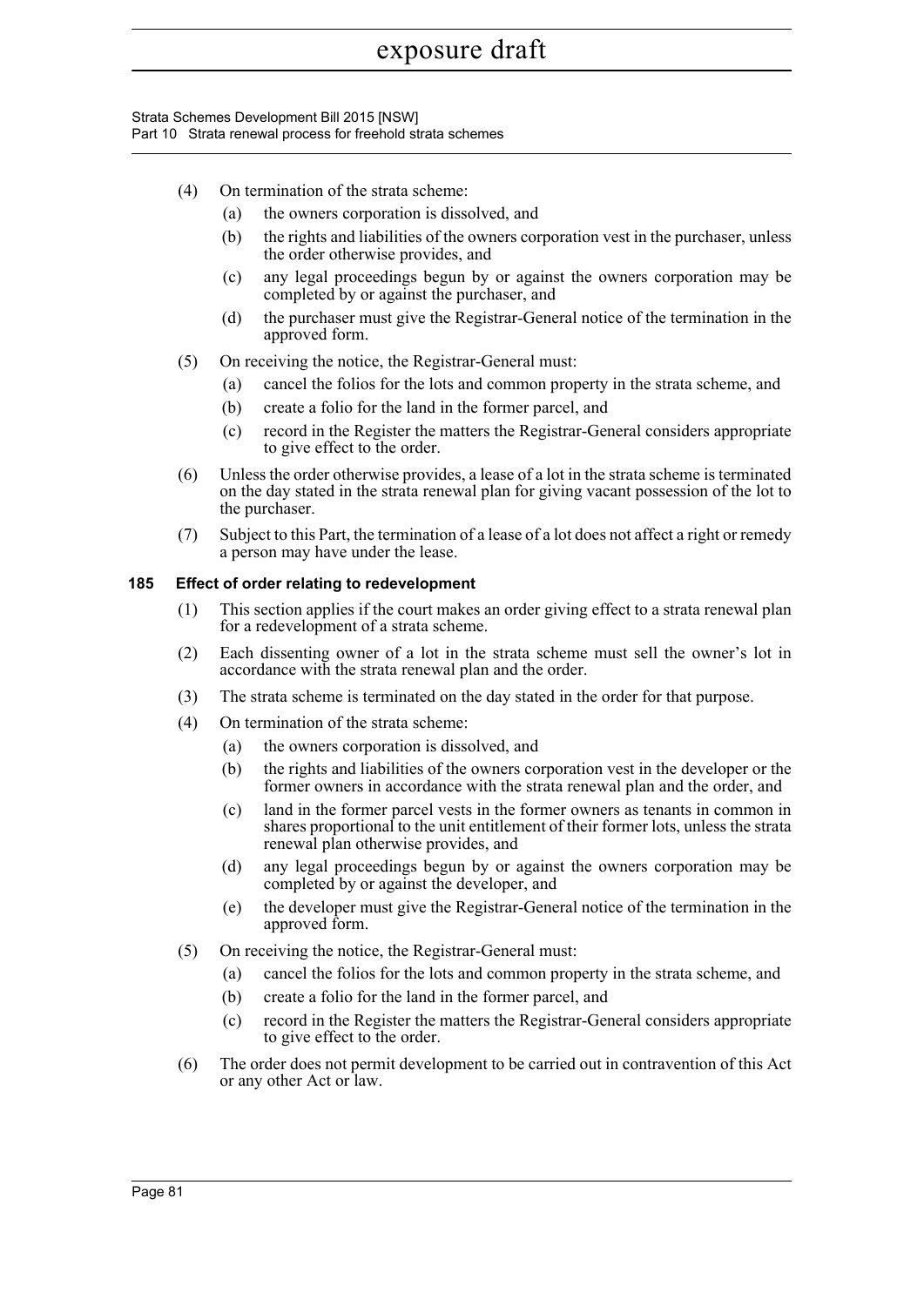(4) On termination of the strata scheme:

   (a) the owners corporation is dissolved, and

   (b) the rights and liabilities of the owners corporation vest in the purchaser, unless the order otherwise provides, and

   (c) any legal proceedings begun by or against the owners corporation may be completed by or against the purchaser, and

   (d) the purchaser must give the Registrar-General notice of the termination in the approved form.

(5) On receiving the notice, the Registrar-General must:

   (a) cancel the folios for the lots and common property in the strata scheme, and

   (b) create a folio for the land in the former parcel, and

   (c) record in the Register the matters the Registrar-General considers appropriate to give effect to the order.

(6) Unless the order otherwise provides, a lease of a lot in the strata scheme is terminated on the day stated in the strata renewal plan for giving vacant possession of the lot to the purchaser.

(7) Subject to this Part, the termination of a lease of a lot does not affect a right or remedy a person may have under the lease.

### 185 Effect of order relating to redevelopment

(1) This section applies if the court makes an order giving effect to a strata renewal plan for a redevelopment of a strata scheme.

(2) Each dissenting owner of a lot in the strata scheme must sell the owner's lot in accordance with the strata renewal plan and the order.

(3) The strata scheme is terminated on the day stated in the order for that purpose.

(4) On termination of the strata scheme:

   (a) the owners corporation is dissolved, and

   (b) the rights and liabilities of the owners corporation vest in the developer or the former owners in accordance with the strata renewal plan and the order, and

   (c) land in the former parcel vests in the former owners as tenants in common in shares proportional to the unit entitlement of their former lots, unless the strata renewal plan otherwise provides, and

   (d) any legal proceedings begun by or against the owners corporation may be completed by or against the developer, and

   (e) the developer must give the Registrar-General notice of the termination in the approved form.

(5) On receiving the notice, the Registrar-General must:

   (a) cancel the folios for the lots and common property in the strata scheme, and

   (b) create a folio for the land in the former parcel, and

   (c) record in the Register the matters the Registrar-General considers appropriate to give effect to the order.

(6) The order does not permit development to be carried out in contravention of this Act or any other Act or law.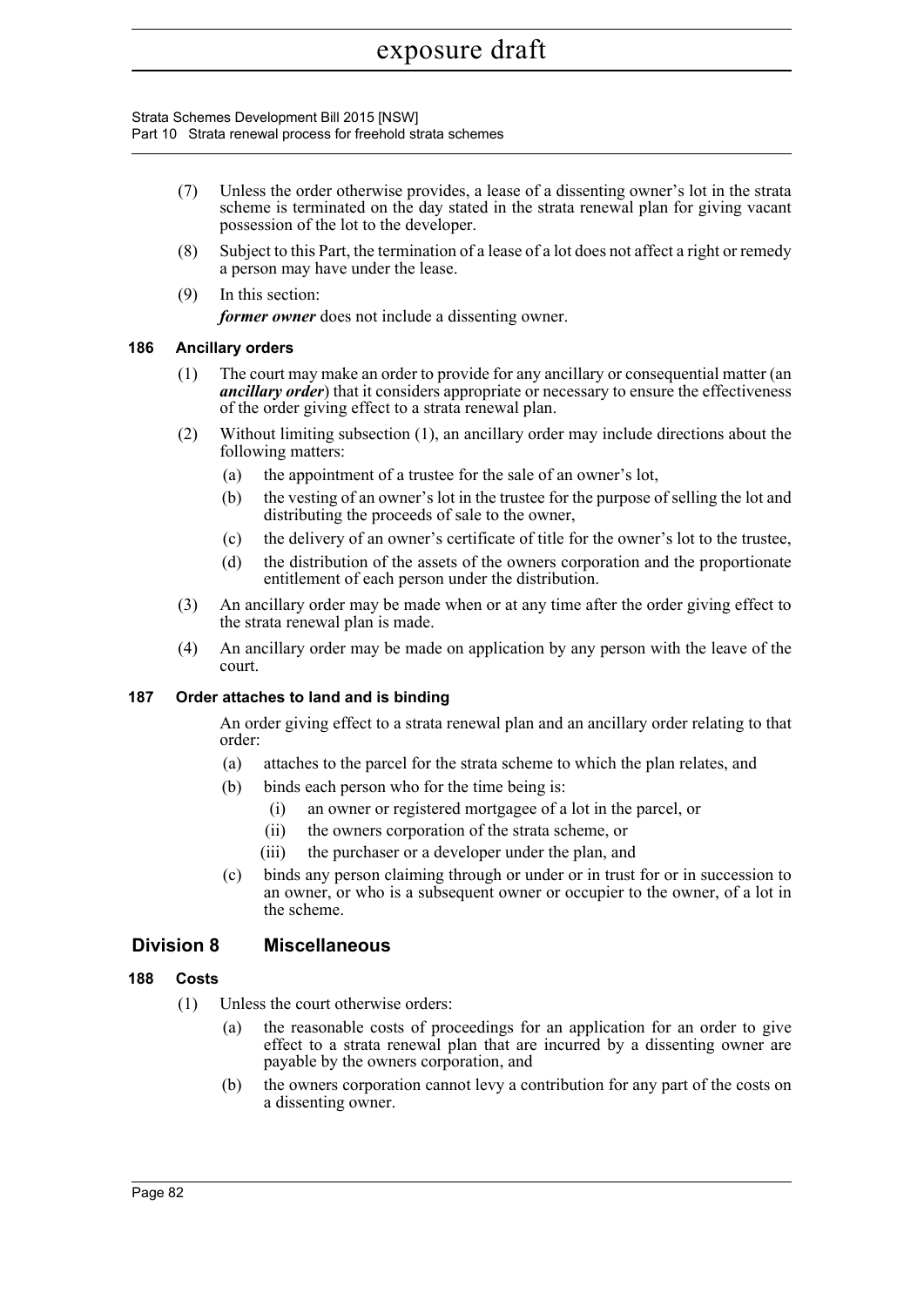(7) Unless the order otherwise provides, a lease of a dissenting owner's lot in the strata scheme is terminated on the day stated in the strata renewal plan for giving vacant possession of the lot to the developer.

(8) Subject to this Part, the termination of a lease of a lot does not affect a right or remedy a person may have under the lease.

(9) In this section:

***former owner*** does not include a dissenting owner.

### 186 Ancillary orders

(1) The court may make an order to provide for any ancillary or consequential matter (an ***ancillary order***) that it considers appropriate or necessary to ensure the effectiveness of the order giving effect to a strata renewal plan.

(2) Without limiting subsection (1), an ancillary order may include directions about the following matters:

- (a) the appointment of a trustee for the sale of an owner's lot,
- (b) the vesting of an owner's lot in the trustee for the purpose of selling the lot and distributing the proceeds of sale to the owner,
- (c) the delivery of an owner's certificate of title for the owner's lot to the trustee,
- (d) the distribution of the assets of the owners corporation and the proportionate entitlement of each person under the distribution.

(3) An ancillary order may be made when or at any time after the order giving effect to the strata renewal plan is made.

(4) An ancillary order may be made on application by any person with the leave of the court.

### 187 Order attaches to land and is binding

An order giving effect to a strata renewal plan and an ancillary order relating to that order:

- (a) attaches to the parcel for the strata scheme to which the plan relates, and
- (b) binds each person who for the time being is:
  - (i) an owner or registered mortgagee of a lot in the parcel, or
  - (ii) the owners corporation of the strata scheme, or
  - (iii) the purchaser or a developer under the plan, and
- (c) binds any person claiming through or under or in trust for or in succession to an owner, or who is a subsequent owner or occupier to the owner, of a lot in the scheme.

## Division 8 Miscellaneous

### 188 Costs

(1) Unless the court otherwise orders:

- (a) the reasonable costs of proceedings for an application for an order to give effect to a strata renewal plan that are incurred by a dissenting owner are payable by the owners corporation, and
- (b) the owners corporation cannot levy a contribution for any part of the costs on a dissenting owner.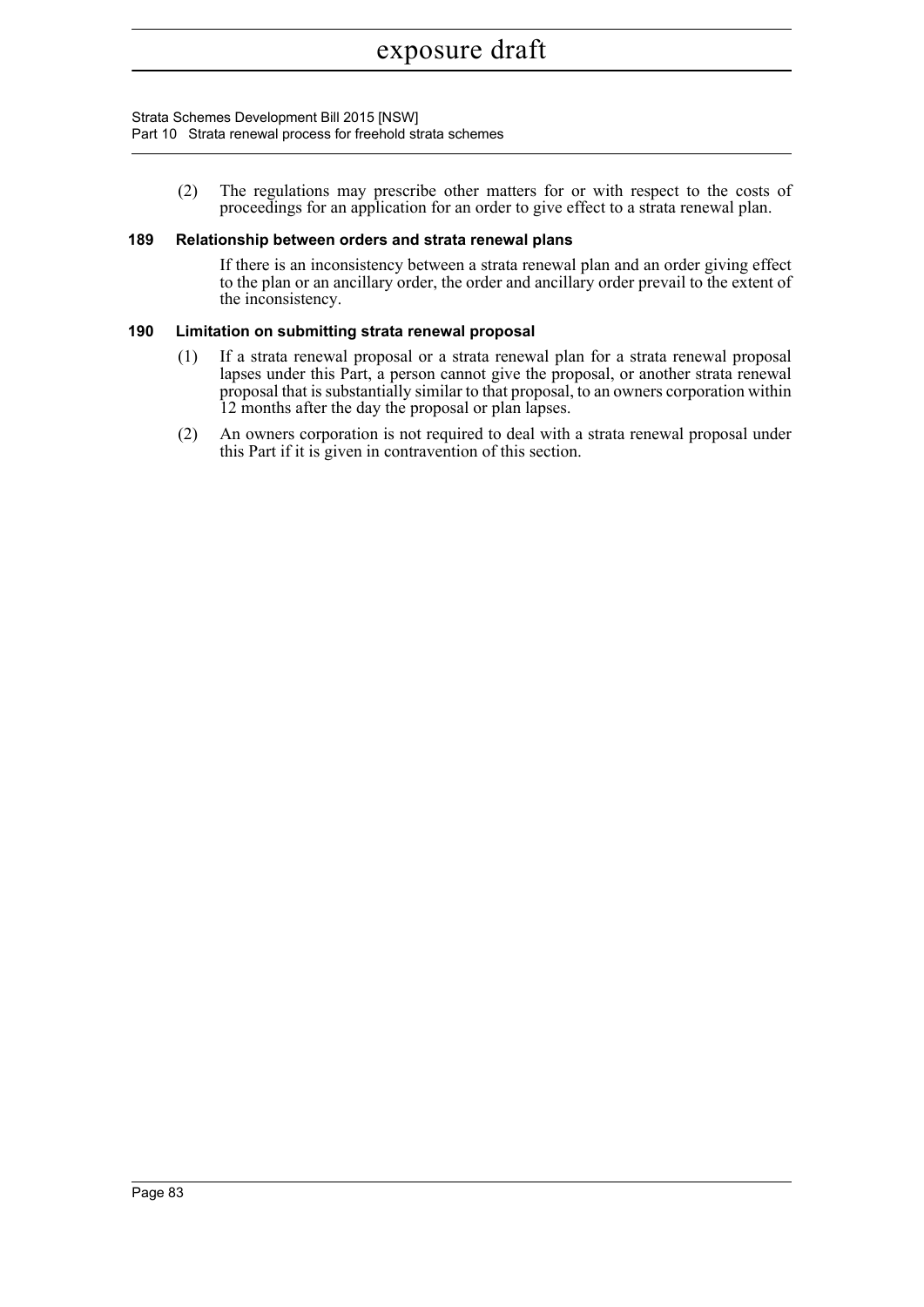(2) The regulations may prescribe other matters for or with respect to the costs of proceedings for an application for an order to give effect to a strata renewal plan.

### 189 Relationship between orders and strata renewal plans

If there is an inconsistency between a strata renewal plan and an order giving effect to the plan or an ancillary order, the order and ancillary order prevail to the extent of the inconsistency.

### 190 Limitation on submitting strata renewal proposal

(1) If a strata renewal proposal or a strata renewal plan for a strata renewal proposal lapses under this Part, a person cannot give the proposal, or another strata renewal proposal that is substantially similar to that proposal, to an owners corporation within 12 months after the day the proposal or plan lapses.

(2) An owners corporation is not required to deal with a strata renewal proposal under this Part if it is given in contravention of this section.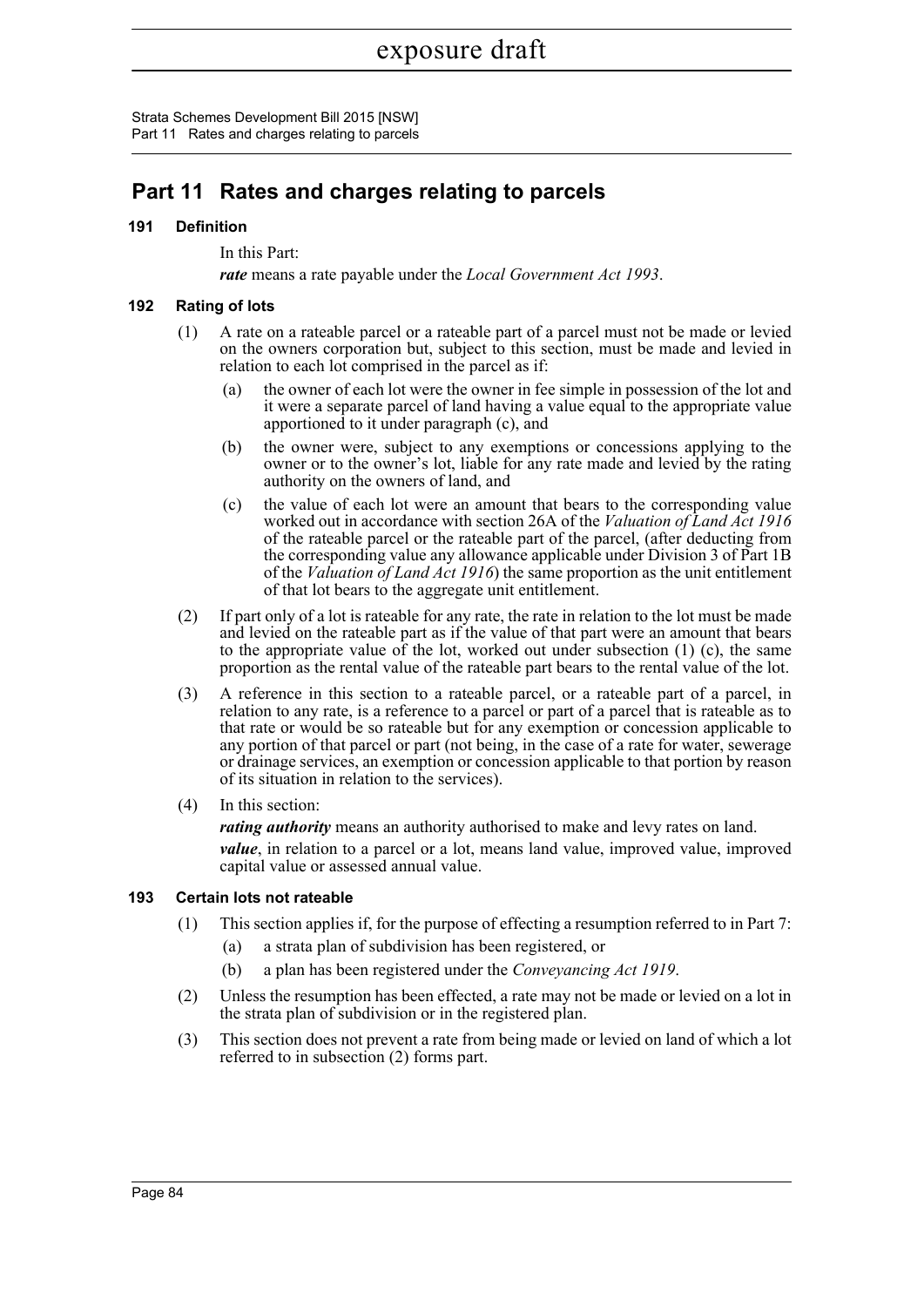# Part 11 Rates and charges relating to parcels

### 191 Definition

In this Part:

***rate*** means a rate payable under the *Local Government Act 1993*.

### 192 Rating of lots

(1) A rate on a rateable parcel or a rateable part of a parcel must not be made or levied on the owners corporation but, subject to this section, must be made and levied in relation to each lot comprised in the parcel as if:

- (a) the owner of each lot were the owner in fee simple in possession of the lot and it were a separate parcel of land having a value equal to the appropriate value apportioned to it under paragraph (c), and
- (b) the owner were, subject to any exemptions or concessions applying to the owner or to the owner's lot, liable for any rate made and levied by the rating authority on the owners of land, and
- (c) the value of each lot were an amount that bears to the corresponding value worked out in accordance with section 26A of the *Valuation of Land Act 1916* of the rateable parcel or the rateable part of the parcel, (after deducting from the corresponding value any allowance applicable under Division 3 of Part 1B of the *Valuation of Land Act 1916*) the same proportion as the unit entitlement of that lot bears to the aggregate unit entitlement.

(2) If part only of a lot is rateable for any rate, the rate in relation to the lot must be made and levied on the rateable part as if the value of that part were an amount that bears to the appropriate value of the lot, worked out under subsection (1) (c), the same proportion as the rental value of the rateable part bears to the rental value of the lot.

(3) A reference in this section to a rateable parcel, or a rateable part of a parcel, in relation to any rate, is a reference to a parcel or part of a parcel that is rateable as to that rate or would be so rateable but for any exemption or concession applicable to any portion of that parcel or part (not being, in the case of a rate for water, sewerage or drainage services, an exemption or concession applicable to that portion by reason of its situation in relation to the services).

(4) In this section:

***rating authority*** means an authority authorised to make and levy rates on land.

***value***, in relation to a parcel or a lot, means land value, improved value, improved capital value or assessed annual value.

### 193 Certain lots not rateable

(1) This section applies if, for the purpose of effecting a resumption referred to in Part 7:

- (a) a strata plan of subdivision has been registered, or
- (b) a plan has been registered under the *Conveyancing Act 1919*.

(2) Unless the resumption has been effected, a rate may not be made or levied on a lot in the strata plan of subdivision or in the registered plan.

(3) This section does not prevent a rate from being made or levied on land of which a lot referred to in subsection (2) forms part.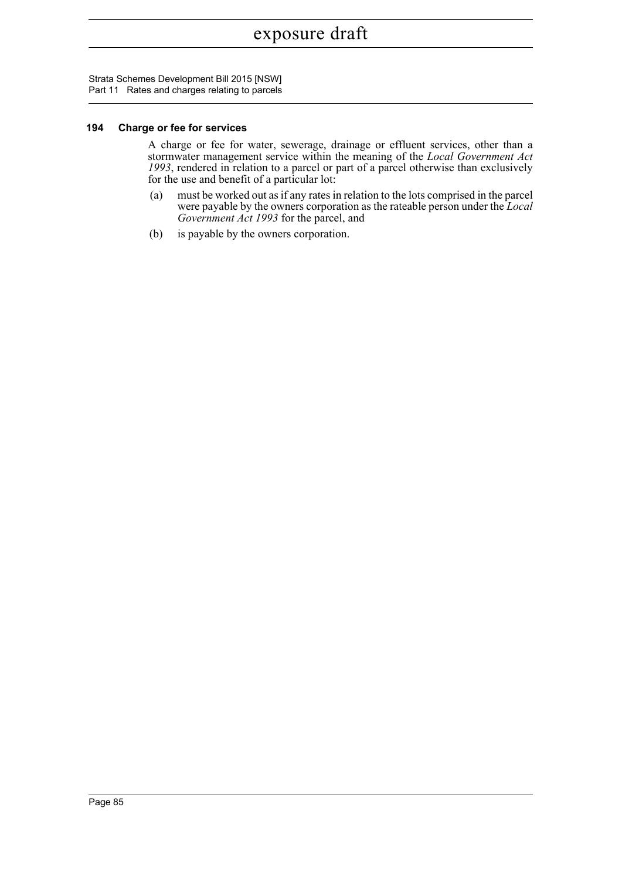### 194 Charge or fee for services

A charge or fee for water, sewerage, drainage or effluent services, other than a stormwater management service within the meaning of the *Local Government Act 1993*, rendered in relation to a parcel or part of a parcel otherwise than exclusively for the use and benefit of a particular lot:

(a) must be worked out as if any rates in relation to the lots comprised in the parcel were payable by the owners corporation as the rateable person under the *Local Government Act 1993* for the parcel, and

(b) is payable by the owners corporation.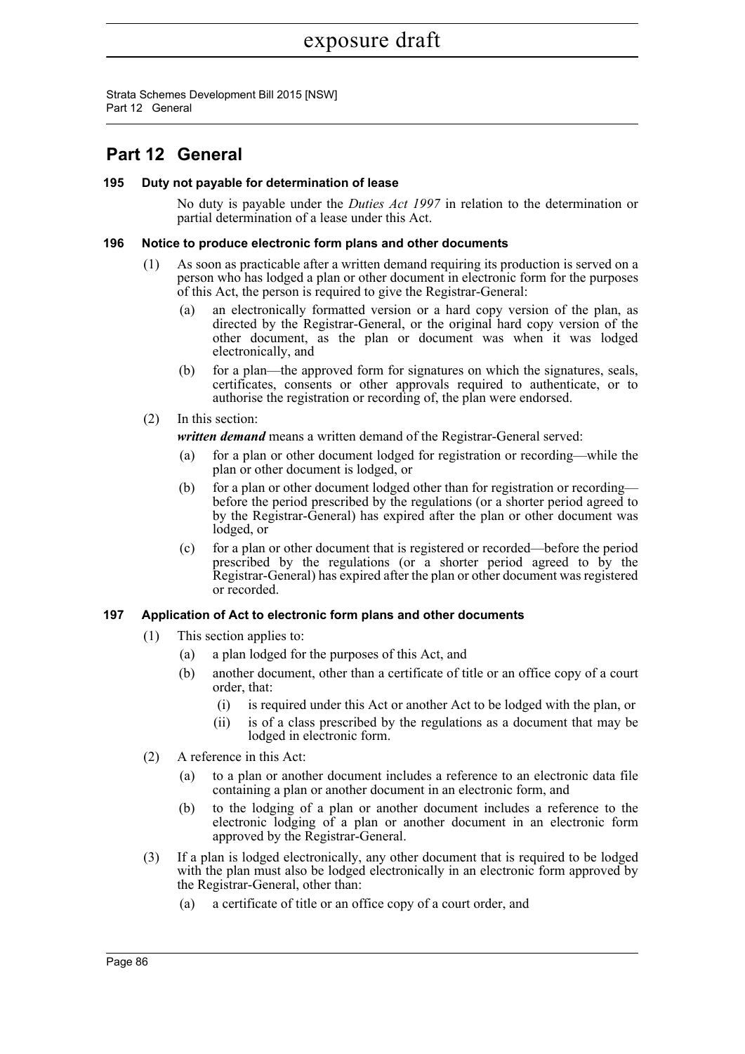# Part 12 General

### 195 Duty not payable for determination of lease

No duty is payable under the *Duties Act 1997* in relation to the determination or partial determination of a lease under this Act.

### 196 Notice to produce electronic form plans and other documents

(1) As soon as practicable after a written demand requiring its production is served on a person who has lodged a plan or other document in electronic form for the purposes of this Act, the person is required to give the Registrar-General:

- (a) an electronically formatted version or a hard copy version of the plan, as directed by the Registrar-General, or the original hard copy version of the other document, as the plan or document was when it was lodged electronically, and
- (b) for a plan—the approved form for signatures on which the signatures, seals, certificates, consents or other approvals required to authenticate, or to authorise the registration or recording of, the plan were endorsed.

(2) In this section:

***written demand*** means a written demand of the Registrar-General served:

- (a) for a plan or other document lodged for registration or recording—while the plan or other document is lodged, or
- (b) for a plan or other document lodged other than for registration or recording—before the period prescribed by the regulations (or a shorter period agreed to by the Registrar-General) has expired after the plan or other document was lodged, or
- (c) for a plan or other document that is registered or recorded—before the period prescribed by the regulations (or a shorter period agreed to by the Registrar-General) has expired after the plan or other document was registered or recorded.

### 197 Application of Act to electronic form plans and other documents

(1) This section applies to:

- (a) a plan lodged for the purposes of this Act, and
- (b) another document, other than a certificate of title or an office copy of a court order, that:
  - (i) is required under this Act or another Act to be lodged with the plan, or
  - (ii) is of a class prescribed by the regulations as a document that may be lodged in electronic form.

(2) A reference in this Act:

- (a) to a plan or another document includes a reference to an electronic data file containing a plan or another document in an electronic form, and
- (b) to the lodging of a plan or another document includes a reference to the electronic lodging of a plan or another document in an electronic form approved by the Registrar-General.

(3) If a plan is lodged electronically, any other document that is required to be lodged with the plan must also be lodged electronically in an electronic form approved by the Registrar-General, other than:

- (a) a certificate of title or an office copy of a court order, and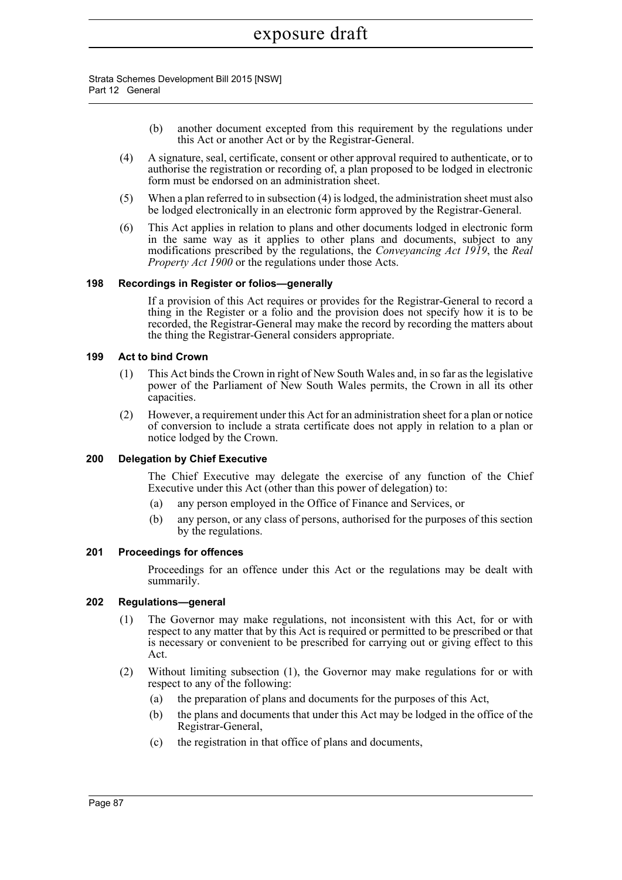(b) another document excepted from this requirement by the regulations under this Act or another Act or by the Registrar-General.

(4) A signature, seal, certificate, consent or other approval required to authenticate, or to authorise the registration or recording of, a plan proposed to be lodged in electronic form must be endorsed on an administration sheet.

(5) When a plan referred to in subsection (4) is lodged, the administration sheet must also be lodged electronically in an electronic form approved by the Registrar-General.

(6) This Act applies in relation to plans and other documents lodged in electronic form in the same way as it applies to other plans and documents, subject to any modifications prescribed by the regulations, the *Conveyancing Act 1919*, the *Real Property Act 1900* or the regulations under those Acts.

### 198 Recordings in Register or folios—generally

If a provision of this Act requires or provides for the Registrar-General to record a thing in the Register or a folio and the provision does not specify how it is to be recorded, the Registrar-General may make the record by recording the matters about the thing the Registrar-General considers appropriate.

### 199 Act to bind Crown

(1) This Act binds the Crown in right of New South Wales and, in so far as the legislative power of the Parliament of New South Wales permits, the Crown in all its other capacities.

(2) However, a requirement under this Act for an administration sheet for a plan or notice of conversion to include a strata certificate does not apply in relation to a plan or notice lodged by the Crown.

### 200 Delegation by Chief Executive

The Chief Executive may delegate the exercise of any function of the Chief Executive under this Act (other than this power of delegation) to:

(a) any person employed in the Office of Finance and Services, or

(b) any person, or any class of persons, authorised for the purposes of this section by the regulations.

### 201 Proceedings for offences

Proceedings for an offence under this Act or the regulations may be dealt with summarily.

### 202 Regulations—general

(1) The Governor may make regulations, not inconsistent with this Act, for or with respect to any matter that by this Act is required or permitted to be prescribed or that is necessary or convenient to be prescribed for carrying out or giving effect to this Act.

(2) Without limiting subsection (1), the Governor may make regulations for or with respect to any of the following:

(a) the preparation of plans and documents for the purposes of this Act,

(b) the plans and documents that under this Act may be lodged in the office of the Registrar-General,

(c) the registration in that office of plans and documents,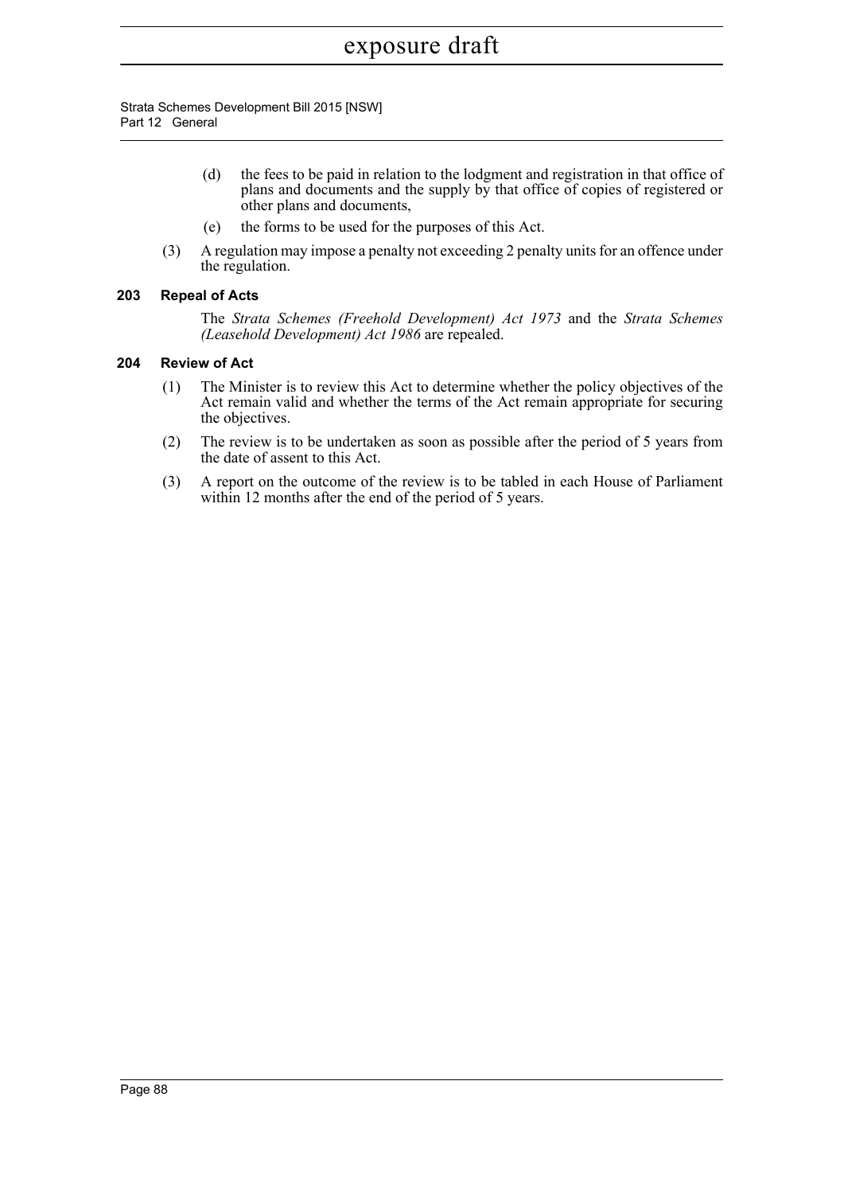(d) the fees to be paid in relation to the lodgment and registration in that office of plans and documents and the supply by that office of copies of registered or other plans and documents,

(e) the forms to be used for the purposes of this Act.

(3) A regulation may impose a penalty not exceeding 2 penalty units for an offence under the regulation.

### 203 Repeal of Acts

The *Strata Schemes (Freehold Development) Act 1973* and the *Strata Schemes (Leasehold Development) Act 1986* are repealed.

### 204 Review of Act

(1) The Minister is to review this Act to determine whether the policy objectives of the Act remain valid and whether the terms of the Act remain appropriate for securing the objectives.

(2) The review is to be undertaken as soon as possible after the period of 5 years from the date of assent to this Act.

(3) A report on the outcome of the review is to be tabled in each House of Parliament within 12 months after the end of the period of 5 years.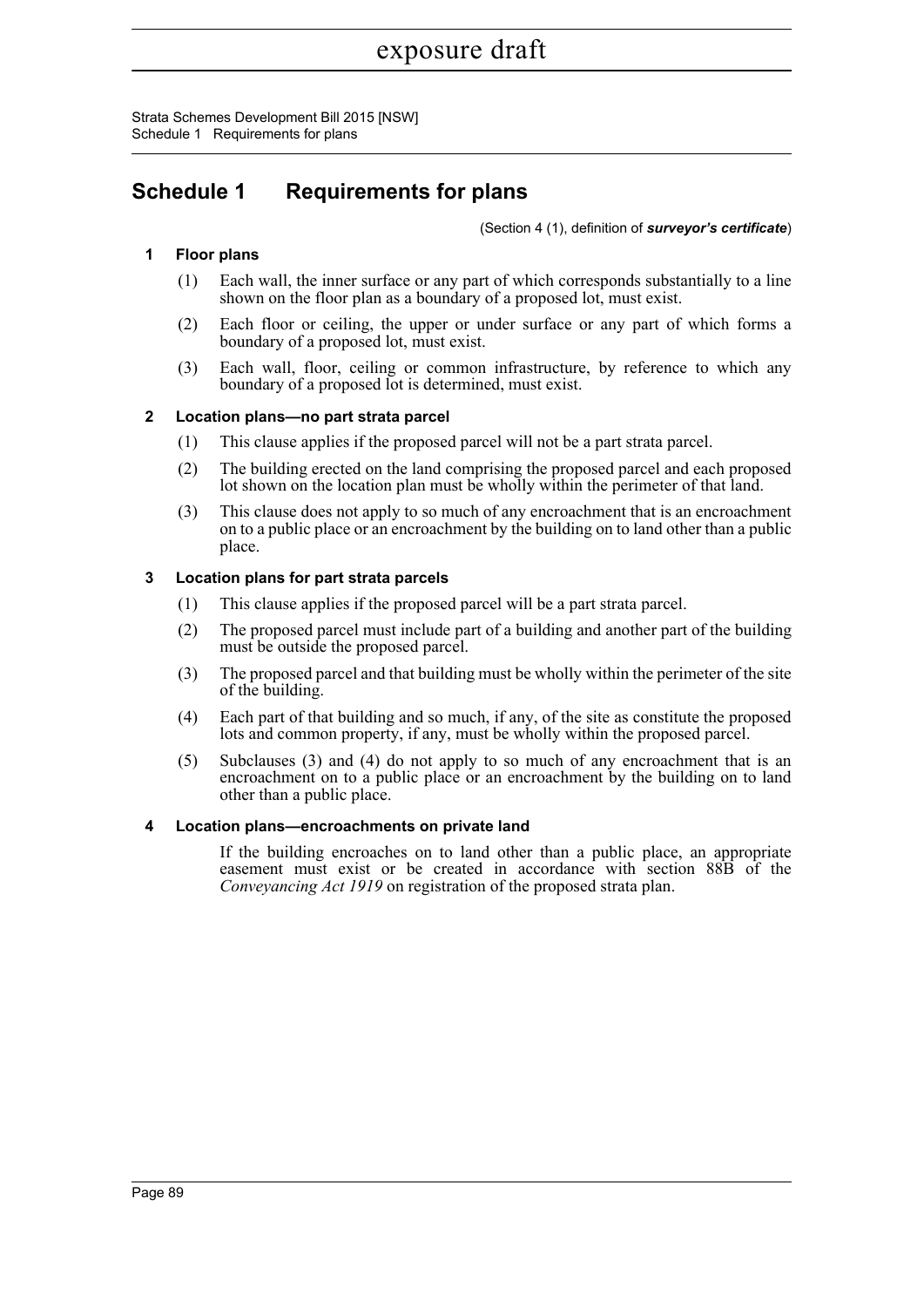# Schedule 1 Requirements for plans

(Section 4 (1), definition of ***surveyor's certificate***)

### 1 Floor plans

(1) Each wall, the inner surface or any part of which corresponds substantially to a line shown on the floor plan as a boundary of a proposed lot, must exist.

(2) Each floor or ceiling, the upper or under surface or any part of which forms a boundary of a proposed lot, must exist.

(3) Each wall, floor, ceiling or common infrastructure, by reference to which any boundary of a proposed lot is determined, must exist.

### 2 Location plans—no part strata parcel

(1) This clause applies if the proposed parcel will not be a part strata parcel.

(2) The building erected on the land comprising the proposed parcel and each proposed lot shown on the location plan must be wholly within the perimeter of that land.

(3) This clause does not apply to so much of any encroachment that is an encroachment on to a public place or an encroachment by the building on to land other than a public place.

### 3 Location plans for part strata parcels

(1) This clause applies if the proposed parcel will be a part strata parcel.

(2) The proposed parcel must include part of a building and another part of the building must be outside the proposed parcel.

(3) The proposed parcel and that building must be wholly within the perimeter of the site of the building.

(4) Each part of that building and so much, if any, of the site as constitute the proposed lots and common property, if any, must be wholly within the proposed parcel.

(5) Subclauses (3) and (4) do not apply to so much of any encroachment that is an encroachment on to a public place or an encroachment by the building on to land other than a public place.

### 4 Location plans—encroachments on private land

If the building encroaches on to land other than a public place, an appropriate easement must exist or be created in accordance with section 88B of the *Conveyancing Act 1919* on registration of the proposed strata plan.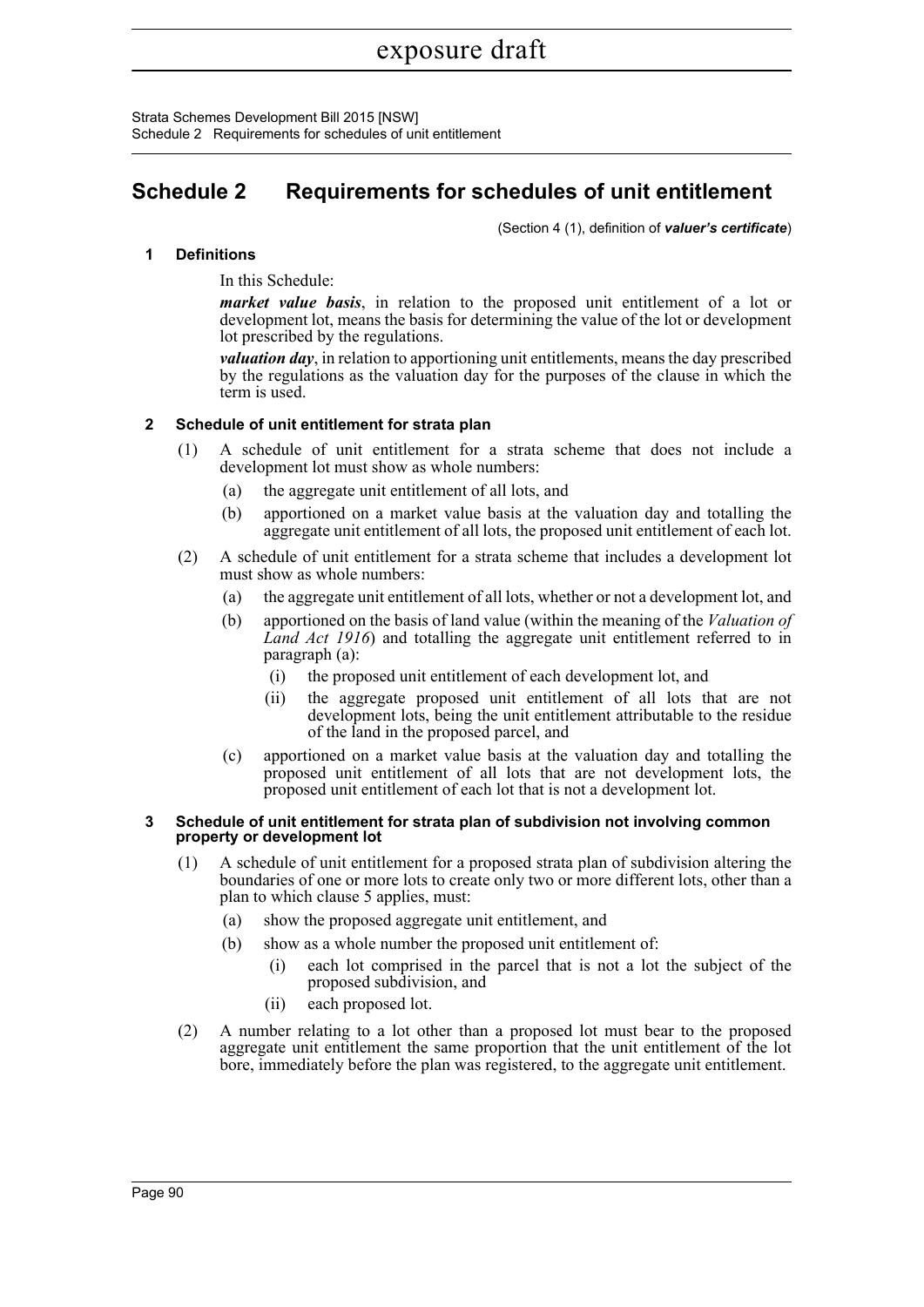# Schedule 2 Requirements for schedules of unit entitlement

(Section 4 (1), definition of ***valuer's certificate***)

### 1 Definitions

In this Schedule:

***market value basis***, in relation to the proposed unit entitlement of a lot or development lot, means the basis for determining the value of the lot or development lot prescribed by the regulations.

***valuation day***, in relation to apportioning unit entitlements, means the day prescribed by the regulations as the valuation day for the purposes of the clause in which the term is used.

### 2 Schedule of unit entitlement for strata plan

(1) A schedule of unit entitlement for a strata scheme that does not include a development lot must show as whole numbers:

- (a) the aggregate unit entitlement of all lots, and
- (b) apportioned on a market value basis at the valuation day and totalling the aggregate unit entitlement of all lots, the proposed unit entitlement of each lot.

(2) A schedule of unit entitlement for a strata scheme that includes a development lot must show as whole numbers:

- (a) the aggregate unit entitlement of all lots, whether or not a development lot, and
- (b) apportioned on the basis of land value (within the meaning of the *Valuation of Land Act 1916*) and totalling the aggregate unit entitlement referred to in paragraph (a):
  - (i) the proposed unit entitlement of each development lot, and
  - (ii) the aggregate proposed unit entitlement of all lots that are not development lots, being the unit entitlement attributable to the residue of the land in the proposed parcel, and
- (c) apportioned on a market value basis at the valuation day and totalling the proposed unit entitlement of all lots that are not development lots, the proposed unit entitlement of each lot that is not a development lot.

### 3 Schedule of unit entitlement for strata plan of subdivision not involving common property or development lot

(1) A schedule of unit entitlement for a proposed strata plan of subdivision altering the boundaries of one or more lots to create only two or more different lots, other than a plan to which clause 5 applies, must:

- (a) show the proposed aggregate unit entitlement, and
- (b) show as a whole number the proposed unit entitlement of:
  - (i) each lot comprised in the parcel that is not a lot the subject of the proposed subdivision, and
  - (ii) each proposed lot.

(2) A number relating to a lot other than a proposed lot must bear to the proposed aggregate unit entitlement the same proportion that the unit entitlement of the lot bore, immediately before the plan was registered, to the aggregate unit entitlement.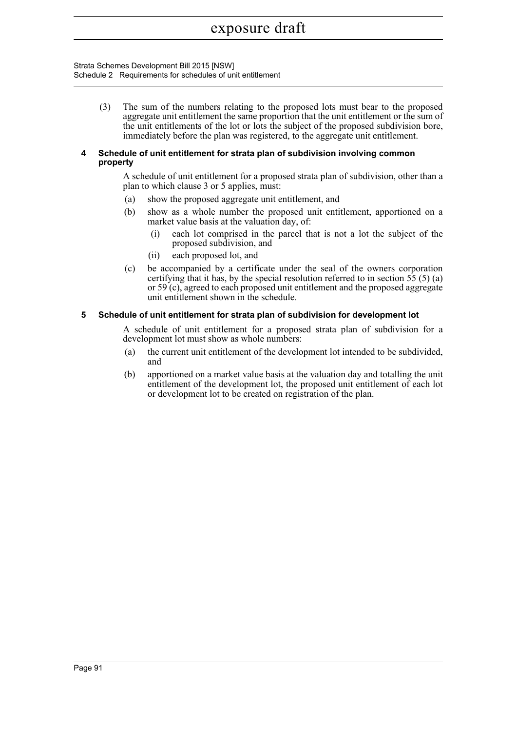(3) The sum of the numbers relating to the proposed lots must bear to the proposed aggregate unit entitlement the same proportion that the unit entitlement or the sum of the unit entitlements of the lot or lots the subject of the proposed subdivision bore, immediately before the plan was registered, to the aggregate unit entitlement.

### 4 Schedule of unit entitlement for strata plan of subdivision involving common property

A schedule of unit entitlement for a proposed strata plan of subdivision, other than a plan to which clause 3 or 5 applies, must:

(a) show the proposed aggregate unit entitlement, and

(b) show as a whole number the proposed unit entitlement, apportioned on a market value basis at the valuation day, of:

 (i) each lot comprised in the parcel that is not a lot the subject of the proposed subdivision, and

 (ii) each proposed lot, and

(c) be accompanied by a certificate under the seal of the owners corporation certifying that it has, by the special resolution referred to in section 55 (5) (a) or 59 (c), agreed to each proposed unit entitlement and the proposed aggregate unit entitlement shown in the schedule.

### 5 Schedule of unit entitlement for strata plan of subdivision for development lot

A schedule of unit entitlement for a proposed strata plan of subdivision for a development lot must show as whole numbers:

(a) the current unit entitlement of the development lot intended to be subdivided, and

(b) apportioned on a market value basis at the valuation day and totalling the unit entitlement of the development lot, the proposed unit entitlement of each lot or development lot to be created on registration of the plan.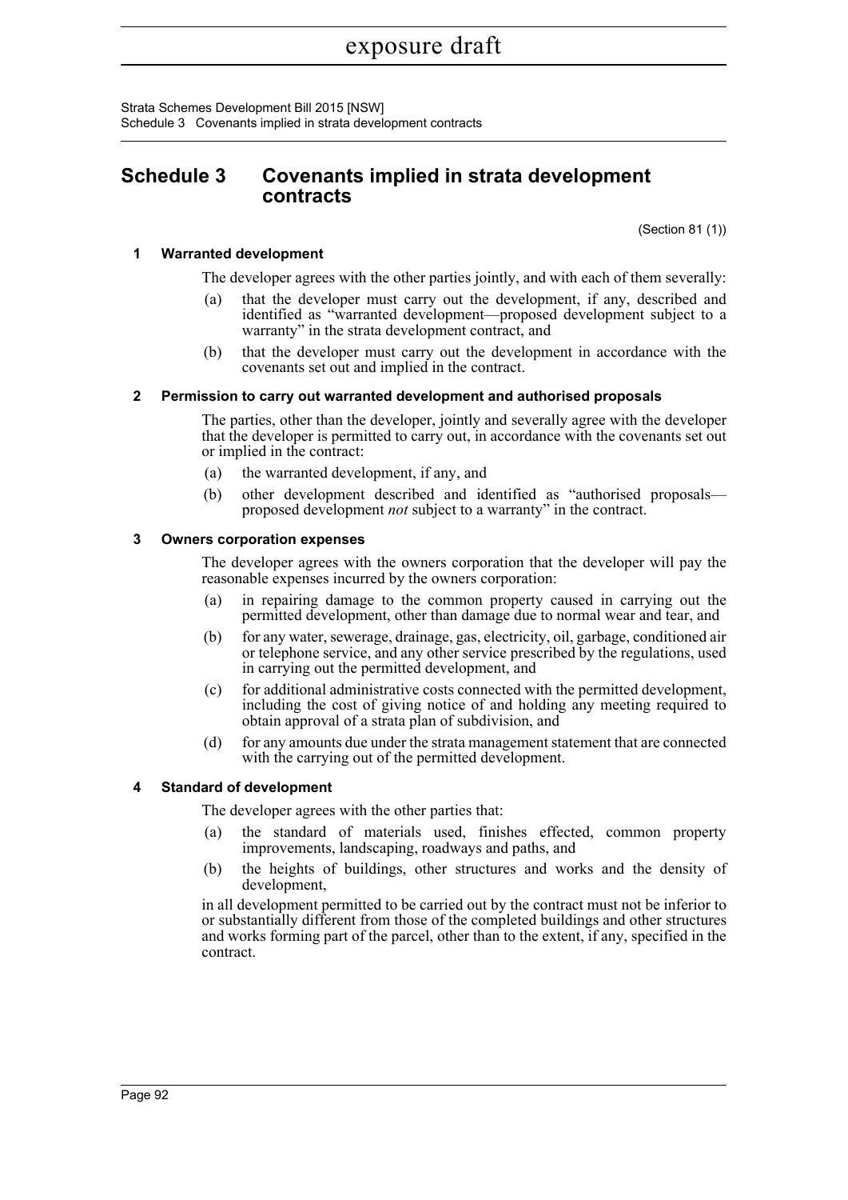# Schedule 3 Covenants implied in strata development contracts

(Section 81 (1))

### 1 Warranted development

The developer agrees with the other parties jointly, and with each of them severally:

(a) that the developer must carry out the development, if any, described and identified as "warranted development—proposed development subject to a warranty" in the strata development contract, and

(b) that the developer must carry out the development in accordance with the covenants set out and implied in the contract.

### 2 Permission to carry out warranted development and authorised proposals

The parties, other than the developer, jointly and severally agree with the developer that the developer is permitted to carry out, in accordance with the covenants set out or implied in the contract:

(a) the warranted development, if any, and

(b) other development described and identified as "authorised proposals—proposed development *not* subject to a warranty" in the contract.

### 3 Owners corporation expenses

The developer agrees with the owners corporation that the developer will pay the reasonable expenses incurred by the owners corporation:

(a) in repairing damage to the common property caused in carrying out the permitted development, other than damage due to normal wear and tear, and

(b) for any water, sewerage, drainage, gas, electricity, oil, garbage, conditioned air or telephone service, and any other service prescribed by the regulations, used in carrying out the permitted development, and

(c) for additional administrative costs connected with the permitted development, including the cost of giving notice of and holding any meeting required to obtain approval of a strata plan of subdivision, and

(d) for any amounts due under the strata management statement that are connected with the carrying out of the permitted development.

### 4 Standard of development

The developer agrees with the other parties that:

(a) the standard of materials used, finishes effected, common property improvements, landscaping, roadways and paths, and

(b) the heights of buildings, other structures and works and the density of development,

in all development permitted to be carried out by the contract must not be inferior to or substantially different from those of the completed buildings and other structures and works forming part of the parcel, other than to the extent, if any, specified in the contract.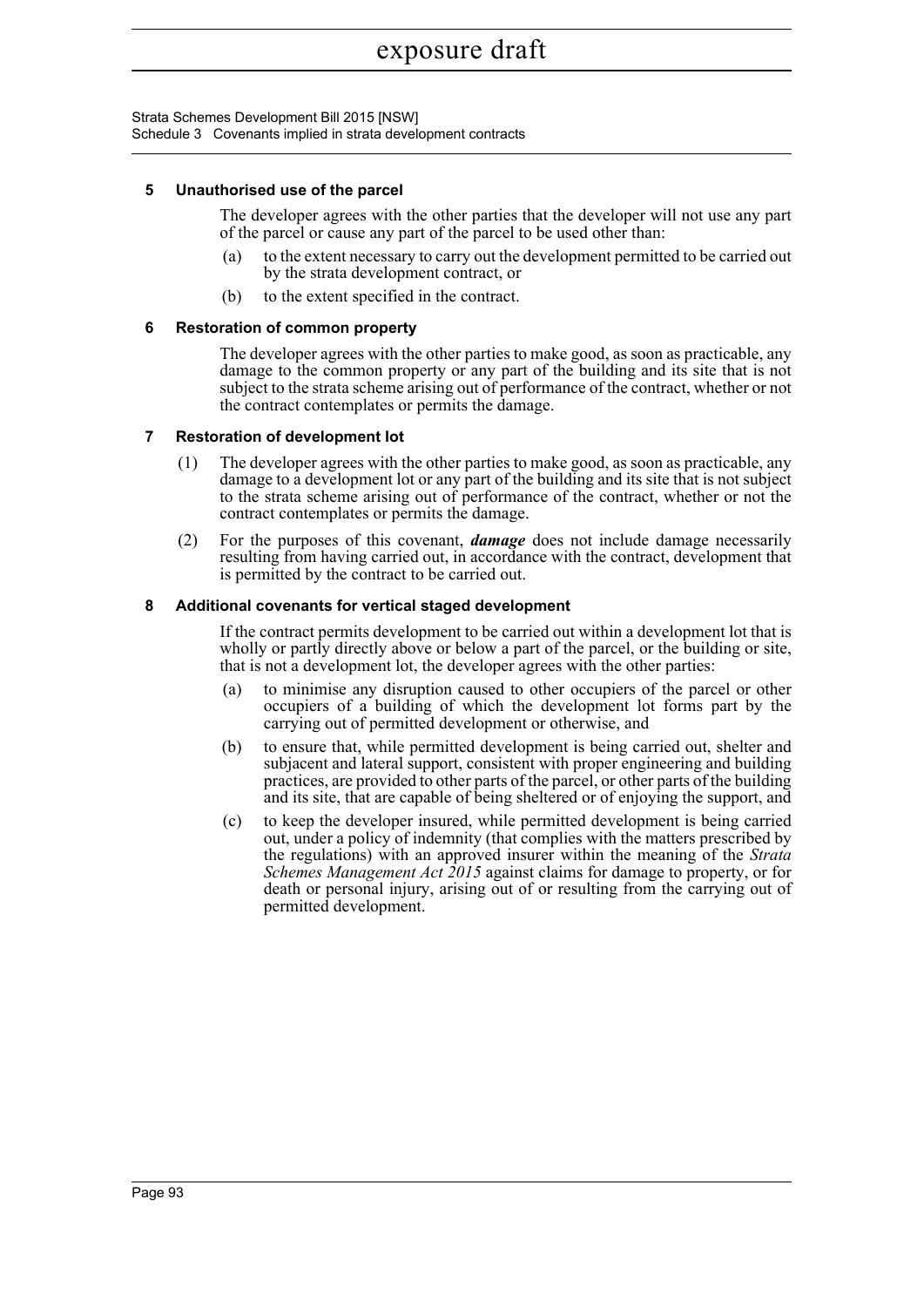### 5 Unauthorised use of the parcel

The developer agrees with the other parties that the developer will not use any part of the parcel or cause any part of the parcel to be used other than:

(a) to the extent necessary to carry out the development permitted to be carried out by the strata development contract, or

(b) to the extent specified in the contract.

### 6 Restoration of common property

The developer agrees with the other parties to make good, as soon as practicable, any damage to the common property or any part of the building and its site that is not subject to the strata scheme arising out of performance of the contract, whether or not the contract contemplates or permits the damage.

### 7 Restoration of development lot

(1) The developer agrees with the other parties to make good, as soon as practicable, any damage to a development lot or any part of the building and its site that is not subject to the strata scheme arising out of performance of the contract, whether or not the contract contemplates or permits the damage.

(2) For the purposes of this covenant, ***damage*** does not include damage necessarily resulting from having carried out, in accordance with the contract, development that is permitted by the contract to be carried out.

### 8 Additional covenants for vertical staged development

If the contract permits development to be carried out within a development lot that is wholly or partly directly above or below a part of the parcel, or the building or site, that is not a development lot, the developer agrees with the other parties:

(a) to minimise any disruption caused to other occupiers of the parcel or other occupiers of a building of which the development lot forms part by the carrying out of permitted development or otherwise, and

(b) to ensure that, while permitted development is being carried out, shelter and subjacent and lateral support, consistent with proper engineering and building practices, are provided to other parts of the parcel, or other parts of the building and its site, that are capable of being sheltered or of enjoying the support, and

(c) to keep the developer insured, while permitted development is being carried out, under a policy of indemnity (that complies with the matters prescribed by the regulations) with an approved insurer within the meaning of the *Strata Schemes Management Act 2015* against claims for damage to property, or for death or personal injury, arising out of or resulting from the carrying out of permitted development.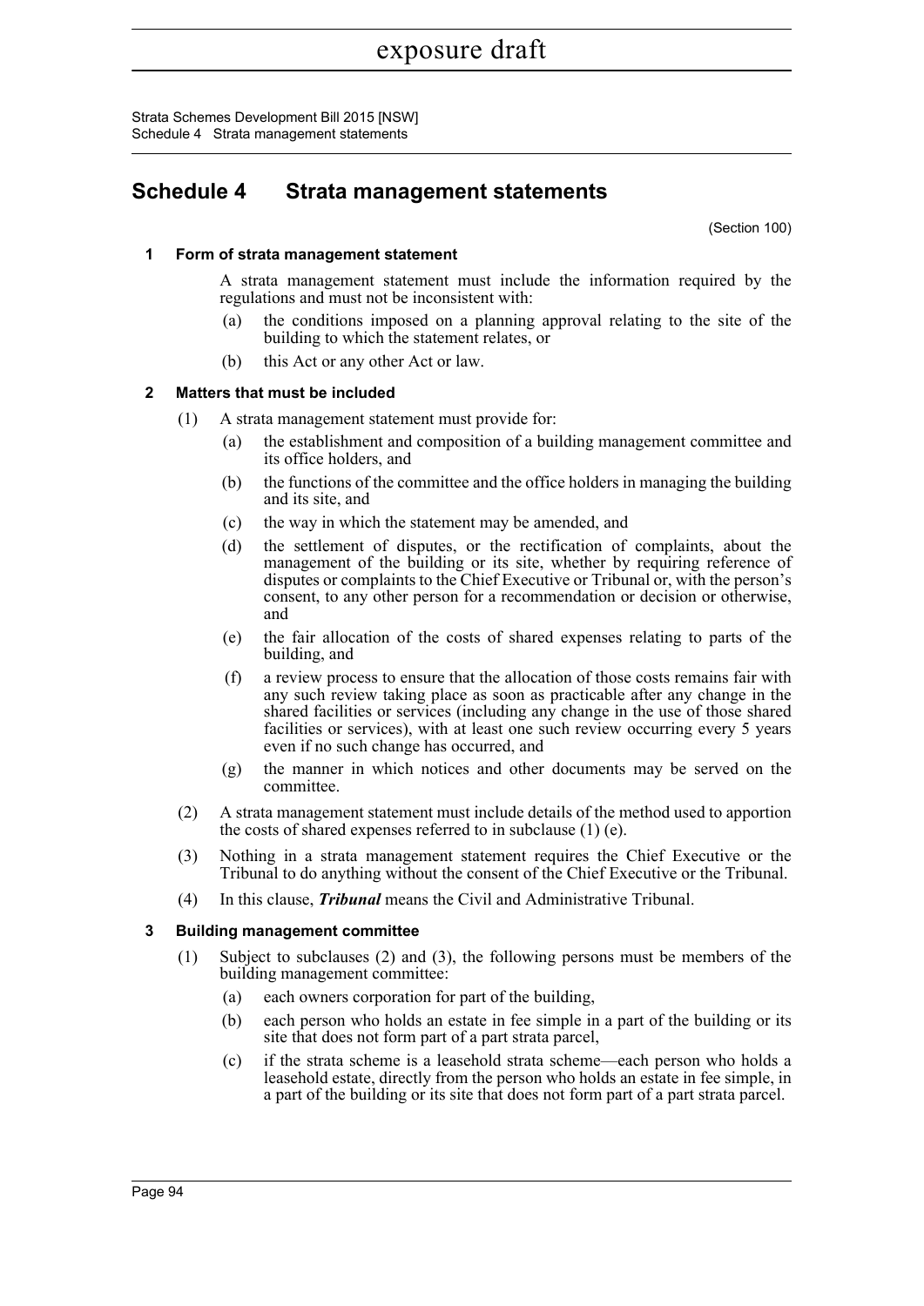## Schedule 4 Strata management statements

(Section 100)

### 1 Form of strata management statement

A strata management statement must include the information required by the regulations and must not be inconsistent with:

(a) the conditions imposed on a planning approval relating to the site of the building to which the statement relates, or

(b) this Act or any other Act or law.

### 2 Matters that must be included

(1) A strata management statement must provide for:

(a) the establishment and composition of a building management committee and its office holders, and

(b) the functions of the committee and the office holders in managing the building and its site, and

(c) the way in which the statement may be amended, and

(d) the settlement of disputes, or the rectification of complaints, about the management of the building or its site, whether by requiring reference of disputes or complaints to the Chief Executive or Tribunal or, with the person's consent, to any other person for a recommendation or decision or otherwise, and

(e) the fair allocation of the costs of shared expenses relating to parts of the building, and

(f) a review process to ensure that the allocation of those costs remains fair with any such review taking place as soon as practicable after any change in the shared facilities or services (including any change in the use of those shared facilities or services), with at least one such review occurring every 5 years even if no such change has occurred, and

(g) the manner in which notices and other documents may be served on the committee.

(2) A strata management statement must include details of the method used to apportion the costs of shared expenses referred to in subclause (1) (e).

(3) Nothing in a strata management statement requires the Chief Executive or the Tribunal to do anything without the consent of the Chief Executive or the Tribunal.

(4) In this clause, ***Tribunal*** means the Civil and Administrative Tribunal.

### 3 Building management committee

(1) Subject to subclauses (2) and (3), the following persons must be members of the building management committee:

(a) each owners corporation for part of the building,

(b) each person who holds an estate in fee simple in a part of the building or its site that does not form part of a part strata parcel,

(c) if the strata scheme is a leasehold strata scheme—each person who holds a leasehold estate, directly from the person who holds an estate in fee simple, in a part of the building or its site that does not form part of a part strata parcel.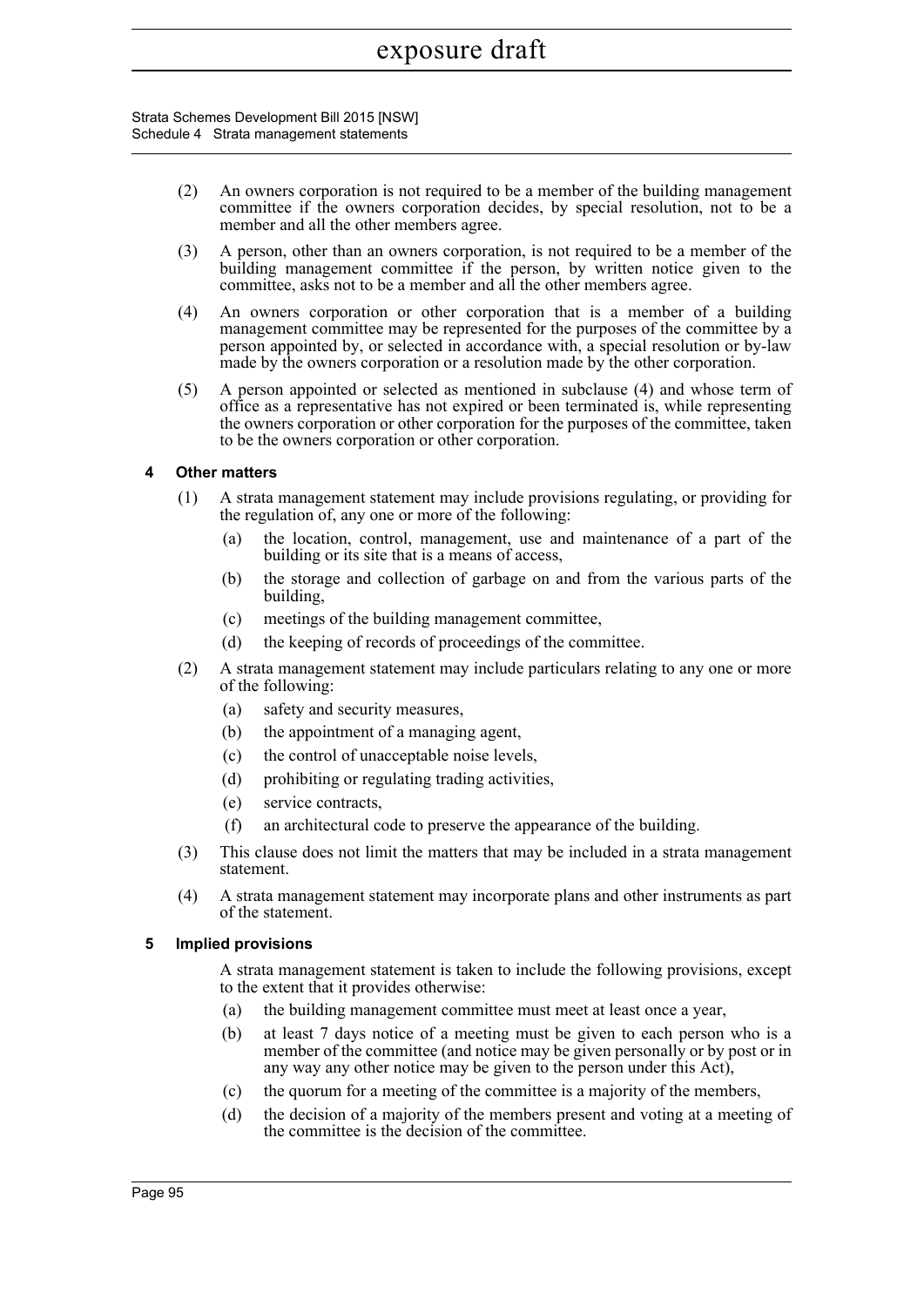(2) An owners corporation is not required to be a member of the building management committee if the owners corporation decides, by special resolution, not to be a member and all the other members agree.

(3) A person, other than an owners corporation, is not required to be a member of the building management committee if the person, by written notice given to the committee, asks not to be a member and all the other members agree.

(4) An owners corporation or other corporation that is a member of a building management committee may be represented for the purposes of the committee by a person appointed by, or selected in accordance with, a special resolution or by-law made by the owners corporation or a resolution made by the other corporation.

(5) A person appointed or selected as mentioned in subclause (4) and whose term of office as a representative has not expired or been terminated is, while representing the owners corporation or other corporation for the purposes of the committee, taken to be the owners corporation or other corporation.

#### 4 Other matters

(1) A strata management statement may include provisions regulating, or providing for the regulation of, any one or more of the following:

- (a) the location, control, management, use and maintenance of a part of the building or its site that is a means of access,
- (b) the storage and collection of garbage on and from the various parts of the building,
- (c) meetings of the building management committee,
- (d) the keeping of records of proceedings of the committee.

(2) A strata management statement may include particulars relating to any one or more of the following:

- (a) safety and security measures,
- (b) the appointment of a managing agent,
- (c) the control of unacceptable noise levels,
- (d) prohibiting or regulating trading activities,
- (e) service contracts,
- (f) an architectural code to preserve the appearance of the building.

(3) This clause does not limit the matters that may be included in a strata management statement.

(4) A strata management statement may incorporate plans and other instruments as part of the statement.

#### 5 Implied provisions

A strata management statement is taken to include the following provisions, except to the extent that it provides otherwise:

- (a) the building management committee must meet at least once a year,
- (b) at least 7 days notice of a meeting must be given to each person who is a member of the committee (and notice may be given personally or by post or in any way any other notice may be given to the person under this Act),
- (c) the quorum for a meeting of the committee is a majority of the members,
- (d) the decision of a majority of the members present and voting at a meeting of the committee is the decision of the committee.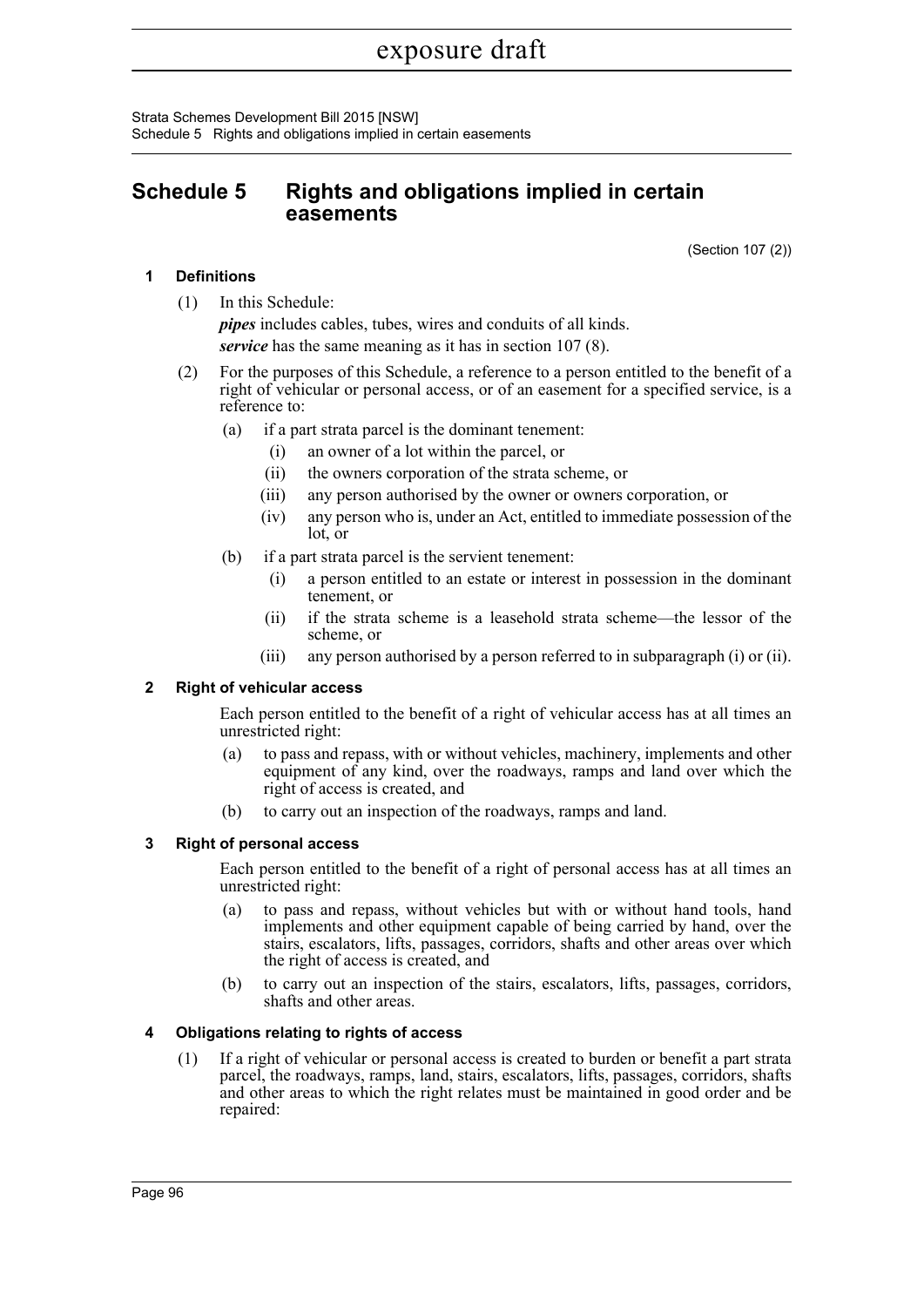# Schedule 5 Rights and obligations implied in certain easements

(Section 107 (2))

## 1 Definitions

(1) In this Schedule:

***pipes*** includes cables, tubes, wires and conduits of all kinds.

***service*** has the same meaning as it has in section 107 (8).

(2) For the purposes of this Schedule, a reference to a person entitled to the benefit of a right of vehicular or personal access, or of an easement for a specified service, is a reference to:

- (a) if a part strata parcel is the dominant tenement:
  - (i) an owner of a lot within the parcel, or
  - (ii) the owners corporation of the strata scheme, or
  - (iii) any person authorised by the owner or owners corporation, or
  - (iv) any person who is, under an Act, entitled to immediate possession of the lot, or
- (b) if a part strata parcel is the servient tenement:
  - (i) a person entitled to an estate or interest in possession in the dominant tenement, or
  - (ii) if the strata scheme is a leasehold strata scheme—the lessor of the scheme, or
  - (iii) any person authorised by a person referred to in subparagraph (i) or (ii).

## 2 Right of vehicular access

Each person entitled to the benefit of a right of vehicular access has at all times an unrestricted right:

- (a) to pass and repass, with or without vehicles, machinery, implements and other equipment of any kind, over the roadways, ramps and land over which the right of access is created, and
- (b) to carry out an inspection of the roadways, ramps and land.

## 3 Right of personal access

Each person entitled to the benefit of a right of personal access has at all times an unrestricted right:

- (a) to pass and repass, without vehicles but with or without hand tools, hand implements and other equipment capable of being carried by hand, over the stairs, escalators, lifts, passages, corridors, shafts and other areas over which the right of access is created, and
- (b) to carry out an inspection of the stairs, escalators, lifts, passages, corridors, shafts and other areas.

## 4 Obligations relating to rights of access

(1) If a right of vehicular or personal access is created to burden or benefit a part strata parcel, the roadways, ramps, land, stairs, escalators, lifts, passages, corridors, shafts and other areas to which the right relates must be maintained in good order and be repaired: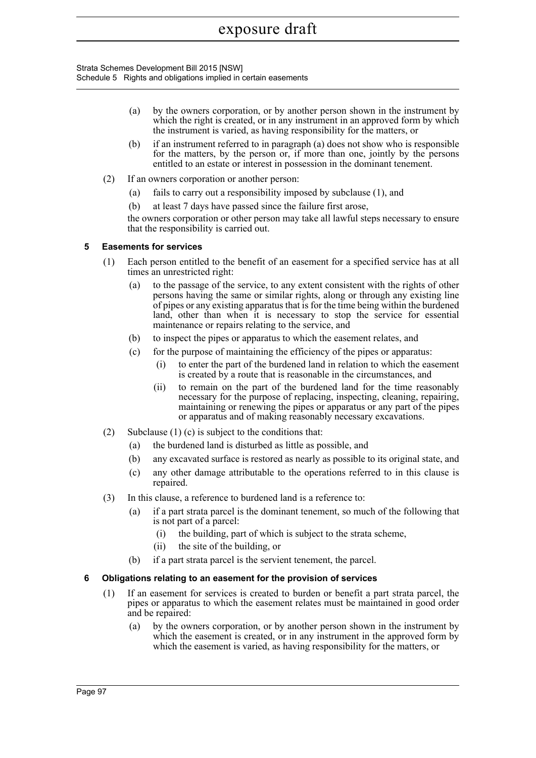(a) by the owners corporation, or by another person shown in the instrument by which the right is created, or in any instrument in an approved form by which the instrument is varied, as having responsibility for the matters, or

(b) if an instrument referred to in paragraph (a) does not show who is responsible for the matters, by the person or, if more than one, jointly by the persons entitled to an estate or interest in possession in the dominant tenement.

(2) If an owners corporation or another person:

(a) fails to carry out a responsibility imposed by subclause (1), and

(b) at least 7 days have passed since the failure first arose,

the owners corporation or other person may take all lawful steps necessary to ensure that the responsibility is carried out.

### 5 Easements for services

(1) Each person entitled to the benefit of an easement for a specified service has at all times an unrestricted right:

(a) to the passage of the service, to any extent consistent with the rights of other persons having the same or similar rights, along or through any existing line of pipes or any existing apparatus that is for the time being within the burdened land, other than when it is necessary to stop the service for essential maintenance or repairs relating to the service, and

(b) to inspect the pipes or apparatus to which the easement relates, and

(c) for the purpose of maintaining the efficiency of the pipes or apparatus:

(i) to enter the part of the burdened land in relation to which the easement is created by a route that is reasonable in the circumstances, and

(ii) to remain on the part of the burdened land for the time reasonably necessary for the purpose of replacing, inspecting, cleaning, repairing, maintaining or renewing the pipes or apparatus or any part of the pipes or apparatus and of making reasonably necessary excavations.

(2) Subclause (1) (c) is subject to the conditions that:

(a) the burdened land is disturbed as little as possible, and

(b) any excavated surface is restored as nearly as possible to its original state, and

(c) any other damage attributable to the operations referred to in this clause is repaired.

(3) In this clause, a reference to burdened land is a reference to:

(a) if a part strata parcel is the dominant tenement, so much of the following that is not part of a parcel:

(i) the building, part of which is subject to the strata scheme,

(ii) the site of the building, or

(b) if a part strata parcel is the servient tenement, the parcel.

### 6 Obligations relating to an easement for the provision of services

(1) If an easement for services is created to burden or benefit a part strata parcel, the pipes or apparatus to which the easement relates must be maintained in good order and be repaired:

(a) by the owners corporation, or by another person shown in the instrument by which the easement is created, or in any instrument in the approved form by which the easement is varied, as having responsibility for the matters, or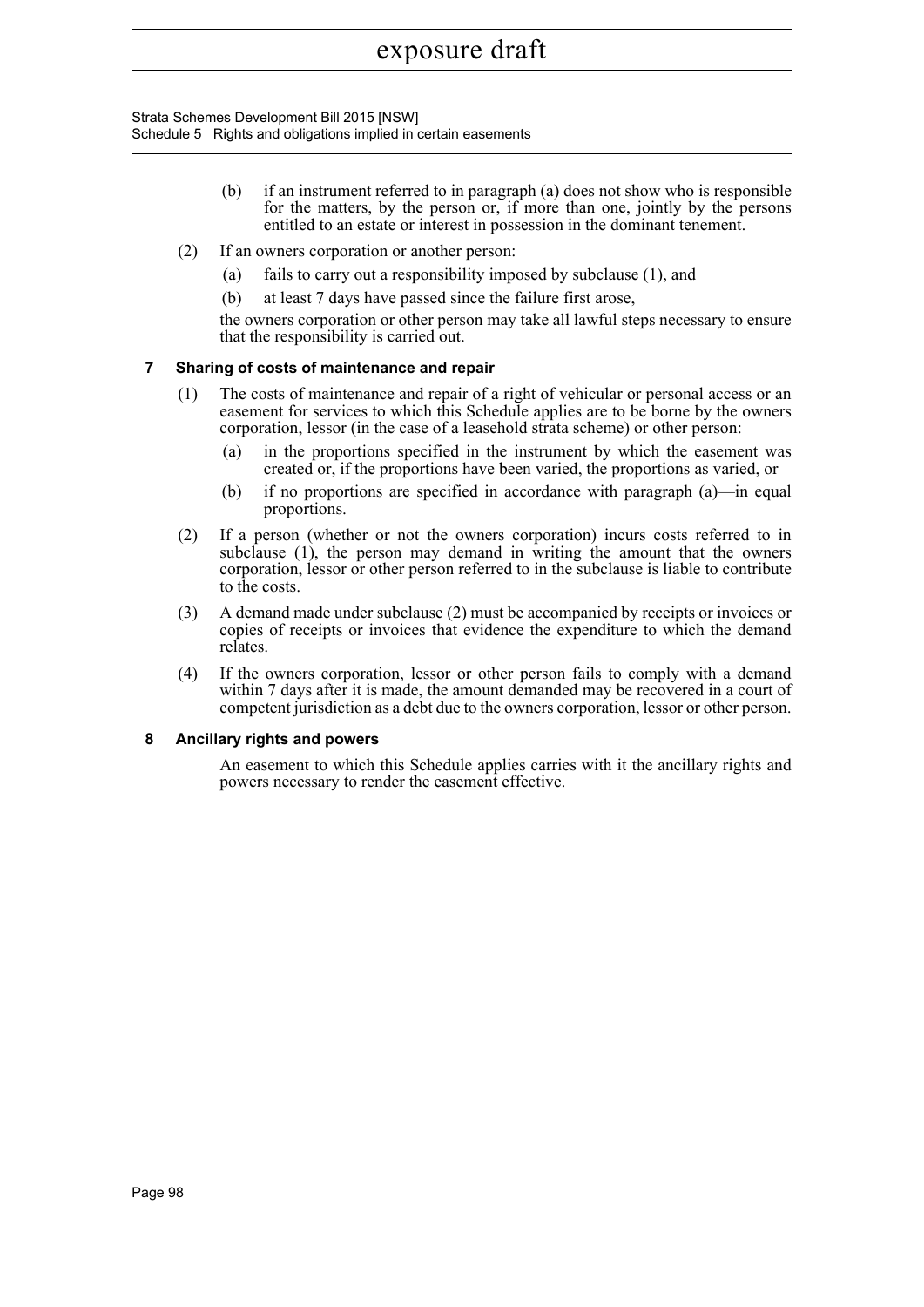(b) if an instrument referred to in paragraph (a) does not show who is responsible for the matters, by the person or, if more than one, jointly by the persons entitled to an estate or interest in possession in the dominant tenement.

(2) If an owners corporation or another person:

(a) fails to carry out a responsibility imposed by subclause (1), and

(b) at least 7 days have passed since the failure first arose,

the owners corporation or other person may take all lawful steps necessary to ensure that the responsibility is carried out.

### 7 Sharing of costs of maintenance and repair

(1) The costs of maintenance and repair of a right of vehicular or personal access or an easement for services to which this Schedule applies are to be borne by the owners corporation, lessor (in the case of a leasehold strata scheme) or other person:

(a) in the proportions specified in the instrument by which the easement was created or, if the proportions have been varied, the proportions as varied, or

(b) if no proportions are specified in accordance with paragraph (a)—in equal proportions.

(2) If a person (whether or not the owners corporation) incurs costs referred to in subclause (1), the person may demand in writing the amount that the owners corporation, lessor or other person referred to in the subclause is liable to contribute to the costs.

(3) A demand made under subclause (2) must be accompanied by receipts or invoices or copies of receipts or invoices that evidence the expenditure to which the demand relates.

(4) If the owners corporation, lessor or other person fails to comply with a demand within 7 days after it is made, the amount demanded may be recovered in a court of competent jurisdiction as a debt due to the owners corporation, lessor or other person.

### 8 Ancillary rights and powers

An easement to which this Schedule applies carries with it the ancillary rights and powers necessary to render the easement effective.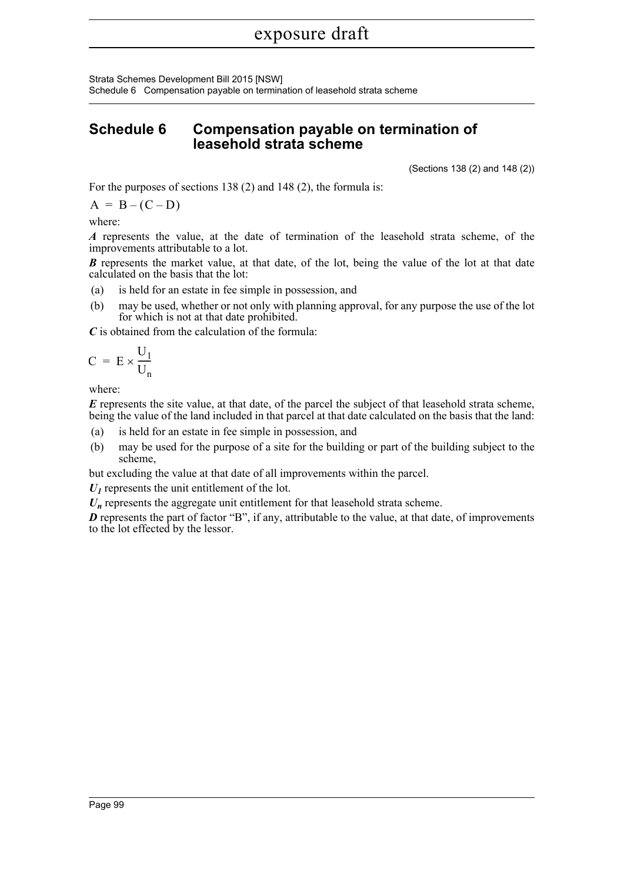# Schedule 6 Compensation payable on termination of leasehold strata scheme

(Sections 138 (2) and 148 (2))

For the purposes of sections 138 (2) and 148 (2), the formula is:

$$A = B - (C - D)$$

where:

***A*** represents the value, at the date of termination of the leasehold strata scheme, of the improvements attributable to a lot.

***B*** represents the market value, at that date, of the lot, being the value of the lot at that date calculated on the basis that the lot:

(a) is held for an estate in fee simple in possession, and

(b) may be used, whether or not only with planning approval, for any purpose the use of the lot for which is not at that date prohibited.

***C*** is obtained from the calculation of the formula:

$$C = E \times \frac{U_1}{U_n}$$

where:

***E*** represents the site value, at that date, of the parcel the subject of that leasehold strata scheme, being the value of the land included in that parcel at that date calculated on the basis that the land:

(a) is held for an estate in fee simple in possession, and

(b) may be used for the purpose of a site for the building or part of the building subject to the scheme,

but excluding the value at that date of all improvements within the parcel.

$U_1$ represents the unit entitlement of the lot.

$U_n$ represents the aggregate unit entitlement for that leasehold strata scheme.

***D*** represents the part of factor "B", if any, attributable to the value, at that date, of improvements to the lot effected by the lessor.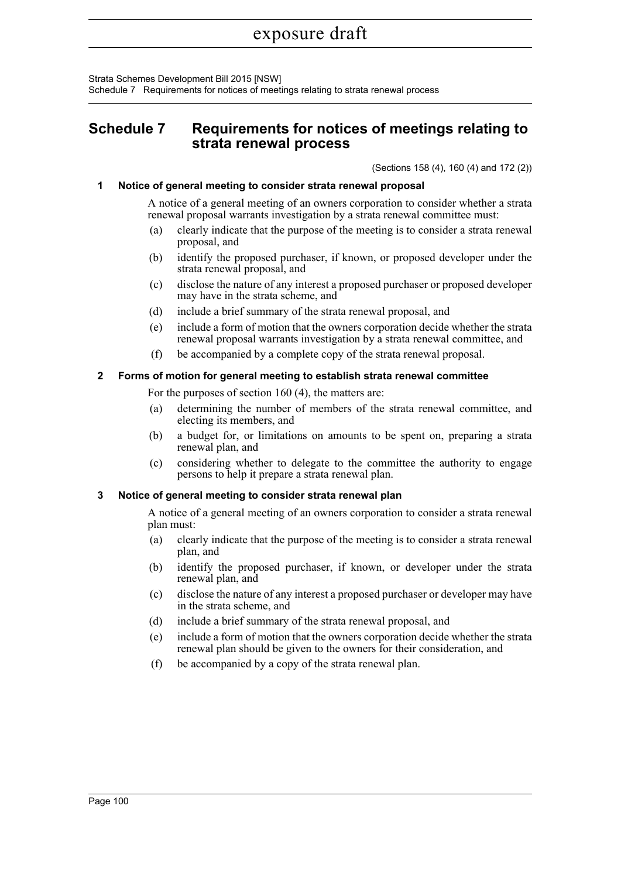# Schedule 7 Requirements for notices of meetings relating to strata renewal process

(Sections 158 (4), 160 (4) and 172 (2))

## 1 Notice of general meeting to consider strata renewal proposal

A notice of a general meeting of an owners corporation to consider whether a strata renewal proposal warrants investigation by a strata renewal committee must:

(a) clearly indicate that the purpose of the meeting is to consider a strata renewal proposal, and

(b) identify the proposed purchaser, if known, or proposed developer under the strata renewal proposal, and

(c) disclose the nature of any interest a proposed purchaser or proposed developer may have in the strata scheme, and

(d) include a brief summary of the strata renewal proposal, and

(e) include a form of motion that the owners corporation decide whether the strata renewal proposal warrants investigation by a strata renewal committee, and

(f) be accompanied by a complete copy of the strata renewal proposal.

## 2 Forms of motion for general meeting to establish strata renewal committee

For the purposes of section 160 (4), the matters are:

(a) determining the number of members of the strata renewal committee, and electing its members, and

(b) a budget for, or limitations on amounts to be spent on, preparing a strata renewal plan, and

(c) considering whether to delegate to the committee the authority to engage persons to help it prepare a strata renewal plan.

## 3 Notice of general meeting to consider strata renewal plan

A notice of a general meeting of an owners corporation to consider a strata renewal plan must:

(a) clearly indicate that the purpose of the meeting is to consider a strata renewal plan, and

(b) identify the proposed purchaser, if known, or developer under the strata renewal plan, and

(c) disclose the nature of any interest a proposed purchaser or developer may have in the strata scheme, and

(d) include a brief summary of the strata renewal proposal, and

(e) include a form of motion that the owners corporation decide whether the strata renewal plan should be given to the owners for their consideration, and

(f) be accompanied by a copy of the strata renewal plan.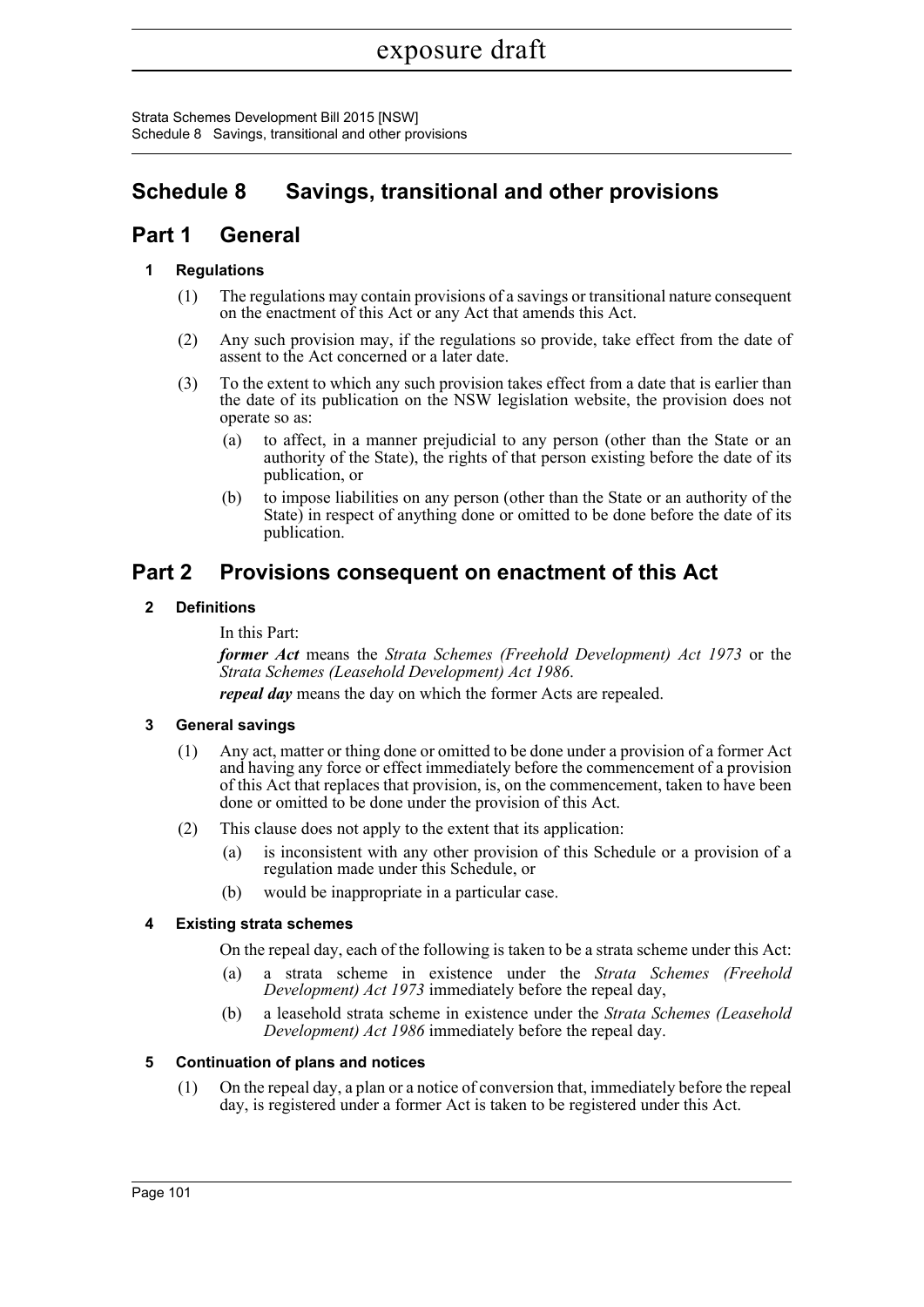# Schedule 8 Savings, transitional and other provisions

## Part 1 General

### 1 Regulations

(1) The regulations may contain provisions of a savings or transitional nature consequent on the enactment of this Act or any Act that amends this Act.

(2) Any such provision may, if the regulations so provide, take effect from the date of assent to the Act concerned or a later date.

(3) To the extent to which any such provision takes effect from a date that is earlier than the date of its publication on the NSW legislation website, the provision does not operate so as:

(a) to affect, in a manner prejudicial to any person (other than the State or an authority of the State), the rights of that person existing before the date of its publication, or

(b) to impose liabilities on any person (other than the State or an authority of the State) in respect of anything done or omitted to be done before the date of its publication.

## Part 2 Provisions consequent on enactment of this Act

### 2 Definitions

In this Part:

***former Act*** means the *Strata Schemes (Freehold Development) Act 1973* or the *Strata Schemes (Leasehold Development) Act 1986*.

***repeal day*** means the day on which the former Acts are repealed.

### 3 General savings

(1) Any act, matter or thing done or omitted to be done under a provision of a former Act and having any force or effect immediately before the commencement of a provision of this Act that replaces that provision, is, on the commencement, taken to have been done or omitted to be done under the provision of this Act.

(2) This clause does not apply to the extent that its application:

(a) is inconsistent with any other provision of this Schedule or a provision of a regulation made under this Schedule, or

(b) would be inappropriate in a particular case.

### 4 Existing strata schemes

On the repeal day, each of the following is taken to be a strata scheme under this Act:

(a) a strata scheme in existence under the *Strata Schemes (Freehold Development) Act 1973* immediately before the repeal day,

(b) a leasehold strata scheme in existence under the *Strata Schemes (Leasehold Development) Act 1986* immediately before the repeal day.

### 5 Continuation of plans and notices

(1) On the repeal day, a plan or a notice of conversion that, immediately before the repeal day, is registered under a former Act is taken to be registered under this Act.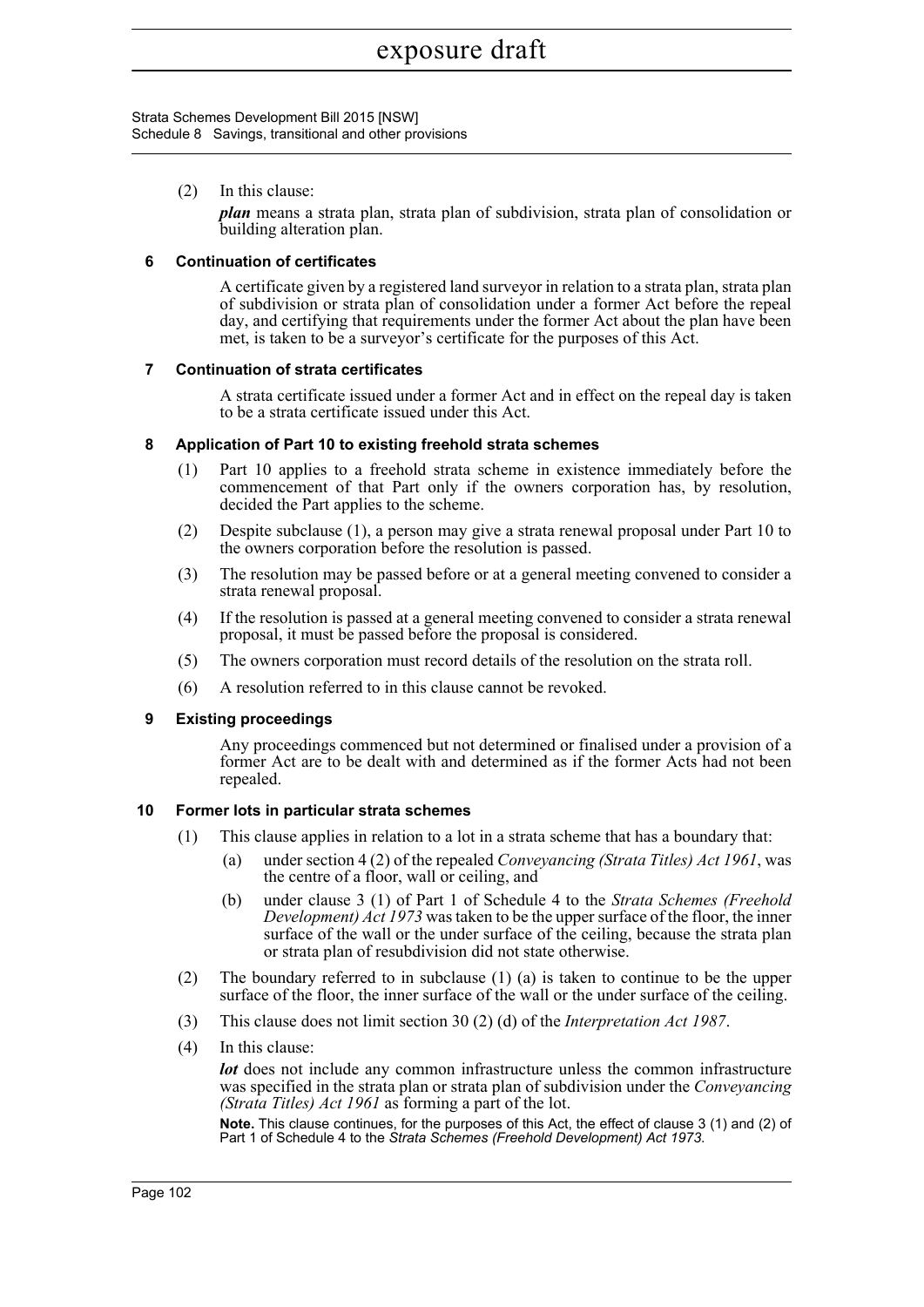(2) In this clause:

***plan*** means a strata plan, strata plan of subdivision, strata plan of consolidation or building alteration plan.

**6 Continuation of certificates**

A certificate given by a registered land surveyor in relation to a strata plan, strata plan of subdivision or strata plan of consolidation under a former Act before the repeal day, and certifying that requirements under the former Act about the plan have been met, is taken to be a surveyor's certificate for the purposes of this Act.

**7 Continuation of strata certificates**

A strata certificate issued under a former Act and in effect on the repeal day is taken to be a strata certificate issued under this Act.

**8 Application of Part 10 to existing freehold strata schemes**

(1) Part 10 applies to a freehold strata scheme in existence immediately before the commencement of that Part only if the owners corporation has, by resolution, decided the Part applies to the scheme.

(2) Despite subclause (1), a person may give a strata renewal proposal under Part 10 to the owners corporation before the resolution is passed.

(3) The resolution may be passed before or at a general meeting convened to consider a strata renewal proposal.

(4) If the resolution is passed at a general meeting convened to consider a strata renewal proposal, it must be passed before the proposal is considered.

(5) The owners corporation must record details of the resolution on the strata roll.

(6) A resolution referred to in this clause cannot be revoked.

**9 Existing proceedings**

Any proceedings commenced but not determined or finalised under a provision of a former Act are to be dealt with and determined as if the former Acts had not been repealed.

**10 Former lots in particular strata schemes**

(1) This clause applies in relation to a lot in a strata scheme that has a boundary that:

(a) under section 4 (2) of the repealed *Conveyancing (Strata Titles) Act 1961*, was the centre of a floor, wall or ceiling, and

(b) under clause 3 (1) of Part 1 of Schedule 4 to the *Strata Schemes (Freehold Development) Act 1973* was taken to be the upper surface of the floor, the inner surface of the wall or the under surface of the ceiling, because the strata plan or strata plan of resubdivision did not state otherwise.

(2) The boundary referred to in subclause (1) (a) is taken to continue to be the upper surface of the floor, the inner surface of the wall or the under surface of the ceiling.

(3) This clause does not limit section 30 (2) (d) of the *Interpretation Act 1987*.

(4) In this clause:

***lot*** does not include any common infrastructure unless the common infrastructure was specified in the strata plan or strata plan of subdivision under the *Conveyancing (Strata Titles) Act 1961* as forming a part of the lot.

**Note.** This clause continues, for the purposes of this Act, the effect of clause 3 (1) and (2) of Part 1 of Schedule 4 to the *Strata Schemes (Freehold Development) Act 1973*.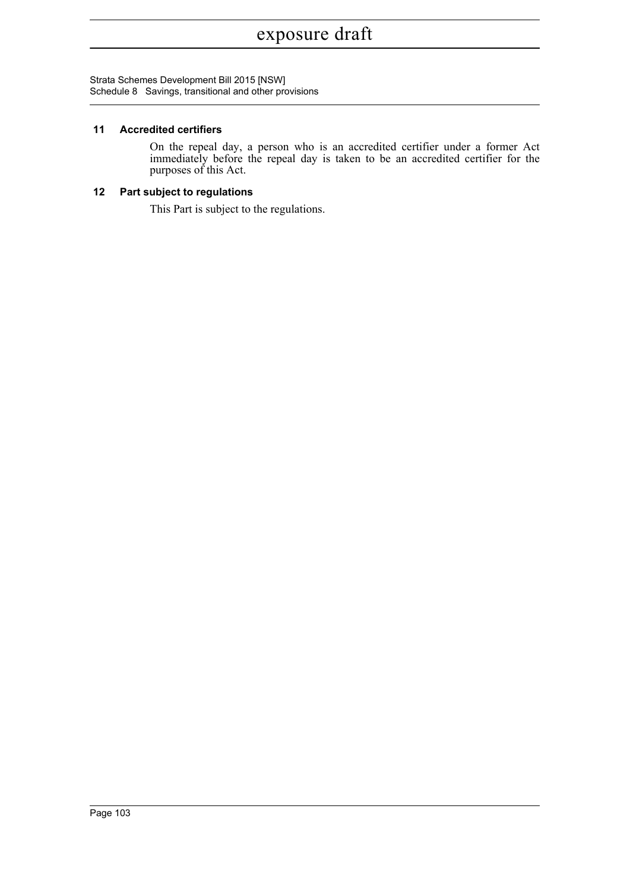## 11 Accredited certifiers

On the repeal day, a person who is an accredited certifier under a former Act immediately before the repeal day is taken to be an accredited certifier for the purposes of this Act.

## 12 Part subject to regulations

This Part is subject to the regulations.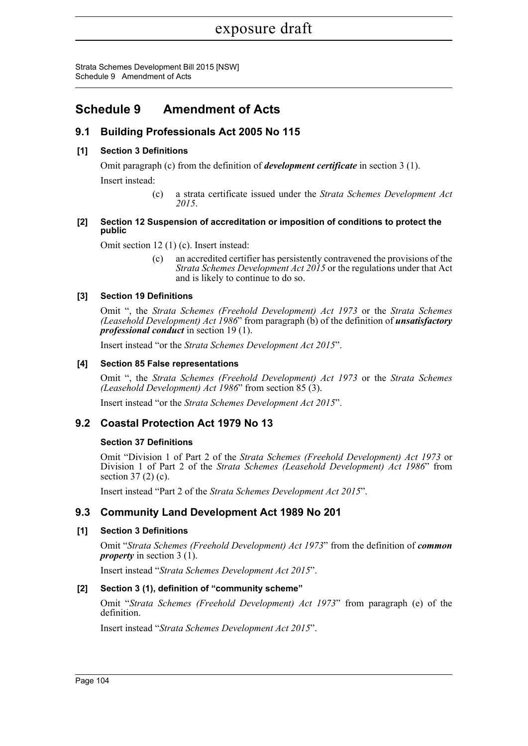# Schedule 9 Amendment of Acts

## 9.1 Building Professionals Act 2005 No 115

### [1] Section 3 Definitions

Omit paragraph (c) from the definition of ***development certificate*** in section 3 (1).

Insert instead:

> (c) a strata certificate issued under the *Strata Schemes Development Act 2015*.

### [2] Section 12 Suspension of accreditation or imposition of conditions to protect the public

Omit section 12 (1) (c). Insert instead:

> (c) an accredited certifier has persistently contravened the provisions of the *Strata Schemes Development Act 2015* or the regulations under that Act and is likely to continue to do so.

### [3] Section 19 Definitions

Omit ", the *Strata Schemes (Freehold Development) Act 1973* or the *Strata Schemes (Leasehold Development) Act 1986*" from paragraph (b) of the definition of ***unsatisfactory professional conduct*** in section 19 (1).

Insert instead "or the *Strata Schemes Development Act 2015*".

### [4] Section 85 False representations

Omit ", the *Strata Schemes (Freehold Development) Act 1973* or the *Strata Schemes (Leasehold Development) Act 1986*" from section 85 (3).

Insert instead "or the *Strata Schemes Development Act 2015*".

## 9.2 Coastal Protection Act 1979 No 13

### Section 37 Definitions

Omit "Division 1 of Part 2 of the *Strata Schemes (Freehold Development) Act 1973* or Division 1 of Part 2 of the *Strata Schemes (Leasehold Development) Act 1986*" from section 37 (2) (c).

Insert instead "Part 2 of the *Strata Schemes Development Act 2015*".

## 9.3 Community Land Development Act 1989 No 201

### [1] Section 3 Definitions

Omit "*Strata Schemes (Freehold Development) Act 1973*" from the definition of ***common property*** in section 3 (1).

Insert instead "*Strata Schemes Development Act 2015*".

### [2] Section 3 (1), definition of "community scheme"

Omit "*Strata Schemes (Freehold Development) Act 1973*" from paragraph (e) of the definition.

Insert instead "*Strata Schemes Development Act 2015*".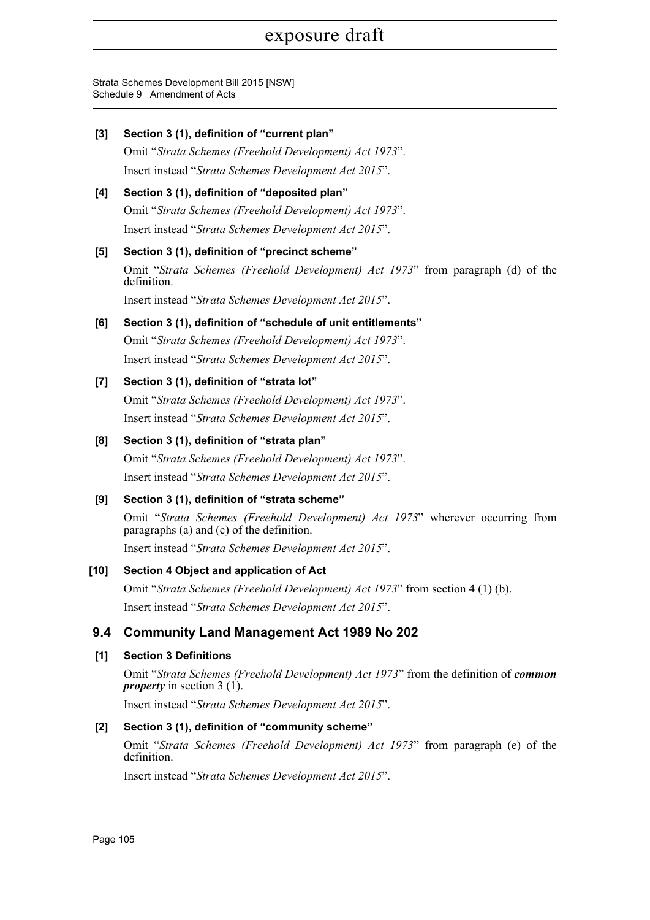**[3] Section 3 (1), definition of "current plan"**

Omit "*Strata Schemes (Freehold Development) Act 1973*".

Insert instead "*Strata Schemes Development Act 2015*".

**[4] Section 3 (1), definition of "deposited plan"**

Omit "*Strata Schemes (Freehold Development) Act 1973*".

Insert instead "*Strata Schemes Development Act 2015*".

**[5] Section 3 (1), definition of "precinct scheme"**

Omit "*Strata Schemes (Freehold Development) Act 1973*" from paragraph (d) of the definition.

Insert instead "*Strata Schemes Development Act 2015*".

**[6] Section 3 (1), definition of "schedule of unit entitlements"**

Omit "*Strata Schemes (Freehold Development) Act 1973*".

Insert instead "*Strata Schemes Development Act 2015*".

**[7] Section 3 (1), definition of "strata lot"**

Omit "*Strata Schemes (Freehold Development) Act 1973*".

Insert instead "*Strata Schemes Development Act 2015*".

**[8] Section 3 (1), definition of "strata plan"**

Omit "*Strata Schemes (Freehold Development) Act 1973*".

Insert instead "*Strata Schemes Development Act 2015*".

**[9] Section 3 (1), definition of "strata scheme"**

Omit "*Strata Schemes (Freehold Development) Act 1973*" wherever occurring from paragraphs (a) and (c) of the definition.

Insert instead "*Strata Schemes Development Act 2015*".

**[10] Section 4 Object and application of Act**

Omit "*Strata Schemes (Freehold Development) Act 1973*" from section 4 (1) (b).

Insert instead "*Strata Schemes Development Act 2015*".

## 9.4 Community Land Management Act 1989 No 202

**[1] Section 3 Definitions**

Omit "*Strata Schemes (Freehold Development) Act 1973*" from the definition of ***common property*** in section 3 (1).

Insert instead "*Strata Schemes Development Act 2015*".

**[2] Section 3 (1), definition of "community scheme"**

Omit "*Strata Schemes (Freehold Development) Act 1973*" from paragraph (e) of the definition.

Insert instead "*Strata Schemes Development Act 2015*".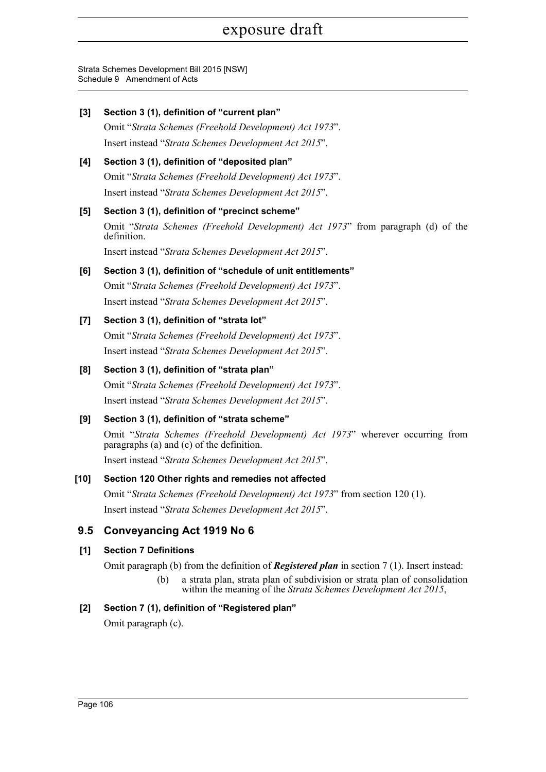**[3] Section 3 (1), definition of "current plan"**

Omit "*Strata Schemes (Freehold Development) Act 1973*".

Insert instead "*Strata Schemes Development Act 2015*".

**[4] Section 3 (1), definition of "deposited plan"**

Omit "*Strata Schemes (Freehold Development) Act 1973*".

Insert instead "*Strata Schemes Development Act 2015*".

**[5] Section 3 (1), definition of "precinct scheme"**

Omit "*Strata Schemes (Freehold Development) Act 1973*" from paragraph (d) of the definition.

Insert instead "*Strata Schemes Development Act 2015*".

**[6] Section 3 (1), definition of "schedule of unit entitlements"**

Omit "*Strata Schemes (Freehold Development) Act 1973*".

Insert instead "*Strata Schemes Development Act 2015*".

**[7] Section 3 (1), definition of "strata lot"**

Omit "*Strata Schemes (Freehold Development) Act 1973*".

Insert instead "*Strata Schemes Development Act 2015*".

**[8] Section 3 (1), definition of "strata plan"**

Omit "*Strata Schemes (Freehold Development) Act 1973*".

Insert instead "*Strata Schemes Development Act 2015*".

**[9] Section 3 (1), definition of "strata scheme"**

Omit "*Strata Schemes (Freehold Development) Act 1973*" wherever occurring from paragraphs (a) and (c) of the definition.

Insert instead "*Strata Schemes Development Act 2015*".

**[10] Section 120 Other rights and remedies not affected**

Omit "*Strata Schemes (Freehold Development) Act 1973*" from section 120 (1).

Insert instead "*Strata Schemes Development Act 2015*".

## 9.5 Conveyancing Act 1919 No 6

**[1] Section 7 Definitions**

Omit paragraph (b) from the definition of ***Registered plan*** in section 7 (1). Insert instead:

(b) a strata plan, strata plan of subdivision or strata plan of consolidation within the meaning of the *Strata Schemes Development Act 2015*,

**[2] Section 7 (1), definition of "Registered plan"**

Omit paragraph (c).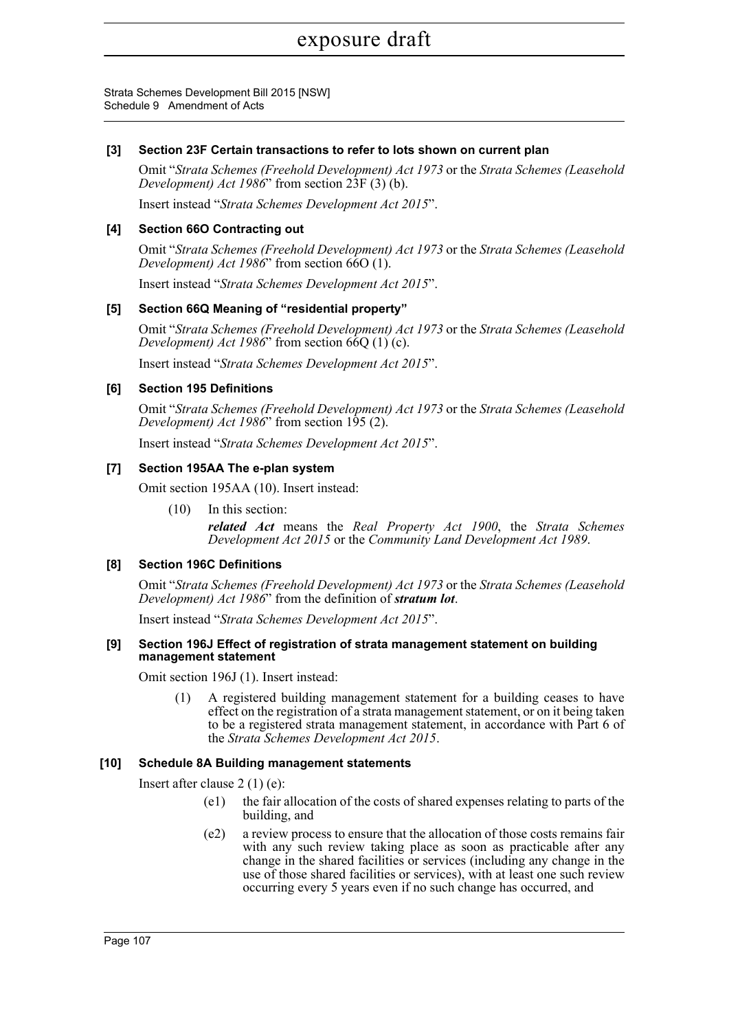### [3] Section 23F Certain transactions to refer to lots shown on current plan

Omit "*Strata Schemes (Freehold Development) Act 1973* or the *Strata Schemes (Leasehold Development) Act 1986*" from section 23F (3) (b).

Insert instead "*Strata Schemes Development Act 2015*".

### [4] Section 66O Contracting out

Omit "*Strata Schemes (Freehold Development) Act 1973* or the *Strata Schemes (Leasehold Development) Act 1986*" from section 66O (1).

Insert instead "*Strata Schemes Development Act 2015*".

### [5] Section 66Q Meaning of "residential property"

Omit "*Strata Schemes (Freehold Development) Act 1973* or the *Strata Schemes (Leasehold Development) Act 1986*" from section 66Q (1) (c).

Insert instead "*Strata Schemes Development Act 2015*".

### [6] Section 195 Definitions

Omit "*Strata Schemes (Freehold Development) Act 1973* or the *Strata Schemes (Leasehold Development) Act 1986*" from section 195 (2).

Insert instead "*Strata Schemes Development Act 2015*".

### [7] Section 195AA The e-plan system

Omit section 195AA (10). Insert instead:

(10) In this section:

***related Act*** means the *Real Property Act 1900*, the *Strata Schemes Development Act 2015* or the *Community Land Development Act 1989*.

### [8] Section 196C Definitions

Omit "*Strata Schemes (Freehold Development) Act 1973* or the *Strata Schemes (Leasehold Development) Act 1986*" from the definition of ***stratum lot***.

Insert instead "*Strata Schemes Development Act 2015*".

### [9] Section 196J Effect of registration of strata management statement on building management statement

Omit section 196J (1). Insert instead:

(1) A registered building management statement for a building ceases to have effect on the registration of a strata management statement, or on it being taken to be a registered strata management statement, in accordance with Part 6 of the *Strata Schemes Development Act 2015*.

### [10] Schedule 8A Building management statements

Insert after clause 2 (1) (e):

(e1) the fair allocation of the costs of shared expenses relating to parts of the building, and

(e2) a review process to ensure that the allocation of those costs remains fair with any such review taking place as soon as practicable after any change in the shared facilities or services (including any change in the use of those shared facilities or services), with at least one such review occurring every 5 years even if no such change has occurred, and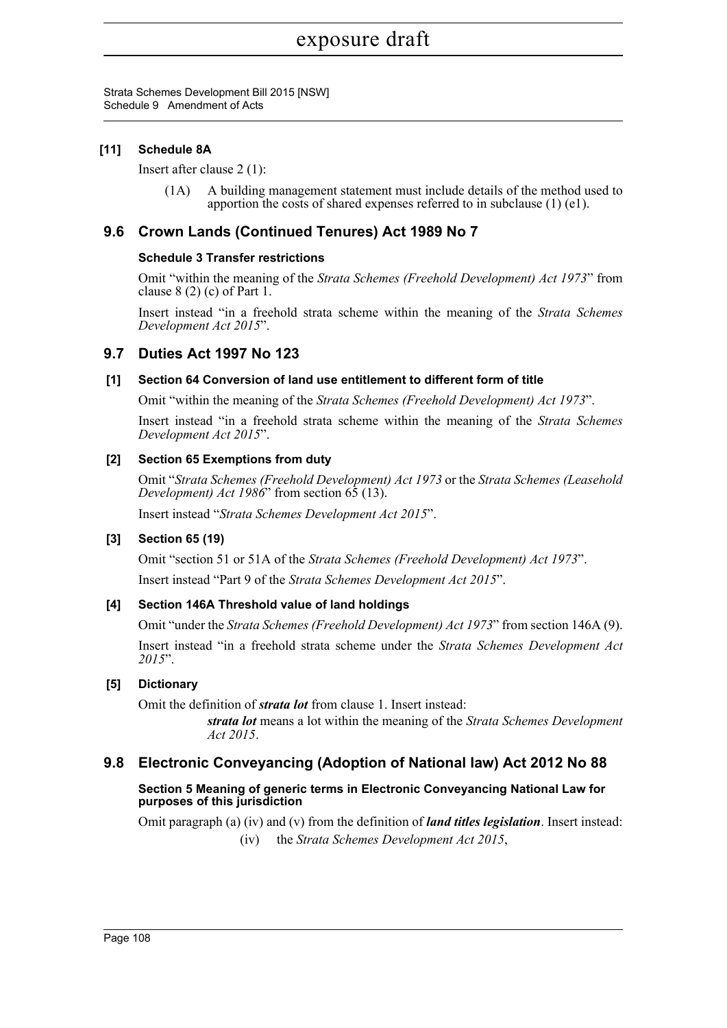#### [11] Schedule 8A

Insert after clause 2 (1):

(1A) A building management statement must include details of the method used to apportion the costs of shared expenses referred to in subclause (1) (e1).

## 9.6 Crown Lands (Continued Tenures) Act 1989 No 7

#### Schedule 3 Transfer restrictions

Omit "within the meaning of the *Strata Schemes (Freehold Development) Act 1973*" from clause 8 (2) (c) of Part 1.

Insert instead "in a freehold strata scheme within the meaning of the *Strata Schemes Development Act 2015*".

## 9.7 Duties Act 1997 No 123

#### [1] Section 64 Conversion of land use entitlement to different form of title

Omit "within the meaning of the *Strata Schemes (Freehold Development) Act 1973*".

Insert instead "in a freehold strata scheme within the meaning of the *Strata Schemes Development Act 2015*".

#### [2] Section 65 Exemptions from duty

Omit "*Strata Schemes (Freehold Development) Act 1973* or the *Strata Schemes (Leasehold Development) Act 1986*" from section 65 (13).

Insert instead "*Strata Schemes Development Act 2015*".

#### [3] Section 65 (19)

Omit "section 51 or 51A of the *Strata Schemes (Freehold Development) Act 1973*".

Insert instead "Part 9 of the *Strata Schemes Development Act 2015*".

#### [4] Section 146A Threshold value of land holdings

Omit "under the *Strata Schemes (Freehold Development) Act 1973*" from section 146A (9).

Insert instead "in a freehold strata scheme under the *Strata Schemes Development Act 2015*".

#### [5] Dictionary

Omit the definition of ***strata lot*** from clause 1. Insert instead:

***strata lot*** means a lot within the meaning of the *Strata Schemes Development Act 2015*.

## 9.8 Electronic Conveyancing (Adoption of National law) Act 2012 No 88

#### Section 5 Meaning of generic terms in Electronic Conveyancing National Law for purposes of this jurisdiction

Omit paragraph (a) (iv) and (v) from the definition of ***land titles legislation***. Insert instead:

(iv) the *Strata Schemes Development Act 2015*,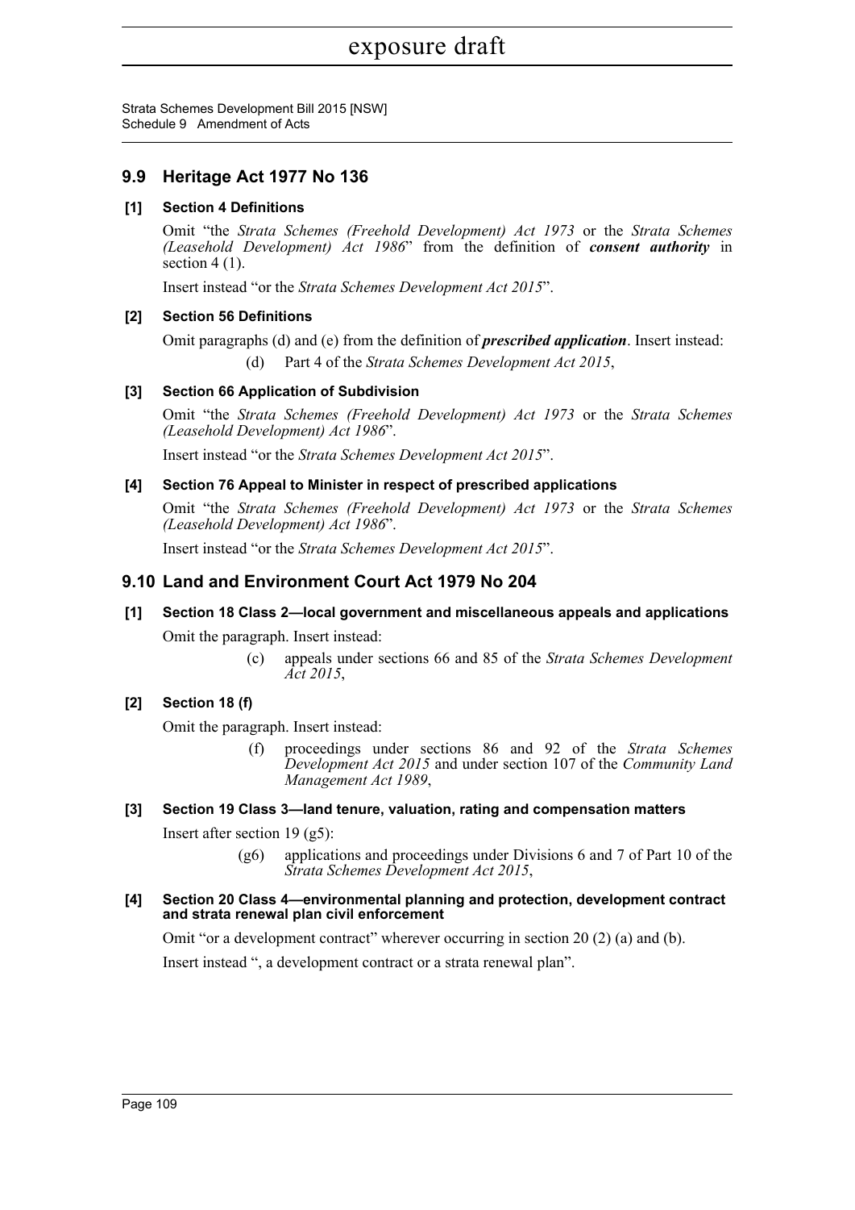## 9.9 Heritage Act 1977 No 136

### [1] Section 4 Definitions

Omit "the *Strata Schemes (Freehold Development) Act 1973* or the *Strata Schemes (Leasehold Development) Act 1986*" from the definition of ***consent authority*** in section 4 (1).

Insert instead "or the *Strata Schemes Development Act 2015*".

### [2] Section 56 Definitions

Omit paragraphs (d) and (e) from the definition of ***prescribed application***. Insert instead:

> (d) Part 4 of the *Strata Schemes Development Act 2015*,

### [3] Section 66 Application of Subdivision

Omit "the *Strata Schemes (Freehold Development) Act 1973* or the *Strata Schemes (Leasehold Development) Act 1986*".

Insert instead "or the *Strata Schemes Development Act 2015*".

### [4] Section 76 Appeal to Minister in respect of prescribed applications

Omit "the *Strata Schemes (Freehold Development) Act 1973* or the *Strata Schemes (Leasehold Development) Act 1986*".

Insert instead "or the *Strata Schemes Development Act 2015*".

## 9.10 Land and Environment Court Act 1979 No 204

### [1] Section 18 Class 2—local government and miscellaneous appeals and applications

Omit the paragraph. Insert instead:

> (c) appeals under sections 66 and 85 of the *Strata Schemes Development Act 2015*,

### [2] Section 18 (f)

Omit the paragraph. Insert instead:

> (f) proceedings under sections 86 and 92 of the *Strata Schemes Development Act 2015* and under section 107 of the *Community Land Management Act 1989*,

### [3] Section 19 Class 3—land tenure, valuation, rating and compensation matters

Insert after section 19 (g5):

> (g6) applications and proceedings under Divisions 6 and 7 of Part 10 of the *Strata Schemes Development Act 2015*,

### [4] Section 20 Class 4—environmental planning and protection, development contract and strata renewal plan civil enforcement

Omit "or a development contract" wherever occurring in section 20 (2) (a) and (b).

Insert instead ", a development contract or a strata renewal plan".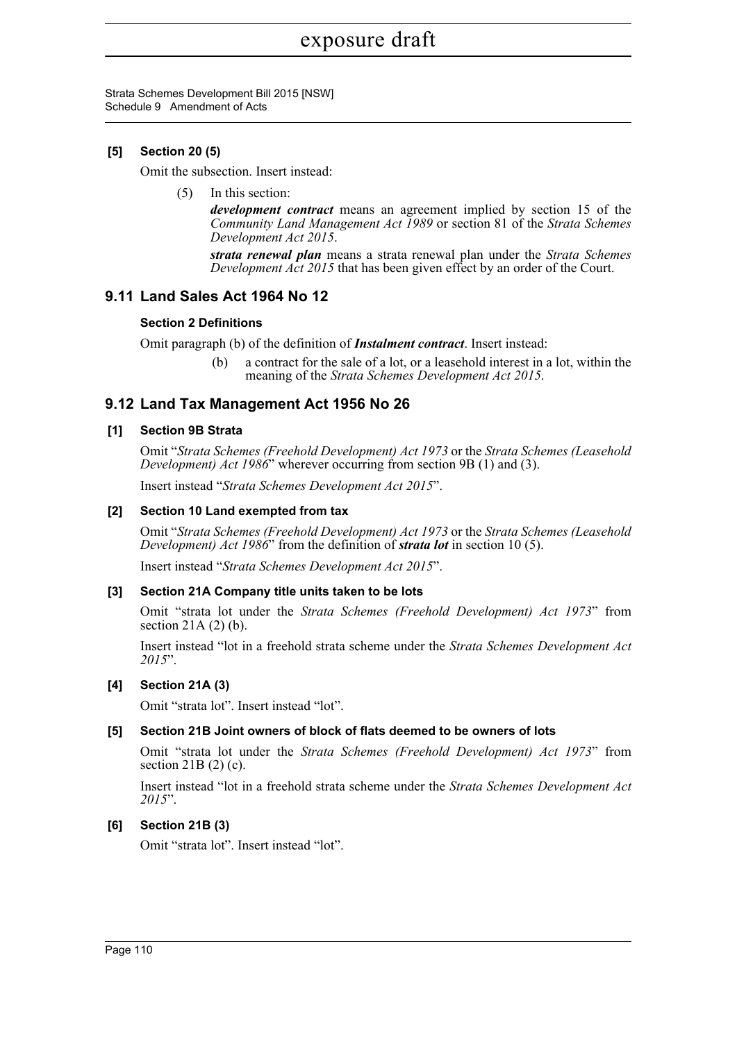### [5] Section 20 (5)

Omit the subsection. Insert instead:

(5) In this section:

***development contract*** means an agreement implied by section 15 of the *Community Land Management Act 1989* or section 81 of the *Strata Schemes Development Act 2015*.

***strata renewal plan*** means a strata renewal plan under the *Strata Schemes Development Act 2015* that has been given effect by an order of the Court.

## 9.11 Land Sales Act 1964 No 12

### Section 2 Definitions

Omit paragraph (b) of the definition of ***Instalment contract***. Insert instead:

(b) a contract for the sale of a lot, or a leasehold interest in a lot, within the meaning of the *Strata Schemes Development Act 2015*.

## 9.12 Land Tax Management Act 1956 No 26

### [1] Section 9B Strata

Omit "*Strata Schemes (Freehold Development) Act 1973* or the *Strata Schemes (Leasehold Development) Act 1986*" wherever occurring from section 9B (1) and (3).

Insert instead "*Strata Schemes Development Act 2015*".

### [2] Section 10 Land exempted from tax

Omit "*Strata Schemes (Freehold Development) Act 1973* or the *Strata Schemes (Leasehold Development) Act 1986*" from the definition of ***strata lot*** in section 10 (5).

Insert instead "*Strata Schemes Development Act 2015*".

### [3] Section 21A Company title units taken to be lots

Omit "strata lot under the *Strata Schemes (Freehold Development) Act 1973*" from section 21A (2) (b).

Insert instead "lot in a freehold strata scheme under the *Strata Schemes Development Act 2015*".

### [4] Section 21A (3)

Omit "strata lot". Insert instead "lot".

### [5] Section 21B Joint owners of block of flats deemed to be owners of lots

Omit "strata lot under the *Strata Schemes (Freehold Development) Act 1973*" from section 21B (2) (c).

Insert instead "lot in a freehold strata scheme under the *Strata Schemes Development Act 2015*".

### [6] Section 21B (3)

Omit "strata lot". Insert instead "lot".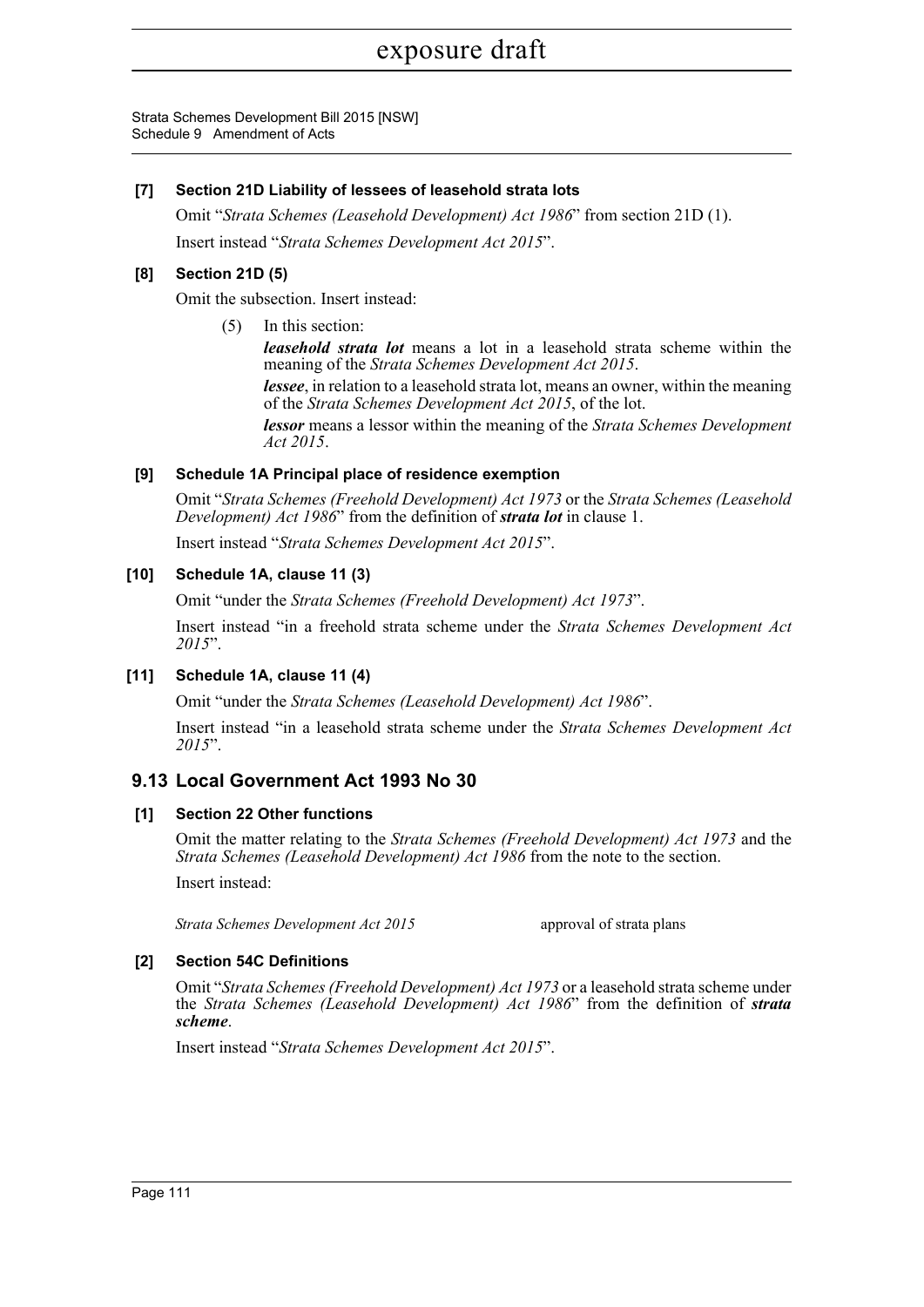#### [7] Section 21D Liability of lessees of leasehold strata lots

Omit "*Strata Schemes (Leasehold Development) Act 1986*" from section 21D (1).

Insert instead "*Strata Schemes Development Act 2015*".

#### [8] Section 21D (5)

Omit the subsection. Insert instead:

(5) In this section:

***leasehold strata lot*** means a lot in a leasehold strata scheme within the meaning of the *Strata Schemes Development Act 2015*.

***lessee***, in relation to a leasehold strata lot, means an owner, within the meaning of the *Strata Schemes Development Act 2015*, of the lot.

***lessor*** means a lessor within the meaning of the *Strata Schemes Development Act 2015*.

#### [9] Schedule 1A Principal place of residence exemption

Omit "*Strata Schemes (Freehold Development) Act 1973* or the *Strata Schemes (Leasehold Development) Act 1986*" from the definition of ***strata lot*** in clause 1.

Insert instead "*Strata Schemes Development Act 2015*".

#### [10] Schedule 1A, clause 11 (3)

Omit "under the *Strata Schemes (Freehold Development) Act 1973*".

Insert instead "in a freehold strata scheme under the *Strata Schemes Development Act 2015*".

#### [11] Schedule 1A, clause 11 (4)

Omit "under the *Strata Schemes (Leasehold Development) Act 1986*".

Insert instead "in a leasehold strata scheme under the *Strata Schemes Development Act 2015*".

## 9.13 Local Government Act 1993 No 30

#### [1] Section 22 Other functions

Omit the matter relating to the *Strata Schemes (Freehold Development) Act 1973* and the *Strata Schemes (Leasehold Development) Act 1986* from the note to the section.

Insert instead:

| | |
|---|---|
| *Strata Schemes Development Act 2015* | approval of strata plans |

#### [2] Section 54C Definitions

Omit "*Strata Schemes (Freehold Development) Act 1973* or a leasehold strata scheme under the *Strata Schemes (Leasehold Development) Act 1986*" from the definition of ***strata scheme***.

Insert instead "*Strata Schemes Development Act 2015*".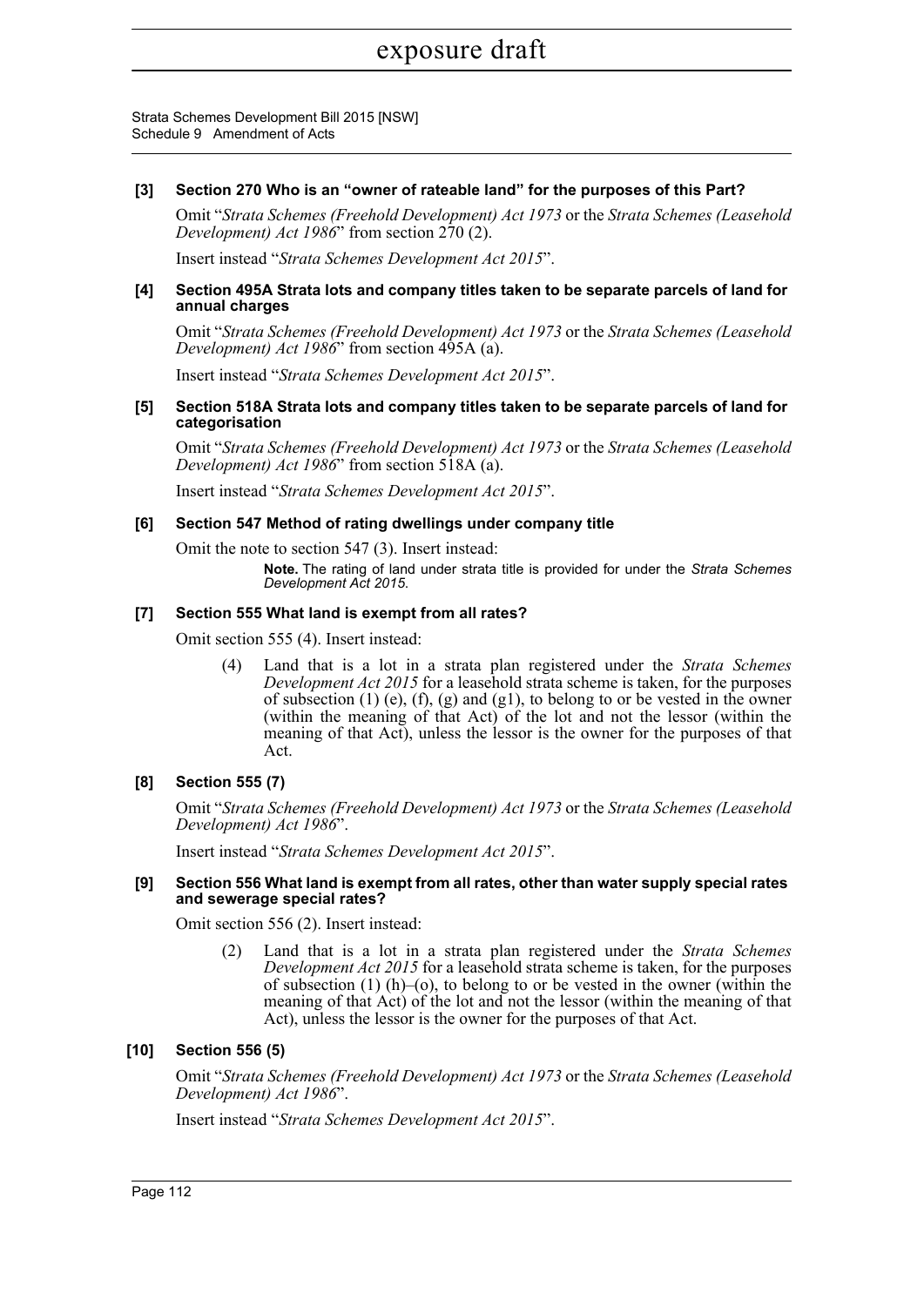**[3] Section 270 Who is an "owner of rateable land" for the purposes of this Part?**

Omit "*Strata Schemes (Freehold Development) Act 1973* or the *Strata Schemes (Leasehold Development) Act 1986*" from section 270 (2).

Insert instead "*Strata Schemes Development Act 2015*".

**[4] Section 495A Strata lots and company titles taken to be separate parcels of land for annual charges**

Omit "*Strata Schemes (Freehold Development) Act 1973* or the *Strata Schemes (Leasehold Development) Act 1986*" from section 495A (a).

Insert instead "*Strata Schemes Development Act 2015*".

**[5] Section 518A Strata lots and company titles taken to be separate parcels of land for categorisation**

Omit "*Strata Schemes (Freehold Development) Act 1973* or the *Strata Schemes (Leasehold Development) Act 1986*" from section 518A (a).

Insert instead "*Strata Schemes Development Act 2015*".

**[6] Section 547 Method of rating dwellings under company title**

Omit the note to section 547 (3). Insert instead:

> **Note.** The rating of land under strata title is provided for under the *Strata Schemes Development Act 2015*.

**[7] Section 555 What land is exempt from all rates?**

Omit section 555 (4). Insert instead:

> (4) Land that is a lot in a strata plan registered under the *Strata Schemes Development Act 2015* for a leasehold strata scheme is taken, for the purposes of subsection (1) (e), (f), (g) and (g1), to belong to or be vested in the owner (within the meaning of that Act) of the lot and not the lessor (within the meaning of that Act), unless the lessor is the owner for the purposes of that Act.

**[8] Section 555 (7)**

Omit "*Strata Schemes (Freehold Development) Act 1973* or the *Strata Schemes (Leasehold Development) Act 1986*".

Insert instead "*Strata Schemes Development Act 2015*".

**[9] Section 556 What land is exempt from all rates, other than water supply special rates and sewerage special rates?**

Omit section 556 (2). Insert instead:

> (2) Land that is a lot in a strata plan registered under the *Strata Schemes Development Act 2015* for a leasehold strata scheme is taken, for the purposes of subsection (1) (h)–(o), to belong to or be vested in the owner (within the meaning of that Act) of the lot and not the lessor (within the meaning of that Act), unless the lessor is the owner for the purposes of that Act.

**[10] Section 556 (5)**

Omit "*Strata Schemes (Freehold Development) Act 1973* or the *Strata Schemes (Leasehold Development) Act 1986*".

Insert instead "*Strata Schemes Development Act 2015*".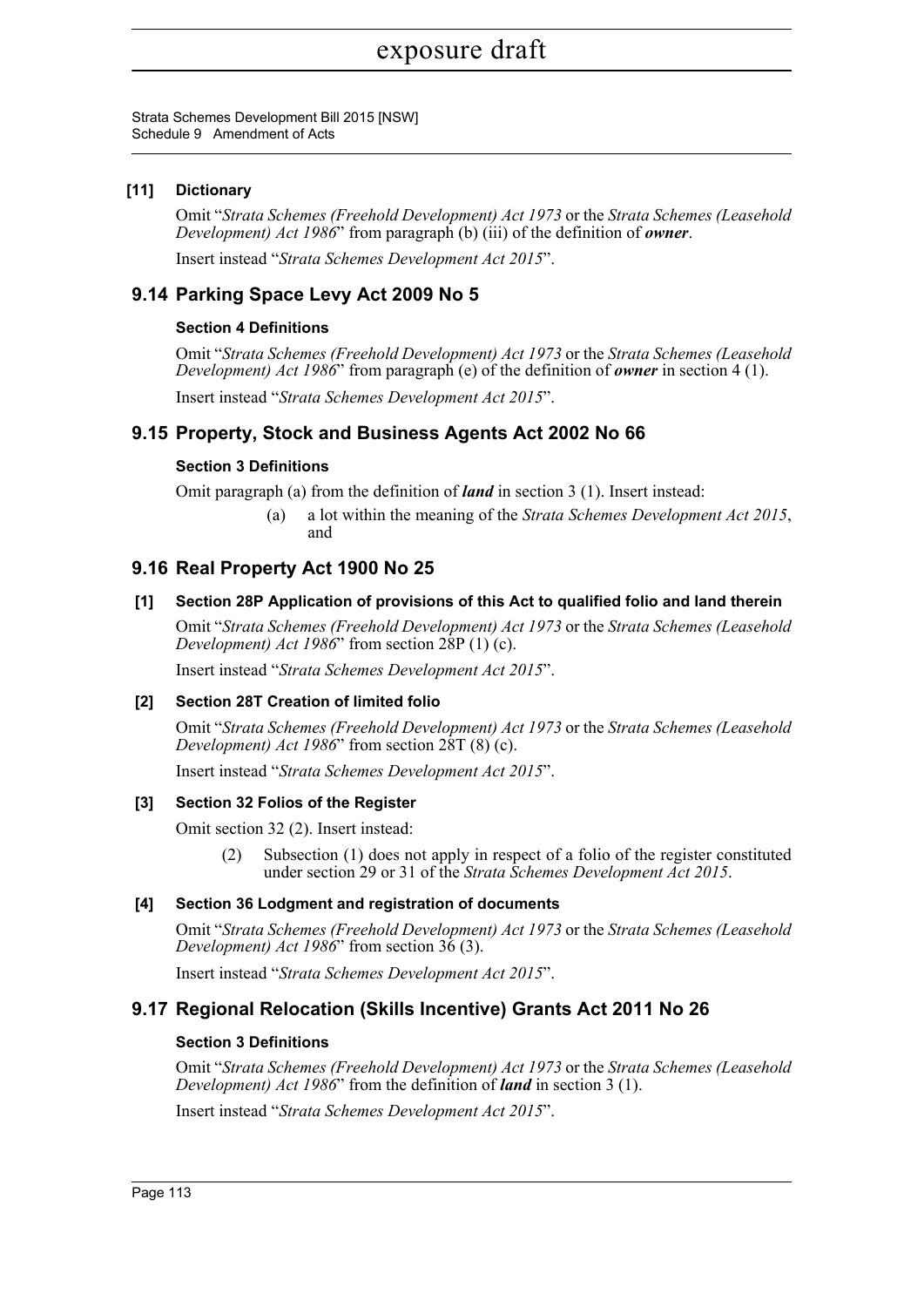**[11] Dictionary**

Omit "*Strata Schemes (Freehold Development) Act 1973* or the *Strata Schemes (Leasehold Development) Act 1986*" from paragraph (b) (iii) of the definition of ***owner***.

Insert instead "*Strata Schemes Development Act 2015*".

## 9.14 Parking Space Levy Act 2009 No 5

**Section 4 Definitions**

Omit "*Strata Schemes (Freehold Development) Act 1973* or the *Strata Schemes (Leasehold Development) Act 1986*" from paragraph (e) of the definition of ***owner*** in section 4 (1).

Insert instead "*Strata Schemes Development Act 2015*".

## 9.15 Property, Stock and Business Agents Act 2002 No 66

**Section 3 Definitions**

Omit paragraph (a) from the definition of ***land*** in section 3 (1). Insert instead:

> (a) a lot within the meaning of the *Strata Schemes Development Act 2015*, and

## 9.16 Real Property Act 1900 No 25

**[1] Section 28P Application of provisions of this Act to qualified folio and land therein**

Omit "*Strata Schemes (Freehold Development) Act 1973* or the *Strata Schemes (Leasehold Development) Act 1986*" from section 28P (1) (c).

Insert instead "*Strata Schemes Development Act 2015*".

**[2] Section 28T Creation of limited folio**

Omit "*Strata Schemes (Freehold Development) Act 1973* or the *Strata Schemes (Leasehold Development) Act 1986*" from section 28T (8) (c).

Insert instead "*Strata Schemes Development Act 2015*".

**[3] Section 32 Folios of the Register**

Omit section 32 (2). Insert instead:

> (2) Subsection (1) does not apply in respect of a folio of the register constituted under section 29 or 31 of the *Strata Schemes Development Act 2015*.

**[4] Section 36 Lodgment and registration of documents**

Omit "*Strata Schemes (Freehold Development) Act 1973* or the *Strata Schemes (Leasehold Development) Act 1986*" from section 36 (3).

Insert instead "*Strata Schemes Development Act 2015*".

## 9.17 Regional Relocation (Skills Incentive) Grants Act 2011 No 26

**Section 3 Definitions**

Omit "*Strata Schemes (Freehold Development) Act 1973* or the *Strata Schemes (Leasehold Development) Act 1986*" from the definition of ***land*** in section 3 (1).

Insert instead "*Strata Schemes Development Act 2015*".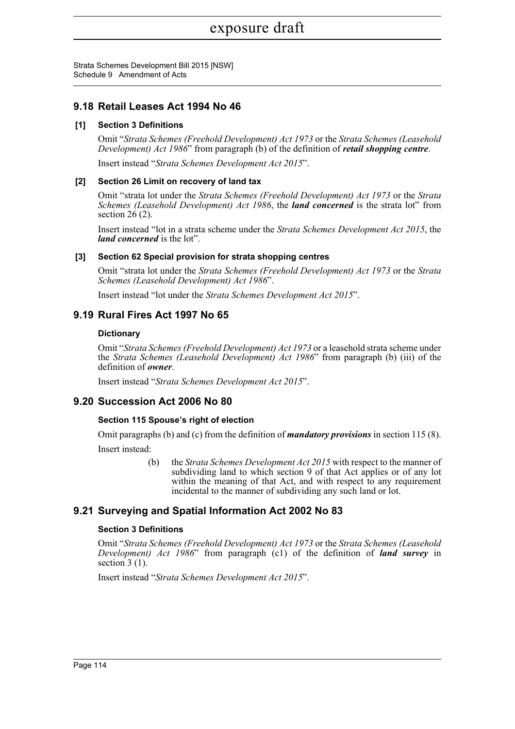## 9.18 Retail Leases Act 1994 No 46

### [1] Section 3 Definitions

Omit "*Strata Schemes (Freehold Development) Act 1973* or the *Strata Schemes (Leasehold Development) Act 1986*" from paragraph (b) of the definition of ***retail shopping centre***.

Insert instead "*Strata Schemes Development Act 2015*".

### [2] Section 26 Limit on recovery of land tax

Omit "strata lot under the *Strata Schemes (Freehold Development) Act 1973* or the *Strata Schemes (Leasehold Development) Act 1986*, the ***land concerned*** is the strata lot" from section 26 (2).

Insert instead "lot in a strata scheme under the *Strata Schemes Development Act 2015*, the ***land concerned*** is the lot".

### [3] Section 62 Special provision for strata shopping centres

Omit "strata lot under the *Strata Schemes (Freehold Development) Act 1973* or the *Strata Schemes (Leasehold Development) Act 1986*".

Insert instead "lot under the *Strata Schemes Development Act 2015*".

## 9.19 Rural Fires Act 1997 No 65

### Dictionary

Omit "*Strata Schemes (Freehold Development) Act 1973* or a leasehold strata scheme under the *Strata Schemes (Leasehold Development) Act 1986*" from paragraph (b) (iii) of the definition of ***owner***.

Insert instead "*Strata Schemes Development Act 2015*".

## 9.20 Succession Act 2006 No 80

### Section 115 Spouse's right of election

Omit paragraphs (b) and (c) from the definition of ***mandatory provisions*** in section 115 (8).

Insert instead:

> (b) the *Strata Schemes Development Act 2015* with respect to the manner of subdividing land to which section 9 of that Act applies or of any lot within the meaning of that Act, and with respect to any requirement incidental to the manner of subdividing any such land or lot.

## 9.21 Surveying and Spatial Information Act 2002 No 83

### Section 3 Definitions

Omit "*Strata Schemes (Freehold Development) Act 1973* or the *Strata Schemes (Leasehold Development) Act 1986*" from paragraph (c1) of the definition of ***land survey*** in section 3 (1).

Insert instead "*Strata Schemes Development Act 2015*".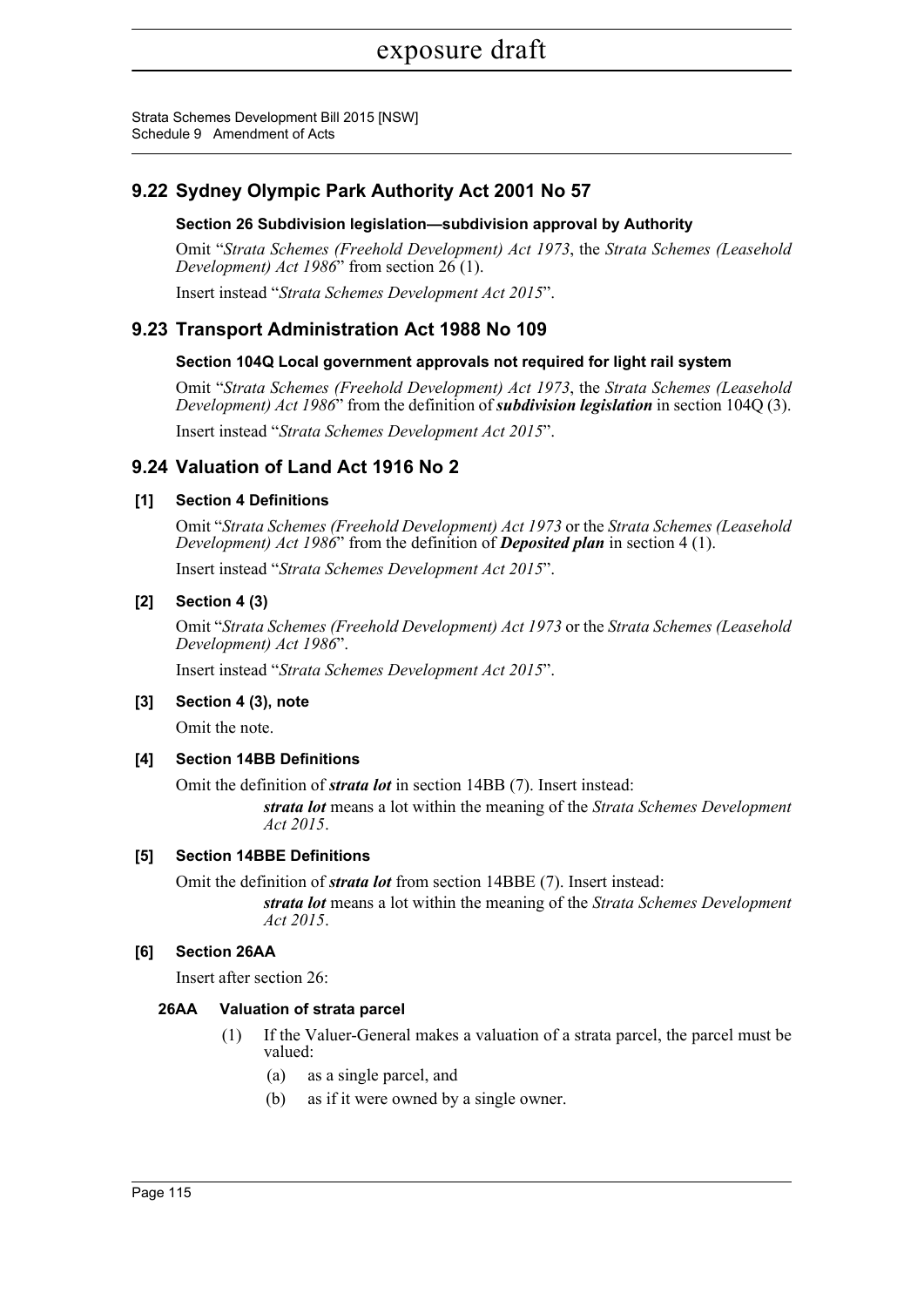## 9.22 Sydney Olympic Park Authority Act 2001 No 57

### Section 26 Subdivision legislation—subdivision approval by Authority

Omit "*Strata Schemes (Freehold Development) Act 1973*, the *Strata Schemes (Leasehold Development) Act 1986*" from section 26 (1).

Insert instead "*Strata Schemes Development Act 2015*".

## 9.23 Transport Administration Act 1988 No 109

### Section 104Q Local government approvals not required for light rail system

Omit "*Strata Schemes (Freehold Development) Act 1973*, the *Strata Schemes (Leasehold Development) Act 1986*" from the definition of ***subdivision legislation*** in section 104Q (3).

Insert instead "*Strata Schemes Development Act 2015*".

## 9.24 Valuation of Land Act 1916 No 2

### [1] Section 4 Definitions

Omit "*Strata Schemes (Freehold Development) Act 1973* or the *Strata Schemes (Leasehold Development) Act 1986*" from the definition of ***Deposited plan*** in section 4 (1).

Insert instead "*Strata Schemes Development Act 2015*".

### [2] Section 4 (3)

Omit "*Strata Schemes (Freehold Development) Act 1973* or the *Strata Schemes (Leasehold Development) Act 1986*".

Insert instead "*Strata Schemes Development Act 2015*".

### [3] Section 4 (3), note

Omit the note.

### [4] Section 14BB Definitions

Omit the definition of ***strata lot*** in section 14BB (7). Insert instead:

> ***strata lot*** means a lot within the meaning of the *Strata Schemes Development Act 2015*.

### [5] Section 14BBE Definitions

Omit the definition of ***strata lot*** from section 14BBE (7). Insert instead:

> ***strata lot*** means a lot within the meaning of the *Strata Schemes Development Act 2015*.

### [6] Section 26AA

Insert after section 26:

**26AA Valuation of strata parcel**

(1) If the Valuer-General makes a valuation of a strata parcel, the parcel must be valued:

(a) as a single parcel, and

(b) as if it were owned by a single owner.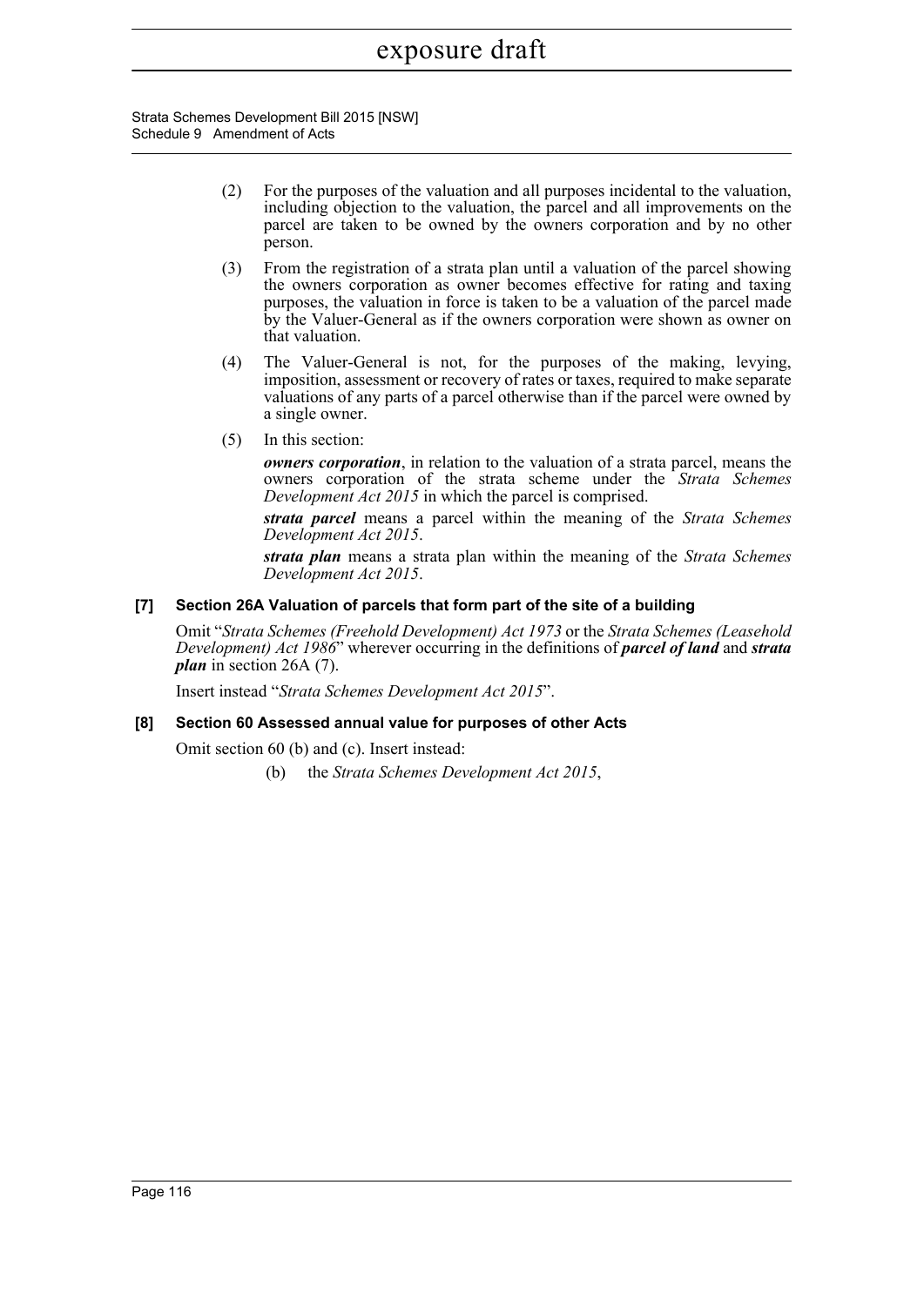(2) For the purposes of the valuation and all purposes incidental to the valuation, including objection to the valuation, the parcel and all improvements on the parcel are taken to be owned by the owners corporation and by no other person.

(3) From the registration of a strata plan until a valuation of the parcel showing the owners corporation as owner becomes effective for rating and taxing purposes, the valuation in force is taken to be a valuation of the parcel made by the Valuer-General as if the owners corporation were shown as owner on that valuation.

(4) The Valuer-General is not, for the purposes of the making, levying, imposition, assessment or recovery of rates or taxes, required to make separate valuations of any parts of a parcel otherwise than if the parcel were owned by a single owner.

(5) In this section:

***owners corporation***, in relation to the valuation of a strata parcel, means the owners corporation of the strata scheme under the *Strata Schemes Development Act 2015* in which the parcel is comprised.

***strata parcel*** means a parcel within the meaning of the *Strata Schemes Development Act 2015*.

***strata plan*** means a strata plan within the meaning of the *Strata Schemes Development Act 2015*.

**[7] Section 26A Valuation of parcels that form part of the site of a building**

Omit "*Strata Schemes (Freehold Development) Act 1973* or the *Strata Schemes (Leasehold Development) Act 1986*" wherever occurring in the definitions of ***parcel of land*** and ***strata plan*** in section 26A (7).

Insert instead "*Strata Schemes Development Act 2015*".

**[8] Section 60 Assessed annual value for purposes of other Acts**

Omit section 60 (b) and (c). Insert instead:

(b) the *Strata Schemes Development Act 2015*,